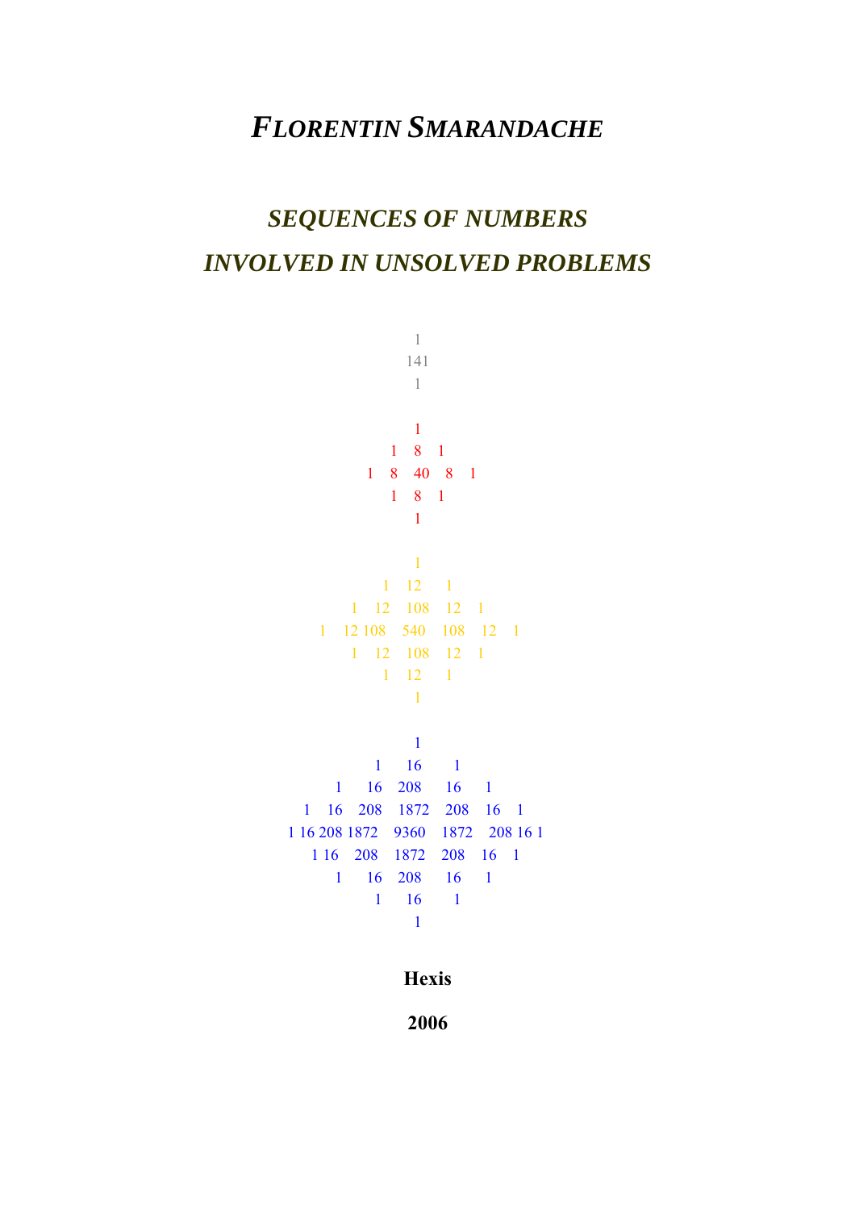# *FLORENTIN SMARANDACHE*

## *SEQUENCES OF NUMBERS INVOLVED IN UNSOLVED PROBLEMS*

```
        1
       141
        1

        1
      1 8 1
   1 8 40 8 1
      1 8 1
        1

          1
       1  12  1
    1 12 108 12 1
1 12 108 540 108 12 1
    1 12 108 12 1
       1  12  1
          1

                1
            1  16  1
        1 16  208  16 1
    1 16 208 1872 208 16 1
1 16 208 1872 9360 1872 208 16 1
    1 16 208 1872 208 16 1
        1 16  208  16 1
            1  16  1
                1
```

**Hexis**

**2006**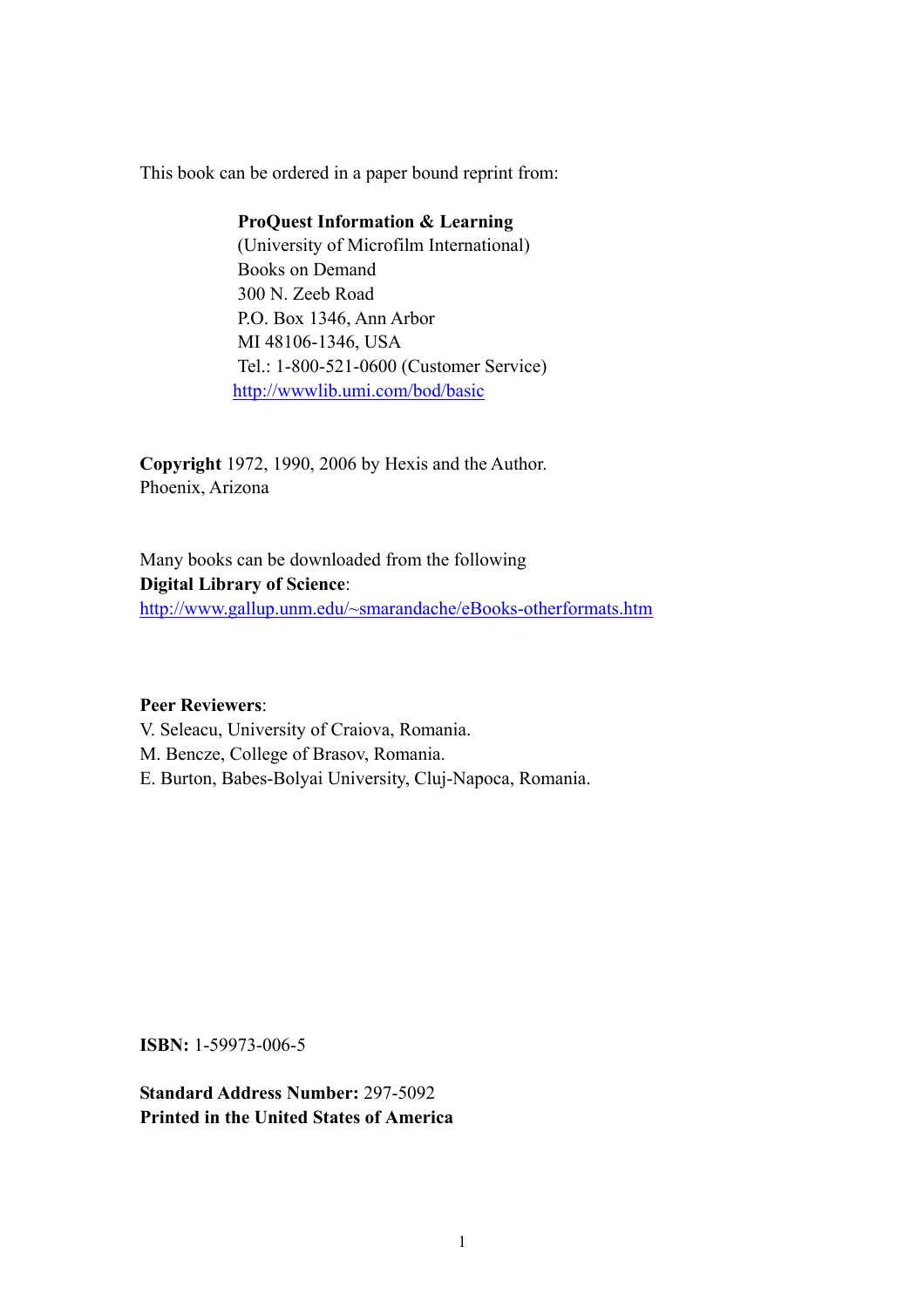This book can be ordered in a paper bound reprint from:

**ProQuest Information & Learning**
(University of Microfilm International)
Books on Demand
300 N. Zeeb Road
P.O. Box 1346, Ann Arbor
MI 48106-1346, USA
Tel.: 1-800-521-0600 (Customer Service)
http://wwwlib.umi.com/bod/basic

**Copyright** 1972, 1990, 2006 by Hexis and the Author.
Phoenix, Arizona

Many books can be downloaded from the following
**Digital Library of Science**:
http://www.gallup.unm.edu/~smarandache/eBooks-otherformats.htm

**Peer Reviewers**:
V. Seleacu, University of Craiova, Romania.
M. Bencze, College of Brasov, Romania.
E. Burton, Babes-Bolyai University, Cluj-Napoca, Romania.

**ISBN:** 1-59973-006-5

**Standard Address Number:** 297-5092
**Printed in the United States of America**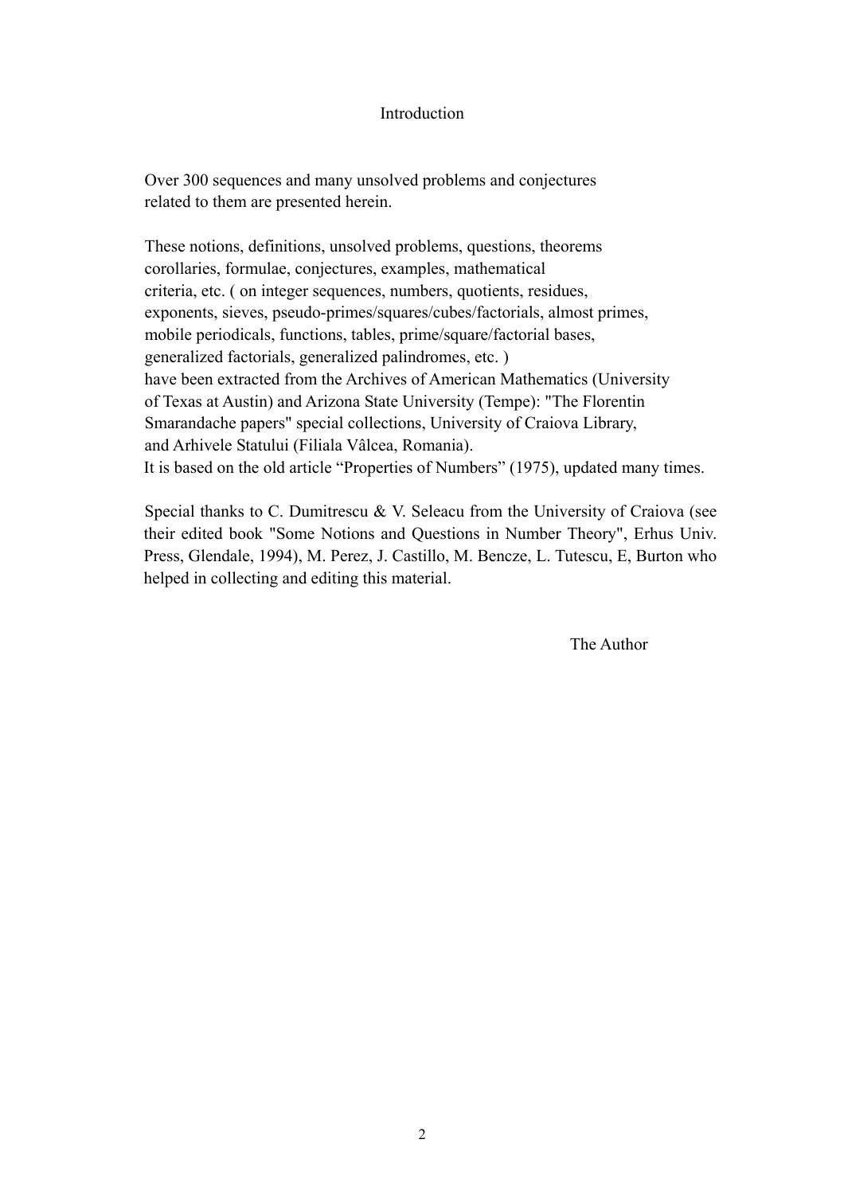# Introduction

Over 300 sequences and many unsolved problems and conjectures related to them are presented herein.

These notions, definitions, unsolved problems, questions, theorems corollaries, formulae, conjectures, examples, mathematical criteria, etc. ( on integer sequences, numbers, quotients, residues, exponents, sieves, pseudo-primes/squares/cubes/factorials, almost primes, mobile periodicals, functions, tables, prime/square/factorial bases, generalized factorials, generalized palindromes, etc. ) have been extracted from the Archives of American Mathematics (University of Texas at Austin) and Arizona State University (Tempe): "The Florentin Smarandache papers" special collections, University of Craiova Library, and Arhivele Statului (Filiala Vâlcea, Romania).
It is based on the old article "Properties of Numbers" (1975), updated many times.

Special thanks to C. Dumitrescu & V. Seleacu from the University of Craiova (see their edited book "Some Notions and Questions in Number Theory", Erhus Univ. Press, Glendale, 1994), M. Perez, J. Castillo, M. Bencze, L. Tutescu, E, Burton who helped in collecting and editing this material.

The Author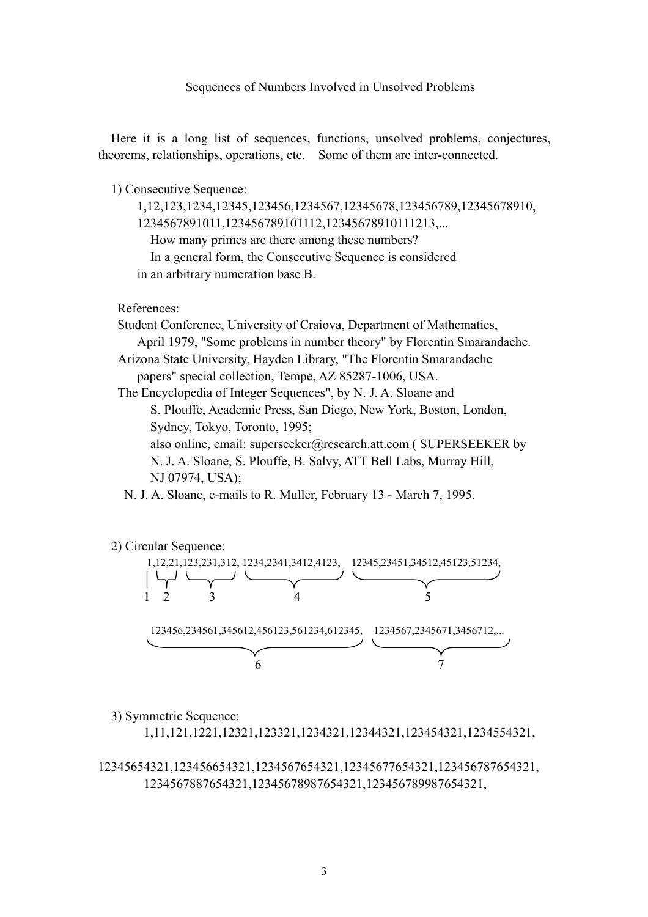Sequences of Numbers Involved in Unsolved Problems

Here it is a long list of sequences, functions, unsolved problems, conjectures, theorems, relationships, operations, etc. Some of them are inter-connected.

1) Consecutive Sequence:

1,12,123,1234,12345,123456,1234567,12345678,123456789,12345678910, 1234567891011,123456789101112,12345678910111213,...

How many primes are there among these numbers?

In a general form, the Consecutive Sequence is considered in an arbitrary numeration base B.

References:

Student Conference, University of Craiova, Department of Mathematics, April 1979, "Some problems in number theory" by Florentin Smarandache.

Arizona State University, Hayden Library, "The Florentin Smarandache papers" special collection, Tempe, AZ 85287-1006, USA.

The Encyclopedia of Integer Sequences", by N. J. A. Sloane and S. Plouffe, Academic Press, San Diego, New York, Boston, London, Sydney, Tokyo, Toronto, 1995;

also online, email: superseeker@research.att.com ( SUPERSEEKER by N. J. A. Sloane, S. Plouffe, B. Salvy, ATT Bell Labs, Murray Hill, NJ 07974, USA);

N. J. A. Sloane, e-mails to R. Muller, February 13 - March 7, 1995.

2) Circular Sequence:

1,12,21,123,231,312, 1234,2341,3412,4123, 12345,23451,34512,45123,51234,

(groups: 1 | 2 | 3 | 4 | 5)

123456,234561,345612,456123,561234,612345, 1234567,2345671,3456712,...

(groups: 6 | 7)

3) Symmetric Sequence:

1,11,121,1221,12321,123321,1234321,12344321,123454321,1234554321,

12345654321,123456654321,1234567654321,12345677654321,123456787654321, 1234567887654321,12345678987654321,123456789987654321,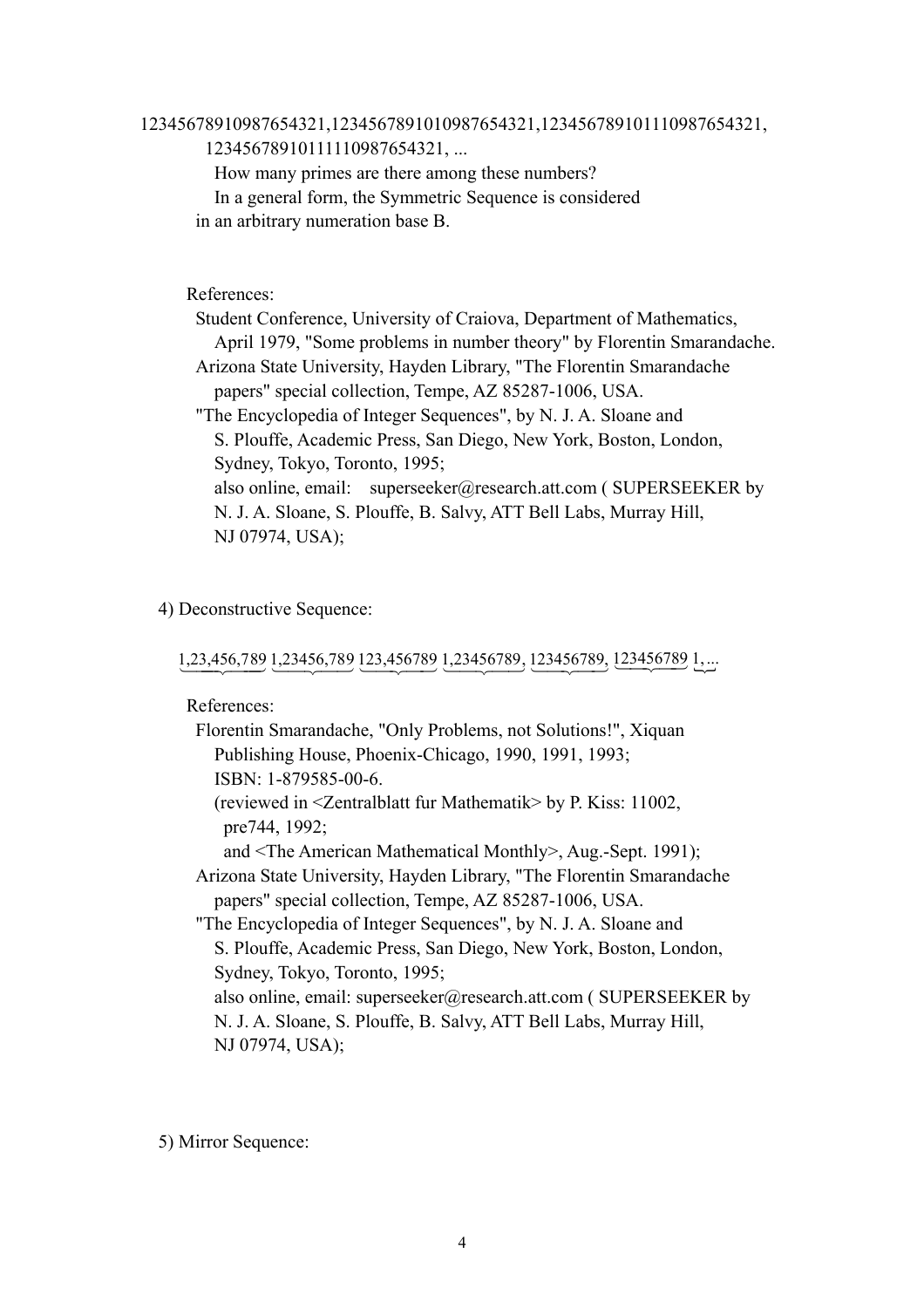12345678910987654321,1234567891010987654321,123456789101110987654321, 12345678910111110987654321, ...

How many primes are there among these numbers?

In a general form, the Symmetric Sequence is considered in an arbitrary numeration base B.

References:

Student Conference, University of Craiova, Department of Mathematics, April 1979, "Some problems in number theory" by Florentin Smarandache.

Arizona State University, Hayden Library, "The Florentin Smarandache papers" special collection, Tempe, AZ 85287-1006, USA.

"The Encyclopedia of Integer Sequences", by N. J. A. Sloane and S. Plouffe, Academic Press, San Diego, New York, Boston, London, Sydney, Tokyo, Toronto, 1995;
also online, email: superseeker@research.att.com ( SUPERSEEKER by N. J. A. Sloane, S. Plouffe, B. Salvy, ATT Bell Labs, Murray Hill, NJ 07974, USA);

4) Deconstructive Sequence:

$\underbrace{1,23,456,789}\ \underbrace{1,23456,789}\ \underbrace{123,456789}\ \underbrace{1,23456789},\ \underbrace{123456789},\ \underbrace{123456789}\ \underbrace{1},\underbrace{...}$

References:

Florentin Smarandache, "Only Problems, not Solutions!", Xiquan Publishing House, Phoenix-Chicago, 1990, 1991, 1993;
ISBN: 1-879585-00-6.
(reviewed in <Zentralblatt fur Mathematik> by P. Kiss: 11002, pre744, 1992;
and <The American Mathematical Monthly>, Aug.-Sept. 1991);

Arizona State University, Hayden Library, "The Florentin Smarandache papers" special collection, Tempe, AZ 85287-1006, USA.

"The Encyclopedia of Integer Sequences", by N. J. A. Sloane and S. Plouffe, Academic Press, San Diego, New York, Boston, London, Sydney, Tokyo, Toronto, 1995;
also online, email: superseeker@research.att.com ( SUPERSEEKER by N. J. A. Sloane, S. Plouffe, B. Salvy, ATT Bell Labs, Murray Hill, NJ 07974, USA);

5) Mirror Sequence: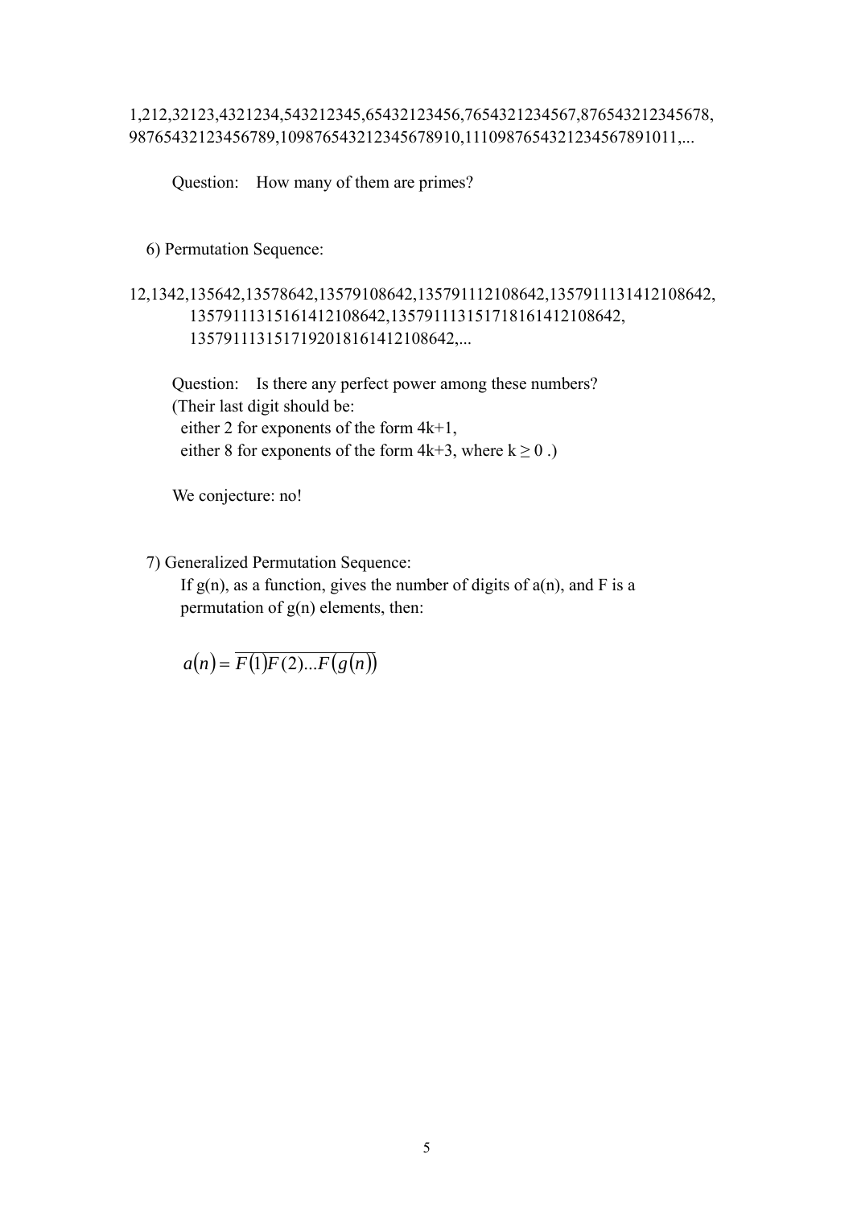1,212,32123,4321234,543212345,65432123456,7654321234567,876543212345678, 98765432123456789,109876543212345678910,1110987654321234567891011,...

Question: How many of them are primes?

6) Permutation Sequence:

12,1342,135642,13578642,13579108642,135791112108642,1357911131412108642, 1357911131516141210864​2,13579111315171816141210864​2, 1357911131517192018161412108642,...

Question: Is there any perfect power among these numbers?
(Their last digit should be:
either 2 for exponents of the form 4k+1,
either 8 for exponents of the form 4k+3, where $k \geq 0$ .)

We conjecture: no!

7) Generalized Permutation Sequence:

If g(n), as a function, gives the number of digits of a(n), and F is a permutation of g(n) elements, then:

$$a(n) = \overline{F(1)F(2)...F(g(n))}$$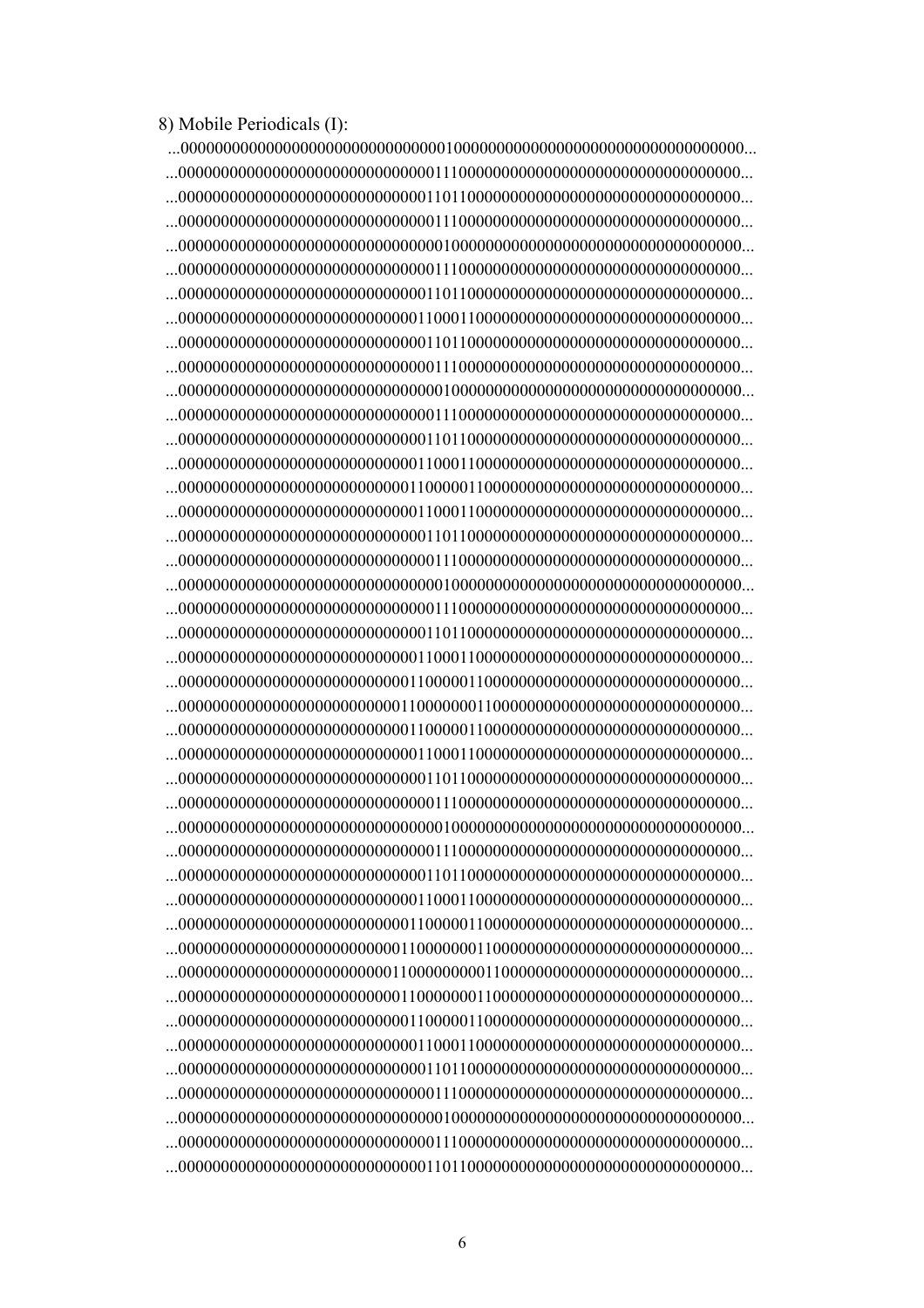8) Mobile Periodicals (I):

```
...0000000000000000000000000000000100000000000000000000000000000000000...
...0000000000000000000000000000001110000000000000000000000000000000000...
...0000000000000000000000000000011011000000000000000000000000000000000...
...0000000000000000000000000000001110000000000000000000000000000000000...
...0000000000000000000000000000000100000000000000000000000000000000000...
...0000000000000000000000000000001110000000000000000000000000000000000...
...0000000000000000000000000000011011000000000000000000000000000000000...
...0000000000000000000000000000110001100000000000000000000000000000000...
...0000000000000000000000000000011011000000000000000000000000000000000...
...0000000000000000000000000000001110000000000000000000000000000000000...
...0000000000000000000000000000000100000000000000000000000000000000000...
...0000000000000000000000000000001110000000000000000000000000000000000...
...0000000000000000000000000000011011000000000000000000000000000000000...
...0000000000000000000000000000110001100000000000000000000000000000000...
...0000000000000000000000000001100000110000000000000000000000000000000...
...0000000000000000000000000000110001100000000000000000000000000000000...
...0000000000000000000000000000011011000000000000000000000000000000000...
...0000000000000000000000000000001110000000000000000000000000000000000...
...0000000000000000000000000000000100000000000000000000000000000000000...
...0000000000000000000000000000001110000000000000000000000000000000000...
...0000000000000000000000000000011011000000000000000000000000000000000...
...0000000000000000000000000000110001100000000000000000000000000000000...
...0000000000000000000000000001100000110000000000000000000000000000000...
...0000000000000000000000000011000000011000000000000000000000000000000...
...0000000000000000000000000001100000110000000000000000000000000000000...
...0000000000000000000000000000110001100000000000000000000000000000000...
...0000000000000000000000000000011011000000000000000000000000000000000...
...0000000000000000000000000000001110000000000000000000000000000000000...
...0000000000000000000000000000000100000000000000000000000000000000000...
...0000000000000000000000000000001110000000000000000000000000000000000...
...0000000000000000000000000000011011000000000000000000000000000000000...
...0000000000000000000000000000110001100000000000000000000000000000000...
...0000000000000000000000000001100000110000000000000000000000000000000...
...0000000000000000000000000011000000011000000000000000000000000000000...
...0000000000000000000000000110000000001100000000000000000000000000000...
...0000000000000000000000000011000000011000000000000000000000000000000...
...0000000000000000000000000001100000110000000000000000000000000000000...
...0000000000000000000000000000110001100000000000000000000000000000000...
...0000000000000000000000000000011011000000000000000000000000000000000...
...0000000000000000000000000000001110000000000000000000000000000000000...
...0000000000000000000000000000000100000000000000000000000000000000000...
...0000000000000000000000000000001110000000000000000000000000000000000...
...0000000000000000000000000000011011000000000000000000000000000000000...
```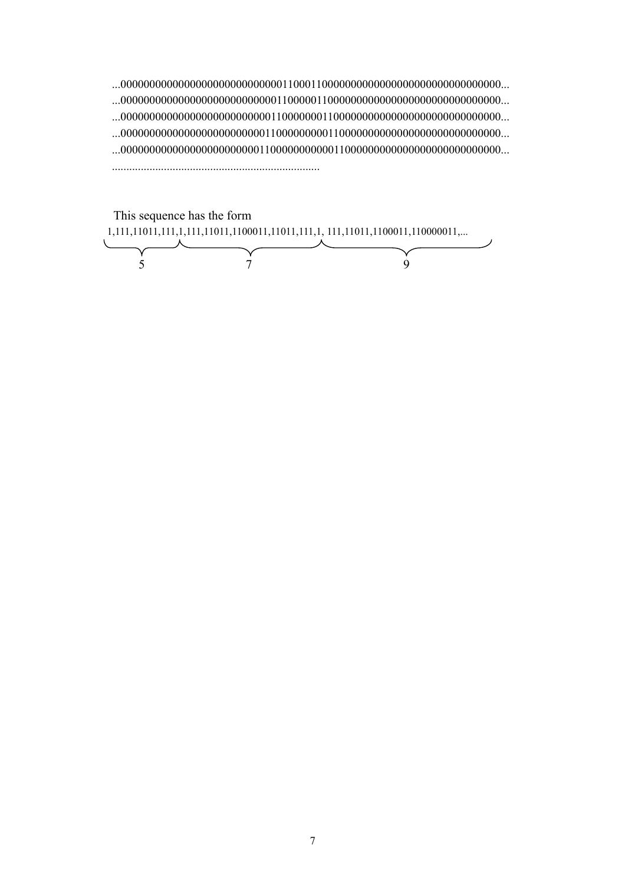...000000000000000000000000000000110001100000000000000000000000000000000...
...000000000000000000000000000001100000110000000000000000000000000000000...
...000000000000000000000000000011000000011000000000000000000000000000000...
...000000000000000000000000000110000000001100000000000000000000000000000...
...000000000000000000000000001100000000000110000000000000000000000000000...
.......................................................................

This sequence has the form

$$\underbrace{1,111,11011,111,1}_{5},\underbrace{111,11011,1100011,11011,111,1}_{7},\underbrace{111,11011,1100011,110000011,...}_{9}$$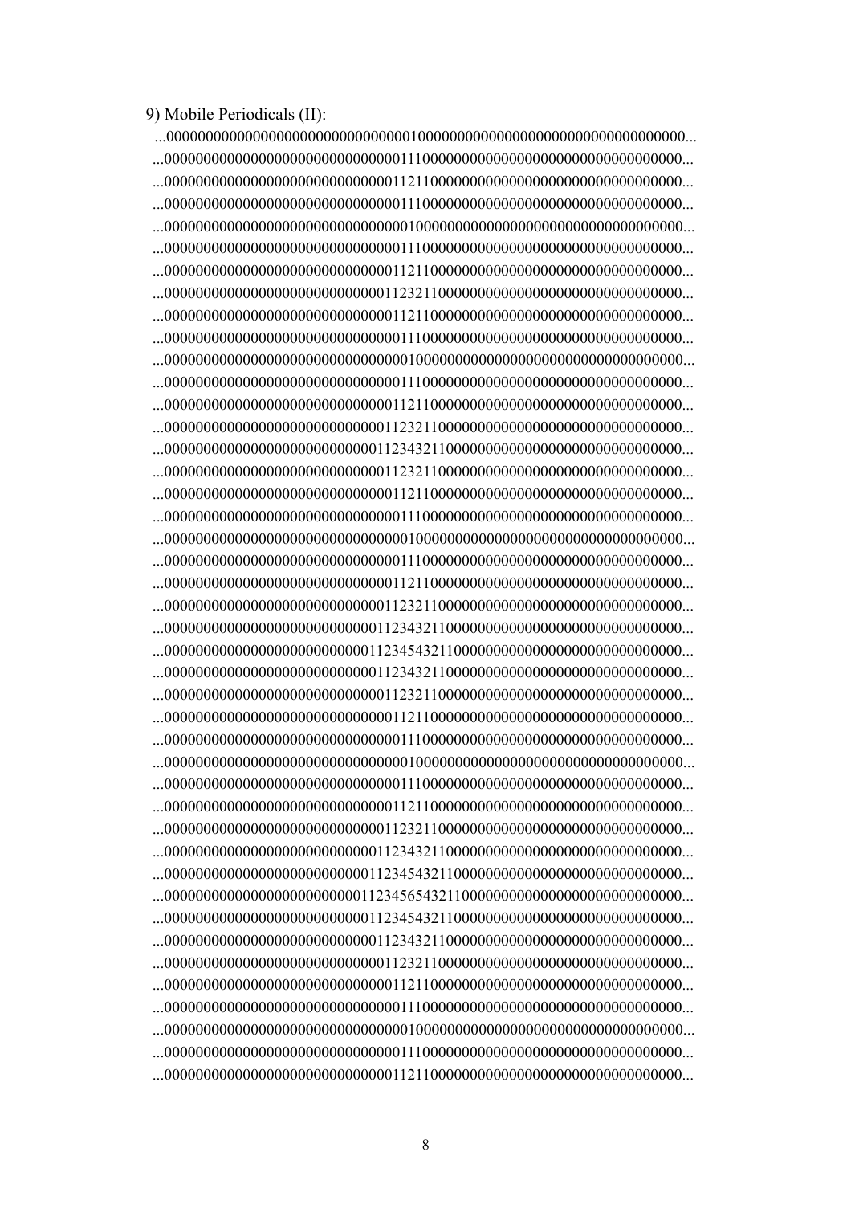9) Mobile Periodicals (II):

```
...0000000000000000000000000000000100000000000000000000000000000000000...
...0000000000000000000000000000001110000000000000000000000000000000000...
...0000000000000000000000000000011211000000000000000000000000000000000...
...0000000000000000000000000000001110000000000000000000000000000000000...
...0000000000000000000000000000000100000000000000000000000000000000000...
...0000000000000000000000000000001110000000000000000000000000000000000...
...0000000000000000000000000000011211000000000000000000000000000000000...
...0000000000000000000000000000112321100000000000000000000000000000000...
...0000000000000000000000000000011211000000000000000000000000000000000...
...0000000000000000000000000000001110000000000000000000000000000000000...
...0000000000000000000000000000000100000000000000000000000000000000000...
...0000000000000000000000000000001110000000000000000000000000000000000...
...0000000000000000000000000000011211000000000000000000000000000000000...
...0000000000000000000000000000112321100000000000000000000000000000000...
...0000000000000000000000000001123432110000000000000000000000000000000...
...0000000000000000000000000000112321100000000000000000000000000000000...
...0000000000000000000000000000011211000000000000000000000000000000000...
...0000000000000000000000000000001110000000000000000000000000000000000...
...0000000000000000000000000000000100000000000000000000000000000000000...
...0000000000000000000000000000001110000000000000000000000000000000000...
...0000000000000000000000000000011211000000000000000000000000000000000...
...0000000000000000000000000000112321100000000000000000000000000000000...
...0000000000000000000000000001123432110000000000000000000000000000000...
...0000000000000000000000000011234543211000000000000000000000000000000...
...0000000000000000000000000001123432110000000000000000000000000000000...
...0000000000000000000000000000112321100000000000000000000000000000000...
...0000000000000000000000000000011211000000000000000000000000000000000...
...0000000000000000000000000000001110000000000000000000000000000000000...
...0000000000000000000000000000000100000000000000000000000000000000000...
...0000000000000000000000000000001110000000000000000000000000000000000...
...0000000000000000000000000000011211000000000000000000000000000000000...
...0000000000000000000000000000112321100000000000000000000000000000000...
...0000000000000000000000000001123432110000000000000000000000000000000...
...0000000000000000000000000011234543211000000000000000000000000000000...
...0000000000000000000000000112345654321100000000000000000000000000000...
...0000000000000000000000000011234543211000000000000000000000000000000...
...0000000000000000000000000001123432110000000000000000000000000000000...
...0000000000000000000000000000112321100000000000000000000000000000000...
...0000000000000000000000000000011211000000000000000000000000000000000...
...0000000000000000000000000000001110000000000000000000000000000000000...
...0000000000000000000000000000000100000000000000000000000000000000000...
...0000000000000000000000000000001110000000000000000000000000000000000...
...0000000000000000000000000000011211000000000000000000000000000000000...
```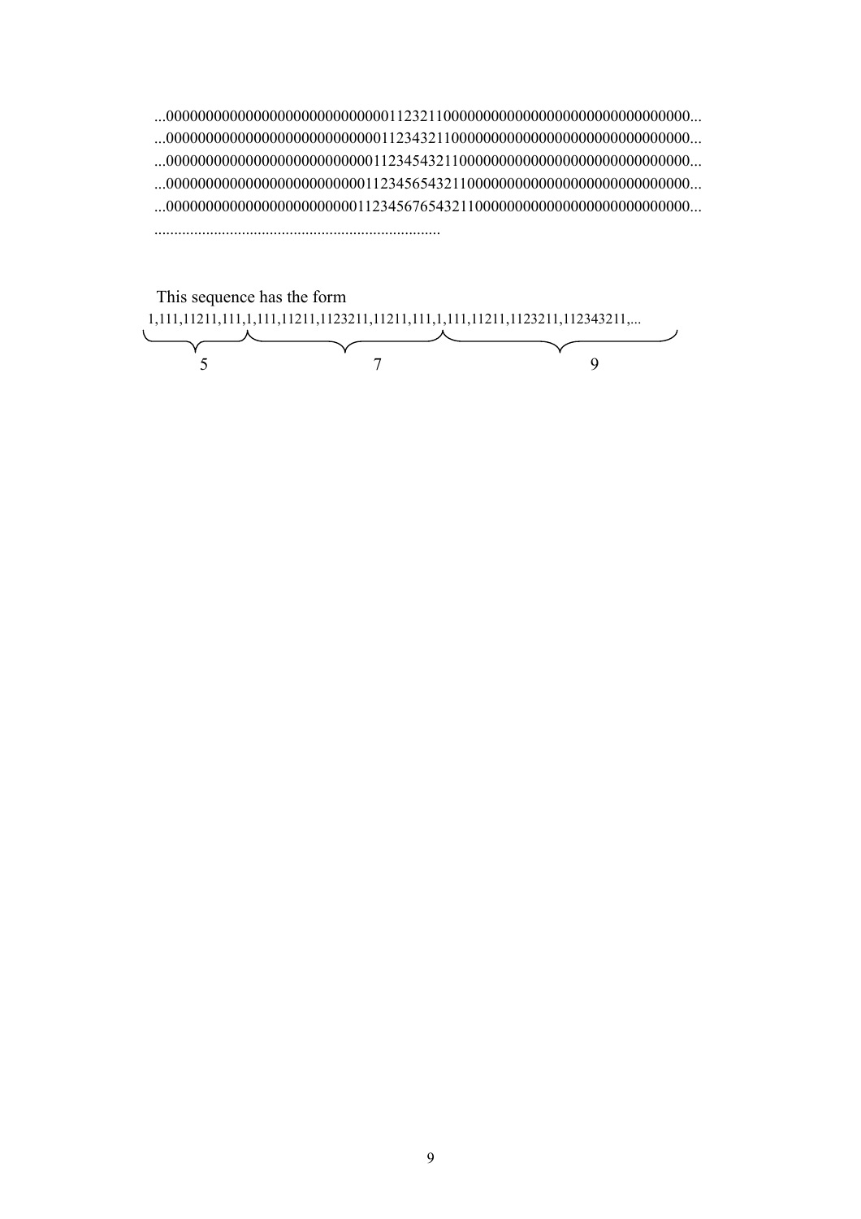...00000000000000000000000000000011232110000000000000000000000000000000000...
...0000000000000000000000000000011234321100000000000000000000000000000000...
...000000000000000000000000000011234543211000000000000000000000000000000...
...00000000000000000000000000011234565432110000000000000000000000000000...
...0000000000000000000000000011234567654321100000000000000000000000000...
.......................................................................

This sequence has the form

$$\underbrace{1,111,11211,111,}_{5}\underbrace{1,111,11211,1123211,11211,111,}_{7}\underbrace{1,111,11211,1123211,112343211,\ldots}_{9}$$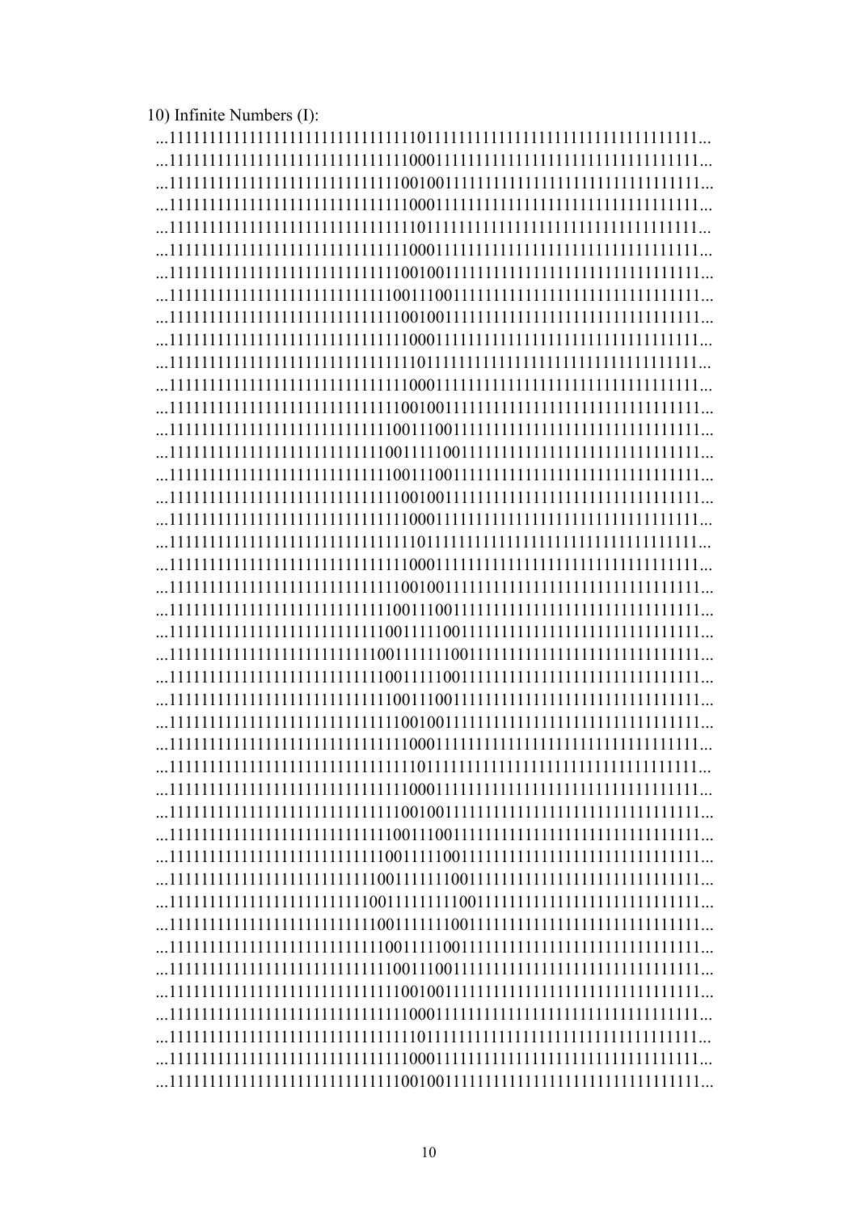10) Infinite Numbers (I):

...1111111111111111111111111111111101111111111111111111111111111111...

...1111111111111111111111111111111000111111111111111111111111111111...

...1111111111111111111111111111110010011111111111111111111111111111...

...1111111111111111111111111111111000111111111111111111111111111111...

...1111111111111111111111111111111101111111111111111111111111111111...

...1111111111111111111111111111111000111111111111111111111111111111...

...1111111111111111111111111111110010011111111111111111111111111111...

...1111111111111111111111111111100111001111111111111111111111111111...

...1111111111111111111111111111110010011111111111111111111111111111...

...1111111111111111111111111111111000111111111111111111111111111111...

...1111111111111111111111111111111101111111111111111111111111111111...

...1111111111111111111111111111111000111111111111111111111111111111...

...1111111111111111111111111111110010011111111111111111111111111111...

...1111111111111111111111111111100111001111111111111111111111111111...

...1111111111111111111111111111001111100111111111111111111111111111...

...1111111111111111111111111111100111001111111111111111111111111111...

...1111111111111111111111111111110010011111111111111111111111111111...

...1111111111111111111111111111111000111111111111111111111111111111...

...1111111111111111111111111111111101111111111111111111111111111111...

...1111111111111111111111111111111000111111111111111111111111111111...

...1111111111111111111111111111110010011111111111111111111111111111...

...1111111111111111111111111111100111001111111111111111111111111111...

...1111111111111111111111111111001111100111111111111111111111111111...

...1111111111111111111111111110011111110011111111111111111111111111...

...1111111111111111111111111111001111100111111111111111111111111111...

...1111111111111111111111111111100111001111111111111111111111111111...

...1111111111111111111111111111110010011111111111111111111111111111...

...1111111111111111111111111111111000111111111111111111111111111111...

...1111111111111111111111111111111101111111111111111111111111111111...

...1111111111111111111111111111111000111111111111111111111111111111...

...1111111111111111111111111111110010011111111111111111111111111111...

...1111111111111111111111111111100111001111111111111111111111111111...

...1111111111111111111111111111001111100111111111111111111111111111...

...1111111111111111111111111110011111110011111111111111111111111111...

...1111111111111111111111111100111111111001111111111111111111111111...

...1111111111111111111111111110011111110011111111111111111111111111...

...1111111111111111111111111111001111100111111111111111111111111111...

...1111111111111111111111111111100111001111111111111111111111111111...

...1111111111111111111111111111110010011111111111111111111111111111...

...1111111111111111111111111111111000111111111111111111111111111111...

...1111111111111111111111111111111101111111111111111111111111111111...

...1111111111111111111111111111111000111111111111111111111111111111...

...1111111111111111111111111111110010011111111111111111111111111111...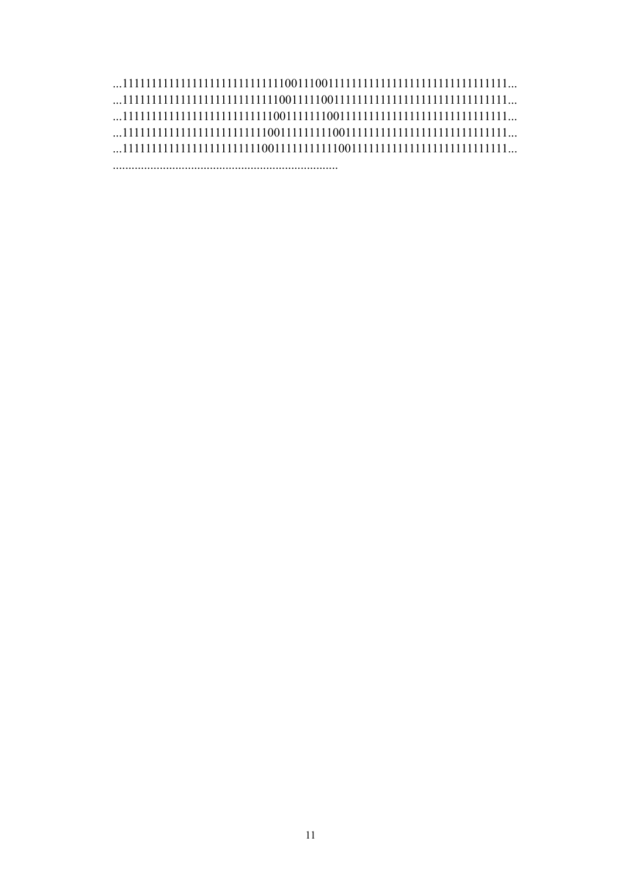...111111111111111111111111111100111001111111111111111111111111111111...

...111111111111111111111111111001111100111111111111111111111111111111...

...11111111111111111111111111001111111001111111111111111111111111111...

...1111111111111111111111111001111111110011111111111111111111111111111...

...111111111111111111111111001111111111100111111111111111111111111111...

.......................................................................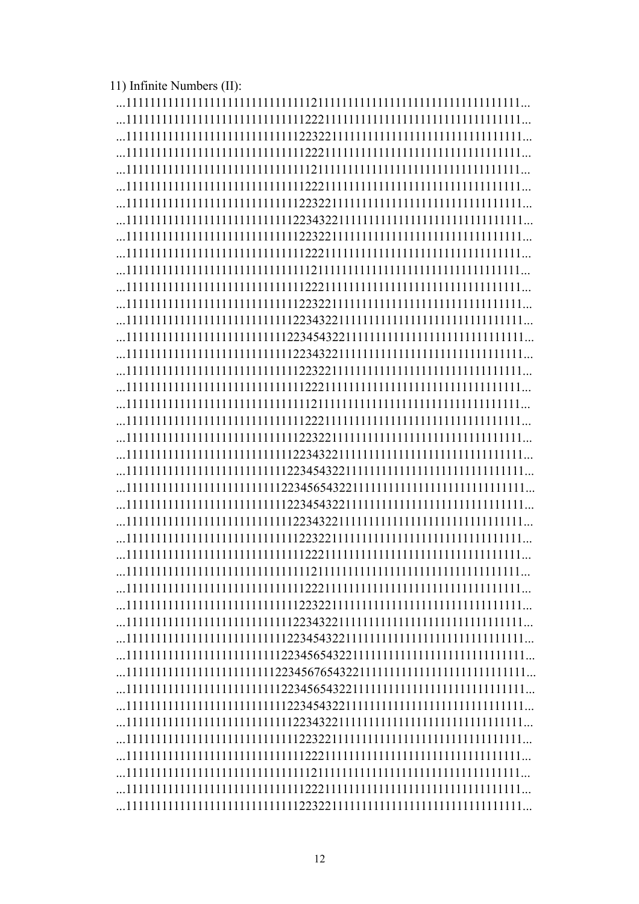11) Infinite Numbers (II):

...111111111111111111111111111111121111111111111111111111111111111...

...111111111111111111111111111111222111111111111111111111111111111...

...111111111111111111111111111112232211111111111111111111111111111...

...111111111111111111111111111111222111111111111111111111111111111...

...111111111111111111111111111111121111111111111111111111111111111...

...111111111111111111111111111111222111111111111111111111111111111...

...111111111111111111111111111112232211111111111111111111111111111...

...111111111111111111111111111122343221111111111111111111111111111...

...111111111111111111111111111112232211111111111111111111111111111...

...111111111111111111111111111111222111111111111111111111111111111...

...111111111111111111111111111111121111111111111111111111111111111...

...111111111111111111111111111111222111111111111111111111111111111...

...111111111111111111111111111112232211111111111111111111111111111...

...111111111111111111111111111122343221111111111111111111111111111...

...111111111111111111111111111223454322111111111111111111111111111...

...111111111111111111111111111122343221111111111111111111111111111...

...111111111111111111111111111112232211111111111111111111111111111...

...111111111111111111111111111111222111111111111111111111111111111...

...111111111111111111111111111111121111111111111111111111111111111...

...111111111111111111111111111111222111111111111111111111111111111...

...111111111111111111111111111112232211111111111111111111111111111...

...111111111111111111111111111122343221111111111111111111111111111...

...111111111111111111111111111223454322111111111111111111111111111...

...111111111111111111111111112234565432211111111111111111111111111...

...111111111111111111111111111223454322111111111111111111111111111...

...111111111111111111111111111122343221111111111111111111111111111...

...111111111111111111111111111112232211111111111111111111111111111...

...111111111111111111111111111111222111111111111111111111111111111...

...111111111111111111111111111111121111111111111111111111111111111...

...111111111111111111111111111111222111111111111111111111111111111...

...111111111111111111111111111112232211111111111111111111111111111...

...111111111111111111111111111122343221111111111111111111111111111...

...111111111111111111111111111223454322111111111111111111111111111...

...111111111111111111111111112234565432211111111111111111111111111...

...111111111111111111111111122345676543221111111111111111111111111...

...111111111111111111111111112234565432211111111111111111111111111...

...111111111111111111111111111223454322111111111111111111111111111...

...111111111111111111111111111122343221111111111111111111111111111...

...111111111111111111111111111112232211111111111111111111111111111...

...111111111111111111111111111111222111111111111111111111111111111...

...111111111111111111111111111111121111111111111111111111111111111...

...111111111111111111111111111111222111111111111111111111111111111...

...111111111111111111111111111112232211111111111111111111111111111...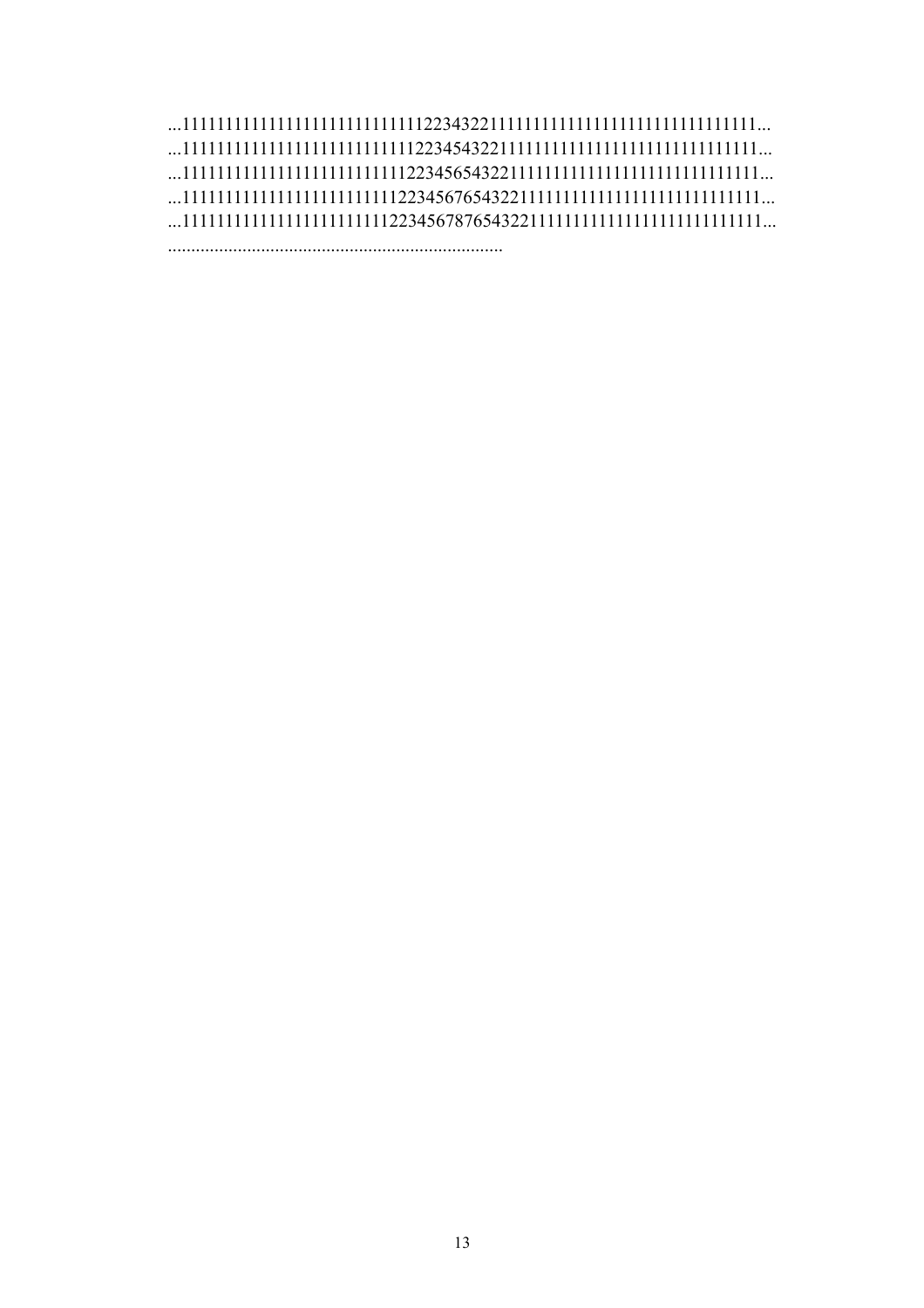...11111111111111111111111111111223432211111111111111111111111111111111...

...1111111111111111111111111111223454322111111111111111111111111111111...

...111111111111111111111111111223456543221111111111111111111111111111...

...11111111111111111111111111223456765432211111111111111111111111111111...

...1111111111111111111111111223456787654322111111111111111111111111111...

.......................................................................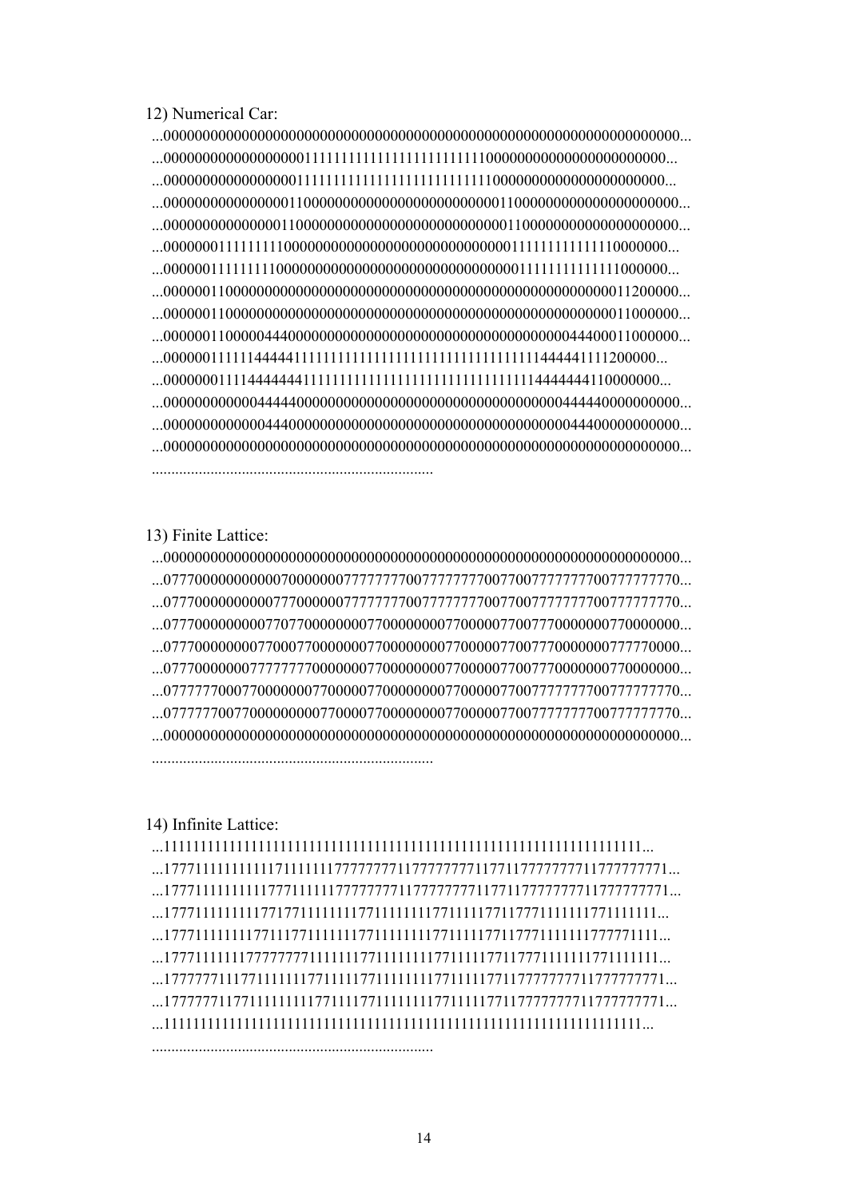12) Numerical Car:

```
...0000000000000000000000000000000000000000000000000000000000000000...
...000000000000000000111111111111111111111111110000000000000000000000...
...00000000000000000111111111111111111111111111100000000000000000000...
...0000000000000000110000000000000000000000000001100000000000000000000...
...000000000000000110000000000000000000000000000011000000000000000000...
...000000011111111100000000000000000000000000000111111111111110000000...
...000000111111111000000000000000000000000000000011111111111111000000...
...0000001100000000000000000000000000000000000000000000000011200000...
...0000001100000000000000000000000000000000000000000000000011000000...
...000000110000044000000000000000000000000000000000044400011000000...
...0000001111114444411111111111111111111111111111111444441111200000...
...000000011114444444411111111111111111111111111111144444444110000000...
...0000000000004444400000000000000000000000000000004444400000000000...
...000000000000044000000000000000000000000000000000044400000000000...
...0000000000000000000000000000000000000000000000000000000000000000...
..........................................................................
```

13) Finite Lattice:

```
...0000000000000000000000000000000000000000000000000000000000000000...
...077700000000000070000000777777700777777700770077777777007777777770...
...077700000000000777000000777777700777777700770077777777007777777770...
...077700000000007707700000000770000000077000007700777000000077000000...
...077700000000077000770000000770000000077000007700777000000077777000...
...077700000000777777770000000770000000077000007700777000000077000000...
...077777700077000000077000007700000000077000007700777777777007777777770...
...077777700770000000007700007700000000077000007700777777777007777777770...
...0000000000000000000000000000000000000000000000000000000000000000...
..........................................................................
```

14) Infinite Lattice:

```
...11111111111111111111111111111111111111111111111111111111111111111...
...177711111111111171111111777777711777777711771177777777117777777771...
...177711111111111777111111777777711777777711771177777777117777777771...
...177711111111117717711111111771111111177111117711777111111177111111...
...177711111111177111771111111771111111177111117711777111111177777111...
...177711111111777777771111111771111111177111117711777111111177111111...
...177777711177111111177111117711111111177111117711777777777117777777771...
...177777711771111111117711117711111111177111117711777777777117777777771...
...11111111111111111111111111111111111111111111111111111111111111111...
..........................................................................
```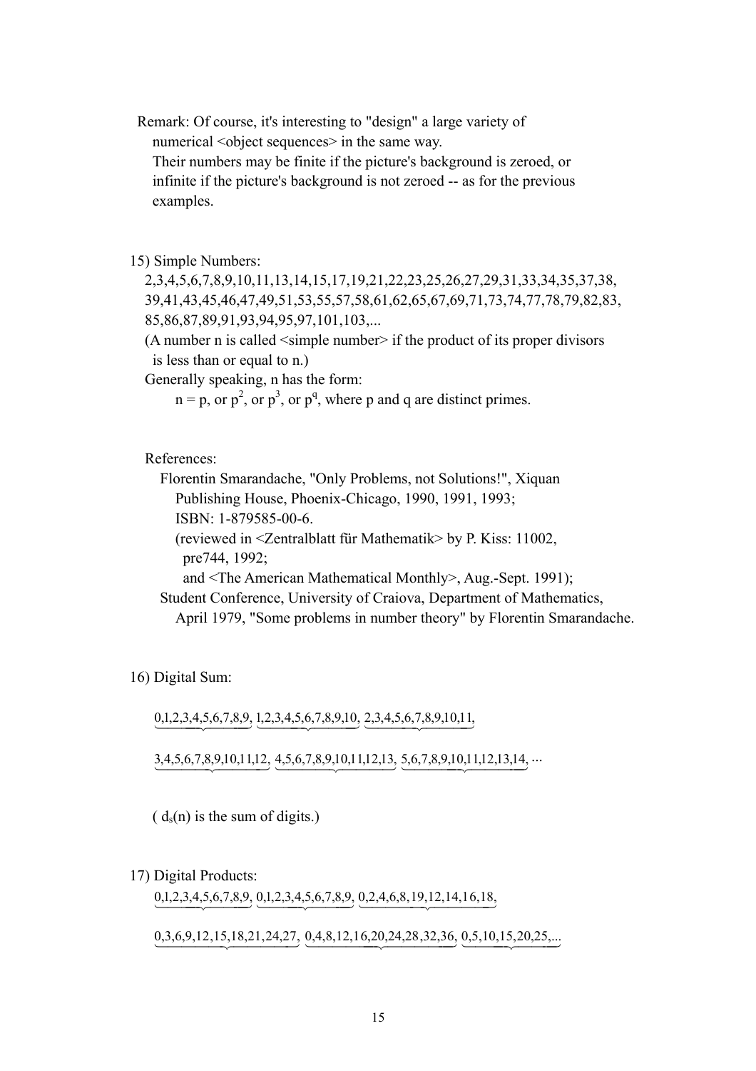Remark: Of course, it's interesting to "design" a large variety of numerical <object sequences> in the same way.
Their numbers may be finite if the picture's background is zeroed, or infinite if the picture's background is not zeroed -- as for the previous examples.

15) Simple Numbers:

2,3,4,5,6,7,8,9,10,11,13,14,15,17,19,21,22,23,25,26,27,29,31,33,34,35,37,38, 39,41,43,45,46,47,49,51,53,55,57,58,61,62,65,67,69,71,73,74,77,78,79,82,83, 85,86,87,89,91,93,94,95,97,101,103,...

(A number n is called <simple number> if the product of its proper divisors is less than or equal to n.)

Generally speaking, n has the form:

$n = p$, or $p^2$, or $p^3$, or $p^q$, where p and q are distinct primes.

References:

Florentin Smarandache, "Only Problems, not Solutions!", Xiquan Publishing House, Phoenix-Chicago, 1990, 1991, 1993;
ISBN: 1-879585-00-6.
(reviewed in <Zentralblatt für Mathematik> by P. Kiss: 11002, pre744, 1992;
and <The American Mathematical Monthly>, Aug.-Sept. 1991);

Student Conference, University of Craiova, Department of Mathematics, April 1979, "Some problems in number theory" by Florentin Smarandache.

16) Digital Sum:

$\underbrace{0,1,2,3,4,5,6,7,8,9}, \underbrace{1,2,3,4,5,6,7,8,9,10}, \underbrace{2,3,4,5,6,7,8,9,10,11},$

$\underbrace{3,4,5,6,7,8,9,10,11,12}, \underbrace{4,5,6,7,8,9,10,11,12,13}, \underbrace{5,6,7,8,9,10,11,12,13,14}, \ldots$

( $d_s(n)$ is the sum of digits.)

17) Digital Products:

$\underbrace{0,1,2,3,4,5,6,7,8,9}, \underbrace{0,1,2,3,4,5,6,7,8,9}, \underbrace{0,2,4,6,8,19,12,14,16,18},$

$\underbrace{0,3,6,9,12,15,18,21,24,27}, \underbrace{0,4,8,12,16,20,24,28,32,36}, \underbrace{0,5,10,15,20,25,\ldots}$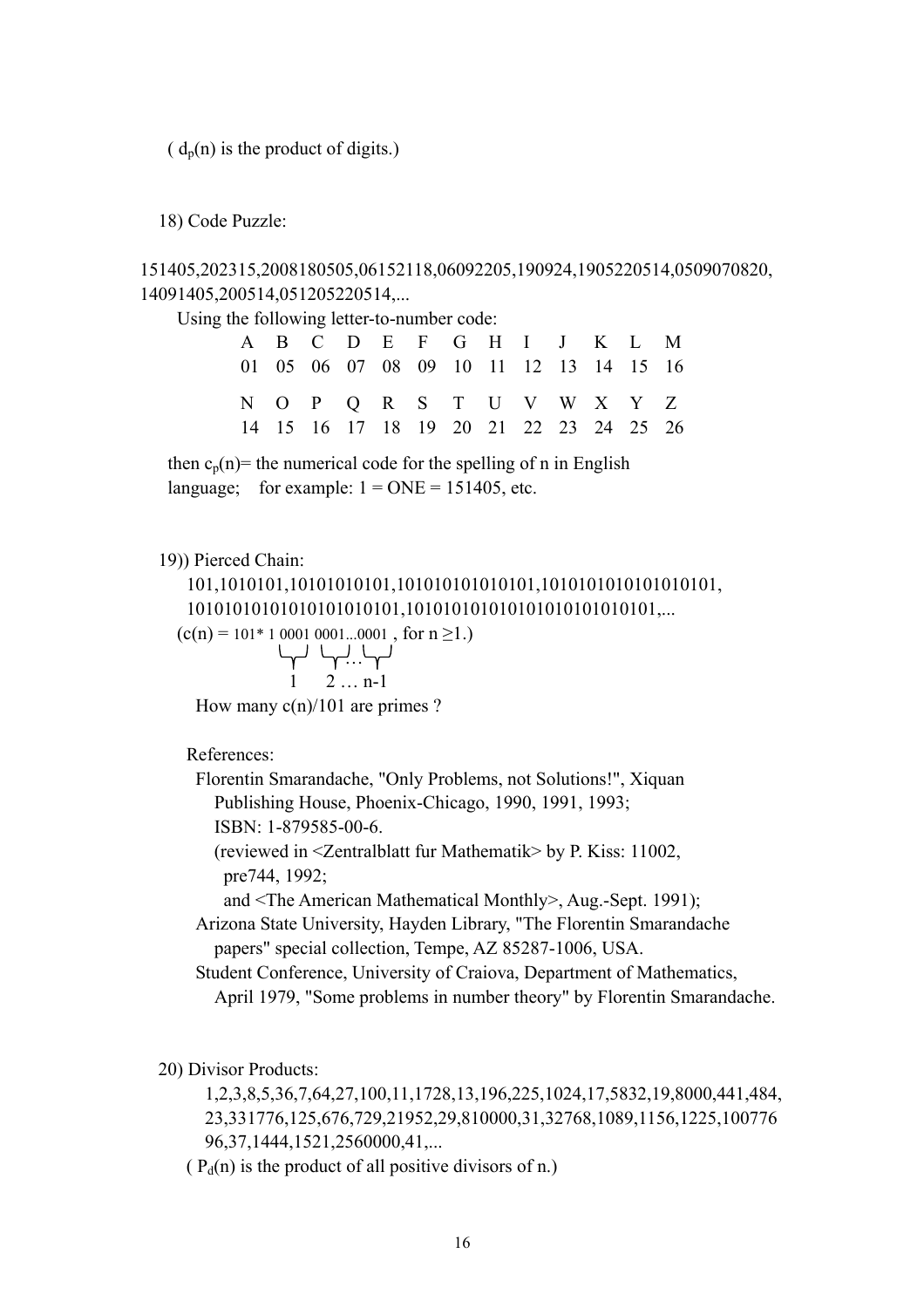( $d_p(n)$ is the product of digits.)

18) Code Puzzle:

151405,202315,2008180505,06152118,06092205,190924,1905220514,0509070820, 14091405,200514,051205220514,...

Using the following letter-to-number code:

| A | B | C | D | E | F | G | H | I | J | K | L | M |
|---|---|---|---|---|---|---|---|---|---|---|---|---|
| 01 | 05 | 06 | 07 | 08 | 09 | 10 | 11 | 12 | 13 | 14 | 15 | 16 |
| N | O | P | Q | R | S | T | U | V | W | X | Y | Z |
| 14 | 15 | 16 | 17 | 18 | 19 | 20 | 21 | 22 | 23 | 24 | 25 | 26 |

then $c_p(n)$= the numerical code for the spelling of n in English language; for example: 1 = ONE = 151405, etc.

19)) Pierced Chain:

101,1010101,10101010101,101010101010101,1010101010101010101, 10101010101010101010101,101010101010101010101010101,...

($c(n)$ = 101* 1 0001 0001...0001 , for $n \geq 1$.)

$$\underbrace{\phantom{0}}_{1}\ \underbrace{\phantom{0}}_{2}\ldots\underbrace{\phantom{0}}_{n-1}$$

How many $c(n)/101$ are primes ?

References:

Florentin Smarandache, "Only Problems, not Solutions!", Xiquan Publishing House, Phoenix-Chicago, 1990, 1991, 1993; ISBN: 1-879585-00-6.
(reviewed in <Zentralblatt fur Mathematik> by P. Kiss: 11002, pre744, 1992;
and <The American Mathematical Monthly>, Aug.-Sept. 1991);

Arizona State University, Hayden Library, "The Florentin Smarandache papers" special collection, Tempe, AZ 85287-1006, USA.

Student Conference, University of Craiova, Department of Mathematics, April 1979, "Some problems in number theory" by Florentin Smarandache.

20) Divisor Products:

1,2,3,8,5,36,7,64,27,100,11,1728,13,196,225,1024,17,5832,19,8000,441,484, 23,331776,125,676,729,21952,29,810000,31,32768,1089,1156,1225,100776 96,37,1444,1521,2560000,41,...

( $P_d(n)$ is the product of all positive divisors of n.)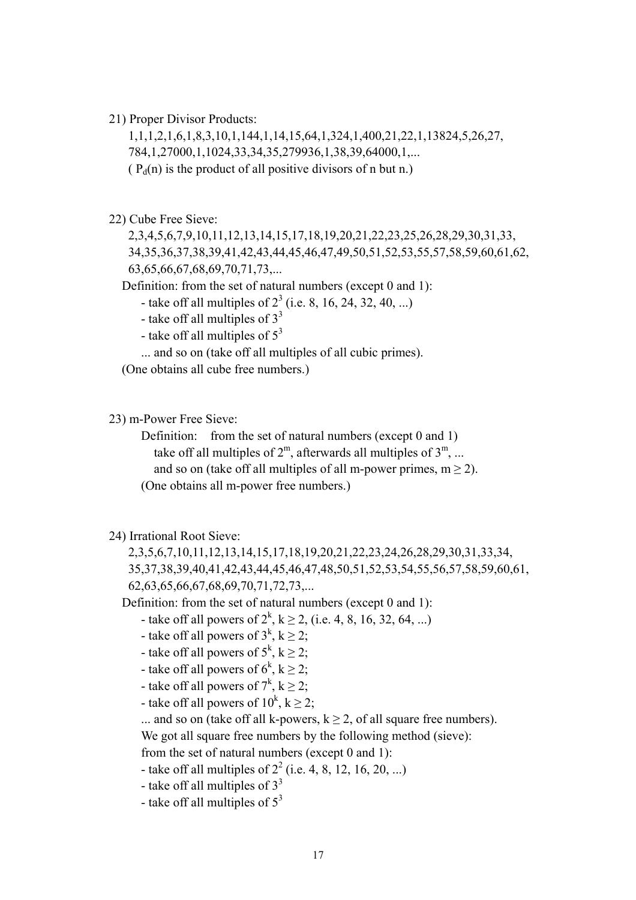21) Proper Divisor Products:

1,1,1,2,1,6,1,8,3,10,1,144,1,14,15,64,1,324,1,400,21,22,1,13824,5,26,27,
784,1,27000,1,1024,33,34,35,279936,1,38,39,64000,1,...

( $P_d(n)$ is the product of all positive divisors of n but n.)

22) Cube Free Sieve:

2,3,4,5,6,7,9,10,11,12,13,14,15,17,18,19,20,21,22,23,25,26,28,29,30,31,33,
34,35,36,37,38,39,41,42,43,44,45,46,47,49,50,51,52,53,55,57,58,59,60,61,62,
63,65,66,67,68,69,70,71,73,...

Definition: from the set of natural numbers (except 0 and 1):

- take off all multiples of $2^3$ (i.e. 8, 16, 24, 32, 40, ...)
- take off all multiples of $3^3$
- take off all multiples of $5^3$

... and so on (take off all multiples of all cubic primes).

(One obtains all cube free numbers.)

23) m-Power Free Sieve:

Definition: from the set of natural numbers (except 0 and 1)
take off all multiples of $2^m$, afterwards all multiples of $3^m$, ...
and so on (take off all multiples of all m-power primes, $m \geq 2$).

(One obtains all m-power free numbers.)

24) Irrational Root Sieve:

2,3,5,6,7,10,11,12,13,14,15,17,18,19,20,21,22,23,24,26,28,29,30,31,33,34,
35,37,38,39,40,41,42,43,44,45,46,47,48,50,51,52,53,54,55,56,57,58,59,60,61,
62,63,65,66,67,68,69,70,71,72,73,...

Definition: from the set of natural numbers (except 0 and 1):

- take off all powers of $2^k$, $k \geq 2$, (i.e. 4, 8, 16, 32, 64, ...)
- take off all powers of $3^k$, $k \geq 2$;
- take off all powers of $5^k$, $k \geq 2$;
- take off all powers of $6^k$, $k \geq 2$;
- take off all powers of $7^k$, $k \geq 2$;
- take off all powers of $10^k$, $k \geq 2$;

... and so on (take off all k-powers, $k \geq 2$, of all square free numbers).

We got all square free numbers by the following method (sieve):

from the set of natural numbers (except 0 and 1):

- take off all multiples of $2^2$ (i.e. 4, 8, 12, 16, 20, ...)
- take off all multiples of $3^3$
- take off all multiples of $5^3$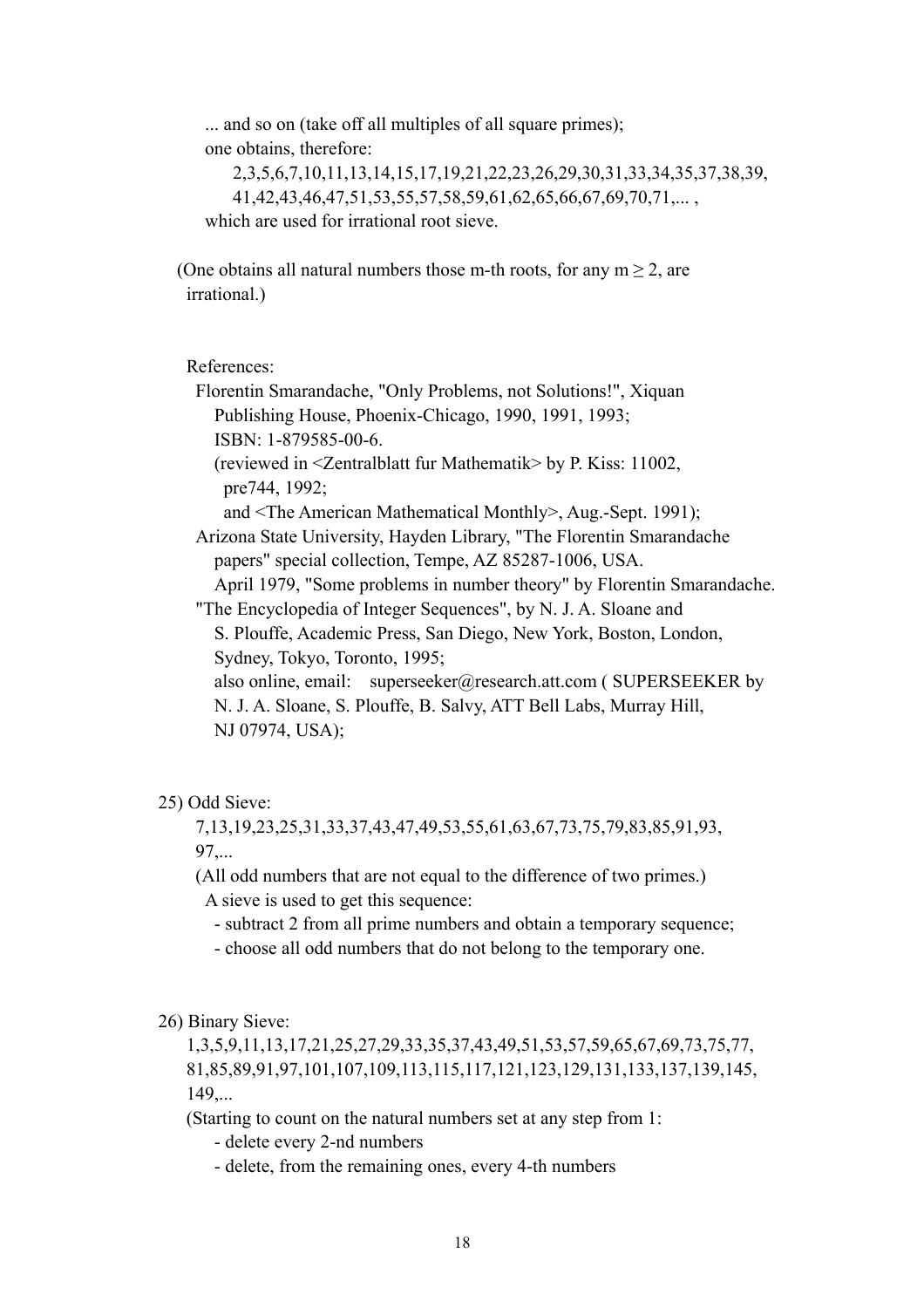... and so on (take off all multiples of all square primes);
one obtains, therefore:

2,3,5,6,7,10,11,13,14,15,17,19,21,22,23,26,29,30,31,33,34,35,37,38,39,
41,42,43,46,47,51,53,55,57,58,59,61,62,65,66,67,69,70,71,... ,

which are used for irrational root sieve.

(One obtains all natural numbers those m-th roots, for any $m \geq 2$, are irrational.)

References:

Florentin Smarandache, "Only Problems, not Solutions!", Xiquan Publishing House, Phoenix-Chicago, 1990, 1991, 1993; ISBN: 1-879585-00-6.
(reviewed in <Zentralblatt fur Mathematik> by P. Kiss: 11002, pre744, 1992;
and <The American Mathematical Monthly>, Aug.-Sept. 1991);

Arizona State University, Hayden Library, "The Florentin Smarandache papers" special collection, Tempe, AZ 85287-1006, USA.
April 1979, "Some problems in number theory" by Florentin Smarandache.

"The Encyclopedia of Integer Sequences", by N. J. A. Sloane and S. Plouffe, Academic Press, San Diego, New York, Boston, London, Sydney, Tokyo, Toronto, 1995;
also online, email: superseeker@research.att.com ( SUPERSEEKER by N. J. A. Sloane, S. Plouffe, B. Salvy, ATT Bell Labs, Murray Hill, NJ 07974, USA);

25) Odd Sieve:

7,13,19,23,25,31,33,37,43,47,49,53,55,61,63,67,73,75,79,83,85,91,93,
97,...

(All odd numbers that are not equal to the difference of two primes.)
A sieve is used to get this sequence:
- subtract 2 from all prime numbers and obtain a temporary sequence;
- choose all odd numbers that do not belong to the temporary one.

26) Binary Sieve:

1,3,5,9,11,13,17,21,25,27,29,33,35,37,43,49,51,53,57,59,65,67,69,73,75,77,
81,85,89,91,97,101,107,109,113,115,117,121,123,129,131,133,137,139,145,
149,...

(Starting to count on the natural numbers set at any step from 1:
- delete every 2-nd numbers
- delete, from the remaining ones, every 4-th numbers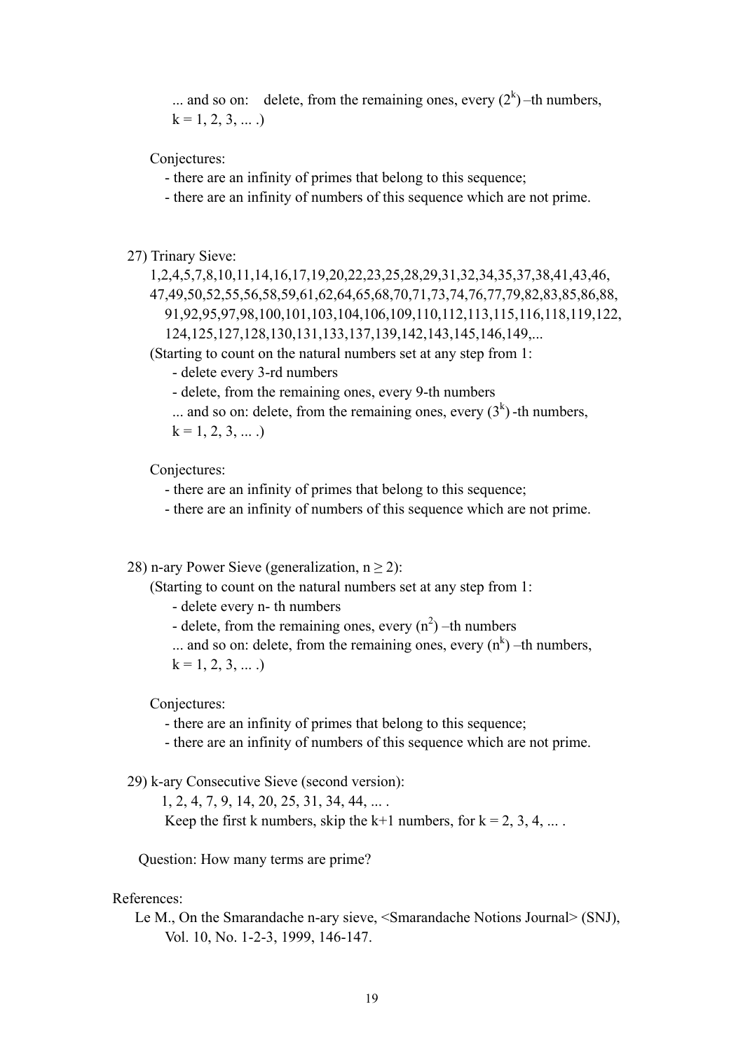... and so on: delete, from the remaining ones, every $(2^k)$ –th numbers,
$k = 1, 2, 3, \ldots$ .)

Conjectures:

- there are an infinity of primes that belong to this sequence;
- there are an infinity of numbers of this sequence which are not prime.

27) Trinary Sieve:

1,2,4,5,7,8,10,11,14,16,17,19,20,22,23,25,28,29,31,32,34,35,37,38,41,43,46,
47,49,50,52,55,56,58,59,61,62,64,65,68,70,71,73,74,76,77,79,82,83,85,86,88,
91,92,95,97,98,100,101,103,104,106,109,110,112,113,115,116,118,119,122,
124,125,127,128,130,131,133,137,139,142,143,145,146,149,...

(Starting to count on the natural numbers set at any step from 1:

- delete every 3-rd numbers
- delete, from the remaining ones, every 9-th numbers

... and so on: delete, from the remaining ones, every $(3^k)$ -th numbers,
$k = 1, 2, 3, \ldots$ .)

Conjectures:

- there are an infinity of primes that belong to this sequence;
- there are an infinity of numbers of this sequence which are not prime.

28) n-ary Power Sieve (generalization, $n \geq 2$):

(Starting to count on the natural numbers set at any step from 1:

- delete every n- th numbers
- delete, from the remaining ones, every $(n^2)$ –th numbers

... and so on: delete, from the remaining ones, every $(n^k)$ –th numbers,
$k = 1, 2, 3, \ldots$ .)

Conjectures:

- there are an infinity of primes that belong to this sequence;
- there are an infinity of numbers of this sequence which are not prime.

29) k-ary Consecutive Sieve (second version):

1, 2, 4, 7, 9, 14, 20, 25, 31, 34, 44, ... .

Keep the first k numbers, skip the k+1 numbers, for $k = 2, 3, 4, \ldots$ .

Question: How many terms are prime?

References:

Le M., On the Smarandache n-ary sieve, <Smarandache Notions Journal> (SNJ), Vol. 10, No. 1-2-3, 1999, 146-147.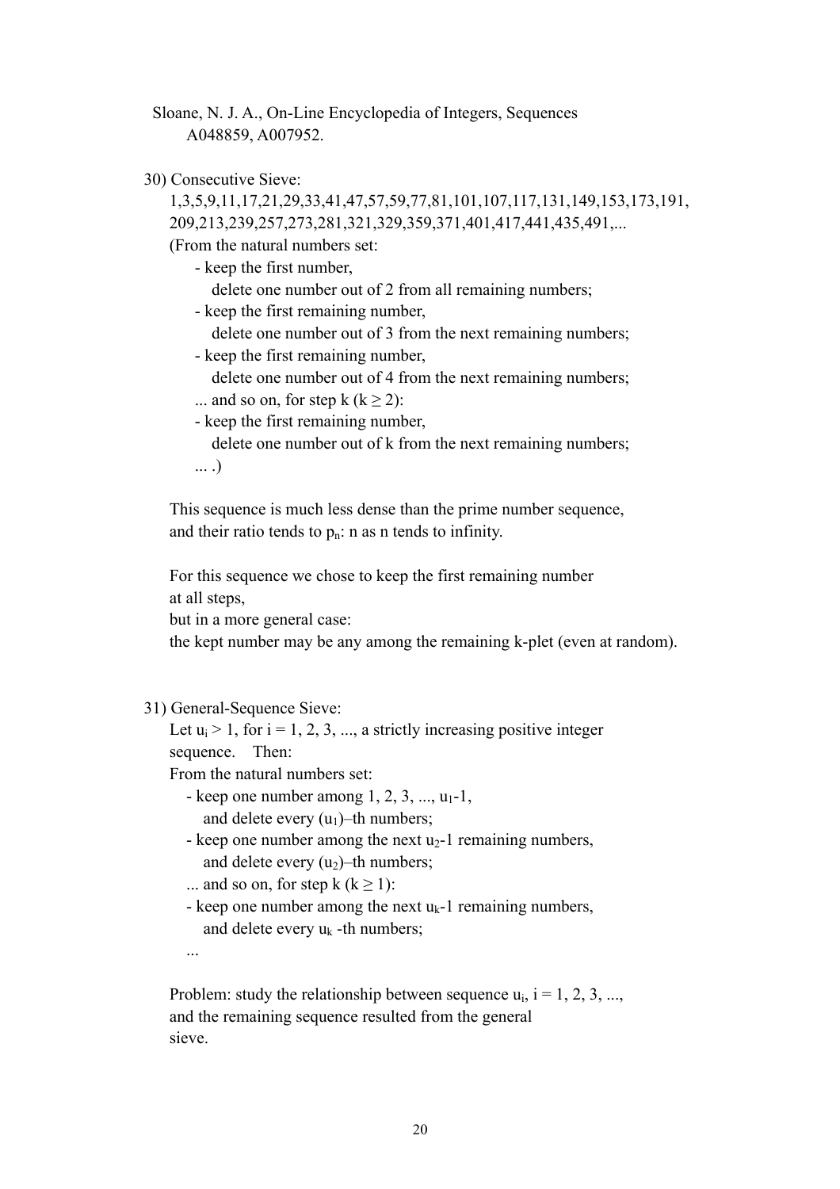Sloane, N. J. A., On-Line Encyclopedia of Integers, Sequences A048859, A007952.

30) Consecutive Sieve:

1,3,5,9,11,17,21,29,33,41,47,57,59,77,81,101,107,117,131,149,153,173,191, 209,213,239,257,273,281,321,329,359,371,401,417,441,435,491,...

(From the natural numbers set:

- keep the first number,
  delete one number out of 2 from all remaining numbers;
- keep the first remaining number,
  delete one number out of 3 from the next remaining numbers;
- keep the first remaining number,
  delete one number out of 4 from the next remaining numbers;

... and so on, for step k ($k \geq 2$):

- keep the first remaining number,
  delete one number out of k from the next remaining numbers;

... .)

This sequence is much less dense than the prime number sequence, and their ratio tends to $p_n$: n as n tends to infinity.

For this sequence we chose to keep the first remaining number at all steps,
but in a more general case:
the kept number may be any among the remaining k-plet (even at random).

31) General-Sequence Sieve:

Let $u_i > 1$, for i = 1, 2, 3, ..., a strictly increasing positive integer sequence. Then:

From the natural numbers set:

- keep one number among 1, 2, 3, ..., $u_1$-1,
  and delete every ($u_1$)–th numbers;
- keep one number among the next $u_2$-1 remaining numbers,
  and delete every ($u_2$)–th numbers;

... and so on, for step k ($k \geq 1$):

- keep one number among the next $u_k$-1 remaining numbers,
  and delete every $u_k$ -th numbers;

...

Problem: study the relationship between sequence $u_i$, i = 1, 2, 3, ..., and the remaining sequence resulted from the general sieve.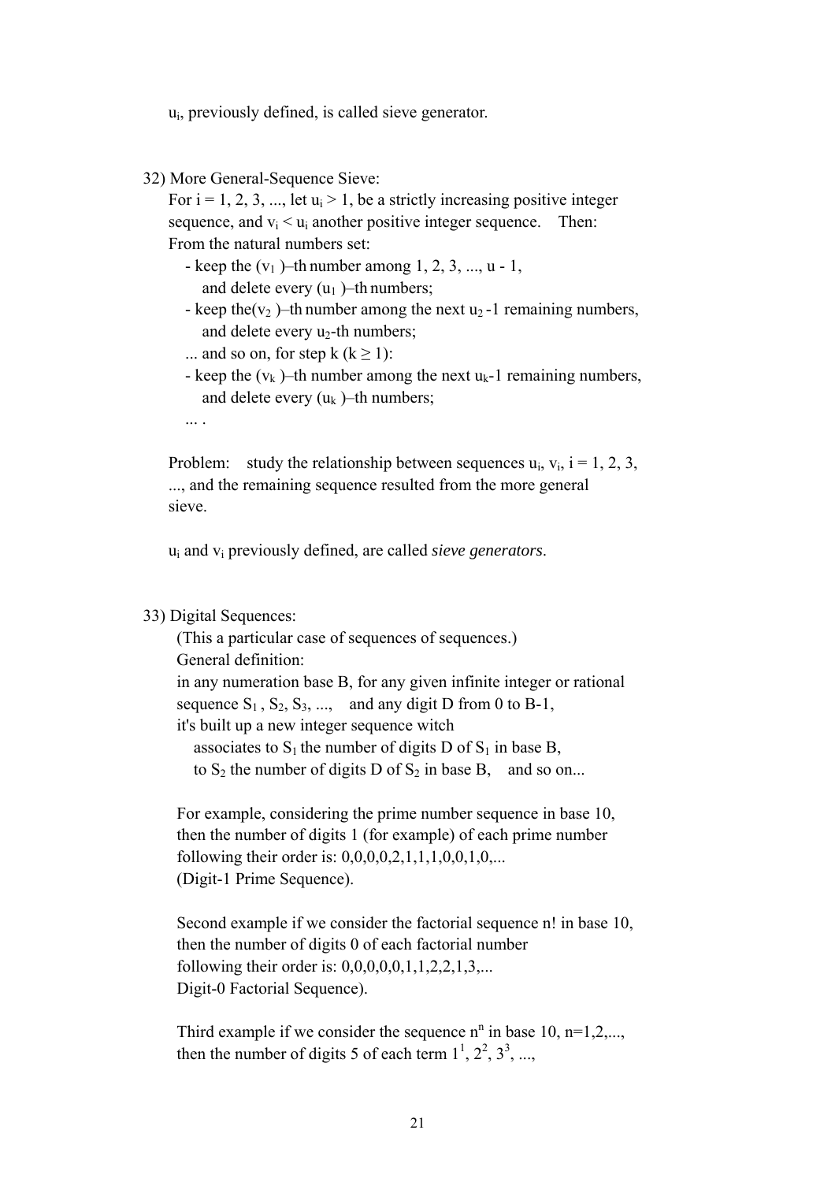$u_i$, previously defined, is called sieve generator.

32) More General-Sequence Sieve:

For $i = 1, 2, 3, ...$, let $u_i > 1$, be a strictly increasing positive integer sequence, and $v_i < u_i$ another positive integer sequence. Then:
From the natural numbers set:

- keep the $(v_1)$–th number among $1, 2, 3, ..., u - 1$, and delete every $(u_1)$–th numbers;
- keep the$(v_2)$–th number among the next $u_2 - 1$ remaining numbers, and delete every $u_2$-th numbers;

... and so on, for step k $(k \geq 1)$:

- keep the $(v_k)$–th number among the next $u_k$-1 remaining numbers, and delete every $(u_k)$–th numbers;

... .

Problem: study the relationship between sequences $u_i$, $v_i$, $i = 1, 2, 3, ...$, and the remaining sequence resulted from the more general sieve.

$u_i$ and $v_i$ previously defined, are called *sieve generators*.

33) Digital Sequences:

(This a particular case of sequences of sequences.)

General definition:

in any numeration base B, for any given infinite integer or rational sequence $S_1, S_2, S_3, ...$, and any digit D from 0 to B-1, it's built up a new integer sequence witch

associates to $S_1$ the number of digits D of $S_1$ in base B,
to $S_2$ the number of digits D of $S_2$ in base B, and so on...

For example, considering the prime number sequence in base 10, then the number of digits 1 (for example) of each prime number following their order is: 0,0,0,0,2,1,1,1,0,0,1,0,...
(Digit-1 Prime Sequence).

Second example if we consider the factorial sequence n! in base 10, then the number of digits 0 of each factorial number following their order is: 0,0,0,0,0,1,1,2,2,1,3,...
Digit-0 Factorial Sequence).

Third example if we consider the sequence $n^n$ in base 10, $n=1,2,...$, then the number of digits 5 of each term $1^1$, $2^2$, $3^3$, ...,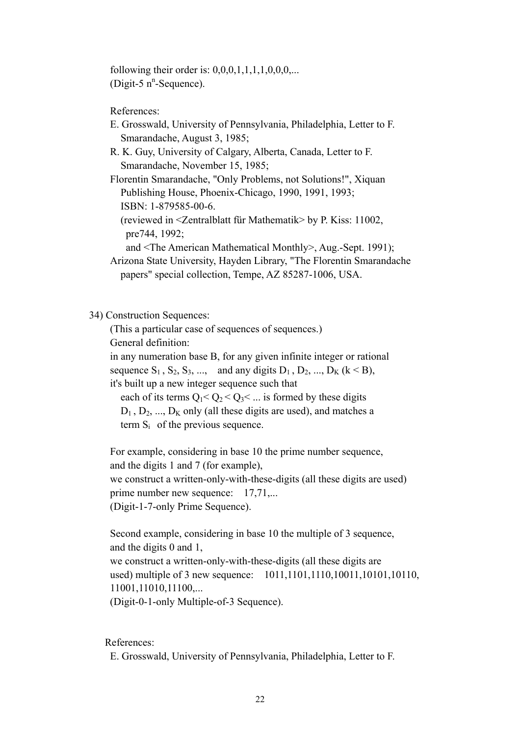following their order is: 0,0,0,1,1,1,1,0,0,0,...
(Digit-5 $n^n$-Sequence).

References:

E. Grosswald, University of Pennsylvania, Philadelphia, Letter to F. Smarandache, August 3, 1985;

R. K. Guy, University of Calgary, Alberta, Canada, Letter to F. Smarandache, November 15, 1985;

Florentin Smarandache, "Only Problems, not Solutions!", Xiquan Publishing House, Phoenix-Chicago, 1990, 1991, 1993; ISBN: 1-879585-00-6.
(reviewed in <Zentralblatt für Mathematik> by P. Kiss: 11002, pre744, 1992;
and <The American Mathematical Monthly>, Aug.-Sept. 1991);

Arizona State University, Hayden Library, "The Florentin Smarandache papers" special collection, Tempe, AZ 85287-1006, USA.

34) Construction Sequences:

(This a particular case of sequences of sequences.)
General definition:
in any numeration base B, for any given infinite integer or rational sequence $S_1$, $S_2$, $S_3$, ..., and any digits $D_1$, $D_2$, ..., $D_K$ ($k < B$), it's built up a new integer sequence such that
each of its terms $Q_1 < Q_2 < Q_3 < ...$ is formed by these digits $D_1$, $D_2$, ..., $D_K$ only (all these digits are used), and matches a term $S_i$ of the previous sequence.

For example, considering in base 10 the prime number sequence, and the digits 1 and 7 (for example),
we construct a written-only-with-these-digits (all these digits are used) prime number new sequence: 17,71,...
(Digit-1-7-only Prime Sequence).

Second example, considering in base 10 the multiple of 3 sequence, and the digits 0 and 1,
we construct a written-only-with-these-digits (all these digits are used) multiple of 3 new sequence: 1011,1101,1110,10011,10101,10110, 11001,11010,11100,...
(Digit-0-1-only Multiple-of-3 Sequence).

References:

E. Grosswald, University of Pennsylvania, Philadelphia, Letter to F.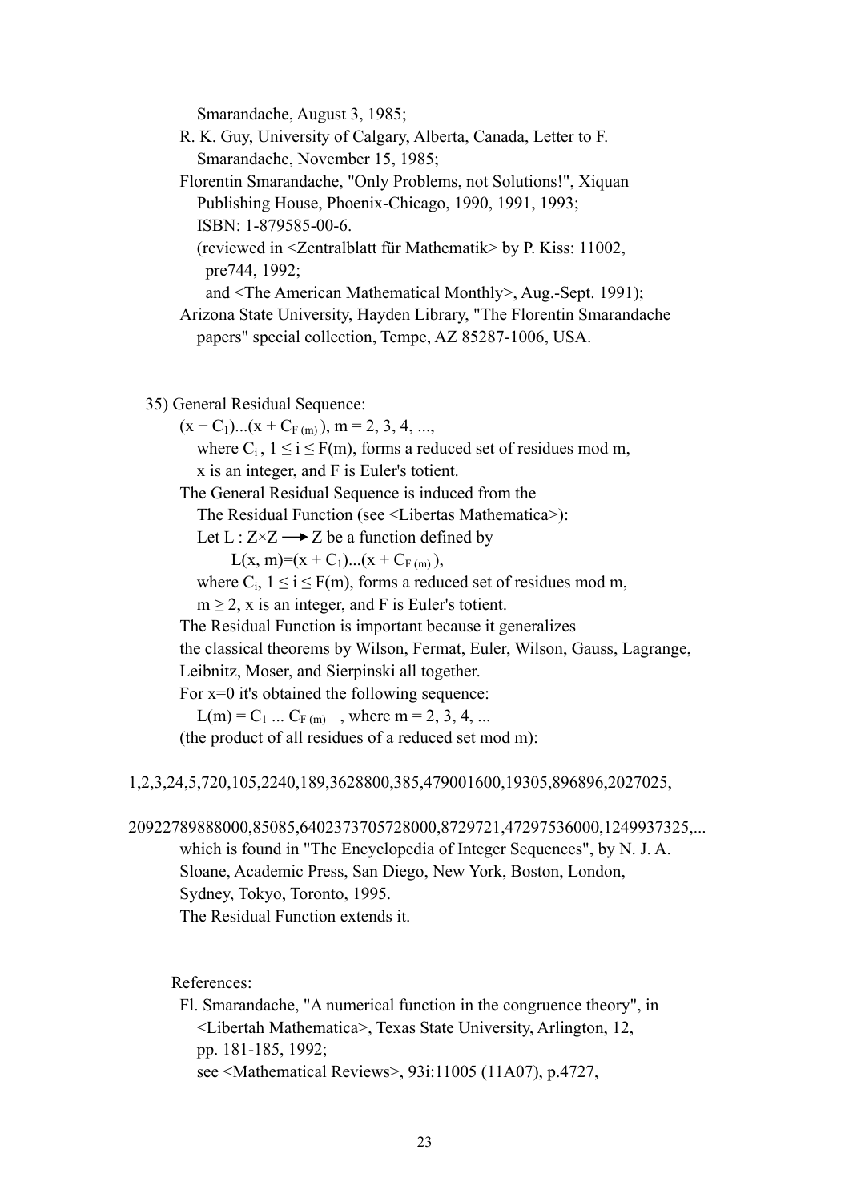Smarandache, August 3, 1985;
R. K. Guy, University of Calgary, Alberta, Canada, Letter to F. Smarandache, November 15, 1985;
Florentin Smarandache, "Only Problems, not Solutions!", Xiquan Publishing House, Phoenix-Chicago, 1990, 1991, 1993; ISBN: 1-879585-00-6.
(reviewed in <Zentralblatt für Mathematik> by P. Kiss: 11002, pre744, 1992;
and <The American Mathematical Monthly>, Aug.-Sept. 1991);
Arizona State University, Hayden Library, "The Florentin Smarandache papers" special collection, Tempe, AZ 85287-1006, USA.

35) General Residual Sequence:

$(x + C_1)...(x + C_{F(m)})$, $m = 2, 3, 4, ...$,
where $C_i$, $1 \leq i \leq F(m)$, forms a reduced set of residues mod m, x is an integer, and F is Euler's totient.

The General Residual Sequence is induced from the The Residual Function (see <Libertas Mathematica>):
Let $L : Z \times Z \longrightarrow Z$ be a function defined by

$$L(x, m)=(x + C_1)...(x + C_{F(m)}),$$

where $C_i$, $1 \leq i \leq F(m)$, forms a reduced set of residues mod m, $m \geq 2$, x is an integer, and F is Euler's totient.

The Residual Function is important because it generalizes the classical theorems by Wilson, Fermat, Euler, Wilson, Gauss, Lagrange, Leibnitz, Moser, and Sierpinski all together.

For x=0 it's obtained the following sequence:
$L(m) = C_1 ... C_{F(m)}$ , where $m = 2, 3, 4, ...$
(the product of all residues of a reduced set mod m):

1,2,3,24,5,720,105,2240,189,3628800,385,479001600,19305,896896,2027025,

20922789888000,85085,6402373705728000,8729721,47297536000,1249937325,...

which is found in "The Encyclopedia of Integer Sequences", by N. J. A. Sloane, Academic Press, San Diego, New York, Boston, London, Sydney, Tokyo, Toronto, 1995.
The Residual Function extends it.

References:

Fl. Smarandache, "A numerical function in the congruence theory", in <Libertah Mathematica>, Texas State University, Arlington, 12, pp. 181-185, 1992;
see <Mathematical Reviews>, 93i:11005 (11A07), p.4727,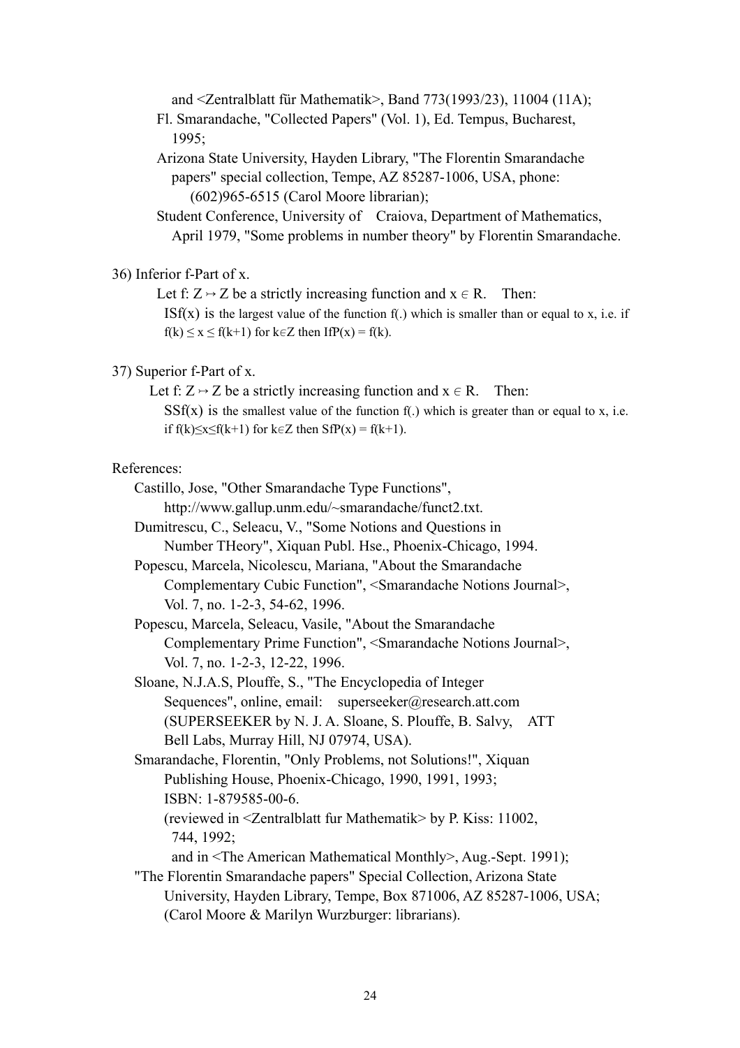and <Zentralblatt für Mathematik>, Band 773(1993/23), 11004 (11A);

Fl. Smarandache, "Collected Papers" (Vol. 1), Ed. Tempus, Bucharest, 1995;

Arizona State University, Hayden Library, "The Florentin Smarandache papers" special collection, Tempe, AZ 85287-1006, USA, phone: (602)965-6515 (Carol Moore librarian);

Student Conference, University of Craiova, Department of Mathematics, April 1979, "Some problems in number theory" by Florentin Smarandache.

36) Inferior f-Part of x.

Let f: $Z \mapsto Z$ be a strictly increasing function and $x \in R$. Then:
ISf(x) is the largest value of the function f(.) which is smaller than or equal to x, i.e. if $f(k) \le x \le f(k+1)$ for $k \in Z$ then IfP(x) = f(k).

37) Superior f-Part of x.

Let f: $Z \mapsto Z$ be a strictly increasing function and $x \in R$. Then:
SSf(x) is the smallest value of the function f(.) which is greater than or equal to x, i.e. if $f(k) \le x \le f(k+1)$ for $k \in Z$ then SfP(x) = f(k+1).

References:

Castillo, Jose, "Other Smarandache Type Functions", http://www.gallup.unm.edu/~smarandache/funct2.txt.

Dumitrescu, C., Seleacu, V., "Some Notions and Questions in Number THeory", Xiquan Publ. Hse., Phoenix-Chicago, 1994.

Popescu, Marcela, Nicolescu, Mariana, "About the Smarandache Complementary Cubic Function", <Smarandache Notions Journal>, Vol. 7, no. 1-2-3, 54-62, 1996.

Popescu, Marcela, Seleacu, Vasile, "About the Smarandache Complementary Prime Function", <Smarandache Notions Journal>, Vol. 7, no. 1-2-3, 12-22, 1996.

Sloane, N.J.A.S, Plouffe, S., "The Encyclopedia of Integer Sequences", online, email: superseeker@research.att.com (SUPERSEEKER by N. J. A. Sloane, S. Plouffe, B. Salvy, ATT Bell Labs, Murray Hill, NJ 07974, USA).

Smarandache, Florentin, "Only Problems, not Solutions!", Xiquan Publishing House, Phoenix-Chicago, 1990, 1991, 1993; ISBN: 1-879585-00-6.
(reviewed in <Zentralblatt fur Mathematik> by P. Kiss: 11002, 744, 1992;
and in <The American Mathematical Monthly>, Aug.-Sept. 1991);

"The Florentin Smarandache papers" Special Collection, Arizona State University, Hayden Library, Tempe, Box 871006, AZ 85287-1006, USA; (Carol Moore & Marilyn Wurzburger: librarians).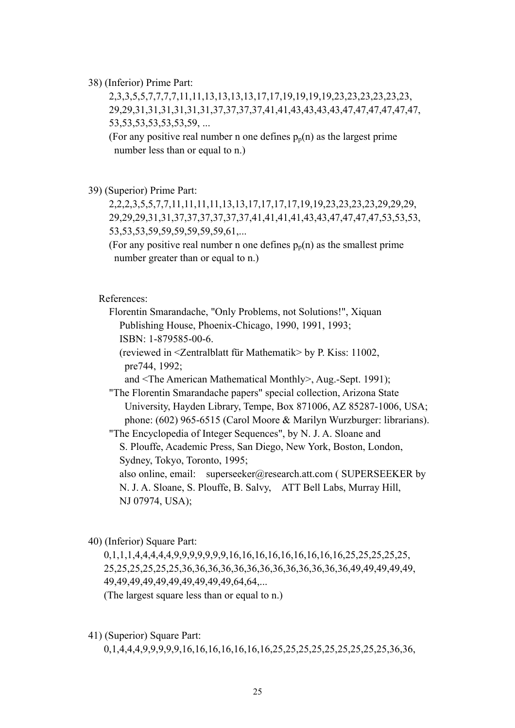38) (Inferior) Prime Part:

2,3,3,5,5,7,7,7,7,11,11,13,13,13,13,17,17,19,19,19,19,23,23,23,23,23,23,
29,29,31,31,31,31,31,31,37,37,37,37,41,41,43,43,43,43,47,47,47,47,47,47,
53,53,53,53,53,53,59, ...

(For any positive real number n one defines $p_p(n)$ as the largest prime number less than or equal to n.)

39) (Superior) Prime Part:

2,2,2,3,5,5,7,7,11,11,11,11,13,13,17,17,17,17,19,19,23,23,23,23,29,29,29,
29,29,29,31,31,37,37,37,37,37,37,41,41,41,41,43,43,47,47,47,47,53,53,53,
53,53,53,59,59,59,59,59,59,61,...

(For any positive real number n one defines $p_p(n)$ as the smallest prime number greater than or equal to n.)

References:

Florentin Smarandache, "Only Problems, not Solutions!", Xiquan Publishing House, Phoenix-Chicago, 1990, 1991, 1993; ISBN: 1-879585-00-6.
(reviewed in <Zentralblatt für Mathematik> by P. Kiss: 11002, pre744, 1992;
and <The American Mathematical Monthly>, Aug.-Sept. 1991);

"The Florentin Smarandache papers" special collection, Arizona State University, Hayden Library, Tempe, Box 871006, AZ 85287-1006, USA; phone: (602) 965-6515 (Carol Moore & Marilyn Wurzburger: librarians).

"The Encyclopedia of Integer Sequences", by N. J. A. Sloane and S. Plouffe, Academic Press, San Diego, New York, Boston, London, Sydney, Tokyo, Toronto, 1995;
also online, email: superseeker@research.att.com ( SUPERSEEKER by N. J. A. Sloane, S. Plouffe, B. Salvy, ATT Bell Labs, Murray Hill, NJ 07974, USA);

40) (Inferior) Square Part:

0,1,1,1,4,4,4,4,4,9,9,9,9,9,9,9,16,16,16,16,16,16,16,16,16,25,25,25,25,25,
25,25,25,25,25,25,36,36,36,36,36,36,36,36,36,36,36,36,36,49,49,49,49,49,
49,49,49,49,49,49,49,49,49,49,64,64,...

(The largest square less than or equal to n.)

41) (Superior) Square Part:

0,1,4,4,4,9,9,9,9,9,16,16,16,16,16,16,16,25,25,25,25,25,25,25,25,25,36,36,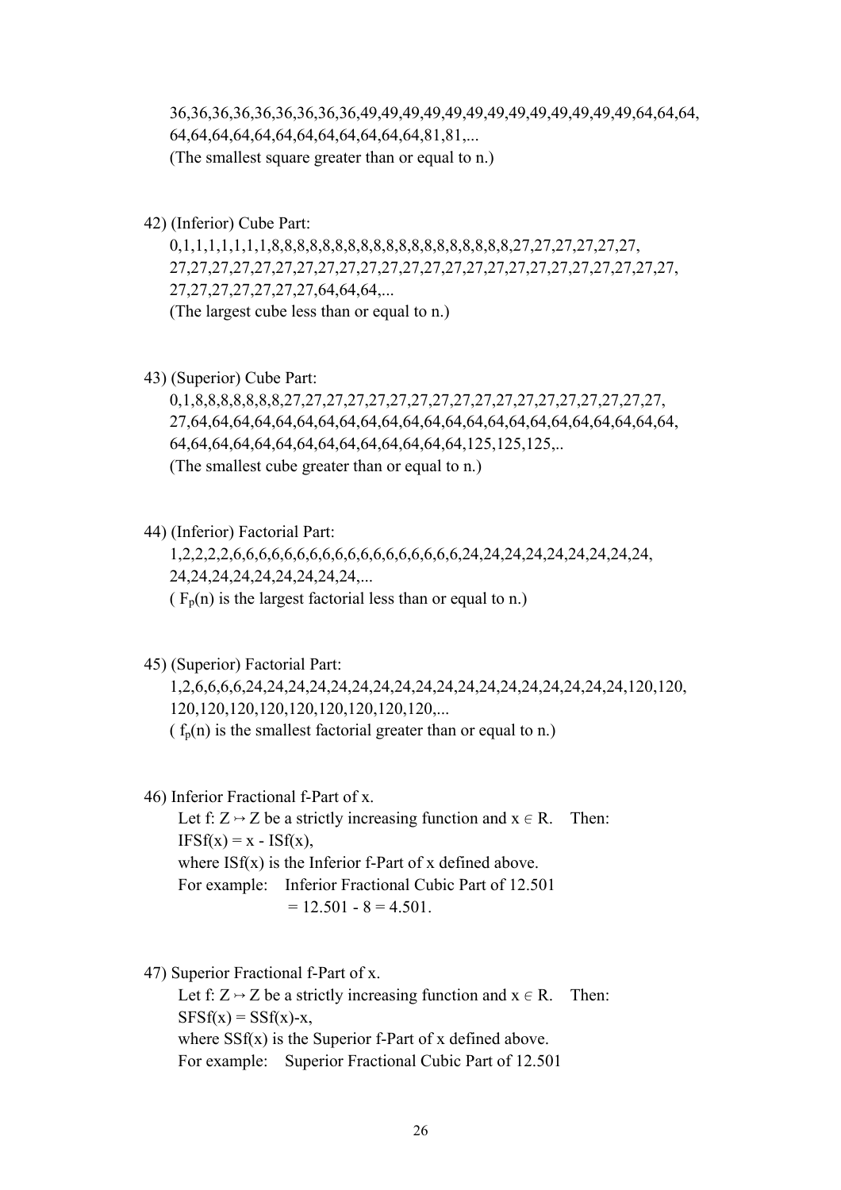36,36,36,36,36,36,36,36,36,49,49,49,49,49,49,49,49,49,49,49,49,49,64,64,64, 64,64,64,64,64,64,64,64,64,64,64,64,64,81,81,...
(The smallest square greater than or equal to n.)

42) (Inferior) Cube Part:
0,1,1,1,1,1,1,1,8,8,8,8,8,8,8,8,8,8,8,8,8,8,8,8,8,8,8,27,27,27,27,27,27, 27,27,27,27,27,27,27,27,27,27,27,27,27,27,27,27,27,27,27,27,27,27,27,27,27, 27,27,27,27,27,27,27,27,64,64,64,...
(The largest cube less than or equal to n.)

43) (Superior) Cube Part:
0,1,8,8,8,8,8,8,8,27,27,27,27,27,27,27,27,27,27,27,27,27,27,27,27,27,27,27, 27,64,64,64,64,64,64,64,64,64,64,64,64,64,64,64,64,64,64,64,64,64,64,64,64, 64,64,64,64,64,64,64,64,64,64,64,64,64,64,64,125,125,125,..
(The smallest cube greater than or equal to n.)

44) (Inferior) Factorial Part:
1,2,2,2,2,6,6,6,6,6,6,6,6,6,6,6,6,6,6,6,6,6,6,24,24,24,24,24,24,24,24,24, 24,24,24,24,24,24,24,24,24,24,...
( $F_p(n)$ is the largest factorial less than or equal to n.)

45) (Superior) Factorial Part:
1,2,6,6,6,6,24,24,24,24,24,24,24,24,24,24,24,24,24,24,24,24,24,24,24,120,120, 120,120,120,120,120,120,120,120,120,...
( $f_p(n)$ is the smallest factorial greater than or equal to n.)

46) Inferior Fractional f-Part of x.
Let $f: Z \mapsto Z$ be a strictly increasing function and $x \in R$. Then:
$IFSf(x) = x - ISf(x)$,
where $ISf(x)$ is the Inferior f-Part of x defined above.
For example: Inferior Fractional Cubic Part of 12.501
$= 12.501 - 8 = 4.501$.

47) Superior Fractional f-Part of x.
Let $f: Z \mapsto Z$ be a strictly increasing function and $x \in R$. Then:
$SFSf(x) = SSf(x)-x$,
where $SSf(x)$ is the Superior f-Part of x defined above.
For example: Superior Fractional Cubic Part of 12.501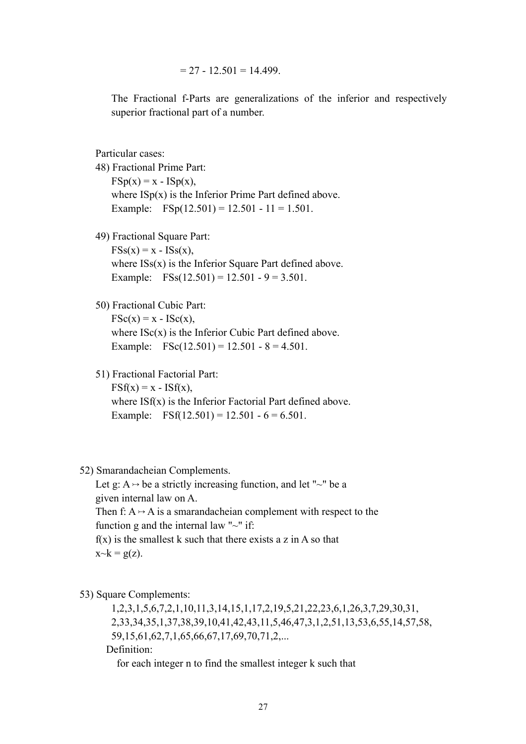$= 27 - 12.501 = 14.499.$

The Fractional f-Parts are generalizations of the inferior and respectively superior fractional part of a number.

Particular cases:

48) Fractional Prime Part:

$FSp(x) = x - ISp(x)$,

where $ISp(x)$ is the Inferior Prime Part defined above.

Example: $FSp(12.501) = 12.501 - 11 = 1.501$.

49) Fractional Square Part:

$FSs(x) = x - ISs(x)$,

where $ISs(x)$ is the Inferior Square Part defined above.

Example: $FSs(12.501) = 12.501 - 9 = 3.501$.

50) Fractional Cubic Part:

$FSc(x) = x - ISc(x)$,

where $ISc(x)$ is the Inferior Cubic Part defined above.

Example: $FSc(12.501) = 12.501 - 8 = 4.501$.

51) Fractional Factorial Part:

$FSf(x) = x - ISf(x)$,

where $ISf(x)$ is the Inferior Factorial Part defined above.

Example: $FSf(12.501) = 12.501 - 6 = 6.501$.

52) Smarandacheian Complements.

Let $g: A \mapsto$ be a strictly increasing function, and let "~" be a given internal law on A.

Then $f: A \mapsto A$ is a smarandacheian complement with respect to the function g and the internal law "~" if:

$f(x)$ is the smallest k such that there exists a z in A so that

$x \sim k = g(z)$.

53) Square Complements:

1,2,3,1,5,6,7,2,1,10,11,3,14,15,1,17,2,19,5,21,22,23,6,1,26,3,7,29,30,31, 2,33,34,35,1,37,38,39,10,41,42,43,11,5,46,47,3,1,2,51,13,53,6,55,14,57,58, 59,15,61,62,7,1,65,66,67,17,69,70,71,2,...

Definition:

for each integer n to find the smallest integer k such that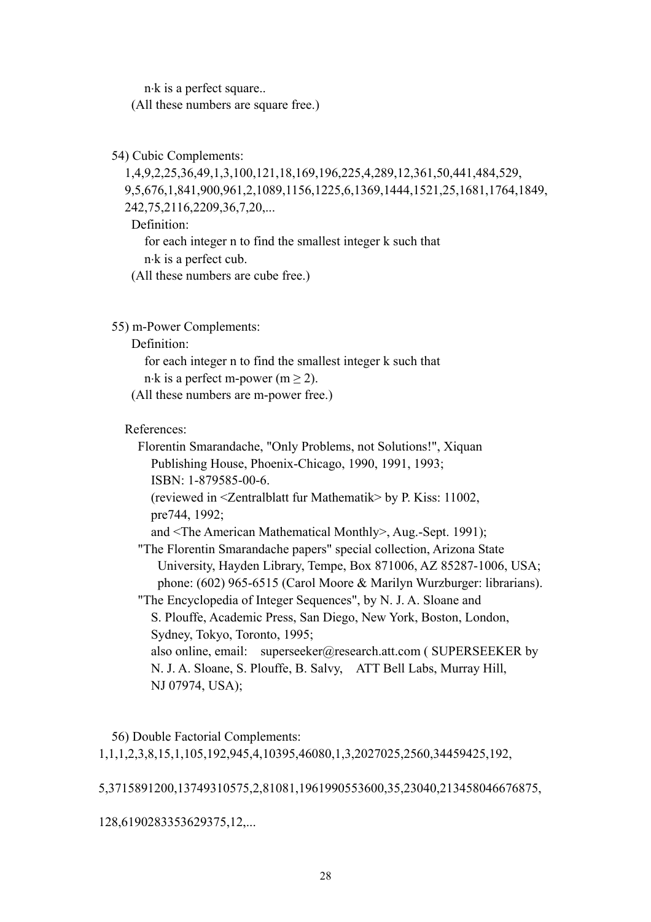n·k is a perfect square..

(All these numbers are square free.)

54) Cubic Complements:

1,4,9,2,25,36,49,1,3,100,121,18,169,196,225,4,289,12,361,50,441,484,529, 9,5,676,1,841,900,961,2,1089,1156,1225,6,1369,1444,1521,25,1681,1764,1849, 242,75,2116,2209,36,7,20,...

Definition:

for each integer n to find the smallest integer k such that n·k is a perfect cub.

(All these numbers are cube free.)

55) m-Power Complements:

Definition:

for each integer n to find the smallest integer k such that n·k is a perfect m-power ($m \geq 2$).

(All these numbers are m-power free.)

References:

Florentin Smarandache, "Only Problems, not Solutions!", Xiquan Publishing House, Phoenix-Chicago, 1990, 1991, 1993; ISBN: 1-879585-00-6.
(reviewed in <Zentralblatt fur Mathematik> by P. Kiss: 11002, pre744, 1992;
and <The American Mathematical Monthly>, Aug.-Sept. 1991);

"The Florentin Smarandache papers" special collection, Arizona State University, Hayden Library, Tempe, Box 871006, AZ 85287-1006, USA; phone: (602) 965-6515 (Carol Moore & Marilyn Wurzburger: librarians).

"The Encyclopedia of Integer Sequences", by N. J. A. Sloane and S. Plouffe, Academic Press, San Diego, New York, Boston, London, Sydney, Tokyo, Toronto, 1995;
also online, email: superseeker@research.att.com ( SUPERSEEKER by N. J. A. Sloane, S. Plouffe, B. Salvy, ATT Bell Labs, Murray Hill, NJ 07974, USA);

56) Double Factorial Complements:

1,1,1,2,3,8,15,1,105,192,945,4,10395,46080,1,3,2027025,2560,34459425,192,

5,3715891200,13749310575,2,81081,1961990553600,35,23040,213458046676875,

128,6190283353629375,12,...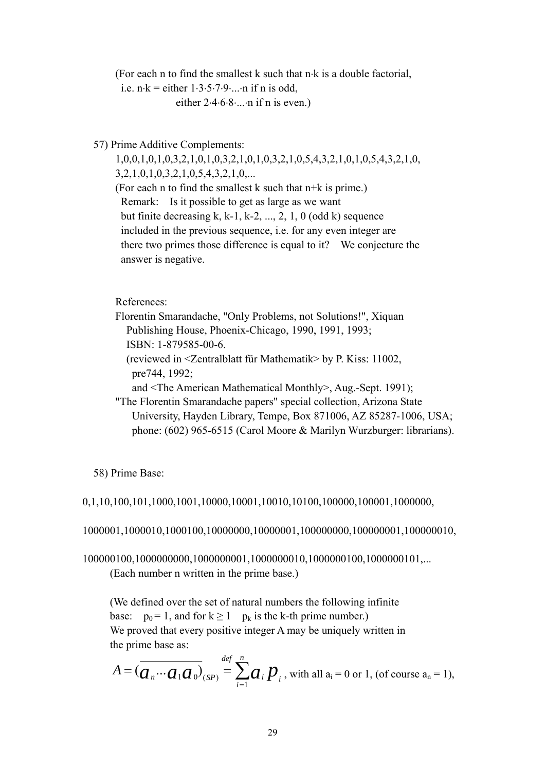(For each n to find the smallest k such that n·k is a double factorial,
i.e. n·k = either 1·3·5·7·9·...·n if n is odd,
either 2·4·6·8·...·n if n is even.)

57) Prime Additive Complements:

1,0,0,1,0,1,0,3,2,1,0,1,0,3,2,1,0,1,0,3,2,1,0,5,4,3,2,1,0,1,0,5,4,3,2,1,0,
3,2,1,0,1,0,3,2,1,0,5,4,3,2,1,0,...

(For each n to find the smallest k such that n+k is prime.)

Remark: Is it possible to get as large as we want but finite decreasing k, k-1, k-2, ..., 2, 1, 0 (odd k) sequence included in the previous sequence, i.e. for any even integer are there two primes those difference is equal to it? We conjecture the answer is negative.

References:

Florentin Smarandache, "Only Problems, not Solutions!", Xiquan Publishing House, Phoenix-Chicago, 1990, 1991, 1993; ISBN: 1-879585-00-6.
(reviewed in <Zentralblatt für Mathematik> by P. Kiss: 11002, pre744, 1992;
and <The American Mathematical Monthly>, Aug.-Sept. 1991);

"The Florentin Smarandache papers" special collection, Arizona State University, Hayden Library, Tempe, Box 871006, AZ 85287-1006, USA; phone: (602) 965-6515 (Carol Moore & Marilyn Wurzburger: librarians).

58) Prime Base:

0,1,10,100,101,1000,1001,10000,10001,10010,10100,100000,100001,1000000,

1000001,1000010,1000100,10000000,10000001,100000000,100000001,100000010,

100000100,1000000000,1000000001,1000000010,1000000100,1000000101,...

(Each number n written in the prime base.)

(We defined over the set of natural numbers the following infinite base: $p_0 = 1$, and for $k \geq 1$ $p_k$ is the k-th prime number.)

We proved that every positive integer A may be uniquely written in the prime base as:

$$A = (\overline{a_n \cdots a_1 a_0})_{(SP)} \stackrel{def}{=} \sum_{i=1}^{n} a_i p_i$$, with all $a_i = 0$ or 1, (of course $a_n = 1$),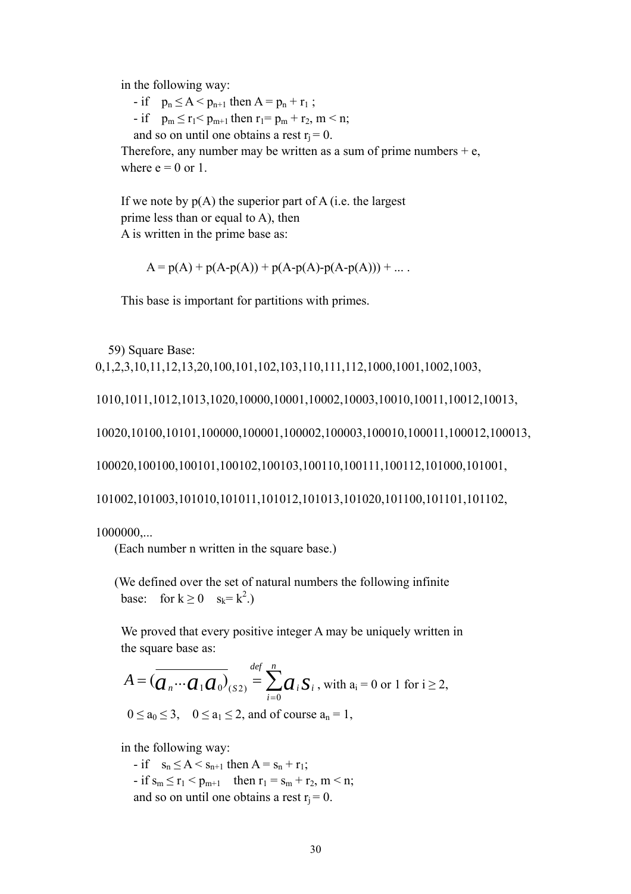in the following way:

- if $p_n \leq A < p_{n+1}$ then $A = p_n + r_1$ ;
- if $p_m \leq r_1 < p_{m+1}$ then $r_1 = p_m + r_2$, $m < n$;

and so on until one obtains a rest $r_j = 0$.

Therefore, any number may be written as a sum of prime numbers + e, where e = 0 or 1.

If we note by p(A) the superior part of A (i.e. the largest prime less than or equal to A), then A is written in the prime base as:

$$A = p(A) + p(A-p(A)) + p(A-p(A)-p(A-p(A))) + \ldots .$$

This base is important for partitions with primes.

59) Square Base:

0,1,2,3,10,11,12,13,20,100,101,102,103,110,111,112,1000,1001,1002,1003,

1010,1011,1012,1013,1020,10000,10001,10002,10003,10010,10011,10012,10013,

10020,10100,10101,100000,100001,100002,100003,100010,100011,100012,100013,

100020,100100,100101,100102,100103,100110,100111,100112,101000,101001,

101002,101003,101010,101011,101012,101013,101020,101100,101101,101102,

1000000,...

(Each number n written in the square base.)

(We defined over the set of natural numbers the following infinite base: for $k \geq 0$ $s_k = k^2$.)

We proved that every positive integer A may be uniquely written in the square base as:

$$A = (\overline{a_n \cdots a_1 a_0})_{(S2)} \stackrel{def}{=} \sum_{i=0}^{n} a_i s_i$$ , with $a_i = 0$ or $1$ for $i \geq 2$,

$0 \leq a_0 \leq 3$, $0 \leq a_1 \leq 2$, and of course $a_n = 1$,

in the following way:

- if $s_n \leq A < s_{n+1}$ then $A = s_n + r_1$;
- if $s_m \leq r_1 < p_{m+1}$ then $r_1 = s_m + r_2$, $m < n$;

and so on until one obtains a rest $r_j = 0$.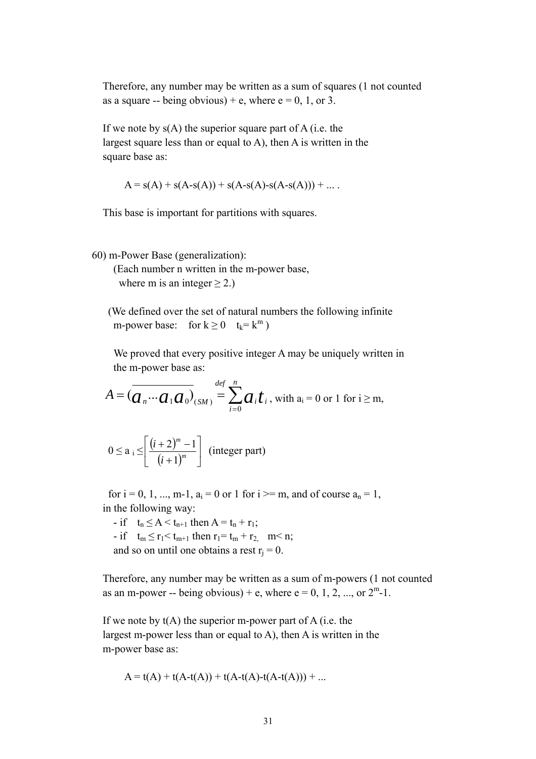Therefore, any number may be written as a sum of squares (1 not counted as a square -- being obvious) + e, where e = 0, 1, or 3.

If we note by s(A) the superior square part of A (i.e. the largest square less than or equal to A), then A is written in the square base as:

$$A = s(A) + s(A-s(A)) + s(A-s(A)-s(A-s(A))) + \ldots .$$

This base is important for partitions with squares.

60) m-Power Base (generalization):
(Each number n written in the m-power base, where m is an integer ≥ 2.)

(We defined over the set of natural numbers the following infinite m-power base: for $k \geq 0$ $t_k = k^m$ )

We proved that every positive integer A may be uniquely written in the m-power base as:

$$A = (\overline{a_n \cdots a_1 a_0})_{(SM)} \stackrel{def}{=} \sum_{i=0}^{n} a_i t_i \text{, with } a_i = 0 \text{ or } 1 \text{ for } i \geq m,$$

$$0 \leq a_i \leq \left[ \frac{(i+2)^m - 1}{(i+1)^m} \right] \text{ (integer part)}$$

for i = 0, 1, ..., m-1, $a_i = 0$ or 1 for $i >= m$, and of course $a_n = 1$, in the following way:

- if $t_n \leq A < t_{n+1}$ then $A = t_n + r_1$;
- if $t_m \leq r_1 < t_{m+1}$ then $r_1 = t_m + r_2$, $m < n$;

and so on until one obtains a rest $r_j = 0$.

Therefore, any number may be written as a sum of m-powers (1 not counted as an m-power -- being obvious) + e, where e = 0, 1, 2, ..., or $2^m-1$.

If we note by t(A) the superior m-power part of A (i.e. the largest m-power less than or equal to A), then A is written in the m-power base as:

$$A = t(A) + t(A-t(A)) + t(A-t(A)-t(A-t(A))) + \ldots$$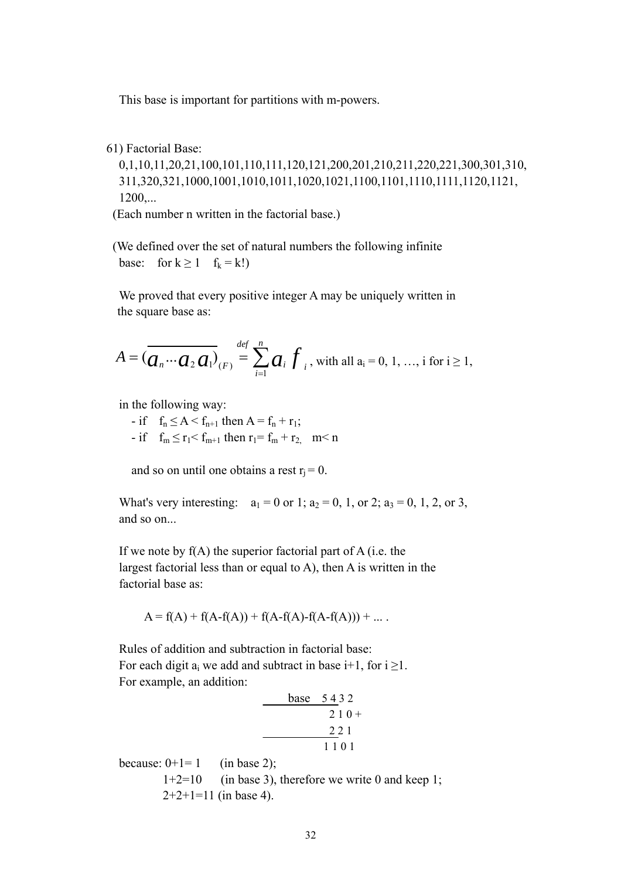This base is important for partitions with m-powers.

61) Factorial Base:

0,1,10,11,20,21,100,101,110,111,120,121,200,201,210,211,220,221,300,301,310, 311,320,321,1000,1001,1010,1011,1020,1021,1100,1101,1110,1111,1120,1121, 1200,...

(Each number n written in the factorial base.)

(We defined over the set of natural numbers the following infinite base: for $k \geq 1$ $f_k = k!$)

We proved that every positive integer A may be uniquely written in the square base as:

$$A = (\overline{a_n \cdots a_2 a_1})_{(F)} \stackrel{def}{=} \sum_{i=1}^{n} a_i f_i \text{, with all } a_i = 0, 1, \ldots, i \text{ for } i \geq 1,$$

in the following way:

- if $f_n \leq A < f_{n+1}$ then $A = f_n + r_1$;
- if $f_m \leq r_1 < f_{m+1}$ then $r_1 = f_m + r_2$, $m < n$

and so on until one obtains a rest $r_j = 0$.

What's very interesting: $a_1 = 0$ or 1; $a_2 = 0$, 1, or 2; $a_3 = 0$, 1, 2, or 3, and so on...

If we note by f(A) the superior factorial part of A (i.e. the largest factorial less than or equal to A), then A is written in the factorial base as:

$$A = f(A) + f(A-f(A)) + f(A-f(A)-f(A-f(A))) + \ldots .$$

Rules of addition and subtraction in factorial base:
For each digit $a_i$ we add and subtract in base i+1, for $i \geq 1$.
For example, an addition:

```
    base  5 4 3 2
            2 1 0 +
            2 2 1
          1 1 0 1
```

because: 0+1= 1 (in base 2);
1+2=10 (in base 3), therefore we write 0 and keep 1;
2+2+1=11 (in base 4).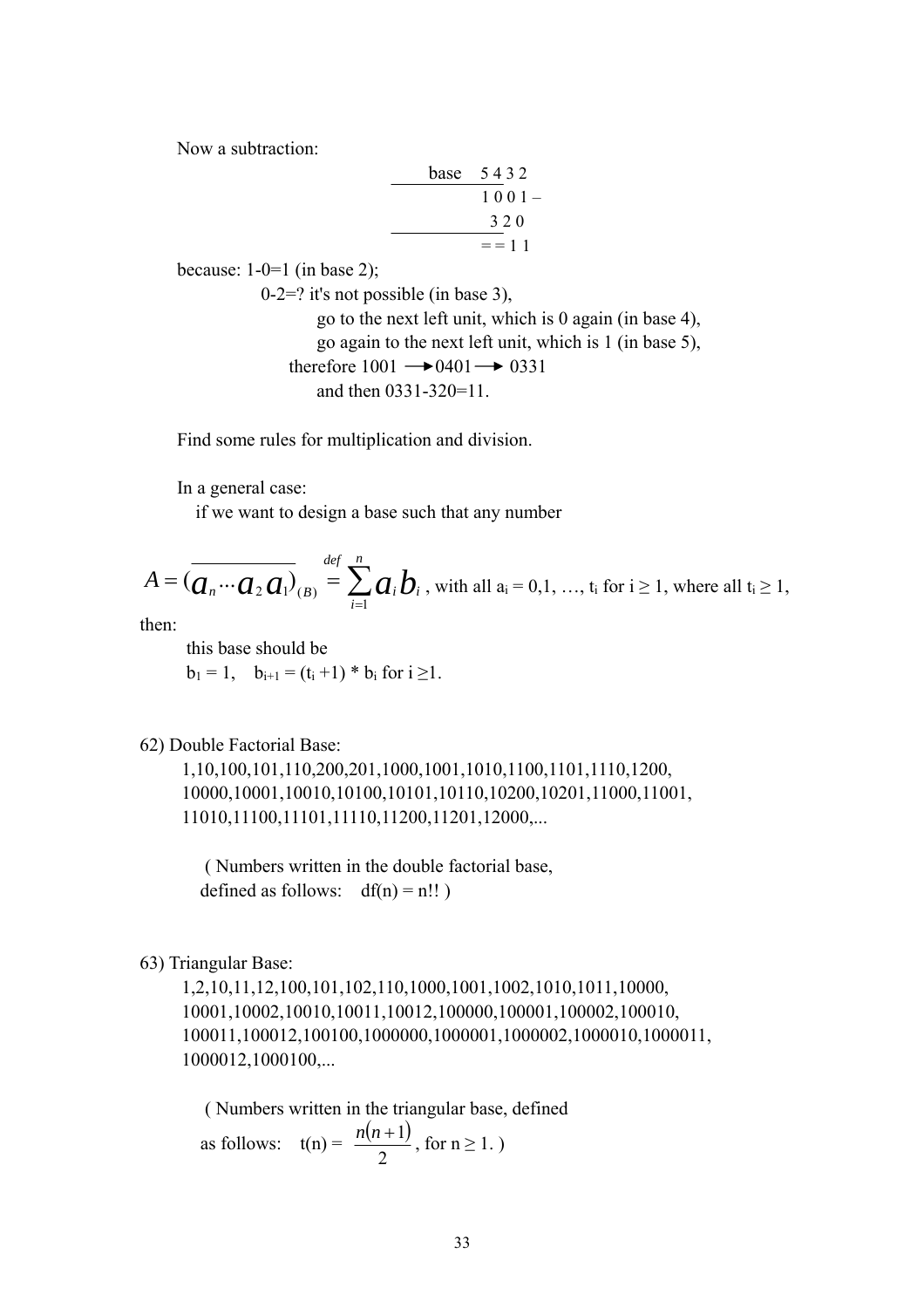Now a subtraction:

```
     base   5 4 3 2
            1 0 0 1 –
              3 2 0
            = = 1 1
```

because: 1-0=1 (in base 2);

0-2=? it's not possible (in base 3),

go to the next left unit, which is 0 again (in base 4),

go again to the next left unit, which is 1 (in base 5),

therefore 1001 ⟶ 0401 ⟶ 0331

and then 0331-320=11.

Find some rules for multiplication and division.

In a general case:

if we want to design a base such that any number

$$A = (\overline{a_n \cdots a_2 a_1})_{(B)} \overset{def}{=} \sum_{i=1}^{n} a_i b_i \text{, with all } a_i = 0,1,\ldots,t_i \text{ for } i \geq 1 \text{, where all } t_i \geq 1,$$

then:

this base should be

$b_1 = 1$, $b_{i+1} = (t_i + 1) * b_i$ for $i \geq 1$.

62) Double Factorial Base:

1,10,100,101,110,200,201,1000,1001,1010,1100,1101,1110,1200, 10000,10001,10010,10100,10101,10110,10200,10201,11000,11001, 11010,11100,11101,11110,11200,11201,12000,...

( Numbers written in the double factorial base, defined as follows: df(n) = n!! )

63) Triangular Base:

1,2,10,11,12,100,101,102,110,1000,1001,1002,1010,1011,10000, 10001,10002,10010,10011,10012,100000,100001,100002,100010, 100011,100012,100100,1000000,1000001,1000002,1000010,1000011, 1000012,1000100,...

( Numbers written in the triangular base, defined as follows: $t(n) = \dfrac{n(n+1)}{2}$, for $n \geq 1$. )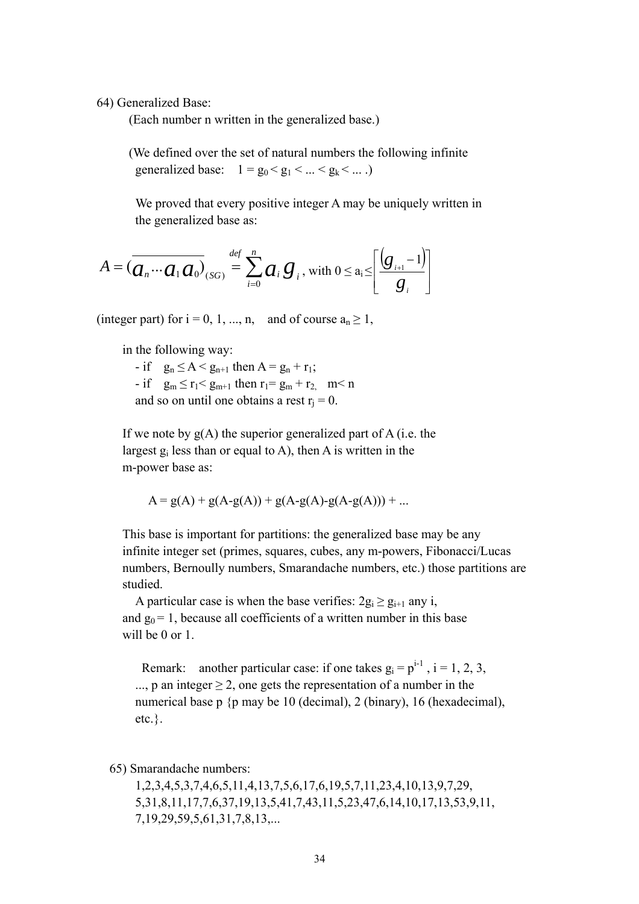64) Generalized Base:

(Each number n written in the generalized base.)

(We defined over the set of natural numbers the following infinite generalized base: $1 = g_0 < g_1 < ... < g_k < ... $.)

We proved that every positive integer A may be uniquely written in the generalized base as:

$$A = (\overline{a_n \cdots a_1 a_0})_{(SG)} \overset{def}{=} \sum_{i=0}^{n} a_i g_i \text{, with } 0 \leq a_i \leq \left[ \frac{(g_{i+1} - 1)}{g_i} \right]$$

(integer part) for i = 0, 1, ..., n, and of course $a_n \geq 1$,

in the following way:

- if $g_n \leq A < g_{n+1}$ then $A = g_n + r_1$;
- if $g_m \leq r_1 < g_{m+1}$ then $r_1 = g_m + r_2$, $m < n$

and so on until one obtains a rest $r_j = 0$.

If we note by g(A) the superior generalized part of A (i.e. the largest $g_i$ less than or equal to A), then A is written in the m-power base as:

$$A = g(A) + g(A-g(A)) + g(A-g(A)-g(A-g(A))) + ...$$

This base is important for partitions: the generalized base may be any infinite integer set (primes, squares, cubes, any m-powers, Fibonacci/Lucas numbers, Bernoully numbers, Smarandache numbers, etc.) those partitions are studied.

A particular case is when the base verifies: $2g_i \geq g_{i+1}$ any i, and $g_0 = 1$, because all coefficients of a written number in this base will be 0 or 1.

Remark: another particular case: if one takes $g_i = p^{i-1}$, i = 1, 2, 3, ..., p an integer $\geq 2$, one gets the representation of a number in the numerical base p {p may be 10 (decimal), 2 (binary), 16 (hexadecimal), etc.}.

65) Smarandache numbers:

1,2,3,4,5,3,7,4,6,5,11,4,13,7,5,6,17,6,19,5,7,11,23,4,10,13,9,7,29,5,31,8,11,17,7,6,37,19,13,5,41,7,43,11,5,23,47,6,14,10,17,13,53,9,11,7,19,29,59,5,61,31,7,8,13,...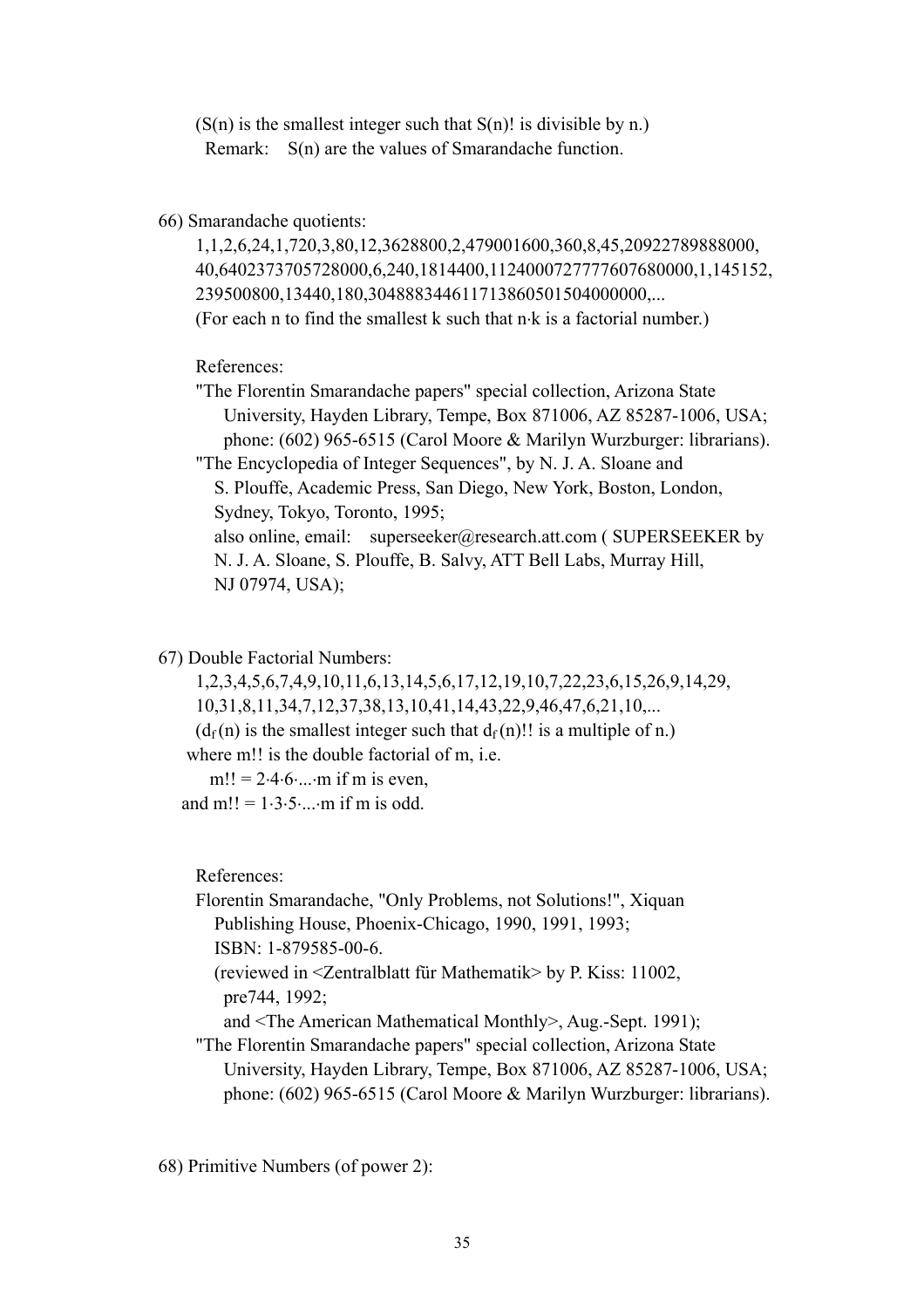($S(n)$ is the smallest integer such that $S(n)!$ is divisible by n.)
Remark: $S(n)$ are the values of Smarandache function.

66) Smarandache quotients:

1,1,2,6,24,1,720,3,80,12,3628800,2,479001600,360,8,45,20922789888000, 40,6402373705728000,6,240,1814400,1124000727777607680000,1,145152, 239500800,13440,180,304888344611713860501504000000,...

(For each n to find the smallest k such that $n \cdot k$ is a factorial number.)

References:

"The Florentin Smarandache papers" special collection, Arizona State University, Hayden Library, Tempe, Box 871006, AZ 85287-1006, USA; phone: (602) 965-6515 (Carol Moore & Marilyn Wurzburger: librarians).

"The Encyclopedia of Integer Sequences", by N. J. A. Sloane and S. Plouffe, Academic Press, San Diego, New York, Boston, London, Sydney, Tokyo, Toronto, 1995;
also online, email: superseeker@research.att.com ( SUPERSEEKER by N. J. A. Sloane, S. Plouffe, B. Salvy, ATT Bell Labs, Murray Hill, NJ 07974, USA);

67) Double Factorial Numbers:

1,2,3,4,5,6,7,4,9,10,11,6,13,14,5,6,17,12,19,10,7,22,23,6,15,26,9,14,29, 10,31,8,11,34,7,12,37,38,13,10,41,14,43,22,9,46,47,6,21,10,...

($d_f(n)$ is the smallest integer such that $d_f(n)!!$ is a multiple of n.)
where m!! is the double factorial of m, i.e.

$m!! = 2 \cdot 4 \cdot 6 \cdot ... \cdot m$ if m is even,
and $m!! = 1 \cdot 3 \cdot 5 \cdot ... \cdot m$ if m is odd.

References:

Florentin Smarandache, "Only Problems, not Solutions!", Xiquan Publishing House, Phoenix-Chicago, 1990, 1991, 1993;
ISBN: 1-879585-00-6.
(reviewed in <Zentralblatt für Mathematik> by P. Kiss: 11002, pre744, 1992;
and <The American Mathematical Monthly>, Aug.-Sept. 1991);

"The Florentin Smarandache papers" special collection, Arizona State University, Hayden Library, Tempe, Box 871006, AZ 85287-1006, USA; phone: (602) 965-6515 (Carol Moore & Marilyn Wurzburger: librarians).

68) Primitive Numbers (of power 2):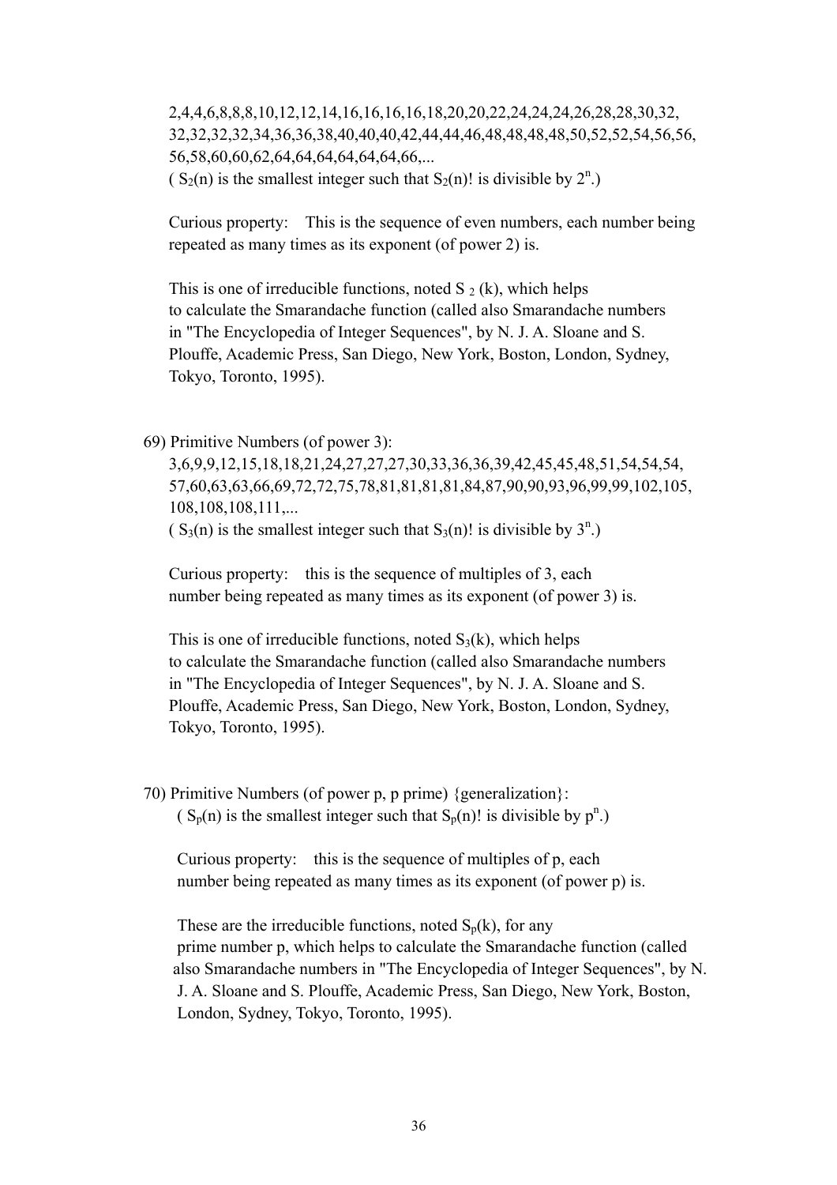2,4,4,6,8,8,8,10,12,12,14,16,16,16,16,18,20,20,22,24,24,24,26,28,28,30,32, 32,32,32,32,34,36,36,38,40,40,40,42,44,44,46,48,48,48,48,50,52,52,54,56,56, 56,58,60,60,62,64,64,64,64,64,64,66,...

( $S_2(n)$ is the smallest integer such that $S_2(n)!$ is divisible by $2^n$.)

Curious property: This is the sequence of even numbers, each number being repeated as many times as its exponent (of power 2) is.

This is one of irreducible functions, noted $S_2(k)$, which helps to calculate the Smarandache function (called also Smarandache numbers in "The Encyclopedia of Integer Sequences", by N. J. A. Sloane and S. Plouffe, Academic Press, San Diego, New York, Boston, London, Sydney, Tokyo, Toronto, 1995).

69) Primitive Numbers (of power 3):

3,6,9,9,12,15,18,18,21,24,27,27,27,30,33,36,36,39,42,45,45,48,51,54,54,54, 57,60,63,63,66,69,72,72,75,78,81,81,81,81,84,87,90,90,93,96,99,99,102,105, 108,108,108,111,...

( $S_3(n)$ is the smallest integer such that $S_3(n)!$ is divisible by $3^n$.)

Curious property: this is the sequence of multiples of 3, each number being repeated as many times as its exponent (of power 3) is.

This is one of irreducible functions, noted $S_3(k)$, which helps to calculate the Smarandache function (called also Smarandache numbers in "The Encyclopedia of Integer Sequences", by N. J. A. Sloane and S. Plouffe, Academic Press, San Diego, New York, Boston, London, Sydney, Tokyo, Toronto, 1995).

70) Primitive Numbers (of power p, p prime) {generalization}:

( $S_p(n)$ is the smallest integer such that $S_p(n)!$ is divisible by $p^n$.)

Curious property: this is the sequence of multiples of p, each number being repeated as many times as its exponent (of power p) is.

These are the irreducible functions, noted $S_p(k)$, for any prime number p, which helps to calculate the Smarandache function (called also Smarandache numbers in "The Encyclopedia of Integer Sequences", by N. J. A. Sloane and S. Plouffe, Academic Press, San Diego, New York, Boston, London, Sydney, Tokyo, Toronto, 1995).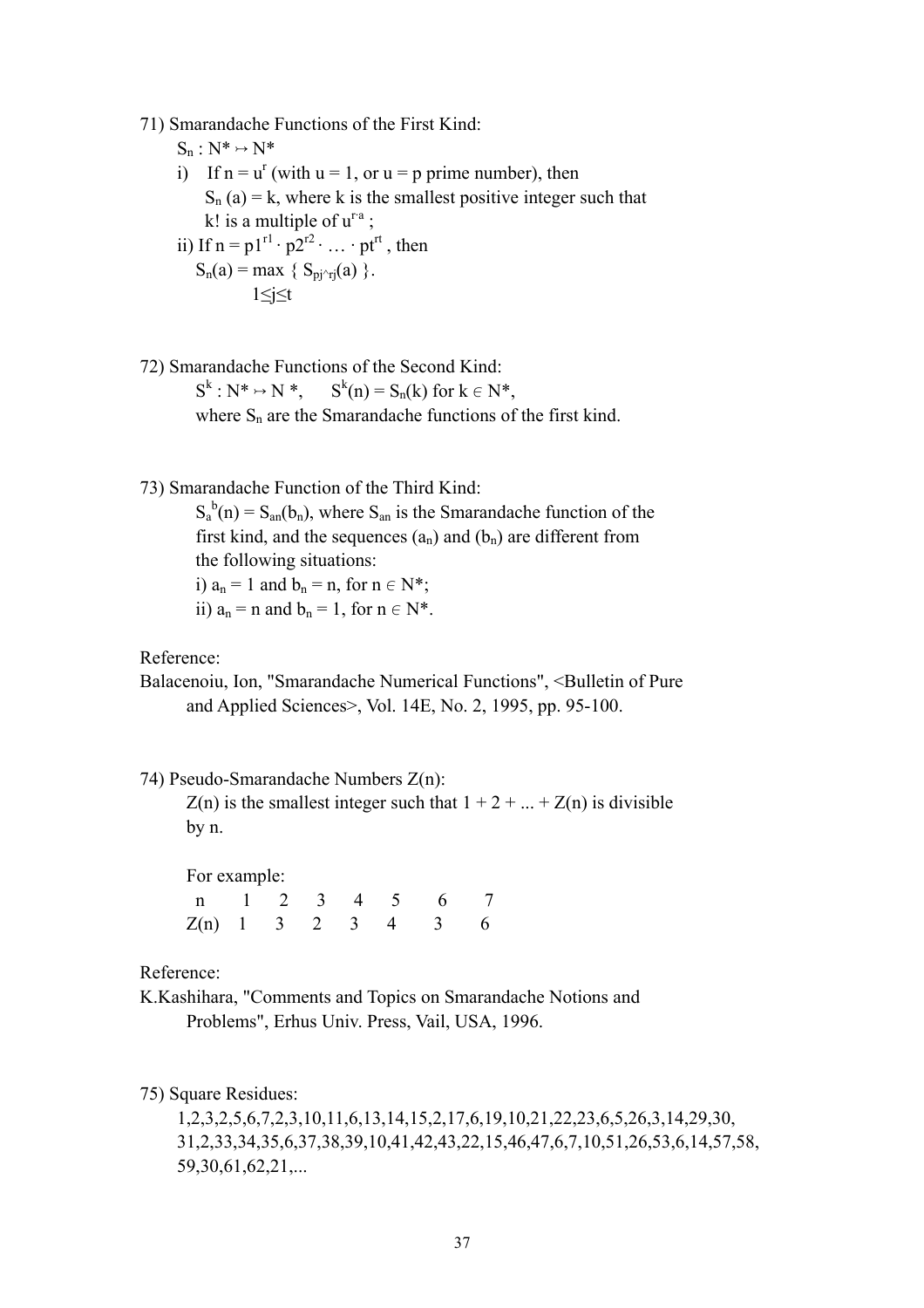71) Smarandache Functions of the First Kind:

$S_n : N^* \mapsto N^*$

i) If $n = u^r$ (with $u = 1$, or $u = p$ prime number), then $S_n(a) = k$, where $k$ is the smallest positive integer such that $k!$ is a multiple of $u^{r \cdot a}$ ;

ii) If $n = p1^{r1} \cdot p2^{r2} \cdot \ldots \cdot pt^{rt}$ , then

$$S_n(a) = \max_{1 \le j \le t} \{ S_{pj^{\wedge}rj}(a) \}.$$

72) Smarandache Functions of the Second Kind:

$S^k : N^* \mapsto N^*$, $\quad S^k(n) = S_n(k)$ for $k \in N^*$,

where $S_n$ are the Smarandache functions of the first kind.

73) Smarandache Function of the Third Kind:

$S_a^{\,b}(n) = S_{an}(b_n)$, where $S_{an}$ is the Smarandache function of the first kind, and the sequences $(a_n)$ and $(b_n)$ are different from the following situations:

i) $a_n = 1$ and $b_n = n$, for $n \in N^*$;

ii) $a_n = n$ and $b_n = 1$, for $n \in N^*$.

Reference:

Balacenoiu, Ion, "Smarandache Numerical Functions", <Bulletin of Pure and Applied Sciences>, Vol. 14E, No. 2, 1995, pp. 95-100.

74) Pseudo-Smarandache Numbers Z(n):

Z(n) is the smallest integer such that 1 + 2 + ... + Z(n) is divisible by n.

For example:

| n | 1 | 2 | 3 | 4 | 5 | 6 | 7 |
|---|---|---|---|---|---|---|---|
| Z(n) | 1 | 3 | 2 | 3 | 4 | 3 | 6 |

Reference:

K.Kashihara, "Comments and Topics on Smarandache Notions and Problems", Erhus Univ. Press, Vail, USA, 1996.

75) Square Residues:

1,2,3,2,5,6,7,2,3,10,11,6,13,14,15,2,17,6,19,10,21,22,23,6,5,26,3,14,29,30, 31,2,33,34,35,6,37,38,39,10,41,42,43,22,15,46,47,6,7,10,51,26,53,6,14,57,58, 59,30,61,62,21,...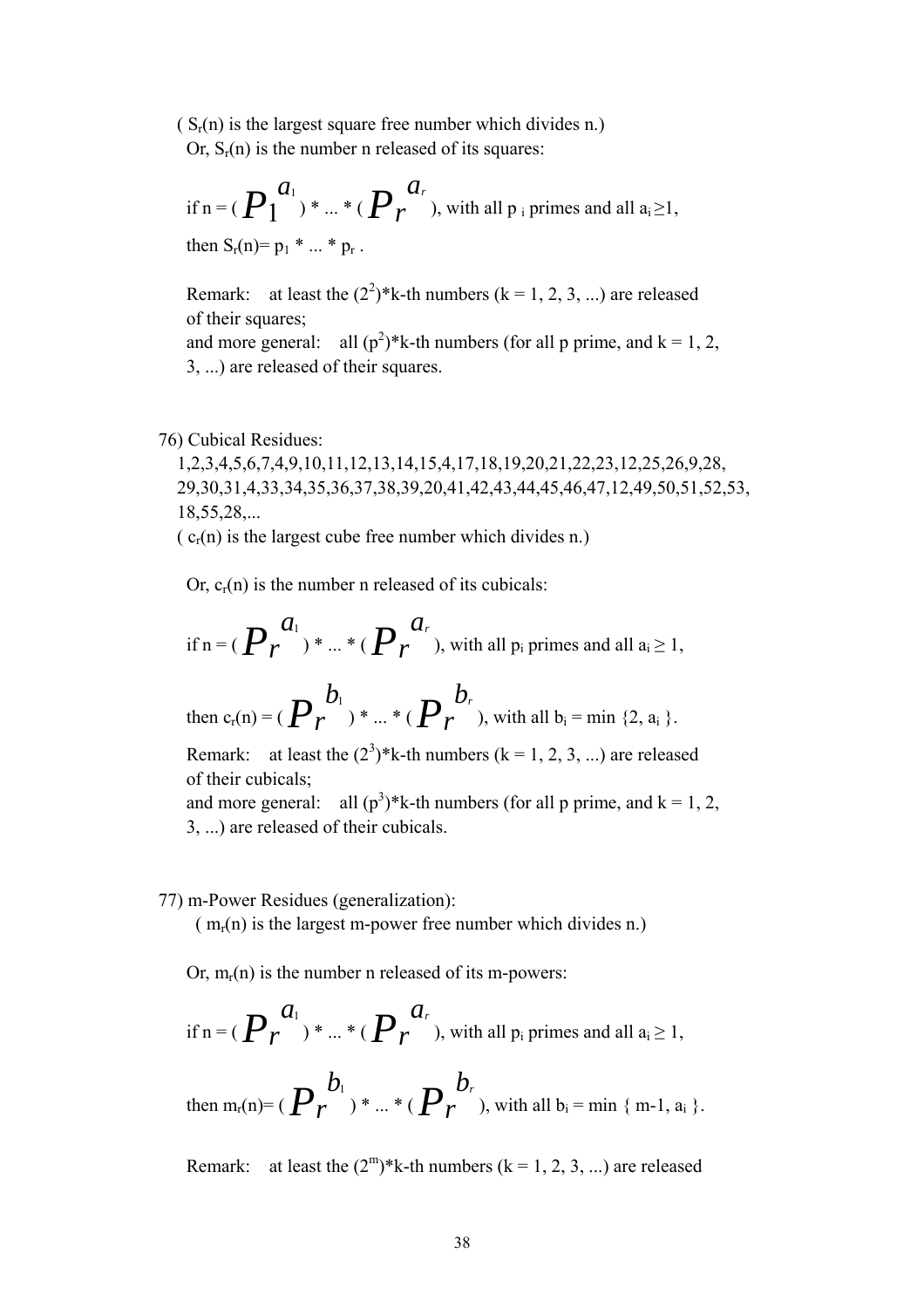( $S_r(n)$ is the largest square free number which divides n.)
Or, $S_r(n)$ is the number n released of its squares:

if n = $(P_1^{a_1}) * ... * (P_r^{a_r})$, with all $p_i$ primes and all $a_i \geq 1$,

then $S_r(n) = p_1 * ... * p_r$ .

Remark: at least the $(2^2)$*k-th numbers (k = 1, 2, 3, ...) are released of their squares;
and more general: all $(p^2)$*k-th numbers (for all p prime, and k = 1, 2, 3, ...) are released of their squares.

76) Cubical Residues:
1,2,3,4,5,6,7,4,9,10,11,12,13,14,15,4,17,18,19,20,21,22,23,12,25,26,9,28, 29,30,31,4,33,34,35,36,37,38,39,20,41,42,43,44,45,46,47,12,49,50,51,52,53, 18,55,28,...
( $c_r(n)$ is the largest cube free number which divides n.)

Or, $c_r(n)$ is the number n released of its cubicals:

if n = $(P_r^{a_1}) * ... * (P_r^{a_r})$, with all $p_i$ primes and all $a_i \geq 1$,

then $c_r(n) = (P_r^{b_1}) * ... * (P_r^{b_r})$, with all $b_i = \min\{2, a_i\}$.

Remark: at least the $(2^3)$*k-th numbers (k = 1, 2, 3, ...) are released of their cubicals;
and more general: all $(p^3)$*k-th numbers (for all p prime, and k = 1, 2, 3, ...) are released of their cubicals.

77) m-Power Residues (generalization):
( $m_r(n)$ is the largest m-power free number which divides n.)

Or, $m_r(n)$ is the number n released of its m-powers:

if n = $(P_r^{a_1}) * ... * (P_r^{a_r})$, with all $p_i$ primes and all $a_i \geq 1$,

then $m_r(n) = (P_r^{b_1}) * ... * (P_r^{b_r})$, with all $b_i = \min\{m-1, a_i\}$.

Remark: at least the $(2^m)$*k-th numbers (k = 1, 2, 3, ...) are released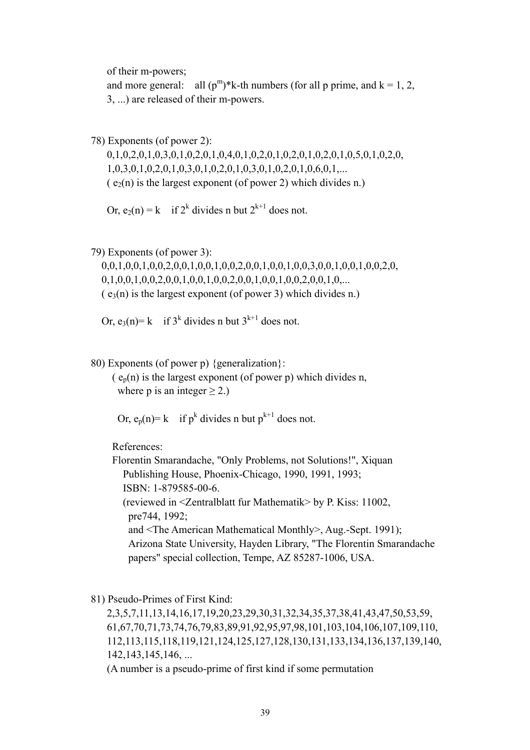of their m-powers;
and more general: all $(p^m)$*k-th numbers (for all p prime, and k = 1, 2, 3, ...) are released of their m-powers.

78) Exponents (of power 2):

0,1,0,2,0,1,0,3,0,1,0,2,0,1,0,4,0,1,0,2,0,1,0,2,0,1,0,2,0,1,0,5,0,1,0,2,0,
1,0,3,0,1,0,2,0,1,0,3,0,1,0,2,0,1,0,3,0,1,0,2,0,1,0,6,0,1,...
( $e_2(n)$ is the largest exponent (of power 2) which divides n.)

Or, $e_2(n) = k$ if $2^k$ divides n but $2^{k+1}$ does not.

79) Exponents (of power 3):

0,0,1,0,0,1,0,0,2,0,0,1,0,0,1,0,0,2,0,0,1,0,0,1,0,0,3,0,0,1,0,0,1,0,0,2,0,
0,1,0,0,1,0,0,2,0,0,1,0,0,1,0,0,2,0,0,1,0,0,1,0,0,2,0,0,1,0,...
( $e_3(n)$ is the largest exponent (of power 3) which divides n.)

Or, $e_3(n)= k$ if $3^k$ divides n but $3^{k+1}$ does not.

80) Exponents (of power p) {generalization}:

( $e_p(n)$ is the largest exponent (of power p) which divides n, where p is an integer $\geq 2$.)

Or, $e_p(n)= k$ if $p^k$ divides n but $p^{k+1}$ does not.

References:
Florentin Smarandache, "Only Problems, not Solutions!", Xiquan Publishing House, Phoenix-Chicago, 1990, 1991, 1993;
ISBN: 1-879585-00-6.
(reviewed in <Zentralblatt fur Mathematik> by P. Kiss: 11002, pre744, 1992;
and <The American Mathematical Monthly>, Aug.-Sept. 1991);
Arizona State University, Hayden Library, "The Florentin Smarandache papers" special collection, Tempe, AZ 85287-1006, USA.

81) Pseudo-Primes of First Kind:

2,3,5,7,11,13,14,16,17,19,20,23,29,30,31,32,34,35,37,38,41,43,47,50,53,59,
61,67,70,71,73,74,76,79,83,89,91,92,95,97,98,101,103,104,106,107,109,110,
112,113,115,118,119,121,124,125,127,128,130,131,133,134,136,137,139,140,
142,143,145,146, ...
(A number is a pseudo-prime of first kind if some permutation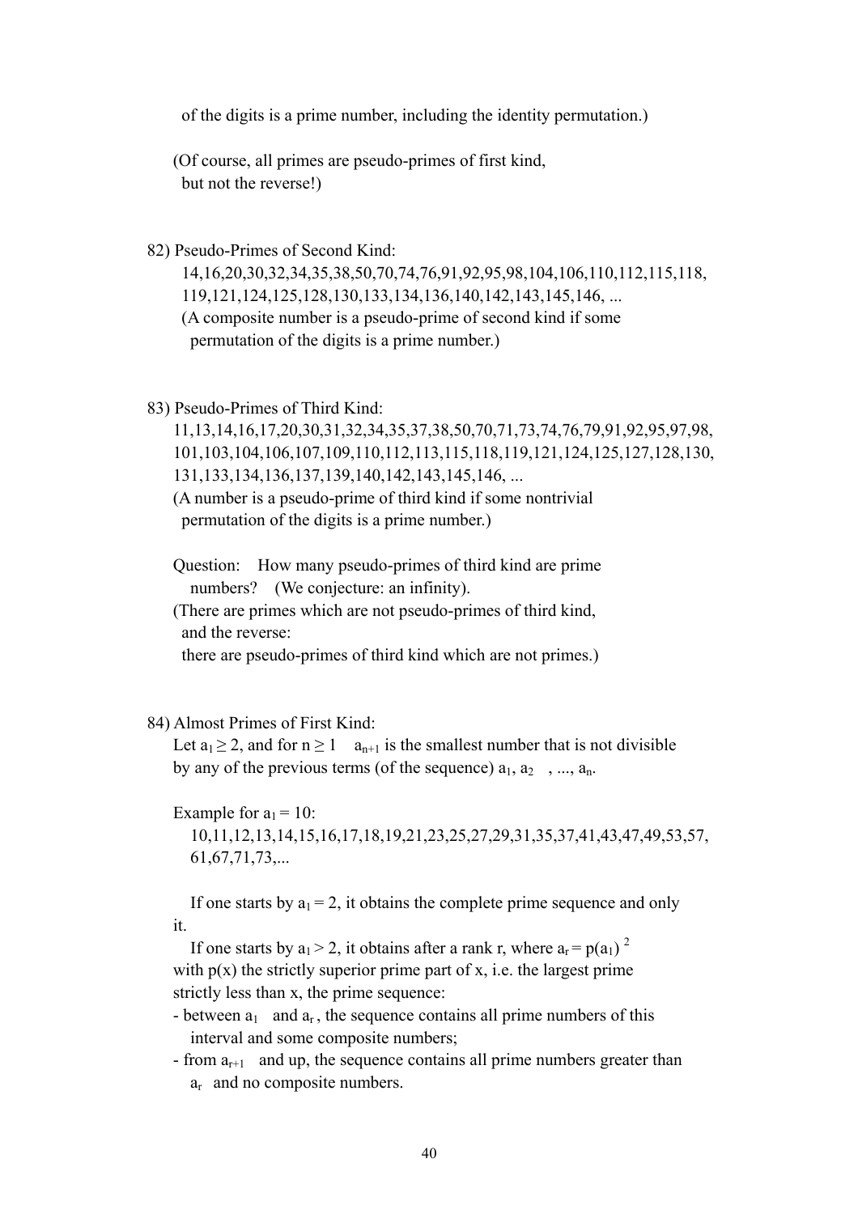of the digits is a prime number, including the identity permutation.)

(Of course, all primes are pseudo-primes of first kind, but not the reverse!)

82) Pseudo-Primes of Second Kind:

14,16,20,30,32,34,35,38,50,70,74,76,91,92,95,98,104,106,110,112,115,118, 119,121,124,125,128,130,133,134,136,140,142,143,145,146, ...

(A composite number is a pseudo-prime of second kind if some permutation of the digits is a prime number.)

83) Pseudo-Primes of Third Kind:

11,13,14,16,17,20,30,31,32,34,35,37,38,50,70,71,73,74,76,79,91,92,95,97,98, 101,103,104,106,107,109,110,112,113,115,118,119,121,124,125,127,128,130, 131,133,134,136,137,139,140,142,143,145,146, ...

(A number is a pseudo-prime of third kind if some nontrivial permutation of the digits is a prime number.)

Question: How many pseudo-primes of third kind are prime numbers? (We conjecture: an infinity).

(There are primes which are not pseudo-primes of third kind, and the reverse: there are pseudo-primes of third kind which are not primes.)

84) Almost Primes of First Kind:

Let $a_1 \geq 2$, and for $n \geq 1$ $a_{n+1}$ is the smallest number that is not divisible by any of the previous terms (of the sequence) $a_1, a_2, ..., a_n$.

Example for $a_1 = 10$:

10,11,12,13,14,15,16,17,18,19,21,23,25,27,29,31,35,37,41,43,47,49,53,57, 61,67,71,73,...

If one starts by $a_1 = 2$, it obtains the complete prime sequence and only it.

If one starts by $a_1 > 2$, it obtains after a rank r, where $a_r = p(a_1)^2$ with $p(x)$ the strictly superior prime part of x, i.e. the largest prime strictly less than x, the prime sequence:

- between $a_1$ and $a_r$, the sequence contains all prime numbers of this interval and some composite numbers;
- from $a_{r+1}$ and up, the sequence contains all prime numbers greater than $a_r$ and no composite numbers.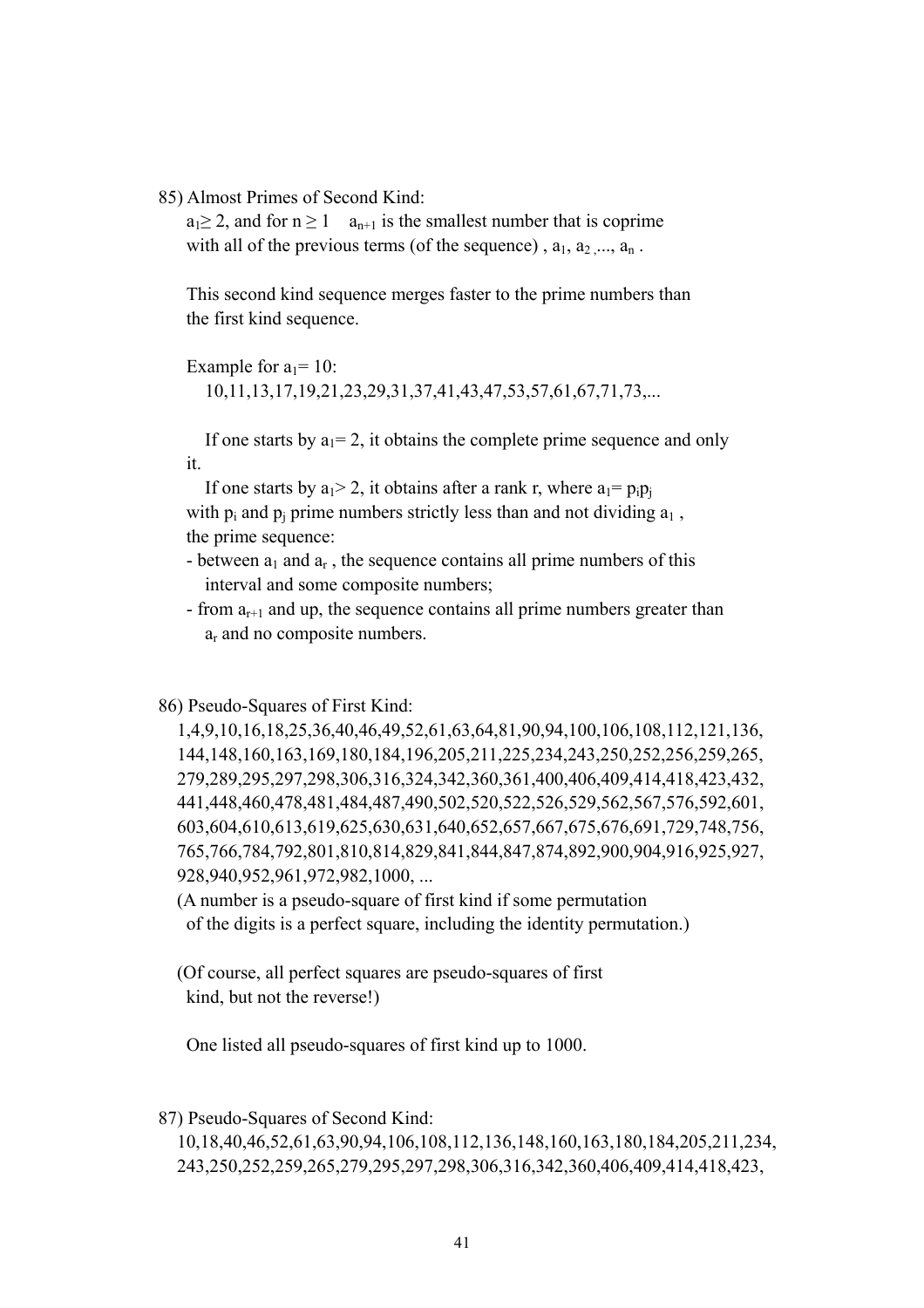85) Almost Primes of Second Kind:

$a_1 \geq 2$, and for $n \geq 1$ $a_{n+1}$ is the smallest number that is coprime with all of the previous terms (of the sequence) , $a_1, a_2, ..., a_n$ .

This second kind sequence merges faster to the prime numbers than the first kind sequence.

Example for $a_1 = 10$:

10,11,13,17,19,21,23,29,31,37,41,43,47,53,57,61,67,71,73,...

If one starts by $a_1 = 2$, it obtains the complete prime sequence and only it.

If one starts by $a_1 > 2$, it obtains after a rank r, where $a_1 = p_i p_j$ with $p_i$ and $p_j$ prime numbers strictly less than and not dividing $a_1$ , the prime sequence:

- between $a_1$ and $a_r$ , the sequence contains all prime numbers of this interval and some composite numbers;
- from $a_{r+1}$ and up, the sequence contains all prime numbers greater than $a_r$ and no composite numbers.

86) Pseudo-Squares of First Kind:

1,4,9,10,16,18,25,36,40,46,49,52,61,63,64,81,90,94,100,106,108,112,121,136, 144,148,160,163,169,180,184,196,205,211,225,234,243,250,252,256,259,265, 279,289,295,297,298,306,316,324,342,360,361,400,406,409,414,418,423,432, 441,448,460,478,481,484,487,490,502,520,522,526,529,562,567,576,592,601, 603,604,610,613,619,625,630,631,640,652,657,667,675,676,691,729,748,756, 765,766,784,792,801,810,814,829,841,844,847,874,892,900,904,916,925,927, 928,940,952,961,972,982,1000, ...

(A number is a pseudo-square of first kind if some permutation of the digits is a perfect square, including the identity permutation.)

(Of course, all perfect squares are pseudo-squares of first kind, but not the reverse!)

One listed all pseudo-squares of first kind up to 1000.

87) Pseudo-Squares of Second Kind:

10,18,40,46,52,61,63,90,94,106,108,112,136,148,160,163,180,184,205,211,234, 243,250,252,259,265,279,295,297,298,306,316,342,360,406,409,414,418,423,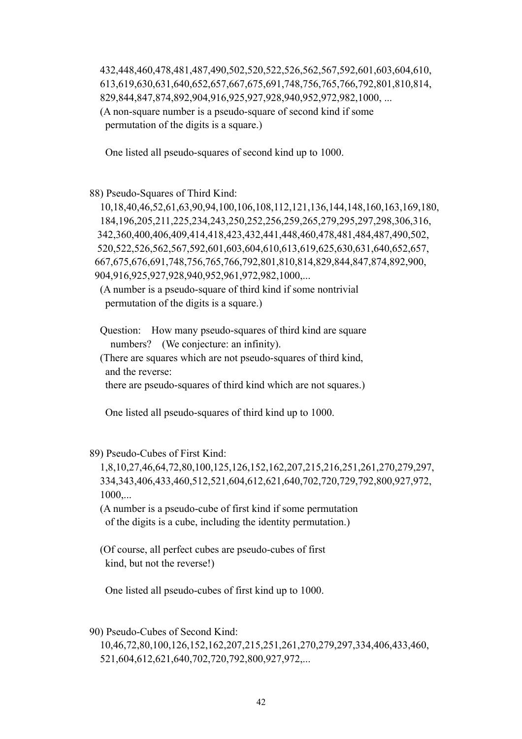432,448,460,478,481,487,490,502,520,522,526,562,567,592,601,603,604,610,
613,619,630,631,640,652,657,667,675,691,748,756,765,766,792,801,810,814,
829,844,847,874,892,904,916,925,927,928,940,952,972,982,1000, ...
(A non-square number is a pseudo-square of second kind if some
permutation of the digits is a square.)

One listed all pseudo-squares of second kind up to 1000.

88) Pseudo-Squares of Third Kind:

10,18,40,46,52,61,63,90,94,100,106,108,112,121,136,144,148,160,163,169,180,
184,196,205,211,225,234,243,250,252,256,259,265,279,295,297,298,306,316,
342,360,400,406,409,414,418,423,432,441,448,460,478,481,484,487,490,502,
520,522,526,562,567,592,601,603,604,610,613,619,625,630,631,640,652,657,
667,675,676,691,748,756,765,766,792,801,810,814,829,844,847,874,892,900,
904,916,925,927,928,940,952,961,972,982,1000,...
(A number is a pseudo-square of third kind if some nontrivial
permutation of the digits is a square.)

Question: How many pseudo-squares of third kind are square
numbers? (We conjecture: an infinity).
(There are squares which are not pseudo-squares of third kind,
and the reverse:
there are pseudo-squares of third kind which are not squares.)

One listed all pseudo-squares of third kind up to 1000.

89) Pseudo-Cubes of First Kind:

1,8,10,27,46,64,72,80,100,125,126,152,162,207,215,216,251,261,270,279,297,
334,343,406,433,460,512,521,604,612,621,640,702,720,729,792,800,927,972,
1000,...
(A number is a pseudo-cube of first kind if some permutation
of the digits is a cube, including the identity permutation.)

(Of course, all perfect cubes are pseudo-cubes of first
kind, but not the reverse!)

One listed all pseudo-cubes of first kind up to 1000.

90) Pseudo-Cubes of Second Kind:

10,46,72,80,100,126,152,162,207,215,251,261,270,279,297,334,406,433,460,
521,604,612,621,640,702,720,792,800,927,972,...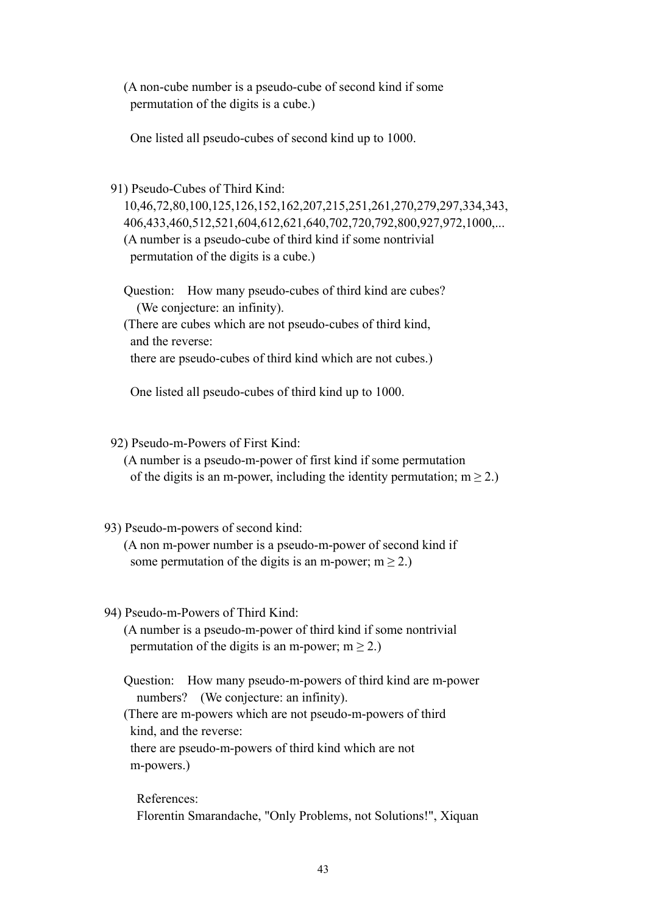(A non-cube number is a pseudo-cube of second kind if some permutation of the digits is a cube.)

One listed all pseudo-cubes of second kind up to 1000.

91) Pseudo-Cubes of Third Kind:

10,46,72,80,100,125,126,152,162,207,215,251,261,270,279,297,334,343, 406,433,460,512,521,604,612,621,640,702,720,792,800,927,972,1000,...

(A number is a pseudo-cube of third kind if some nontrivial permutation of the digits is a cube.)

Question: How many pseudo-cubes of third kind are cubes? (We conjecture: an infinity).

(There are cubes which are not pseudo-cubes of third kind, and the reverse: there are pseudo-cubes of third kind which are not cubes.)

One listed all pseudo-cubes of third kind up to 1000.

92) Pseudo-m-Powers of First Kind:

(A number is a pseudo-m-power of first kind if some permutation of the digits is an m-power, including the identity permutation; $m \geq 2$.)

93) Pseudo-m-powers of second kind:

(A non m-power number is a pseudo-m-power of second kind if some permutation of the digits is an m-power; $m \geq 2$.)

94) Pseudo-m-Powers of Third Kind:

(A number is a pseudo-m-power of third kind if some nontrivial permutation of the digits is an m-power; $m \geq 2$.)

Question: How many pseudo-m-powers of third kind are m-power numbers? (We conjecture: an infinity).

(There are m-powers which are not pseudo-m-powers of third kind, and the reverse: there are pseudo-m-powers of third kind which are not m-powers.)

References:

Florentin Smarandache, "Only Problems, not Solutions!", Xiquan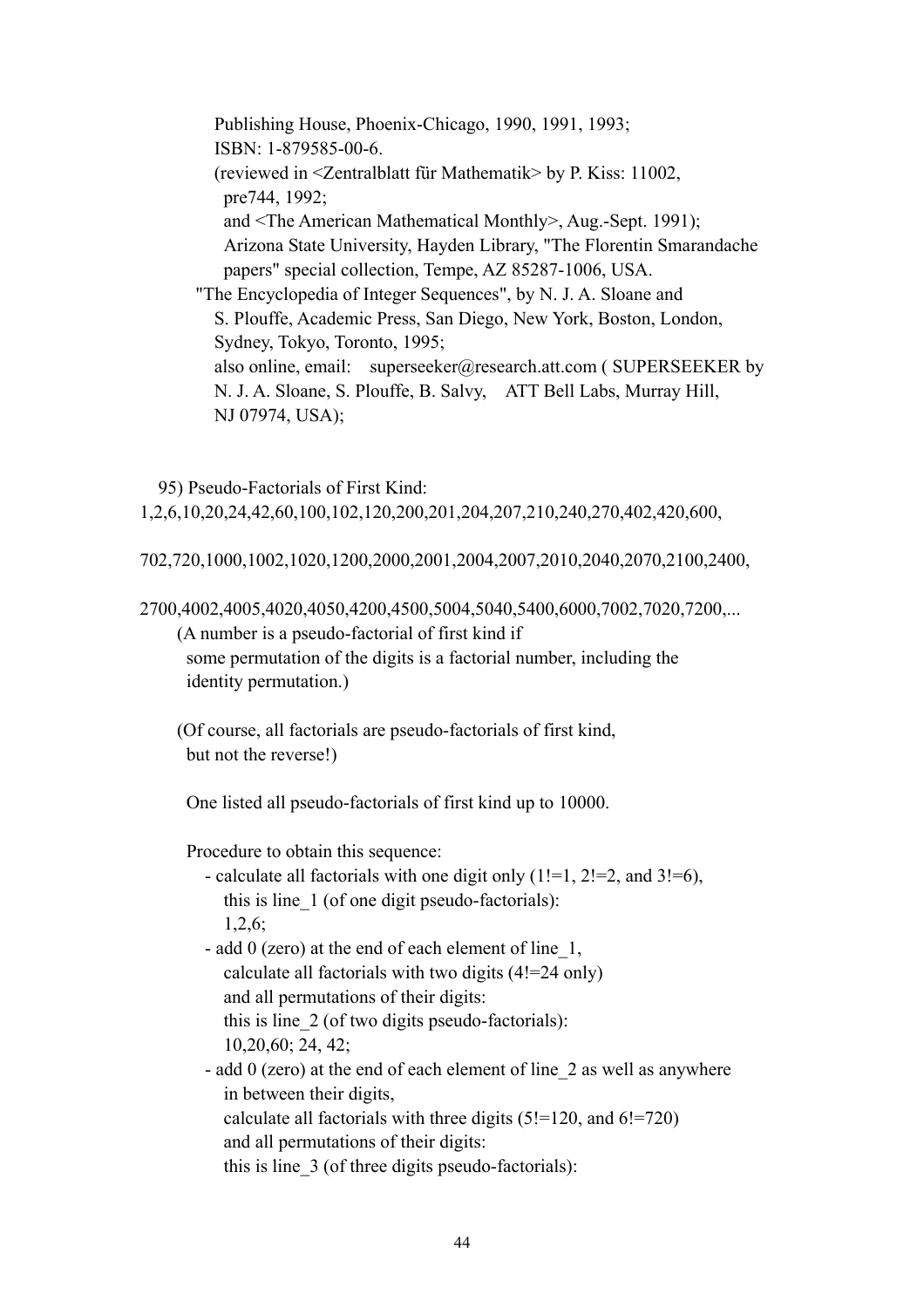Publishing House, Phoenix-Chicago, 1990, 1991, 1993;
ISBN: 1-879585-00-6.
(reviewed in <Zentralblatt für Mathematik> by P. Kiss: 11002, pre744, 1992;
and <The American Mathematical Monthly>, Aug.-Sept. 1991);
Arizona State University, Hayden Library, "The Florentin Smarandache papers" special collection, Tempe, AZ 85287-1006, USA.

"The Encyclopedia of Integer Sequences", by N. J. A. Sloane and S. Plouffe, Academic Press, San Diego, New York, Boston, London, Sydney, Tokyo, Toronto, 1995;
also online, email: superseeker@research.att.com ( SUPERSEEKER by N. J. A. Sloane, S. Plouffe, B. Salvy, ATT Bell Labs, Murray Hill, NJ 07974, USA);

95) Pseudo-Factorials of First Kind:

1,2,6,10,20,24,42,60,100,102,120,200,201,204,207,210,240,270,402,420,600,

702,720,1000,1002,1020,1200,2000,2001,2004,2007,2010,2040,2070,2100,2400,

2700,4002,4005,4020,4050,4200,4500,5004,5040,5400,6000,7002,7020,7200,...

(A number is a pseudo-factorial of first kind if some permutation of the digits is a factorial number, including the identity permutation.)

(Of course, all factorials are pseudo-factorials of first kind, but not the reverse!)

One listed all pseudo-factorials of first kind up to 10000.

Procedure to obtain this sequence:

- calculate all factorials with one digit only (1!=1, 2!=2, and 3!=6), this is line_1 (of one digit pseudo-factorials):
  1,2,6;
- add 0 (zero) at the end of each element of line_1, calculate all factorials with two digits (4!=24 only) and all permutations of their digits:
  this is line_2 (of two digits pseudo-factorials):
  10,20,60; 24, 42;
- add 0 (zero) at the end of each element of line_2 as well as anywhere in between their digits,
  calculate all factorials with three digits (5!=120, and 6!=720) and all permutations of their digits:
  this is line_3 (of three digits pseudo-factorials):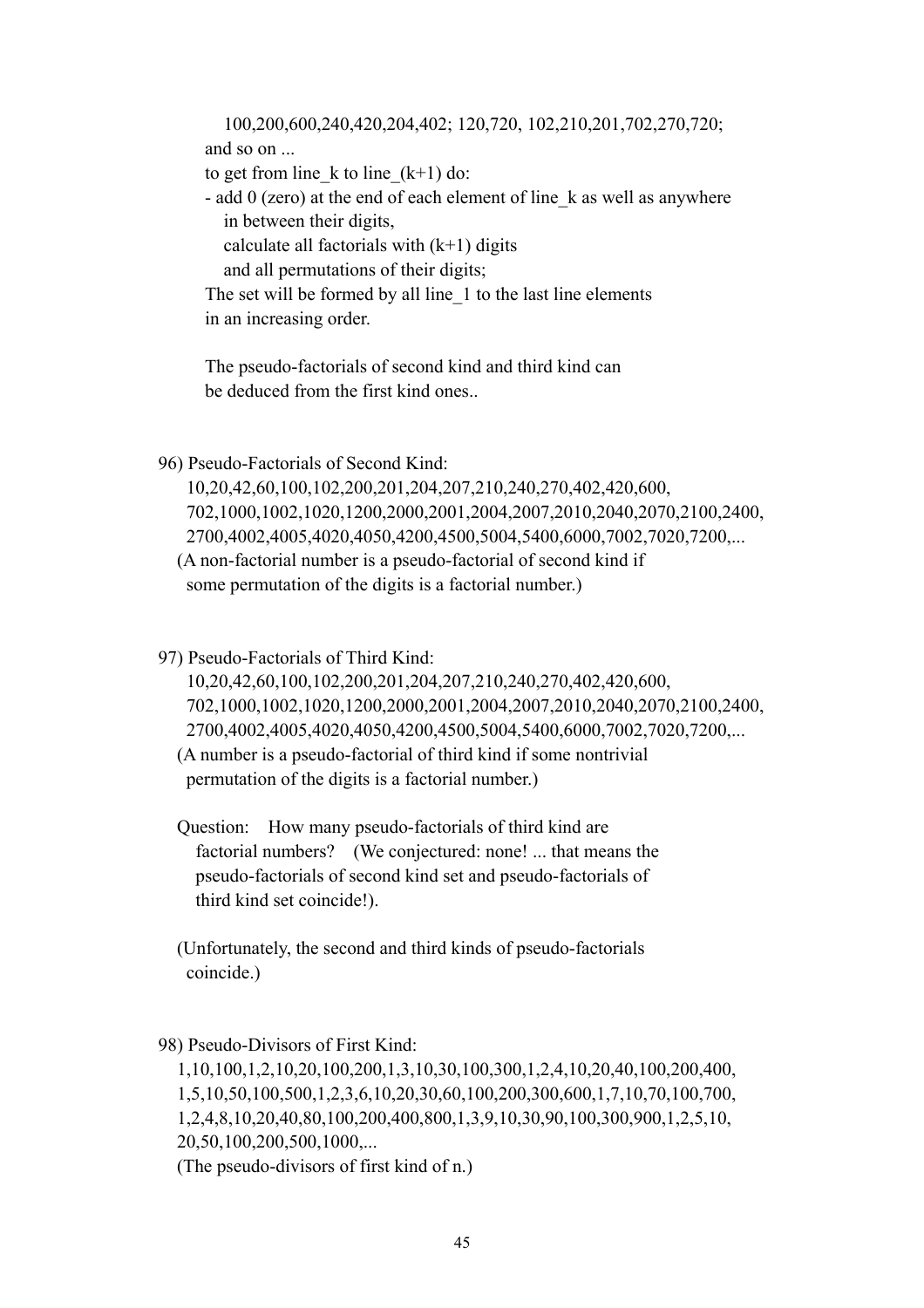100,200,600,240,420,204,402; 120,720, 102,210,201,702,270,720;
and so on ...
to get from line_k to line_(k+1) do:
- add 0 (zero) at the end of each element of line_k as well as anywhere in between their digits,
  calculate all factorials with (k+1) digits
  and all permutations of their digits;
The set will be formed by all line_1 to the last line elements in an increasing order.

The pseudo-factorials of second kind and third kind can be deduced from the first kind ones..

96) Pseudo-Factorials of Second Kind:

10,20,42,60,100,102,200,201,204,207,210,240,270,402,420,600,
702,1000,1002,1020,1200,2000,2001,2004,2007,2010,2040,2070,2100,2400,
2700,4002,4005,4020,4050,4200,4500,5004,5400,6000,7002,7020,7200,...

(A non-factorial number is a pseudo-factorial of second kind if some permutation of the digits is a factorial number.)

97) Pseudo-Factorials of Third Kind:

10,20,42,60,100,102,200,201,204,207,210,240,270,402,420,600,
702,1000,1002,1020,1200,2000,2001,2004,2007,2010,2040,2070,2100,2400,
2700,4002,4005,4020,4050,4200,4500,5004,5400,6000,7002,7020,7200,...

(A number is a pseudo-factorial of third kind if some nontrivial permutation of the digits is a factorial number.)

Question: How many pseudo-factorials of third kind are factorial numbers? (We conjectured: none! ... that means the pseudo-factorials of second kind set and pseudo-factorials of third kind set coincide!).

(Unfortunately, the second and third kinds of pseudo-factorials coincide.)

98) Pseudo-Divisors of First Kind:

1,10,100,1,2,10,20,100,200,1,3,10,30,100,300,1,2,4,10,20,40,100,200,400,
1,5,10,50,100,500,1,2,3,6,10,20,30,60,100,200,300,600,1,7,10,70,100,700,
1,2,4,8,10,20,40,80,100,200,400,800,1,3,9,10,30,90,100,300,900,1,2,5,10,
20,50,100,200,500,1000,...

(The pseudo-divisors of first kind of n.)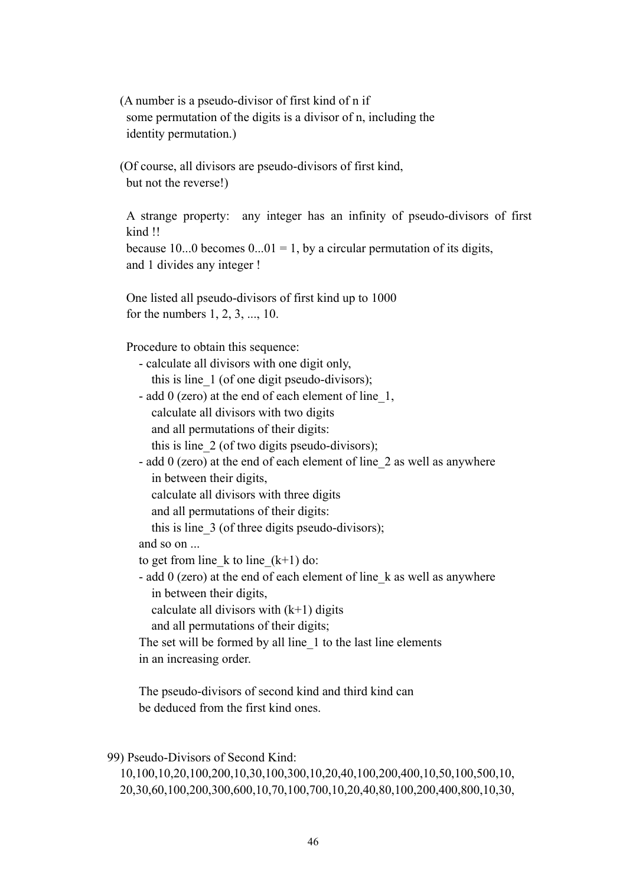(A number is a pseudo-divisor of first kind of n if some permutation of the digits is a divisor of n, including the identity permutation.)

(Of course, all divisors are pseudo-divisors of first kind, but not the reverse!)

A strange property: any integer has an infinity of pseudo-divisors of first kind !!
because 10...0 becomes 0...01 = 1, by a circular permutation of its digits, and 1 divides any integer !

One listed all pseudo-divisors of first kind up to 1000 for the numbers 1, 2, 3, ..., 10.

Procedure to obtain this sequence:

- calculate all divisors with one digit only,
  this is line_1 (of one digit pseudo-divisors);
- add 0 (zero) at the end of each element of line_1,
  calculate all divisors with two digits
  and all permutations of their digits:
  this is line_2 (of two digits pseudo-divisors);
- add 0 (zero) at the end of each element of line_2 as well as anywhere
  in between their digits,
  calculate all divisors with three digits
  and all permutations of their digits:
  this is line_3 (of three digits pseudo-divisors);

and so on ...
to get from line_k to line_(k+1) do:

- add 0 (zero) at the end of each element of line_k as well as anywhere
  in between their digits,
  calculate all divisors with (k+1) digits
  and all permutations of their digits;

The set will be formed by all line_1 to the last line elements in an increasing order.

The pseudo-divisors of second kind and third kind can be deduced from the first kind ones.

99) Pseudo-Divisors of Second Kind:
10,100,10,20,100,200,10,30,100,300,10,20,40,100,200,400,10,50,100,500,10,
20,30,60,100,200,300,600,10,70,100,700,10,20,40,80,100,200,400,800,10,30,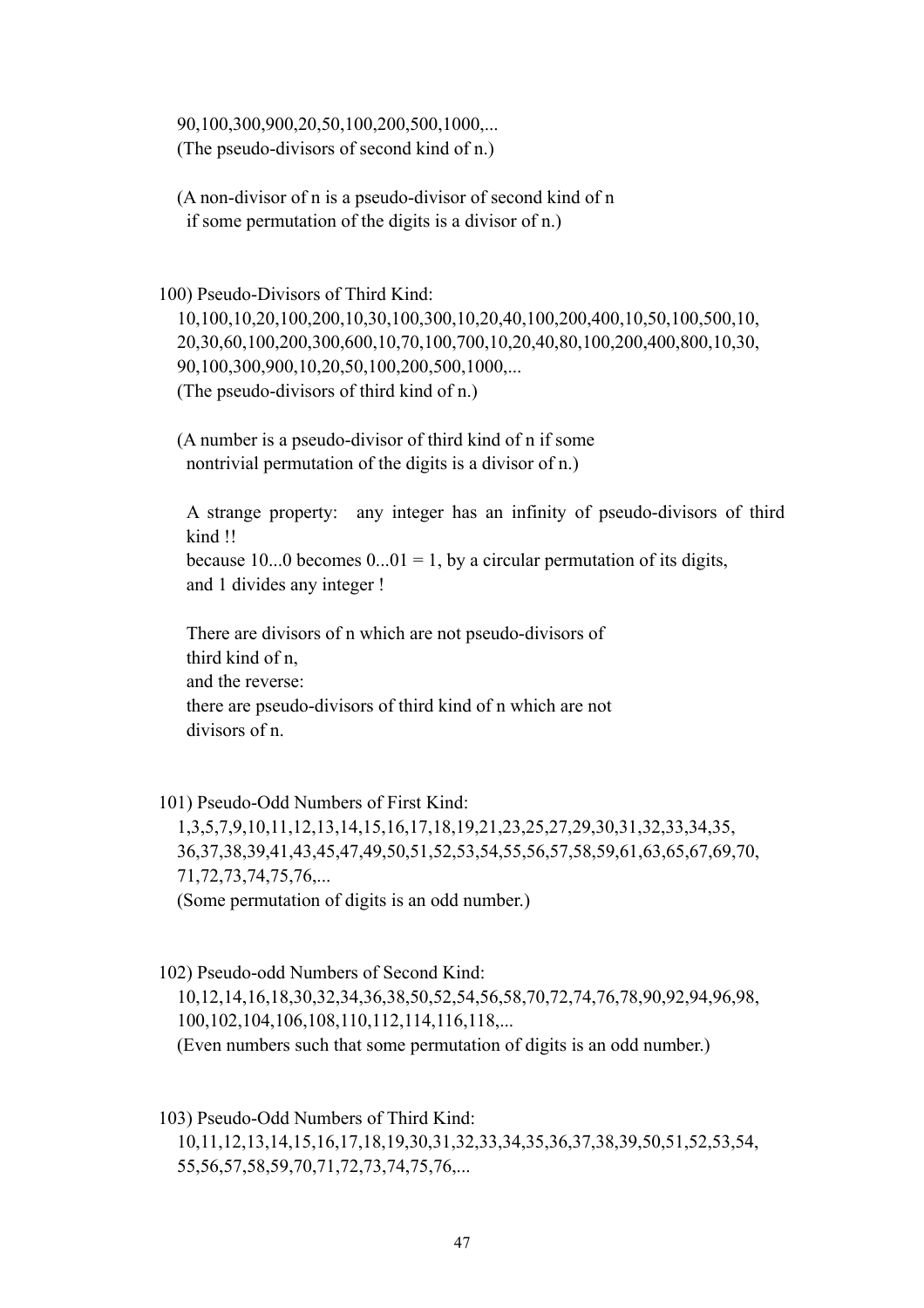90,100,300,900,20,50,100,200,500,1000,...
(The pseudo-divisors of second kind of n.)

(A non-divisor of n is a pseudo-divisor of second kind of n if some permutation of the digits is a divisor of n.)

100) Pseudo-Divisors of Third Kind:

10,100,10,20,100,200,10,30,100,300,10,20,40,100,200,400,10,50,100,500,10,20,30,60,100,200,300,600,10,70,100,700,10,20,40,80,100,200,400,800,10,30,90,100,300,900,10,20,50,100,200,500,1000,...
(The pseudo-divisors of third kind of n.)

(A number is a pseudo-divisor of third kind of n if some nontrivial permutation of the digits is a divisor of n.)

A strange property: any integer has an infinity of pseudo-divisors of third kind !!
because 10...0 becomes 0...01 = 1, by a circular permutation of its digits, and 1 divides any integer !

There are divisors of n which are not pseudo-divisors of third kind of n,
and the reverse:
there are pseudo-divisors of third kind of n which are not divisors of n.

101) Pseudo-Odd Numbers of First Kind:

1,3,5,7,9,10,11,12,13,14,15,16,17,18,19,21,23,25,27,29,30,31,32,33,34,35,36,37,38,39,41,43,45,47,49,50,51,52,53,54,55,56,57,58,59,61,63,65,67,69,70,71,72,73,74,75,76,...
(Some permutation of digits is an odd number.)

102) Pseudo-odd Numbers of Second Kind:

10,12,14,16,18,30,32,34,36,38,50,52,54,56,58,70,72,74,76,78,90,92,94,96,98,100,102,104,106,108,110,112,114,116,118,...
(Even numbers such that some permutation of digits is an odd number.)

103) Pseudo-Odd Numbers of Third Kind:

10,11,12,13,14,15,16,17,18,19,30,31,32,33,34,35,36,37,38,39,50,51,52,53,54,55,56,57,58,59,70,71,72,73,74,75,76,...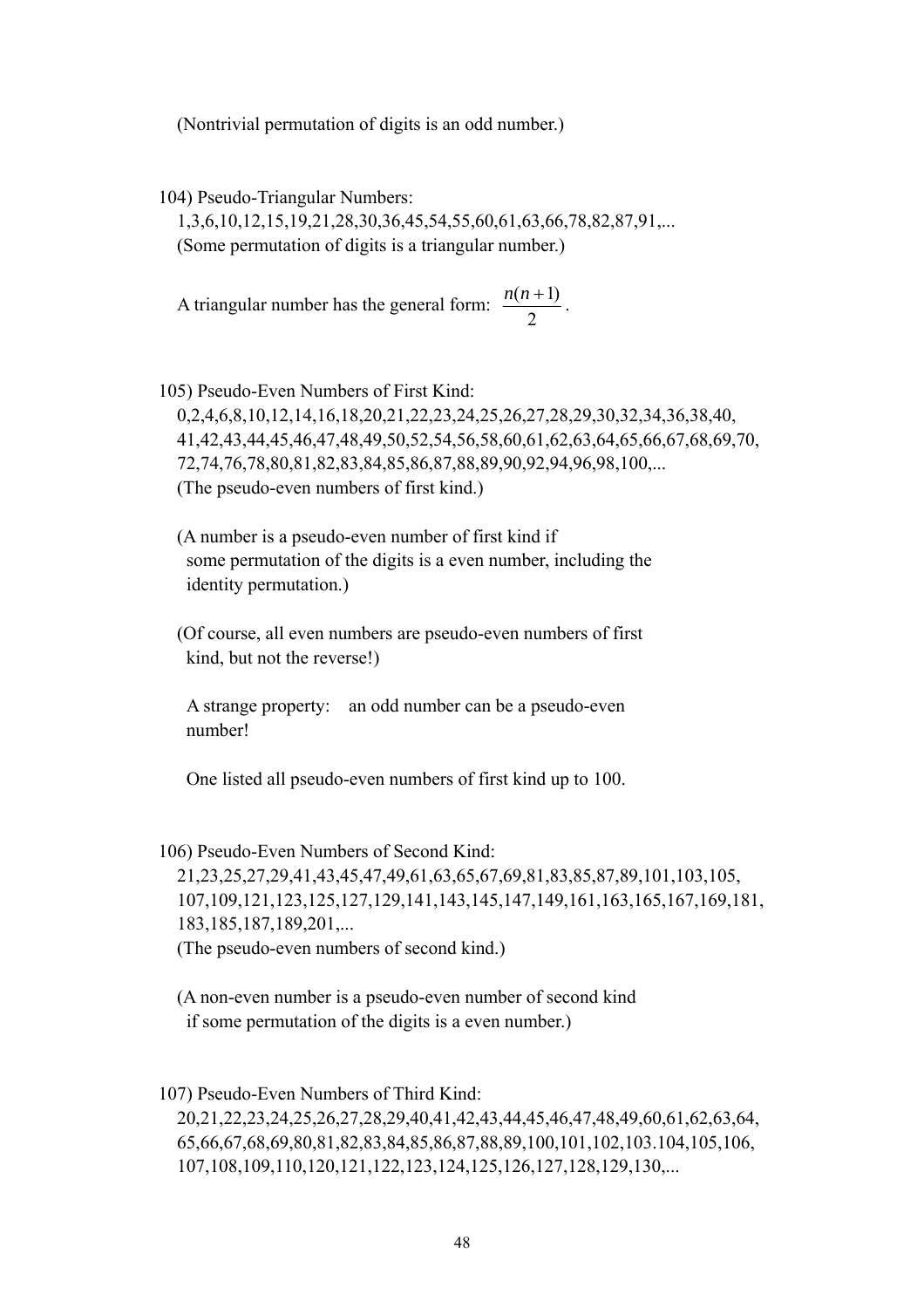(Nontrivial permutation of digits is an odd number.)

104) Pseudo-Triangular Numbers:

1,3,6,10,12,15,19,21,28,30,36,45,54,55,60,61,63,66,78,82,87,91,...
(Some permutation of digits is a triangular number.)

A triangular number has the general form: $\frac{n(n+1)}{2}$.

105) Pseudo-Even Numbers of First Kind:

0,2,4,6,8,10,12,14,16,18,20,21,22,23,24,25,26,27,28,29,30,32,34,36,38,40,
41,42,43,44,45,46,47,48,49,50,52,54,56,58,60,61,62,63,64,65,66,67,68,69,70,
72,74,76,78,80,81,82,83,84,85,86,87,88,89,90,92,94,96,98,100,...
(The pseudo-even numbers of first kind.)

(A number is a pseudo-even number of first kind if some permutation of the digits is a even number, including the identity permutation.)

(Of course, all even numbers are pseudo-even numbers of first kind, but not the reverse!)

A strange property: an odd number can be a pseudo-even number!

One listed all pseudo-even numbers of first kind up to 100.

106) Pseudo-Even Numbers of Second Kind:

21,23,25,27,29,41,43,45,47,49,61,63,65,67,69,81,83,85,87,89,101,103,105,
107,109,121,123,125,127,129,141,143,145,147,149,161,163,165,167,169,181,
183,185,187,189,201,...
(The pseudo-even numbers of second kind.)

(A non-even number is a pseudo-even number of second kind if some permutation of the digits is a even number.)

107) Pseudo-Even Numbers of Third Kind:

20,21,22,23,24,25,26,27,28,29,40,41,42,43,44,45,46,47,48,49,60,61,62,63,64,
65,66,67,68,69,80,81,82,83,84,85,86,87,88,89,100,101,102,103.104,105,106,
107,108,109,110,120,121,122,123,124,125,126,127,128,129,130,...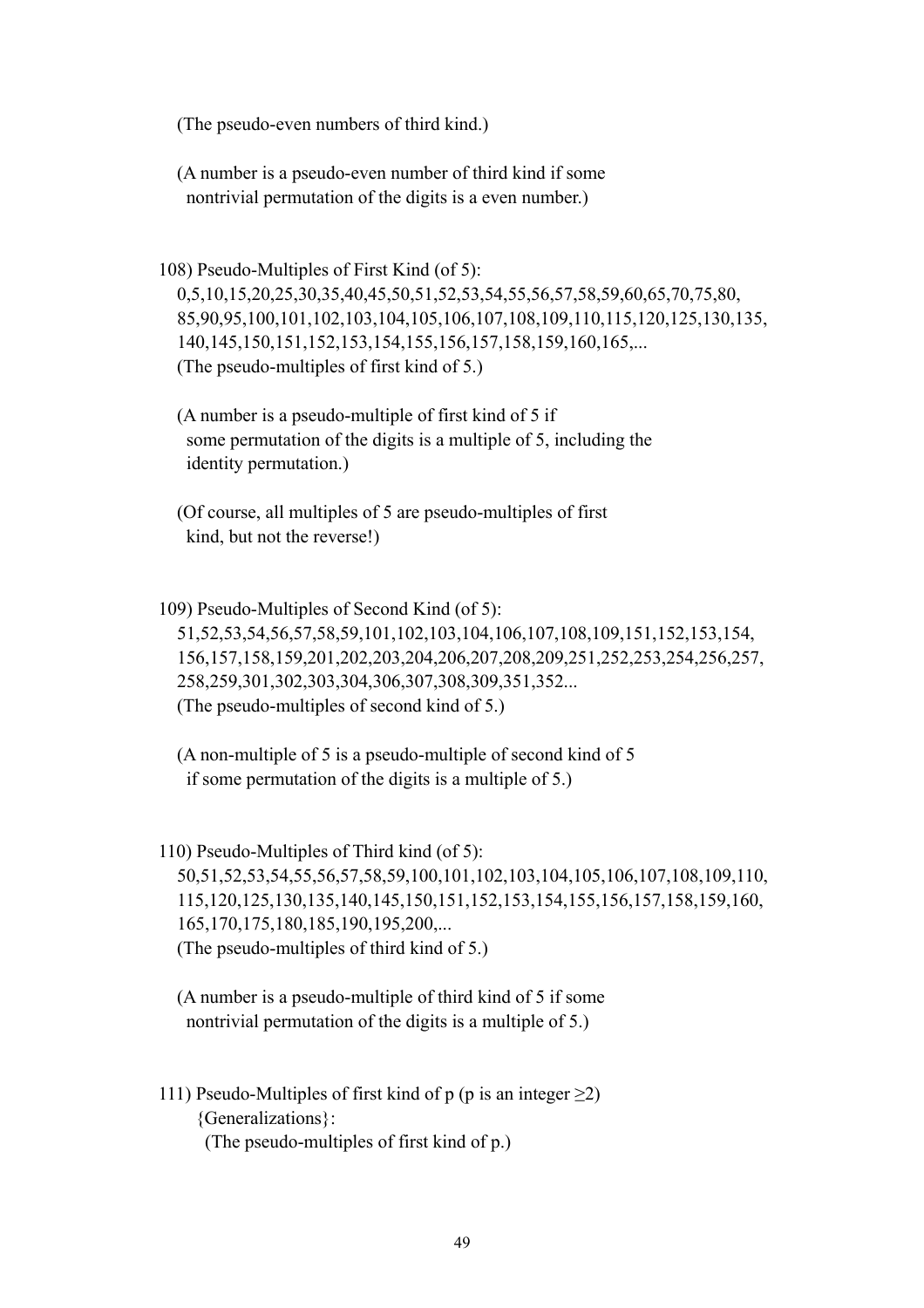(The pseudo-even numbers of third kind.)

(A number is a pseudo-even number of third kind if some nontrivial permutation of the digits is a even number.)

108) Pseudo-Multiples of First Kind (of 5):
0,5,10,15,20,25,30,35,40,45,50,51,52,53,54,55,56,57,58,59,60,65,70,75,80, 85,90,95,100,101,102,103,104,105,106,107,108,109,110,115,120,125,130,135, 140,145,150,151,152,153,154,155,156,157,158,159,160,165,...
(The pseudo-multiples of first kind of 5.)

(A number is a pseudo-multiple of first kind of 5 if some permutation of the digits is a multiple of 5, including the identity permutation.)

(Of course, all multiples of 5 are pseudo-multiples of first kind, but not the reverse!)

109) Pseudo-Multiples of Second Kind (of 5):
51,52,53,54,56,57,58,59,101,102,103,104,106,107,108,109,151,152,153,154, 156,157,158,159,201,202,203,204,206,207,208,209,251,252,253,254,256,257, 258,259,301,302,303,304,306,307,308,309,351,352...
(The pseudo-multiples of second kind of 5.)

(A non-multiple of 5 is a pseudo-multiple of second kind of 5 if some permutation of the digits is a multiple of 5.)

110) Pseudo-Multiples of Third kind (of 5):
50,51,52,53,54,55,56,57,58,59,100,101,102,103,104,105,106,107,108,109,110, 115,120,125,130,135,140,145,150,151,152,153,154,155,156,157,158,159,160, 165,170,175,180,185,190,195,200,...
(The pseudo-multiples of third kind of 5.)

(A number is a pseudo-multiple of third kind of 5 if some nontrivial permutation of the digits is a multiple of 5.)

111) Pseudo-Multiples of first kind of p (p is an integer $\geq 2$) {Generalizations}:
(The pseudo-multiples of first kind of p.)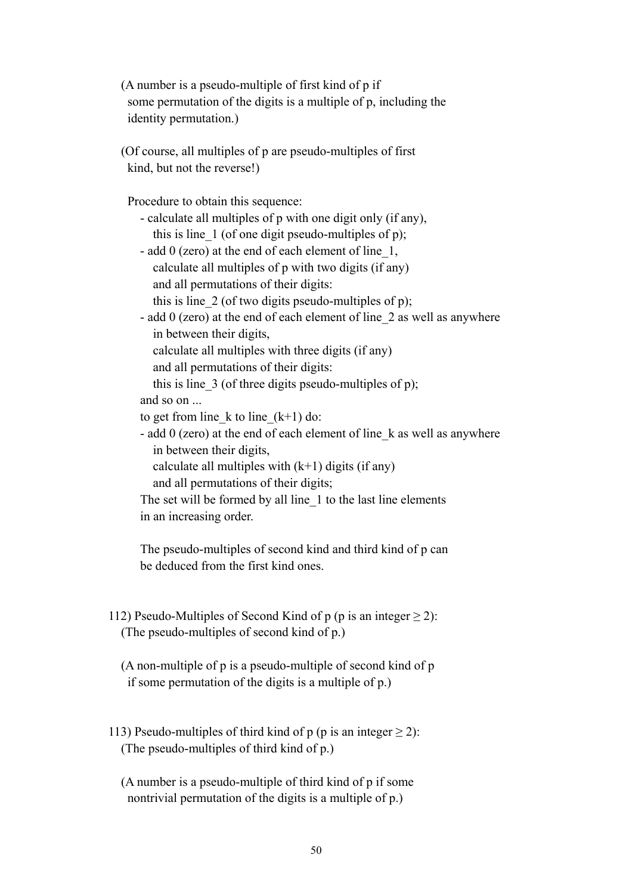(A number is a pseudo-multiple of first kind of p if some permutation of the digits is a multiple of p, including the identity permutation.)

(Of course, all multiples of p are pseudo-multiples of first kind, but not the reverse!)

Procedure to obtain this sequence:

- calculate all multiples of p with one digit only (if any), this is line_1 (of one digit pseudo-multiples of p);
- add 0 (zero) at the end of each element of line_1, calculate all multiples of p with two digits (if any) and all permutations of their digits: this is line_2 (of two digits pseudo-multiples of p);
- add 0 (zero) at the end of each element of line_2 as well as anywhere in between their digits, calculate all multiples with three digits (if any) and all permutations of their digits: this is line_3 (of three digits pseudo-multiples of p);

and so on ...

to get from line_k to line_(k+1) do:

- add 0 (zero) at the end of each element of line_k as well as anywhere in between their digits, calculate all multiples with (k+1) digits (if any) and all permutations of their digits;

The set will be formed by all line_1 to the last line elements in an increasing order.

The pseudo-multiples of second kind and third kind of p can be deduced from the first kind ones.

112) Pseudo-Multiples of Second Kind of p (p is an integer ≥ 2):
(The pseudo-multiples of second kind of p.)

(A non-multiple of p is a pseudo-multiple of second kind of p if some permutation of the digits is a multiple of p.)

113) Pseudo-multiples of third kind of p (p is an integer ≥ 2):
(The pseudo-multiples of third kind of p.)

(A number is a pseudo-multiple of third kind of p if some nontrivial permutation of the digits is a multiple of p.)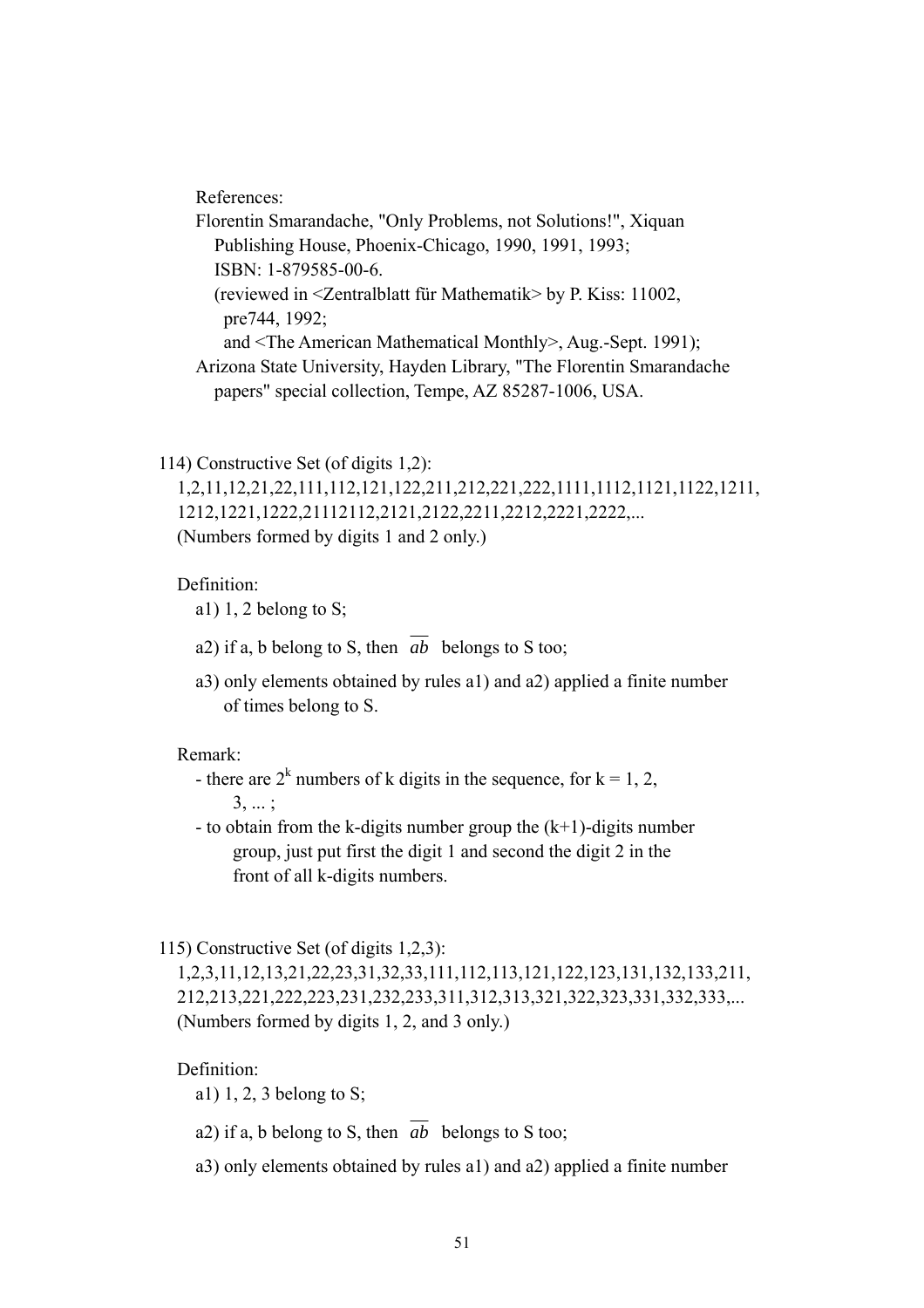References:

Florentin Smarandache, "Only Problems, not Solutions!", Xiquan Publishing House, Phoenix-Chicago, 1990, 1991, 1993; ISBN: 1-879585-00-6.
(reviewed in <Zentralblatt für Mathematik> by P. Kiss: 11002, pre744, 1992;
and <The American Mathematical Monthly>, Aug.-Sept. 1991);

Arizona State University, Hayden Library, "The Florentin Smarandache papers" special collection, Tempe, AZ 85287-1006, USA.

114) Constructive Set (of digits 1,2):

1,2,11,12,21,22,111,112,121,122,211,212,221,222,1111,1112,1121,1122,1211,1212,1221,1222,21112112,2121,2122,2211,2212,2221,2222,...
(Numbers formed by digits 1 and 2 only.)

Definition:

a1) 1, 2 belong to S;

a2) if a, b belong to S, then $\overline{ab}$ belongs to S too;

a3) only elements obtained by rules a1) and a2) applied a finite number of times belong to S.

Remark:

- there are $2^k$ numbers of k digits in the sequence, for k = 1, 2, 3, ... ;
- to obtain from the k-digits number group the (k+1)-digits number group, just put first the digit 1 and second the digit 2 in the front of all k-digits numbers.

115) Constructive Set (of digits 1,2,3):

1,2,3,11,12,13,21,22,23,31,32,33,111,112,113,121,122,123,131,132,133,211,212,213,221,222,223,231,232,233,311,312,313,321,322,323,331,332,333,...
(Numbers formed by digits 1, 2, and 3 only.)

Definition:

a1) 1, 2, 3 belong to S;

a2) if a, b belong to S, then $\overline{ab}$ belongs to S too;

a3) only elements obtained by rules a1) and a2) applied a finite number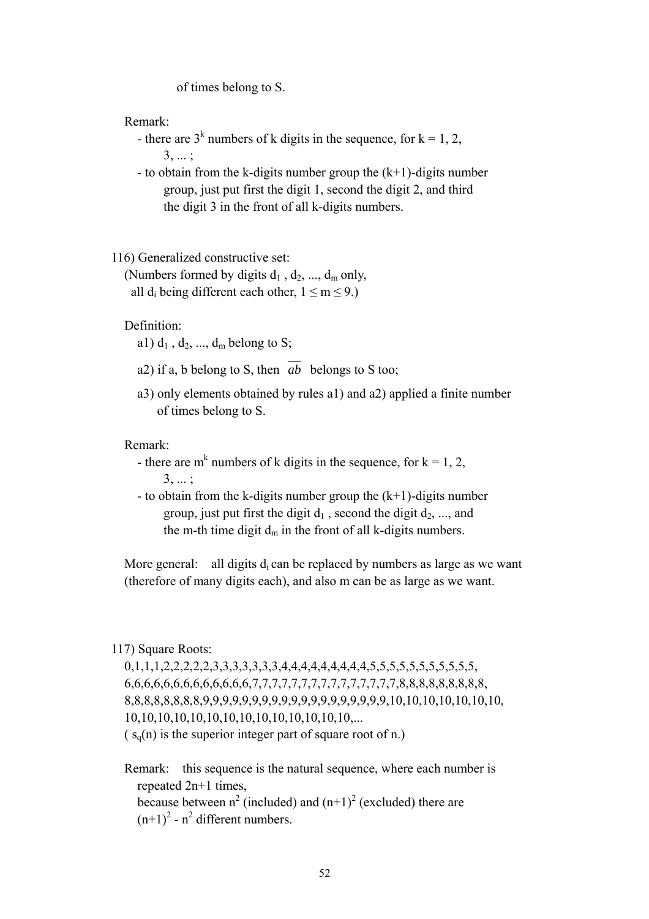of times belong to S.

Remark:

- there are $3^k$ numbers of k digits in the sequence, for k = 1, 2, 3, ... ;
- to obtain from the k-digits number group the (k+1)-digits number group, just put first the digit 1, second the digit 2, and third the digit 3 in the front of all k-digits numbers.

116) Generalized constructive set:

(Numbers formed by digits $d_1$ , $d_2$, ..., $d_m$ only, all $d_i$ being different each other, $1 \leq m \leq 9$.)

Definition:

a1) $d_1$ , $d_2$, ..., $d_m$ belong to S;

a2) if a, b belong to S, then $\overline{ab}$ belongs to S too;

a3) only elements obtained by rules a1) and a2) applied a finite number of times belong to S.

Remark:

- there are $m^k$ numbers of k digits in the sequence, for k = 1, 2, 3, ... ;
- to obtain from the k-digits number group the (k+1)-digits number group, just put first the digit $d_1$ , second the digit $d_2$, ..., and the m-th time digit $d_m$ in the front of all k-digits numbers.

More general: all digits $d_i$ can be replaced by numbers as large as we want (therefore of many digits each), and also m can be as large as we want.

117) Square Roots:

0,1,1,1,2,2,2,2,2,3,3,3,3,3,3,3,4,4,4,4,4,4,4,4,4,5,5,5,5,5,5,5,5,5,5,5,
6,6,6,6,6,6,6,6,6,6,6,6,6,7,7,7,7,7,7,7,7,7,7,7,7,7,7,7,8,8,8,8,8,8,8,8,8,
8,8,8,8,8,8,8,8,9,9,9,9,9,9,9,9,9,9,9,9,9,9,9,9,9,9,9,10,10,10,10,10,10,10,
10,10,10,10,10,10,10,10,10,10,10,10,10,10,...

( $s_q(n)$ is the superior integer part of square root of n.)

Remark: this sequence is the natural sequence, where each number is repeated 2n+1 times,
because between $n^2$ (included) and $(n+1)^2$ (excluded) there are $(n+1)^2 - n^2$ different numbers.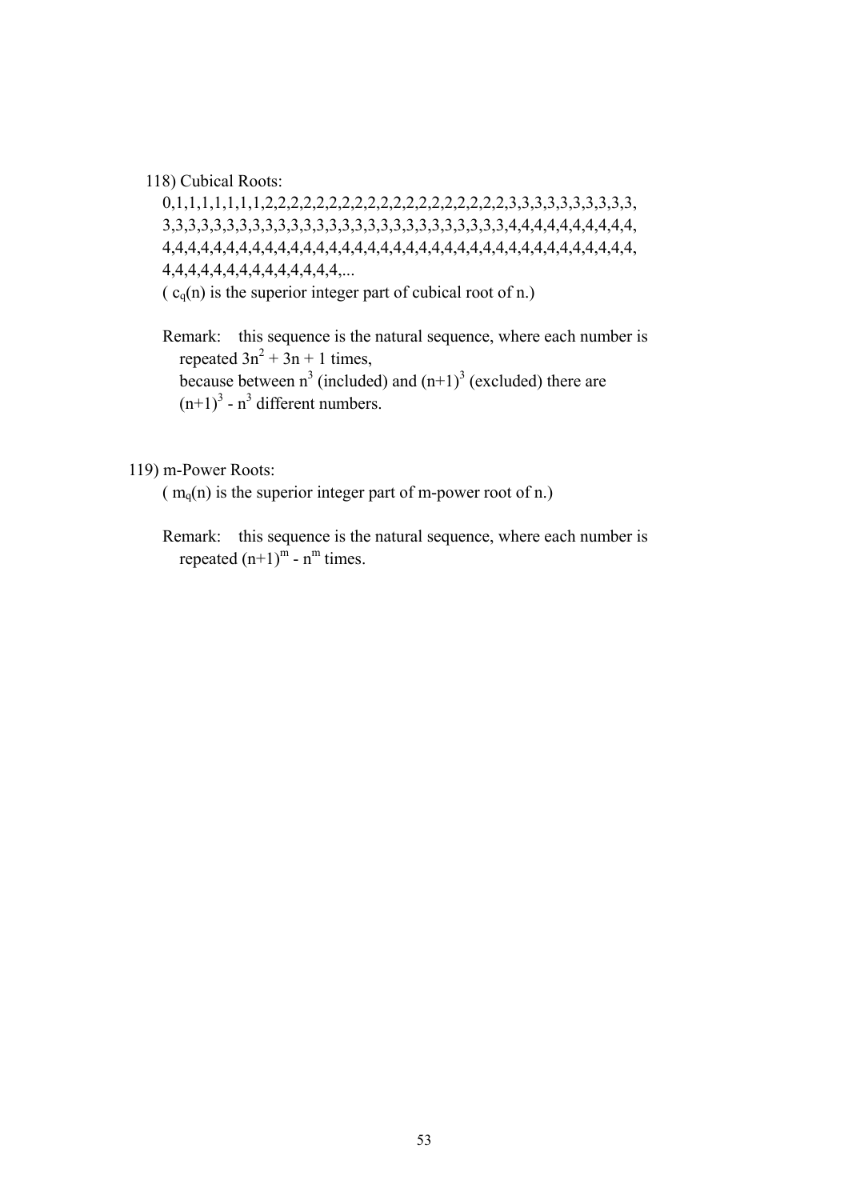118) Cubical Roots:

0,1,1,1,1,1,1,1,2,2,2,2,2,2,2,2,2,2,2,2,2,2,2,2,2,2,2,2,2,3,3,3,3,3,3,3,3,3,3,
3,3,3,3,3,3,3,3,3,3,3,3,3,3,3,3,3,3,3,3,3,3,3,3,3,3,3,3,3,4,4,4,4,4,4,4,4,4,4,4,
4,4,4,4,4,4,4,4,4,4,4,4,4,4,4,4,4,4,4,4,4,4,4,4,4,4,4,4,4,4,4,4,4,4,4,4,4,4,4,4,
4,4,4,4,4,4,4,4,4,4,4,4,4,4,4,4,...

( $c_q(n)$ is the superior integer part of cubical root of n.)

Remark: this sequence is the natural sequence, where each number is repeated $3n^2 + 3n + 1$ times,
because between $n^3$ (included) and $(n+1)^3$ (excluded) there are $(n+1)^3 - n^3$ different numbers.

119) m-Power Roots:

( $m_q(n)$ is the superior integer part of m-power root of n.)

Remark: this sequence is the natural sequence, where each number is repeated $(n+1)^m - n^m$ times.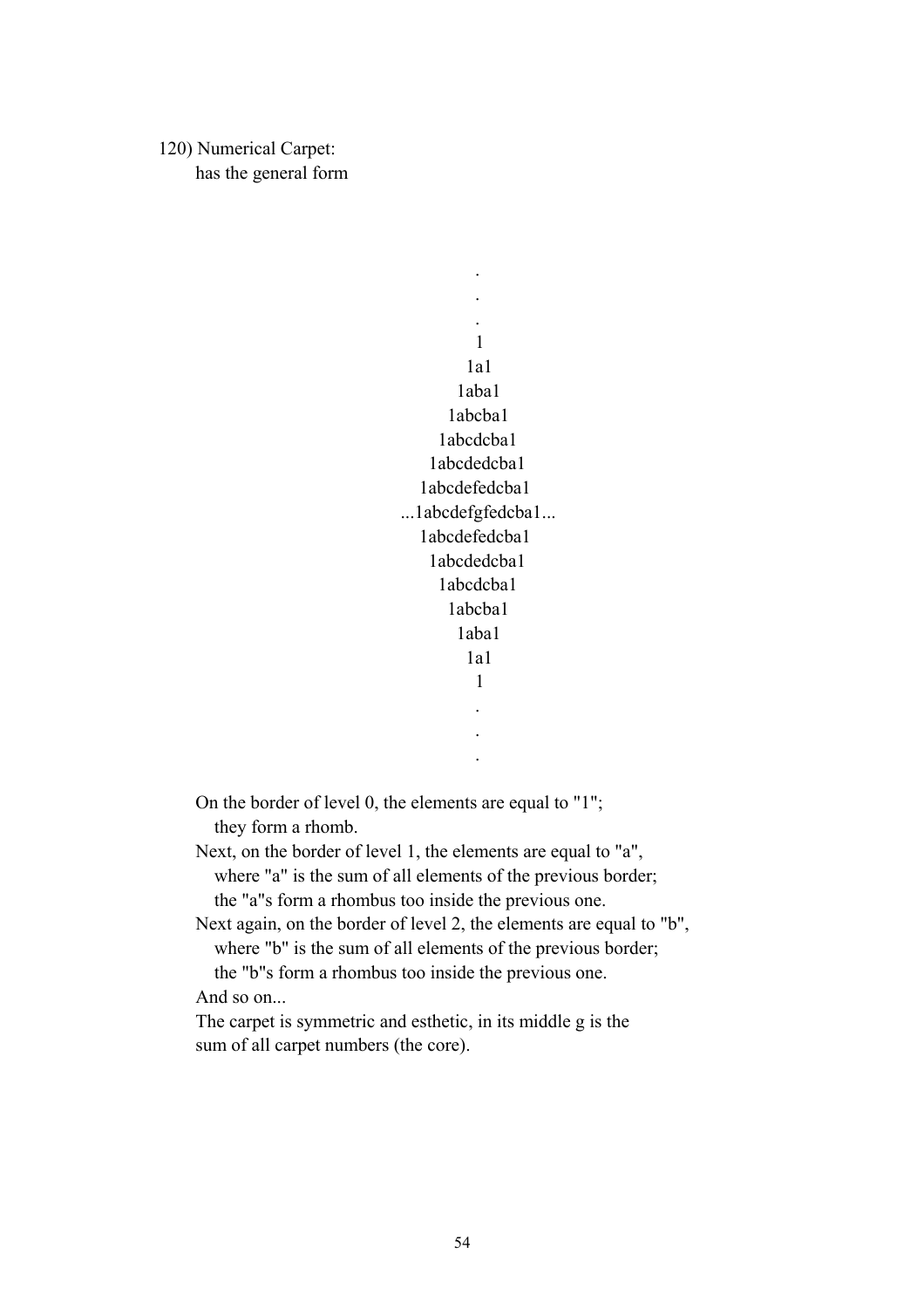120) Numerical Carpet:
has the general form

```
                .
                .
                .
                1
               1a1
              1aba1
             1abcba1
            1abcdcba1
           1abcdedcba1
          1abcdefedcba1
     ...1abcdefgfedcba1...
          1abcdefedcba1
           1abcdedcba1
            1abcdcba1
             1abcba1
              1aba1
               1a1
                1
                .
                .
                .
```

On the border of level 0, the elements are equal to "1";
they form a rhomb.

Next, on the border of level 1, the elements are equal to "a",
where "a" is the sum of all elements of the previous border;
the "a"s form a rhombus too inside the previous one.

Next again, on the border of level 2, the elements are equal to "b",
where "b" is the sum of all elements of the previous border;
the "b"s form a rhombus too inside the previous one.

And so on...

The carpet is symmetric and esthetic, in its middle g is the
sum of all carpet numbers (the core).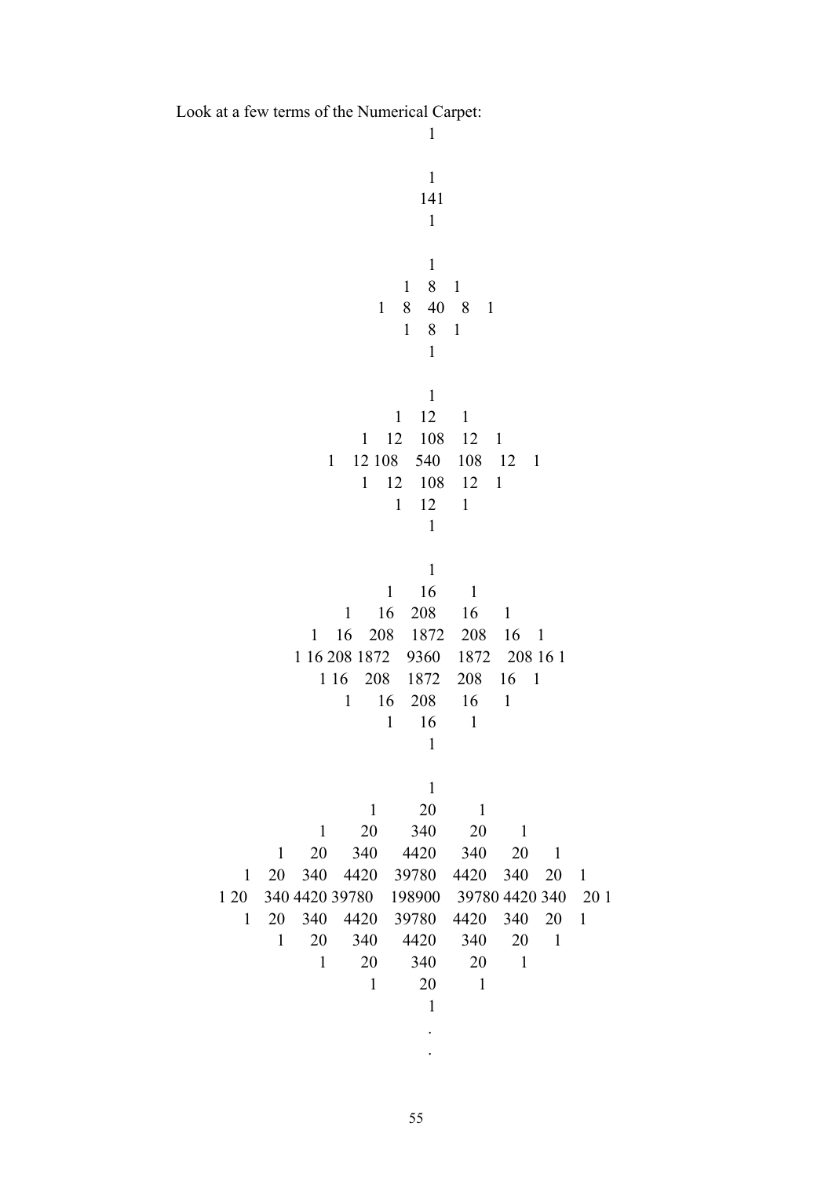Look at a few terms of the Numerical Carpet:

```
                              1

                              1
                             141
                              1

                              1
                           1  8  1
                        1  8  40  8  1
                           1  8  1
                              1

                              1
                         1   12   1
                     1  12  108  12  1
                 1  12 108  540  108  12  1
                     1  12  108  12  1
                         1   12   1
                              1

                              1
                        1    16    1
                    1   16   208   16   1
               1  16  208  1872  208  16  1
            1 16 208 1872  9360  1872  208 16 1
               1 16  208  1872  208  16  1
                    1   16   208   16   1
                        1    16    1
                              1

                              1
                       1      20      1
                  1     20    340    20     1
             1   20   340   4420   340   20   1
         1   20  340  4420  39780  4420  340  20   1
      1 20  340 4420 39780  198900  39780 4420 340  20 1
         1   20  340  4420  39780  4420  340  20   1
             1   20   340   4420   340   20   1
                  1     20    340    20     1
                       1      20      1
                              1
                              .
                              .
```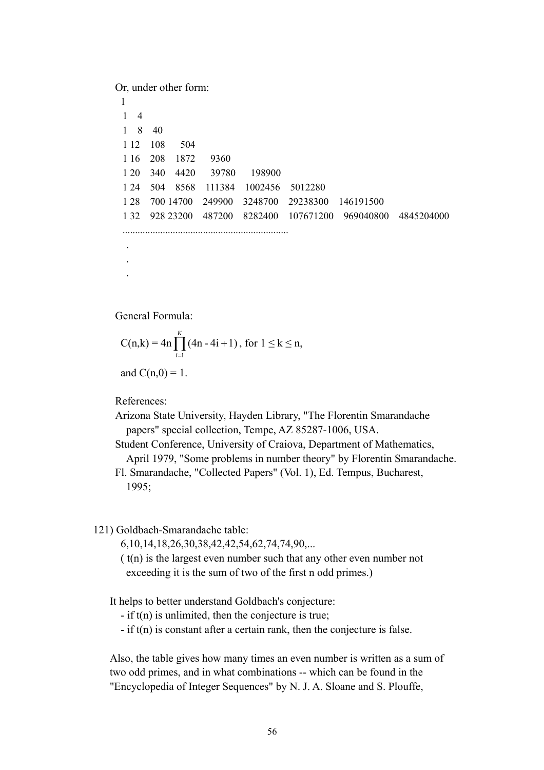Or, under other form:

```
1
1    4
1    8    40
1 12    108     504
1 16    208    1872     9360
1 20    340    4420     39780     198900
1 24    504    8568    111384    1002456    5012280
1 28    700 14700    249900    3248700    29238300    146191500
1 32    928 23200    487200    8282400    107671200    969040800    4845204000
..................................................................
 .
 .
 .
```

General Formula:

$$C(n,k) = 4n\prod_{i=1}^{K}(4n - 4i + 1), \text{ for } 1 \leq k \leq n,$$

and $C(n,0) = 1$.

References:

Arizona State University, Hayden Library, "The Florentin Smarandache papers" special collection, Tempe, AZ 85287-1006, USA.

Student Conference, University of Craiova, Department of Mathematics, April 1979, "Some problems in number theory" by Florentin Smarandache.

Fl. Smarandache, "Collected Papers" (Vol. 1), Ed. Tempus, Bucharest, 1995;

121) Goldbach-Smarandache table:

6,10,14,18,26,30,38,42,42,54,62,74,74,90,...

( t(n) is the largest even number such that any other even number not exceeding it is the sum of two of the first n odd primes.)

It helps to better understand Goldbach's conjecture:

- if t(n) is unlimited, then the conjecture is true;
- if t(n) is constant after a certain rank, then the conjecture is false.

Also, the table gives how many times an even number is written as a sum of two odd primes, and in what combinations -- which can be found in the "Encyclopedia of Integer Sequences" by N. J. A. Sloane and S. Plouffe,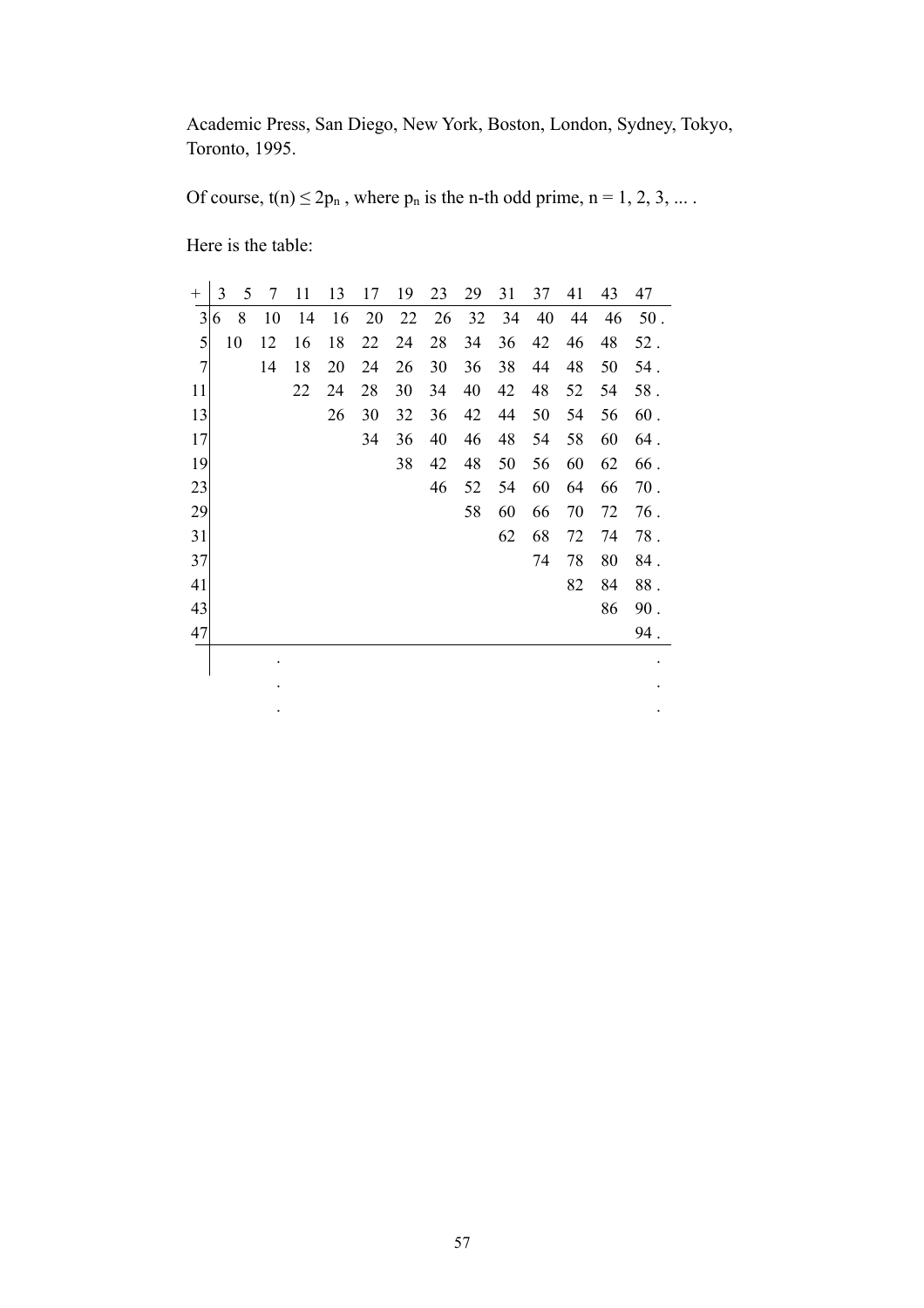Academic Press, San Diego, New York, Boston, London, Sydney, Tokyo, Toronto, 1995.

Of course, $t(n) \leq 2p_n$ , where $p_n$ is the n-th odd prime, n = 1, 2, 3, ... .

Here is the table:

| + | 3 | 5 | 7 | 11 | 13 | 17 | 19 | 23 | 29 | 31 | 37 | 41 | 43 | 47 |
|---|---|---|---|---|---|---|---|---|---|---|---|---|---|---|
| 3 | 6 | 8 | 10 | 14 | 16 | 20 | 22 | 26 | 32 | 34 | 40 | 44 | 46 | 50 . |
| 5 | | 10 | 12 | 16 | 18 | 22 | 24 | 28 | 34 | 36 | 42 | 46 | 48 | 52 . |
| 7 | | | 14 | 18 | 20 | 24 | 26 | 30 | 36 | 38 | 44 | 48 | 50 | 54 . |
| 11 | | | | 22 | 24 | 28 | 30 | 34 | 40 | 42 | 48 | 52 | 54 | 58 . |
| 13 | | | | | 26 | 30 | 32 | 36 | 42 | 44 | 50 | 54 | 56 | 60 . |
| 17 | | | | | | 34 | 36 | 40 | 46 | 48 | 54 | 58 | 60 | 64 . |
| 19 | | | | | | | 38 | 42 | 48 | 50 | 56 | 60 | 62 | 66 . |
| 23 | | | | | | | | 46 | 52 | 54 | 60 | 64 | 66 | 70 . |
| 29 | | | | | | | | | 58 | 60 | 66 | 70 | 72 | 76 . |
| 31 | | | | | | | | | | 62 | 68 | 72 | 74 | 78 . |
| 37 | | | | | | | | | | | 74 | 78 | 80 | 84 . |
| 41 | | | | | | | | | | | | 82 | 84 | 88 . |
| 43 | | | | | | | | | | | | | 86 | 90 . |
| 47 | | | | | | | | | | | | | | 94 . |
| | | | . | | | | | | | | | | | . |
| | | | . | | | | | | | | | | | . |
| | | | . | | | | | | | | | | | . |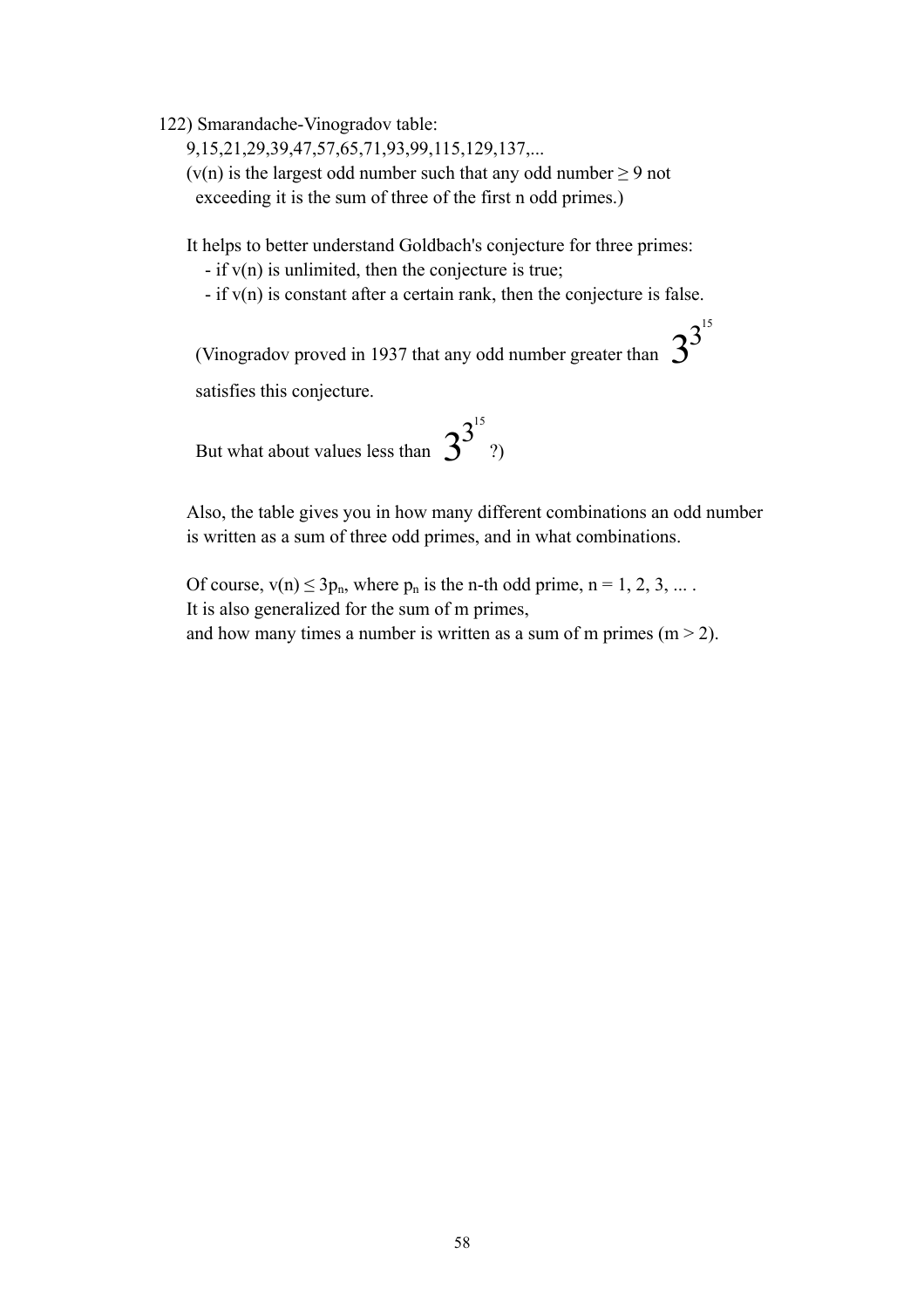122) Smarandache-Vinogradov table:

9,15,21,29,39,47,57,65,71,93,99,115,129,137,...

($v(n)$ is the largest odd number such that any odd number $\geq 9$ not exceeding it is the sum of three of the first n odd primes.)

It helps to better understand Goldbach's conjecture for three primes:

- if $v(n)$ is unlimited, then the conjecture is true;
- if $v(n)$ is constant after a certain rank, then the conjecture is false.

(Vinogradov proved in 1937 that any odd number greater than $3^{3^{15}}$ satisfies this conjecture.

But what about values less than $3^{3^{15}}$ ?)

Also, the table gives you in how many different combinations an odd number is written as a sum of three odd primes, and in what combinations.

Of course, $v(n) \leq 3p_n$, where $p_n$ is the n-th odd prime, $n = 1, 2, 3, \ldots$ .
It is also generalized for the sum of m primes,
and how many times a number is written as a sum of m primes ($m > 2$).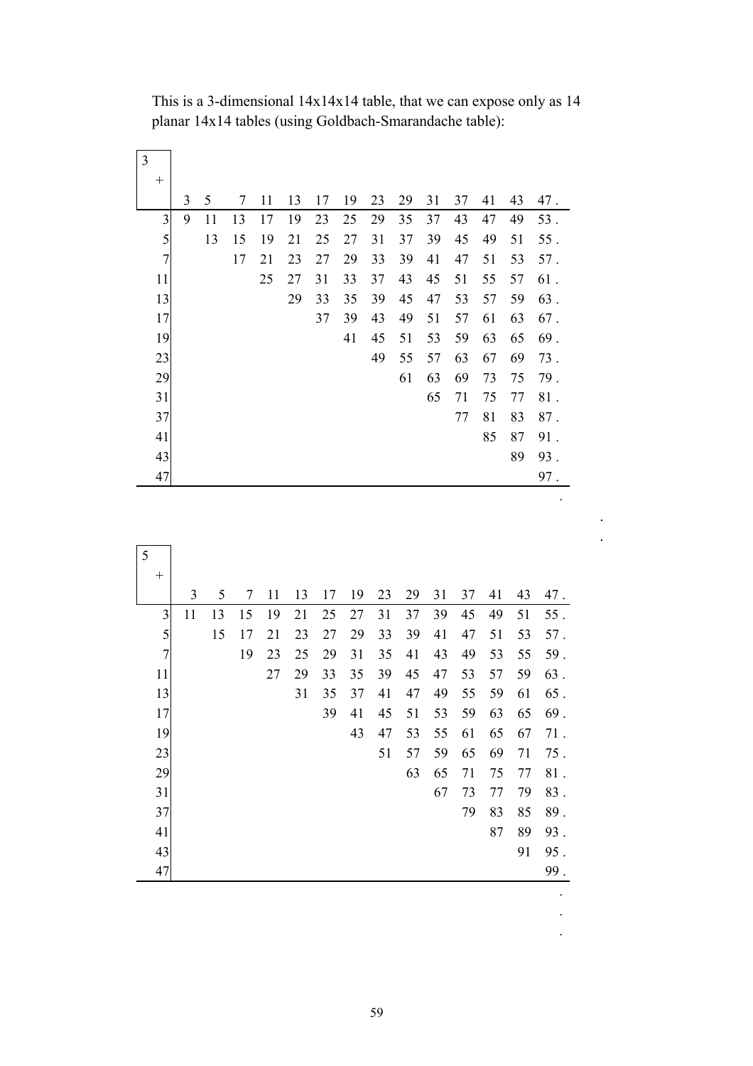This is a 3-dimensional 14x14x14 table, that we can expose only as 14 planar 14x14 tables (using Goldbach-Smarandache table):

| 3 + | 3 | 5 | 7 | 11 | 13 | 17 | 19 | 23 | 29 | 31 | 37 | 41 | 43 | 47 . |
|---|---|---|---|---|---|---|---|---|---|---|---|---|---|---|
| 3 | 9 | 11 | 13 | 17 | 19 | 23 | 25 | 29 | 35 | 37 | 43 | 47 | 49 | 53 . |
| 5 | | 13 | 15 | 19 | 21 | 25 | 27 | 31 | 37 | 39 | 45 | 49 | 51 | 55 . |
| 7 | | | 17 | 21 | 23 | 27 | 29 | 33 | 39 | 41 | 47 | 51 | 53 | 57 . |
| 11 | | | | 25 | 27 | 31 | 33 | 37 | 43 | 45 | 51 | 55 | 57 | 61 . |
| 13 | | | | | 29 | 33 | 35 | 39 | 45 | 47 | 53 | 57 | 59 | 63 . |
| 17 | | | | | | 37 | 39 | 43 | 49 | 51 | 57 | 61 | 63 | 67 . |
| 19 | | | | | | | 41 | 45 | 51 | 53 | 59 | 63 | 65 | 69 . |
| 23 | | | | | | | | 49 | 55 | 57 | 63 | 67 | 69 | 73 . |
| 29 | | | | | | | | | 61 | 63 | 69 | 73 | 75 | 79 . |
| 31 | | | | | | | | | | 65 | 71 | 75 | 77 | 81 . |
| 37 | | | | | | | | | | | 77 | 81 | 83 | 87 . |
| 41 | | | | | | | | | | | | 85 | 87 | 91 . |
| 43 | | | | | | | | | | | | | 89 | 93 . |
| 47 | | | | | | | | | | | | | | 97 . |

.
.
.

| 5 + | 3 | 5 | 7 | 11 | 13 | 17 | 19 | 23 | 29 | 31 | 37 | 41 | 43 | 47 . |
|---|---|---|---|---|---|---|---|---|---|---|---|---|---|---|
| 3 | 11 | 13 | 15 | 19 | 21 | 25 | 27 | 31 | 37 | 39 | 45 | 49 | 51 | 55 . |
| 5 | | 15 | 17 | 21 | 23 | 27 | 29 | 33 | 39 | 41 | 47 | 51 | 53 | 57 . |
| 7 | | | 19 | 23 | 25 | 29 | 31 | 35 | 41 | 43 | 49 | 53 | 55 | 59 . |
| 11 | | | | 27 | 29 | 33 | 35 | 39 | 45 | 47 | 53 | 57 | 59 | 63 . |
| 13 | | | | | 31 | 35 | 37 | 41 | 47 | 49 | 55 | 59 | 61 | 65 . |
| 17 | | | | | | 39 | 41 | 45 | 51 | 53 | 59 | 63 | 65 | 69 . |
| 19 | | | | | | | 43 | 47 | 53 | 55 | 61 | 65 | 67 | 71 . |
| 23 | | | | | | | | 51 | 57 | 59 | 65 | 69 | 71 | 75 . |
| 29 | | | | | | | | | 63 | 65 | 71 | 75 | 77 | 81 . |
| 31 | | | | | | | | | | 67 | 73 | 77 | 79 | 83 . |
| 37 | | | | | | | | | | | 79 | 83 | 85 | 89 . |
| 41 | | | | | | | | | | | | 87 | 89 | 93 . |
| 43 | | | | | | | | | | | | | 91 | 95 . |
| 47 | | | | | | | | | | | | | | 99 . |

.
.
.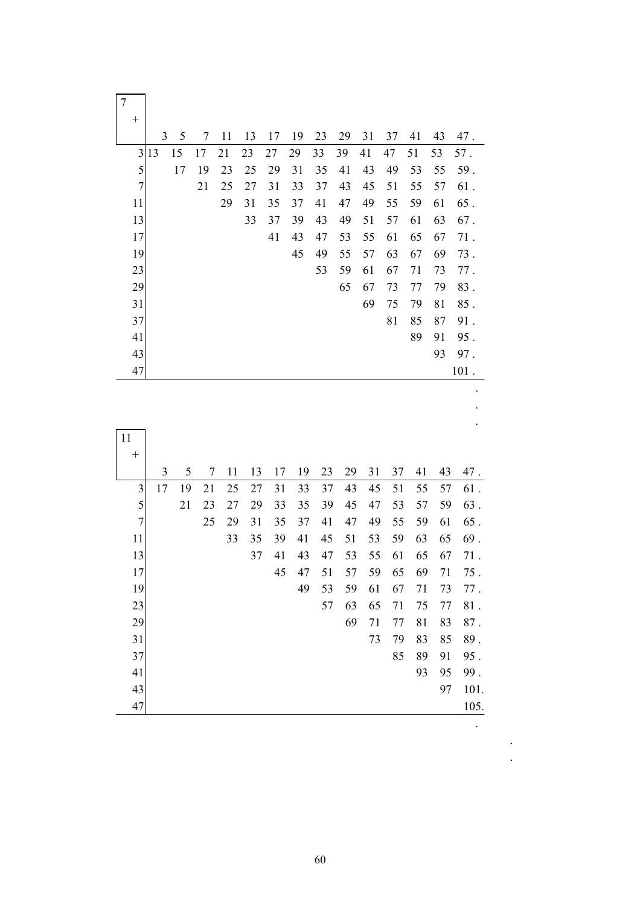| 7 + | 3 | 5 | 7 | 11 | 13 | 17 | 19 | 23 | 29 | 31 | 37 | 41 | 43 | 47 . |
|---|---|---|---|---|---|---|---|---|---|---|---|---|---|---|
| 3 | 13 | 15 | 17 | 21 | 23 | 27 | 29 | 33 | 39 | 41 | 47 | 51 | 53 | 57 . |
| 5 | | 17 | 19 | 23 | 25 | 29 | 31 | 35 | 41 | 43 | 49 | 53 | 55 | 59 . |
| 7 | | | 21 | 25 | 27 | 31 | 33 | 37 | 43 | 45 | 51 | 55 | 57 | 61 . |
| 11 | | | | 29 | 31 | 35 | 37 | 41 | 47 | 49 | 55 | 59 | 61 | 65 . |
| 13 | | | | | 33 | 37 | 39 | 43 | 49 | 51 | 57 | 61 | 63 | 67 . |
| 17 | | | | | | 41 | 43 | 47 | 53 | 55 | 61 | 65 | 67 | 71 . |
| 19 | | | | | | | 45 | 49 | 55 | 57 | 63 | 67 | 69 | 73 . |
| 23 | | | | | | | | 53 | 59 | 61 | 67 | 71 | 73 | 77 . |
| 29 | | | | | | | | | 65 | 67 | 73 | 77 | 79 | 83 . |
| 31 | | | | | | | | | | 69 | 75 | 79 | 81 | 85 . |
| 37 | | | | | | | | | | | 81 | 85 | 87 | 91 . |
| 41 | | | | | | | | | | | | 89 | 91 | 95 . |
| 43 | | | | | | | | | | | | | 93 | 97 . |
| 47 | | | | | | | | | | | | | | 101 . |

.
.
.

| 11 + | 3 | 5 | 7 | 11 | 13 | 17 | 19 | 23 | 29 | 31 | 37 | 41 | 43 | 47 . |
|---|---|---|---|---|---|---|---|---|---|---|---|---|---|---|
| 3 | 17 | 19 | 21 | 25 | 27 | 31 | 33 | 37 | 43 | 45 | 51 | 55 | 57 | 61 . |
| 5 | | 21 | 23 | 27 | 29 | 33 | 35 | 39 | 45 | 47 | 53 | 57 | 59 | 63 . |
| 7 | | | 25 | 29 | 31 | 35 | 37 | 41 | 47 | 49 | 55 | 59 | 61 | 65 . |
| 11 | | | | 33 | 35 | 39 | 41 | 45 | 51 | 53 | 59 | 63 | 65 | 69 . |
| 13 | | | | | 37 | 41 | 43 | 47 | 53 | 55 | 61 | 65 | 67 | 71 . |
| 17 | | | | | | 45 | 47 | 51 | 57 | 59 | 65 | 69 | 71 | 75 . |
| 19 | | | | | | | 49 | 53 | 59 | 61 | 67 | 71 | 73 | 77 . |
| 23 | | | | | | | | 57 | 63 | 65 | 71 | 75 | 77 | 81 . |
| 29 | | | | | | | | | 69 | 71 | 77 | 81 | 83 | 87 . |
| 31 | | | | | | | | | | 73 | 79 | 83 | 85 | 89 . |
| 37 | | | | | | | | | | | 85 | 89 | 91 | 95 . |
| 41 | | | | | | | | | | | | 93 | 95 | 99 . |
| 43 | | | | | | | | | | | | | 97 | 101. |
| 47 | | | | | | | | | | | | | | 105. |

.
.
.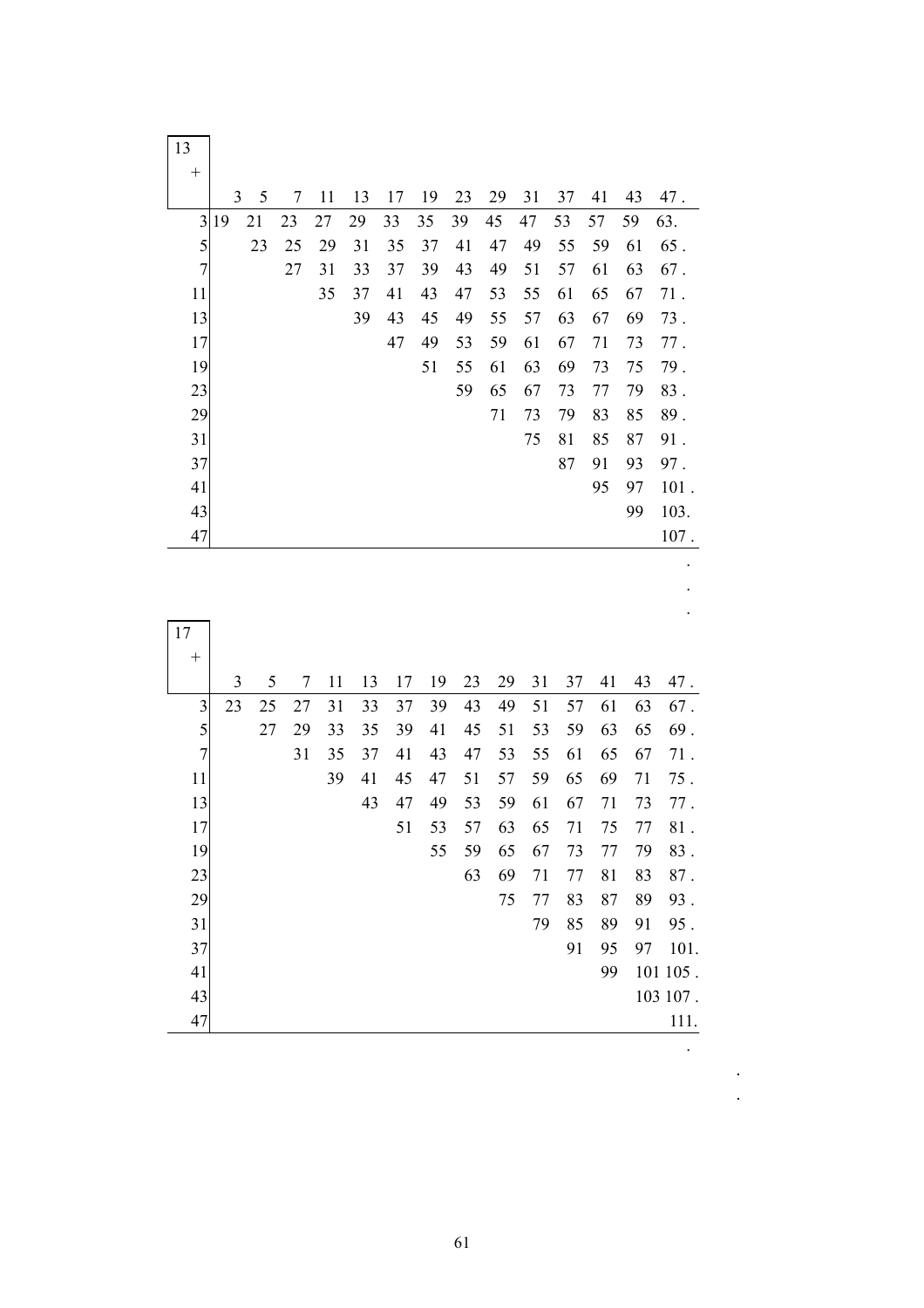| 13 + | 3 | 5 | 7 | 11 | 13 | 17 | 19 | 23 | 29 | 31 | 37 | 41 | 43 | 47 . |
|---|---|---|---|---|---|---|---|---|---|---|---|---|---|---|
| 3 | 19 | 21 | 23 | 27 | 29 | 33 | 35 | 39 | 45 | 47 | 53 | 57 | 59 | 63. |
| 5 | | 23 | 25 | 29 | 31 | 35 | 37 | 41 | 47 | 49 | 55 | 59 | 61 | 65 . |
| 7 | | | 27 | 31 | 33 | 37 | 39 | 43 | 49 | 51 | 57 | 61 | 63 | 67 . |
| 11 | | | | 35 | 37 | 41 | 43 | 47 | 53 | 55 | 61 | 65 | 67 | 71 . |
| 13 | | | | | 39 | 43 | 45 | 49 | 55 | 57 | 63 | 67 | 69 | 73 . |
| 17 | | | | | | 47 | 49 | 53 | 59 | 61 | 67 | 71 | 73 | 77 . |
| 19 | | | | | | | 51 | 55 | 61 | 63 | 69 | 73 | 75 | 79 . |
| 23 | | | | | | | | 59 | 65 | 67 | 73 | 77 | 79 | 83 . |
| 29 | | | | | | | | | 71 | 73 | 79 | 83 | 85 | 89 . |
| 31 | | | | | | | | | | 75 | 81 | 85 | 87 | 91 . |
| 37 | | | | | | | | | | | 87 | 91 | 93 | 97 . |
| 41 | | | | | | | | | | | | 95 | 97 | 101 . |
| 43 | | | | | | | | | | | | | 99 | 103. |
| 47 | | | | | | | | | | | | | | 107 . |

.
.
.

| 17 + | 3 | 5 | 7 | 11 | 13 | 17 | 19 | 23 | 29 | 31 | 37 | 41 | 43 | 47 . |
|---|---|---|---|---|---|---|---|---|---|---|---|---|---|---|
| 3 | 23 | 25 | 27 | 31 | 33 | 37 | 39 | 43 | 49 | 51 | 57 | 61 | 63 | 67 . |
| 5 | | 27 | 29 | 33 | 35 | 39 | 41 | 45 | 51 | 53 | 59 | 63 | 65 | 69 . |
| 7 | | | 31 | 35 | 37 | 41 | 43 | 47 | 53 | 55 | 61 | 65 | 67 | 71 . |
| 11 | | | | 39 | 41 | 45 | 47 | 51 | 57 | 59 | 65 | 69 | 71 | 75 . |
| 13 | | | | | 43 | 47 | 49 | 53 | 59 | 61 | 67 | 71 | 73 | 77 . |
| 17 | | | | | | 51 | 53 | 57 | 63 | 65 | 71 | 75 | 77 | 81 . |
| 19 | | | | | | | 55 | 59 | 65 | 67 | 73 | 77 | 79 | 83 . |
| 23 | | | | | | | | 63 | 69 | 71 | 77 | 81 | 83 | 87 . |
| 29 | | | | | | | | | 75 | 77 | 83 | 87 | 89 | 93 . |
| 31 | | | | | | | | | | 79 | 85 | 89 | 91 | 95 . |
| 37 | | | | | | | | | | | 91 | 95 | 97 | 101. |
| 41 | | | | | | | | | | | | 99 | 101 | 105 . |
| 43 | | | | | | | | | | | | | 103 | 107 . |
| 47 | | | | | | | | | | | | | | 111. |

.
.
.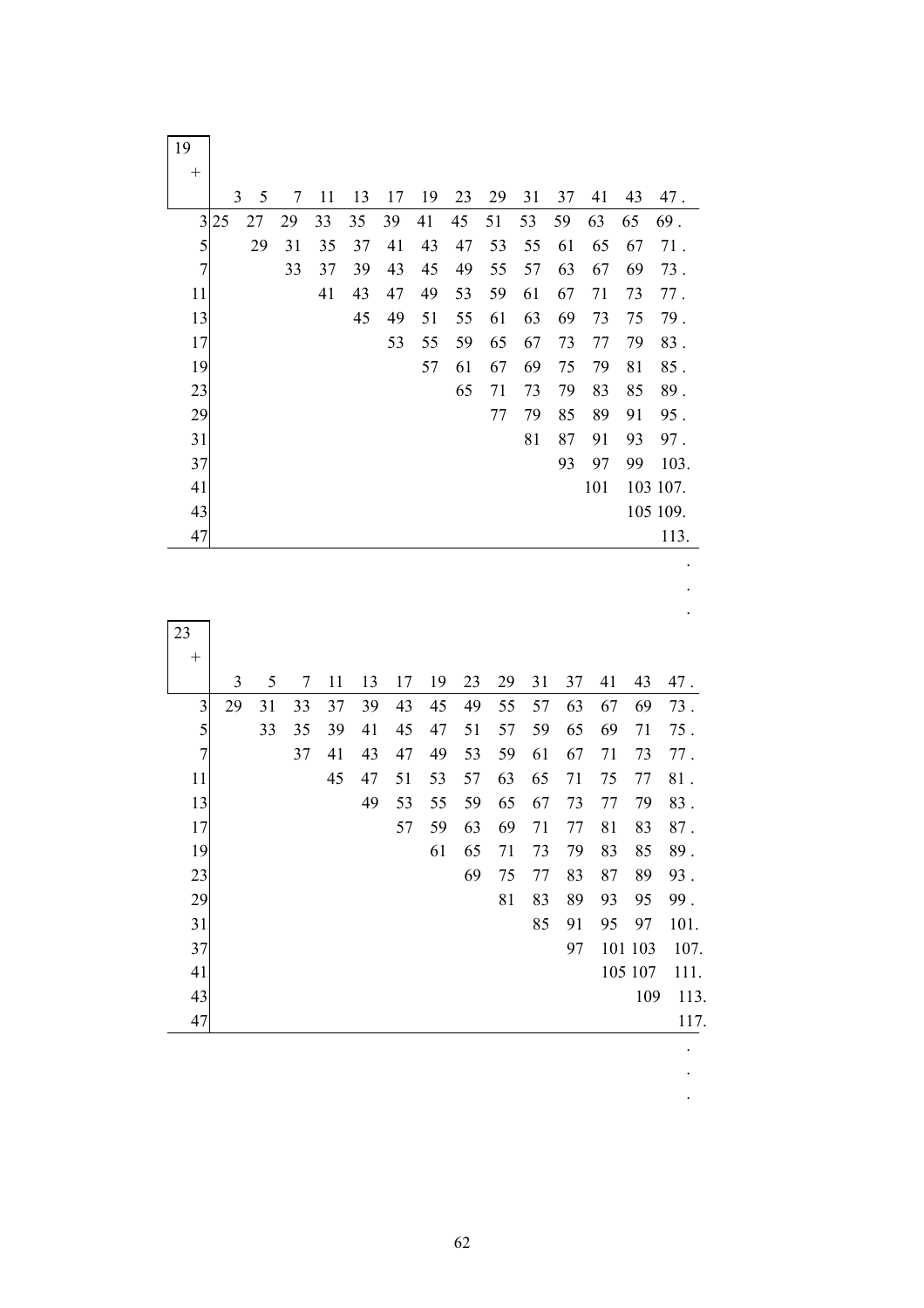| 19 + | 3 | 5 | 7 | 11 | 13 | 17 | 19 | 23 | 29 | 31 | 37 | 41 | 43 | 47 . |
|---|---|---|---|---|---|---|---|---|---|---|---|---|---|---|
| 3 | 25 | 27 | 29 | 33 | 35 | 39 | 41 | 45 | 51 | 53 | 59 | 63 | 65 | 69 . |
| 5 | | 29 | 31 | 35 | 37 | 41 | 43 | 47 | 53 | 55 | 61 | 65 | 67 | 71 . |
| 7 | | | 33 | 37 | 39 | 43 | 45 | 49 | 55 | 57 | 63 | 67 | 69 | 73 . |
| 11 | | | | 41 | 43 | 47 | 49 | 53 | 59 | 61 | 67 | 71 | 73 | 77 . |
| 13 | | | | | 45 | 49 | 51 | 55 | 61 | 63 | 69 | 73 | 75 | 79 . |
| 17 | | | | | | 53 | 55 | 59 | 65 | 67 | 73 | 77 | 79 | 83 . |
| 19 | | | | | | | 57 | 61 | 67 | 69 | 75 | 79 | 81 | 85 . |
| 23 | | | | | | | | 65 | 71 | 73 | 79 | 83 | 85 | 89 . |
| 29 | | | | | | | | | 77 | 79 | 85 | 89 | 91 | 95 . |
| 31 | | | | | | | | | | 81 | 87 | 91 | 93 | 97 . |
| 37 | | | | | | | | | | | 93 | 97 | 99 | 103. |
| 41 | | | | | | | | | | | | 101 | 103 | 107. |
| 43 | | | | | | | | | | | | | 105 | 109. |
| 47 | | | | | | | | | | | | | | 113. |

.
.
.

| 23 + | 3 | 5 | 7 | 11 | 13 | 17 | 19 | 23 | 29 | 31 | 37 | 41 | 43 | 47 . |
|---|---|---|---|---|---|---|---|---|---|---|---|---|---|---|
| 3 | 29 | 31 | 33 | 37 | 39 | 43 | 45 | 49 | 55 | 57 | 63 | 67 | 69 | 73 . |
| 5 | | 33 | 35 | 39 | 41 | 45 | 47 | 51 | 57 | 59 | 65 | 69 | 71 | 75 . |
| 7 | | | 37 | 41 | 43 | 47 | 49 | 53 | 59 | 61 | 67 | 71 | 73 | 77 . |
| 11 | | | | 45 | 47 | 51 | 53 | 57 | 63 | 65 | 71 | 75 | 77 | 81 . |
| 13 | | | | | 49 | 53 | 55 | 59 | 65 | 67 | 73 | 77 | 79 | 83 . |
| 17 | | | | | | 57 | 59 | 63 | 69 | 71 | 77 | 81 | 83 | 87 . |
| 19 | | | | | | | 61 | 65 | 71 | 73 | 79 | 83 | 85 | 89 . |
| 23 | | | | | | | | 69 | 75 | 77 | 83 | 87 | 89 | 93 . |
| 29 | | | | | | | | | 81 | 83 | 89 | 93 | 95 | 99 . |
| 31 | | | | | | | | | | 85 | 91 | 95 | 97 | 101. |
| 37 | | | | | | | | | | | 97 | 101 | 103 | 107. |
| 41 | | | | | | | | | | | | 105 | 107 | 111. |
| 43 | | | | | | | | | | | | | 109 | 113. |
| 47 | | | | | | | | | | | | | | 117. |

.
.
.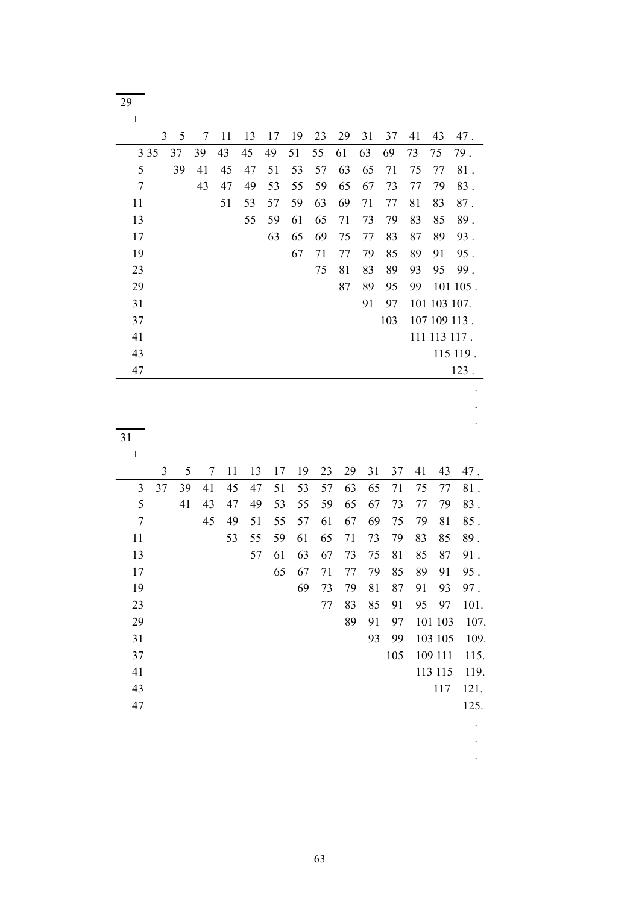| 29 + | 3 | 5 | 7 | 11 | 13 | 17 | 19 | 23 | 29 | 31 | 37 | 41 | 43 | 47 . |
|---|---|---|---|---|---|---|---|---|---|---|---|---|---|---|
| 3 | 35 | 37 | 39 | 43 | 45 | 49 | 51 | 55 | 61 | 63 | 69 | 73 | 75 | 79 . |
| 5 | | 39 | 41 | 45 | 47 | 51 | 53 | 57 | 63 | 65 | 71 | 75 | 77 | 81 . |
| 7 | | | 43 | 47 | 49 | 53 | 55 | 59 | 65 | 67 | 73 | 77 | 79 | 83 . |
| 11 | | | | 51 | 53 | 57 | 59 | 63 | 69 | 71 | 77 | 81 | 83 | 87 . |
| 13 | | | | | 55 | 59 | 61 | 65 | 71 | 73 | 79 | 83 | 85 | 89 . |
| 17 | | | | | | 63 | 65 | 69 | 75 | 77 | 83 | 87 | 89 | 93 . |
| 19 | | | | | | | 67 | 71 | 77 | 79 | 85 | 89 | 91 | 95 . |
| 23 | | | | | | | | 75 | 81 | 83 | 89 | 93 | 95 | 99 . |
| 29 | | | | | | | | | 87 | 89 | 95 | 99 | 101 | 105 . |
| 31 | | | | | | | | | | 91 | 97 | 101 | 103 | 107. |
| 37 | | | | | | | | | | | 103 | 107 | 109 | 113 . |
| 41 | | | | | | | | | | | | 111 | 113 | 117 . |
| 43 | | | | | | | | | | | | | 115 | 119 . |
| 47 | | | | | | | | | | | | | | 123 . |

.
.
.

| 31 + | 3 | 5 | 7 | 11 | 13 | 17 | 19 | 23 | 29 | 31 | 37 | 41 | 43 | 47 . |
|---|---|---|---|---|---|---|---|---|---|---|---|---|---|---|
| 3 | 37 | 39 | 41 | 45 | 47 | 51 | 53 | 57 | 63 | 65 | 71 | 75 | 77 | 81 . |
| 5 | | 41 | 43 | 47 | 49 | 53 | 55 | 59 | 65 | 67 | 73 | 77 | 79 | 83 . |
| 7 | | | 45 | 49 | 51 | 55 | 57 | 61 | 67 | 69 | 75 | 79 | 81 | 85 . |
| 11 | | | | 53 | 55 | 59 | 61 | 65 | 71 | 73 | 79 | 83 | 85 | 89 . |
| 13 | | | | | 57 | 61 | 63 | 67 | 73 | 75 | 81 | 85 | 87 | 91 . |
| 17 | | | | | | 65 | 67 | 71 | 77 | 79 | 85 | 89 | 91 | 95 . |
| 19 | | | | | | | 69 | 73 | 79 | 81 | 87 | 91 | 93 | 97 . |
| 23 | | | | | | | | 77 | 83 | 85 | 91 | 95 | 97 | 101. |
| 29 | | | | | | | | | 89 | 91 | 97 | 101 | 103 | 107. |
| 31 | | | | | | | | | | 93 | 99 | 103 | 105 | 109. |
| 37 | | | | | | | | | | | 105 | 109 | 111 | 115. |
| 41 | | | | | | | | | | | | 113 | 115 | 119. |
| 43 | | | | | | | | | | | | | 117 | 121. |
| 47 | | | | | | | | | | | | | | 125. |

.
.
.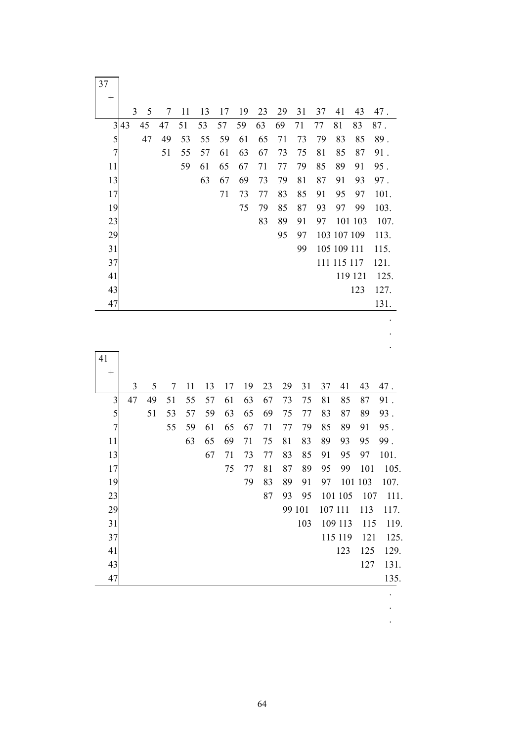| 37 + | 3 | 5 | 7 | 11 | 13 | 17 | 19 | 23 | 29 | 31 | 37 | 41 | 43 | 47 . |
|---|---|---|---|---|---|---|---|---|---|---|---|---|---|---|
| 3 | 43 | 45 | 47 | 51 | 53 | 57 | 59 | 63 | 69 | 71 | 77 | 81 | 83 | 87 . |
| 5 | | 47 | 49 | 53 | 55 | 59 | 61 | 65 | 71 | 73 | 79 | 83 | 85 | 89 . |
| 7 | | | 51 | 55 | 57 | 61 | 63 | 67 | 73 | 75 | 81 | 85 | 87 | 91 . |
| 11 | | | | 59 | 61 | 65 | 67 | 71 | 77 | 79 | 85 | 89 | 91 | 95 . |
| 13 | | | | | 63 | 67 | 69 | 73 | 79 | 81 | 87 | 91 | 93 | 97 . |
| 17 | | | | | | 71 | 73 | 77 | 83 | 85 | 91 | 95 | 97 | 101. |
| 19 | | | | | | | 75 | 79 | 85 | 87 | 93 | 97 | 99 | 103. |
| 23 | | | | | | | | 83 | 89 | 91 | 97 | 101 | 103 | 107. |
| 29 | | | | | | | | | 95 | 97 | 103 | 107 | 109 | 113. |
| 31 | | | | | | | | | | 99 | 105 | 109 | 111 | 115. |
| 37 | | | | | | | | | | | 111 | 115 | 117 | 121. |
| 41 | | | | | | | | | | | | 119 | 121 | 125. |
| 43 | | | | | | | | | | | | | 123 | 127. |
| 47 | | | | | | | | | | | | | | 131. |

.
.
.

| 41 + | 3 | 5 | 7 | 11 | 13 | 17 | 19 | 23 | 29 | 31 | 37 | 41 | 43 | 47 . |
|---|---|---|---|---|---|---|---|---|---|---|---|---|---|---|
| 3 | 47 | 49 | 51 | 55 | 57 | 61 | 63 | 67 | 73 | 75 | 81 | 85 | 87 | 91 . |
| 5 | | 51 | 53 | 57 | 59 | 63 | 65 | 69 | 75 | 77 | 83 | 87 | 89 | 93 . |
| 7 | | | 55 | 59 | 61 | 65 | 67 | 71 | 77 | 79 | 85 | 89 | 91 | 95 . |
| 11 | | | | 63 | 65 | 69 | 71 | 75 | 81 | 83 | 89 | 93 | 95 | 99 . |
| 13 | | | | | 67 | 71 | 73 | 77 | 83 | 85 | 91 | 95 | 97 | 101. |
| 17 | | | | | | 75 | 77 | 81 | 87 | 89 | 95 | 99 | 101 | 105. |
| 19 | | | | | | | 79 | 83 | 89 | 91 | 97 | 101 | 103 | 107. |
| 23 | | | | | | | | 87 | 93 | 95 | 101 | 105 | 107 | 111. |
| 29 | | | | | | | | | 99 | 101 | 107 | 111 | 113 | 117. |
| 31 | | | | | | | | | | 103 | 109 | 113 | 115 | 119. |
| 37 | | | | | | | | | | | 115 | 119 | 121 | 125. |
| 41 | | | | | | | | | | | | 123 | 125 | 129. |
| 43 | | | | | | | | | | | | | 127 | 131. |
| 47 | | | | | | | | | | | | | | 135. |

.
.
.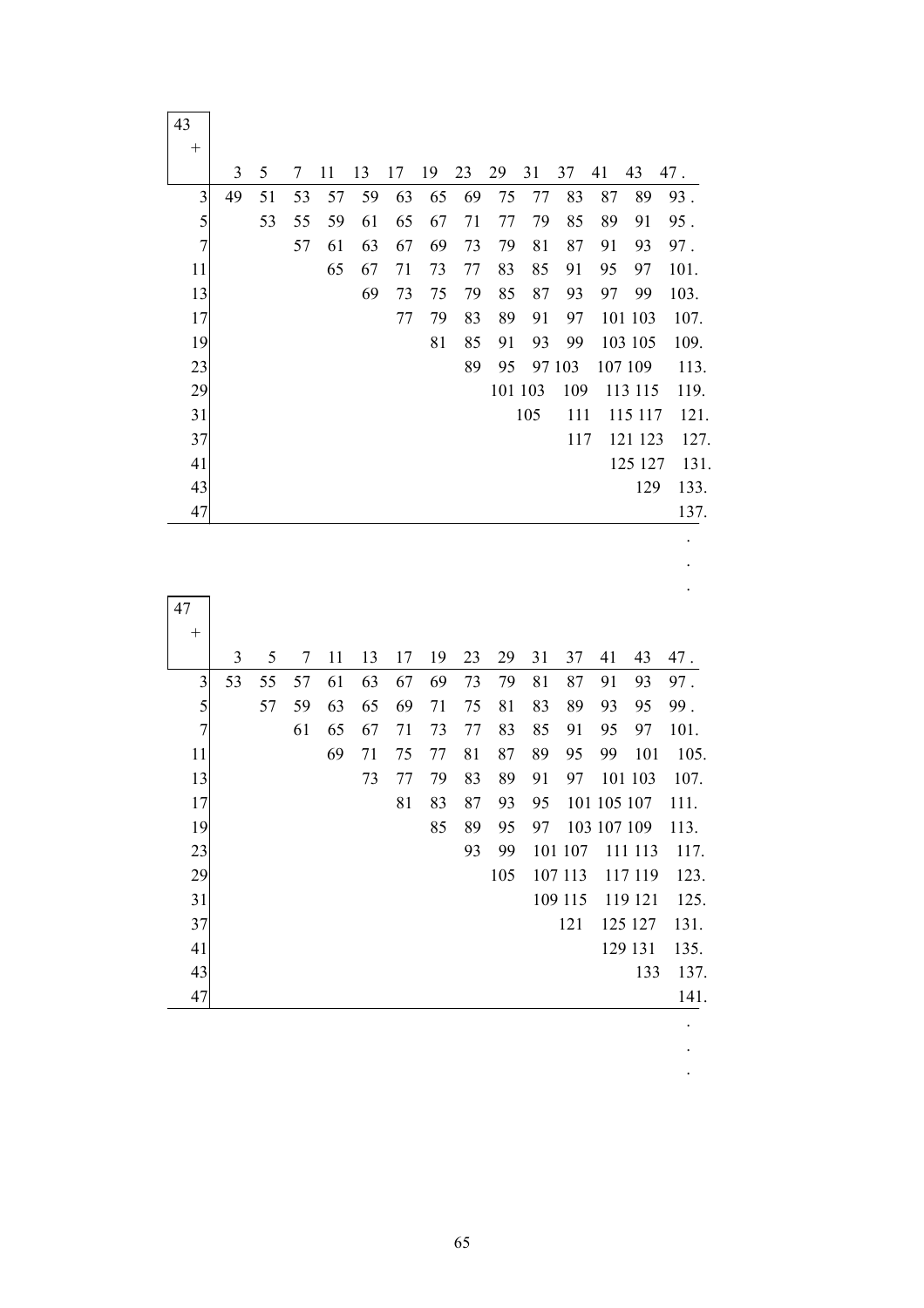| 43 + | 3 | 5 | 7 | 11 | 13 | 17 | 19 | 23 | 29 | 31 | 37 | 41 | 43 | 47 . |
|---|---|---|---|---|---|---|---|---|---|---|---|---|---|---|
| 3 | 49 | 51 | 53 | 57 | 59 | 63 | 65 | 69 | 75 | 77 | 83 | 87 | 89 | 93 . |
| 5 | | 53 | 55 | 59 | 61 | 65 | 67 | 71 | 77 | 79 | 85 | 89 | 91 | 95 . |
| 7 | | | 57 | 61 | 63 | 67 | 69 | 73 | 79 | 81 | 87 | 91 | 93 | 97 . |
| 11 | | | | 65 | 67 | 71 | 73 | 77 | 83 | 85 | 91 | 95 | 97 | 101. |
| 13 | | | | | 69 | 73 | 75 | 79 | 85 | 87 | 93 | 97 | 99 | 103. |
| 17 | | | | | | 77 | 79 | 83 | 89 | 91 | 97 | 101 | 103 | 107. |
| 19 | | | | | | | 81 | 85 | 91 | 93 | 99 | 103 | 105 | 109. |
| 23 | | | | | | | | 89 | 95 | 97 | 103 | 107 | 109 | 113. |
| 29 | | | | | | | | | 101 | 103 | 109 | 113 | 115 | 119. |
| 31 | | | | | | | | | | 105 | 111 | 115 | 117 | 121. |
| 37 | | | | | | | | | | | 117 | 121 | 123 | 127. |
| 41 | | | | | | | | | | | | 125 | 127 | 131. |
| 43 | | | | | | | | | | | | | 129 | 133. |
| 47 | | | | | | | | | | | | | | 137. |

.
.
.

| 47 + | 3 | 5 | 7 | 11 | 13 | 17 | 19 | 23 | 29 | 31 | 37 | 41 | 43 | 47 . |
|---|---|---|---|---|---|---|---|---|---|---|---|---|---|---|
| 3 | 53 | 55 | 57 | 61 | 63 | 67 | 69 | 73 | 79 | 81 | 87 | 91 | 93 | 97 . |
| 5 | | 57 | 59 | 63 | 65 | 69 | 71 | 75 | 81 | 83 | 89 | 93 | 95 | 99 . |
| 7 | | | 61 | 65 | 67 | 71 | 73 | 77 | 83 | 85 | 91 | 95 | 97 | 101. |
| 11 | | | | 69 | 71 | 75 | 77 | 81 | 87 | 89 | 95 | 99 | 101 | 105. |
| 13 | | | | | 73 | 77 | 79 | 83 | 89 | 91 | 97 | 101 | 103 | 107. |
| 17 | | | | | | 81 | 83 | 87 | 93 | 95 | 101 | 105 | 107 | 111. |
| 19 | | | | | | | 85 | 89 | 95 | 97 | 103 | 107 | 109 | 113. |
| 23 | | | | | | | | 93 | 99 | 101 | 107 | 111 | 113 | 117. |
| 29 | | | | | | | | | 105 | 107 | 113 | 117 | 119 | 123. |
| 31 | | | | | | | | | | 109 | 115 | 119 | 121 | 125. |
| 37 | | | | | | | | | | | 121 | 125 | 127 | 131. |
| 41 | | | | | | | | | | | | 129 | 131 | 135. |
| 43 | | | | | | | | | | | | | 133 | 137. |
| 47 | | | | | | | | | | | | | | 141. |

.
.
.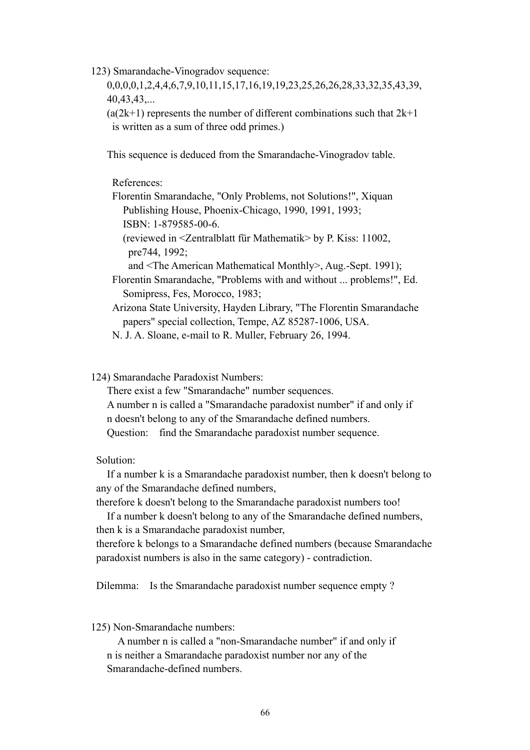123) Smarandache-Vinogradov sequence:

0,0,0,0,1,2,4,4,6,7,9,10,11,15,17,16,19,19,23,25,26,26,28,33,32,35,43,39,
40,43,43,...

($a(2k+1)$ represents the number of different combinations such that $2k+1$ is written as a sum of three odd primes.)

This sequence is deduced from the Smarandache-Vinogradov table.

References:

Florentin Smarandache, "Only Problems, not Solutions!", Xiquan Publishing House, Phoenix-Chicago, 1990, 1991, 1993; ISBN: 1-879585-00-6.
(reviewed in <Zentralblatt für Mathematik> by P. Kiss: 11002, pre744, 1992;
and <The American Mathematical Monthly>, Aug.-Sept. 1991);

Florentin Smarandache, "Problems with and without ... problems!", Ed. Somipress, Fes, Morocco, 1983;

Arizona State University, Hayden Library, "The Florentin Smarandache papers" special collection, Tempe, AZ 85287-1006, USA.

N. J. A. Sloane, e-mail to R. Muller, February 26, 1994.

124) Smarandache Paradoxist Numbers:

There exist a few "Smarandache" number sequences.
A number n is called a "Smarandache paradoxist number" if and only if n doesn't belong to any of the Smarandache defined numbers.
Question: find the Smarandache paradoxist number sequence.

Solution:

If a number k is a Smarandache paradoxist number, then k doesn't belong to any of the Smarandache defined numbers,
therefore k doesn't belong to the Smarandache paradoxist numbers too!

If a number k doesn't belong to any of the Smarandache defined numbers, then k is a Smarandache paradoxist number,
therefore k belongs to a Smarandache defined numbers (because Smarandache paradoxist numbers is also in the same category) - contradiction.

Dilemma: Is the Smarandache paradoxist number sequence empty ?

125) Non-Smarandache numbers:

A number n is called a "non-Smarandache number" if and only if n is neither a Smarandache paradoxist number nor any of the Smarandache-defined numbers.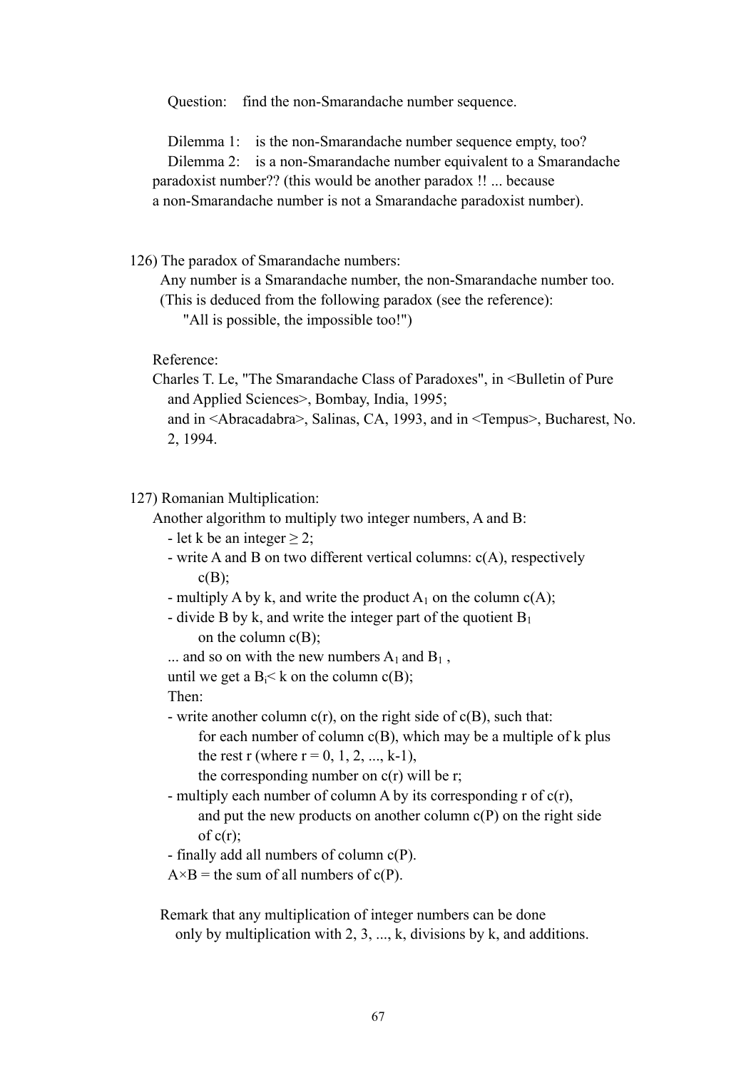Question: find the non-Smarandache number sequence.

Dilemma 1: is the non-Smarandache number sequence empty, too?
Dilemma 2: is a non-Smarandache number equivalent to a Smarandache paradoxist number?? (this would be another paradox !! ... because a non-Smarandache number is not a Smarandache paradoxist number).

126) The paradox of Smarandache numbers:

Any number is a Smarandache number, the non-Smarandache number too.
(This is deduced from the following paradox (see the reference):
"All is possible, the impossible too!")

Reference:
Charles T. Le, "The Smarandache Class of Paradoxes", in <Bulletin of Pure and Applied Sciences>, Bombay, India, 1995;
and in <Abracadabra>, Salinas, CA, 1993, and in <Tempus>, Bucharest, No. 2, 1994.

127) Romanian Multiplication:

Another algorithm to multiply two integer numbers, A and B:

- let k be an integer $\geq 2$;
- write A and B on two different vertical columns: c(A), respectively c(B);
- multiply A by k, and write the product $A_1$ on the column c(A);
- divide B by k, and write the integer part of the quotient $B_1$ on the column c(B);

... and so on with the new numbers $A_1$ and $B_1$,
until we get a $B_i < k$ on the column c(B);
Then:

- write another column c(r), on the right side of c(B), such that:
  for each number of column c(B), which may be a multiple of k plus the rest r (where r = 0, 1, 2, ..., k-1),
  the corresponding number on c(r) will be r;
- multiply each number of column A by its corresponding r of c(r), and put the new products on another column c(P) on the right side of c(r);
- finally add all numbers of column c(P).

$A \times B$ = the sum of all numbers of c(P).

Remark that any multiplication of integer numbers can be done only by multiplication with 2, 3, ..., k, divisions by k, and additions.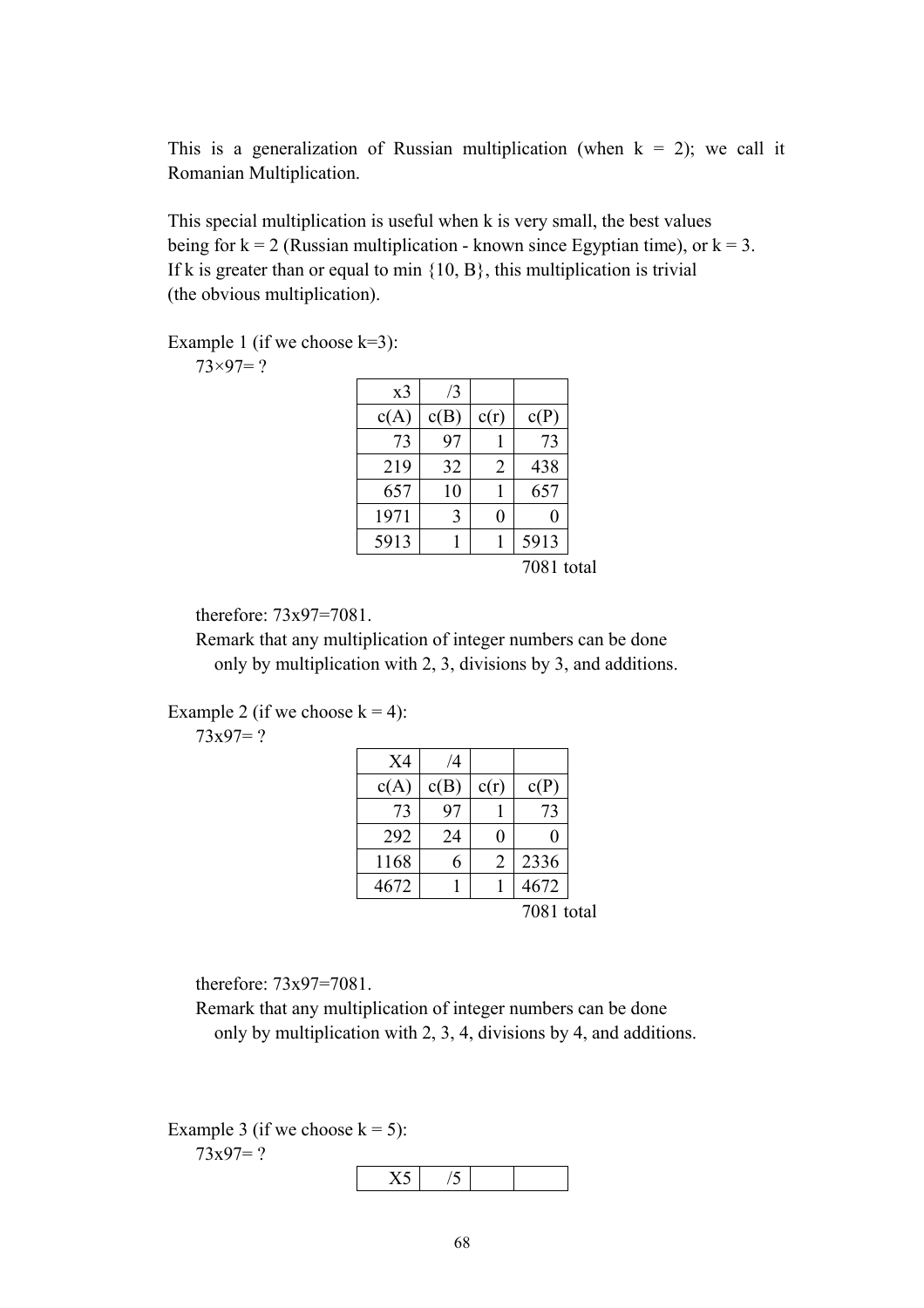This is a generalization of Russian multiplication (when k = 2); we call it Romanian Multiplication.

This special multiplication is useful when k is very small, the best values being for k = 2 (Russian multiplication - known since Egyptian time), or k = 3. If k is greater than or equal to min {10, B}, this multiplication is trivial (the obvious multiplication).

Example 1 (if we choose k=3):

73×97= ?

| x3 | /3 | | |
|---|---|---|---|
| c(A) | c(B) | c(r) | c(P) |
| 73 | 97 | 1 | 73 |
| 219 | 32 | 2 | 438 |
| 657 | 10 | 1 | 657 |
| 1971 | 3 | 0 | 0 |
| 5913 | 1 | 1 | 5913 |
| | | | 7081 total |

therefore: 73x97=7081.

Remark that any multiplication of integer numbers can be done only by multiplication with 2, 3, divisions by 3, and additions.

Example 2 (if we choose k = 4):

73x97= ?

| X4 | /4 | | |
|---|---|---|---|
| c(A) | c(B) | c(r) | c(P) |
| 73 | 97 | 1 | 73 |
| 292 | 24 | 0 | 0 |
| 1168 | 6 | 2 | 2336 |
| 4672 | 1 | 1 | 4672 |
| | | | 7081 total |

therefore: 73x97=7081.

Remark that any multiplication of integer numbers can be done only by multiplication with 2, 3, 4, divisions by 4, and additions.

Example 3 (if we choose k = 5):

73x97= ?

| X5 | /5 | | |
|---|---|---|---|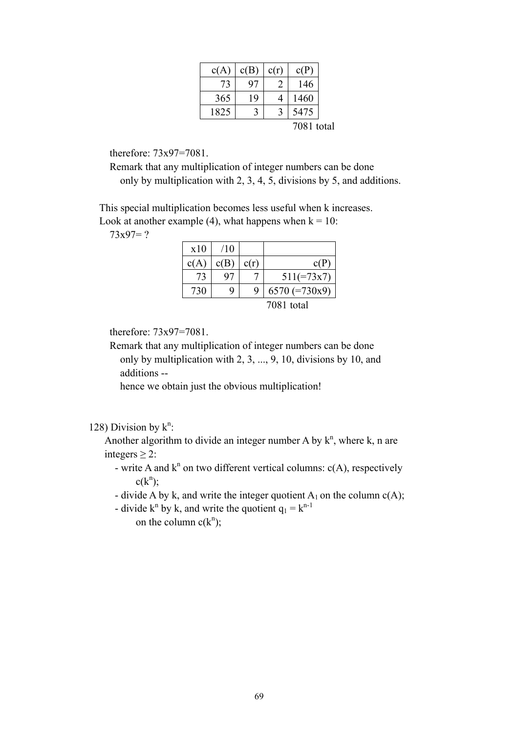| c(A) | c(B) | c(r) | c(P) |
|---|---|---|---|
| 73 | 97 | 2 | 146 |
| 365 | 19 | 4 | 1460 |
| 1825 | 3 | 3 | 5475 |

7081 total

therefore: 73x97=7081.
Remark that any multiplication of integer numbers can be done only by multiplication with 2, 3, 4, 5, divisions by 5, and additions.

This special multiplication becomes less useful when k increases.
Look at another example (4), what happens when k = 10:
73x97= ?

| x10 | /10 | | |
|---|---|---|---|
| c(A) | c(B) | c(r) | c(P) |
| 73 | 97 | 7 | 511(=73x7) |
| 730 | 9 | 9 | 6570 (=730x9) |

7081 total

therefore: 73x97=7081.
Remark that any multiplication of integer numbers can be done only by multiplication with 2, 3, ..., 9, 10, divisions by 10, and additions --
hence we obtain just the obvious multiplication!

128) Division by $k^n$:
Another algorithm to divide an integer number A by $k^n$, where k, n are integers ≥ 2:

- write A and $k^n$ on two different vertical columns: c(A), respectively $c(k^n)$;
- divide A by k, and write the integer quotient $A_1$ on the column c(A);
- divide $k^n$ by k, and write the quotient $q_1 = k^{n-1}$ on the column $c(k^n)$;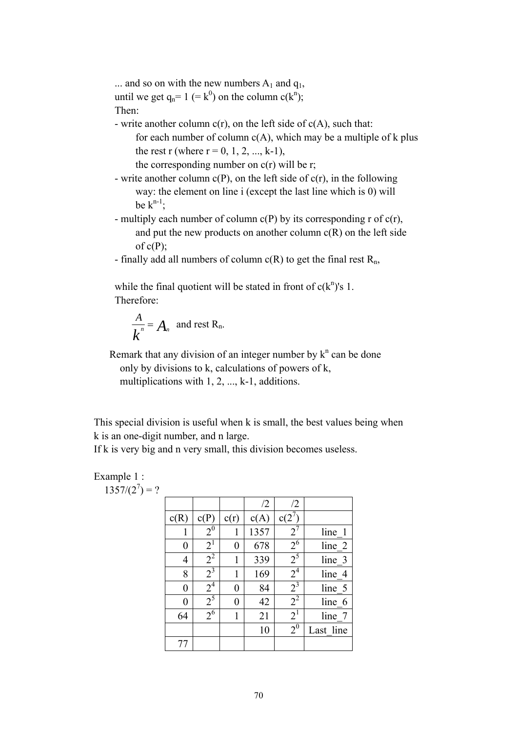... and so on with the new numbers $A_1$ and $q_1$,
until we get $q_n = 1$ ($= k^0$) on the column $c(k^n)$;
Then:

- write another column c(r), on the left side of c(A), such that:
  for each number of column c(A), which may be a multiple of k plus the rest r (where r = 0, 1, 2, ..., k-1),
  the corresponding number on c(r) will be r;
- write another column c(P), on the left side of c(r), in the following way: the element on line i (except the last line which is 0) will be $k^{n-1}$;
- multiply each number of column c(P) by its corresponding r of c(r), and put the new products on another column c(R) on the left side of c(P);
- finally add all numbers of column c(R) to get the final rest $R_n$,

while the final quotient will be stated in front of $c(k^n)$'s 1.
Therefore:

$$\frac{A}{k^n} = A_n \text{ and rest } R_n.$$

Remark that any division of an integer number by $k^n$ can be done only by divisions to k, calculations of powers of k, multiplications with 1, 2, ..., k-1, additions.

This special division is useful when k is small, the best values being when k is an one-digit number, and n large.
If k is very big and n very small, this division becomes useless.

Example 1 :
$1357/(2^7) = ?$

| | | | /2 | /2 | |
|---|---|---|---|---|---|
| c(R) | c(P) | c(r) | c(A) | $c(2^7)$ | |
| 1 | $2^0$ | 1 | 1357 | $2^7$ | line_1 |
| 0 | $2^1$ | 0 | 678 | $2^6$ | line_2 |
| 4 | $2^2$ | 1 | 339 | $2^5$ | line_3 |
| 8 | $2^3$ | 1 | 169 | $2^4$ | line_4 |
| 0 | $2^4$ | 0 | 84 | $2^3$ | line_5 |
| 0 | $2^5$ | 0 | 42 | $2^2$ | line_6 |
| 64 | $2^6$ | 1 | 21 | $2^1$ | line_7 |
| | | | 10 | $2^0$ | Last_line |
| 77 | | | | | |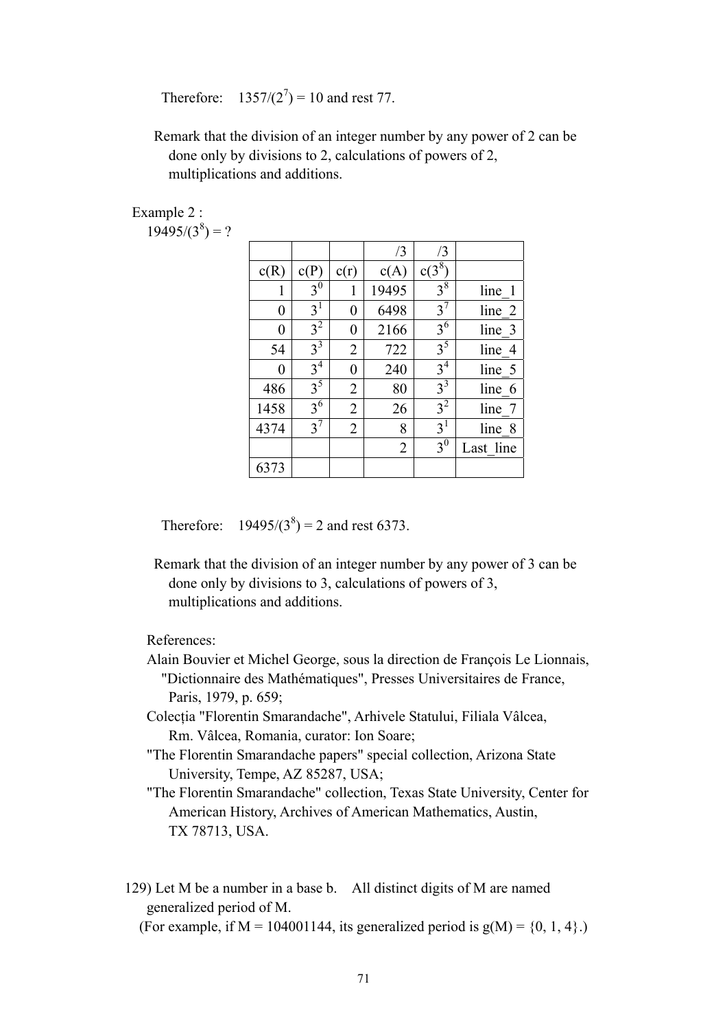Therefore: $1357/(2^7) = 10$ and rest 77.

Remark that the division of an integer number by any power of 2 can be done only by divisions to 2, calculations of powers of 2, multiplications and additions.

Example 2 :

$19495/(3^8) = ?$

| | | | /3 | /3 | |
|---|---|---|---|---|---|
| c(R) | c(P) | c(r) | c(A) | c($3^8$) | |
| 1 | $3^0$ | 1 | 19495 | $3^8$ | line_1 |
| 0 | $3^1$ | 0 | 6498 | $3^7$ | line_2 |
| 0 | $3^2$ | 0 | 2166 | $3^6$ | line_3 |
| 54 | $3^3$ | 2 | 722 | $3^5$ | line_4 |
| 0 | $3^4$ | 0 | 240 | $3^4$ | line_5 |
| 486 | $3^5$ | 2 | 80 | $3^3$ | line_6 |
| 1458 | $3^6$ | 2 | 26 | $3^2$ | line_7 |
| 4374 | $3^7$ | 2 | 8 | $3^1$ | line_8 |
| | | | 2 | $3^0$ | Last_line |
| 6373 | | | | | |

Therefore: $19495/(3^8) = 2$ and rest 6373.

Remark that the division of an integer number by any power of 3 can be done only by divisions to 3, calculations of powers of 3, multiplications and additions.

References:

Alain Bouvier et Michel George, sous la direction de François Le Lionnais, "Dictionnaire des Mathématiques", Presses Universitaires de France, Paris, 1979, p. 659;

Colecția "Florentin Smarandache", Arhivele Statului, Filiala Vâlcea, Rm. Vâlcea, Romania, curator: Ion Soare;

"The Florentin Smarandache papers" special collection, Arizona State University, Tempe, AZ 85287, USA;

"The Florentin Smarandache" collection, Texas State University, Center for American History, Archives of American Mathematics, Austin, TX 78713, USA.

129) Let M be a number in a base b. All distinct digits of M are named generalized period of M.

(For example, if M = 104001144, its generalized period is g(M) = {0, 1, 4}.)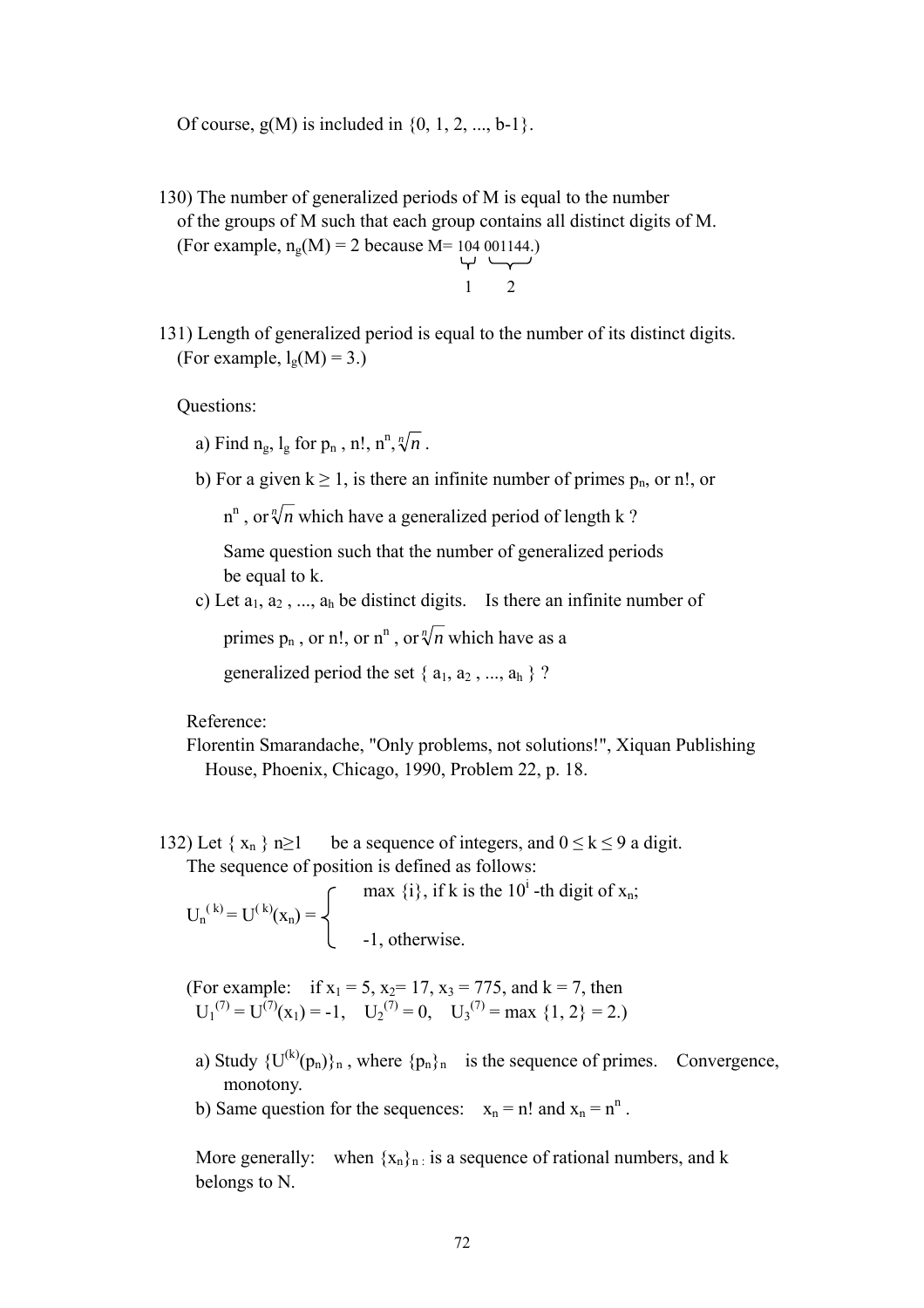Of course, $g(M)$ is included in $\{0, 1, 2, ..., b-1\}$.

130) The number of generalized periods of M is equal to the number of the groups of M such that each group contains all distinct digits of M. (For example, $n_g(M) = 2$ because $M = \underbrace{104}_{1}\,\underbrace{001144}_{2}$.)

131) Length of generalized period is equal to the number of its distinct digits. (For example, $l_g(M) = 3$.)

Questions:

a) Find $n_g$, $l_g$ for $p_n$ , $n!$, $n^n$, $\sqrt[n]{n}$ .

b) For a given $k \geq 1$, is there an infinite number of primes $p_n$, or $n!$, or $n^n$ , or $\sqrt[n]{n}$ which have a generalized period of length k ?

Same question such that the number of generalized periods be equal to k.

c) Let $a_1, a_2 , ..., a_h$ be distinct digits. Is there an infinite number of primes $p_n$ , or $n!$, or $n^n$ , or $\sqrt[n]{n}$ which have as a generalized period the set $\{ a_1, a_2 , ..., a_h \}$ ?

Reference:
Florentin Smarandache, "Only problems, not solutions!", Xiquan Publishing House, Phoenix, Chicago, 1990, Problem 22, p. 18.

132) Let $\{ x_n \}_{n\geq 1}$ be a sequence of integers, and $0 \leq k \leq 9$ a digit. The sequence of position is defined as follows:

$$U_n^{(k)} = U^{(k)}(x_n) = \begin{cases} \max \{i\}, & \text{if k is the } 10^i\text{-th digit of } x_n; \\ -1, & \text{otherwise.} \end{cases}$$

(For example: if $x_1 = 5$, $x_2 = 17$, $x_3 = 775$, and $k = 7$, then $U_1^{(7)} = U^{(7)}(x_1) = -1$, $U_2^{(7)} = 0$, $U_3^{(7)} = \max \{1, 2\} = 2$.)

a) Study $\{U^{(k)}(p_n)\}_n$ , where $\{p_n\}_n$ is the sequence of primes. Convergence, monotony.

b) Same question for the sequences: $x_n = n!$ and $x_n = n^n$ .

More generally: when $\{x_n\}_n$ is a sequence of rational numbers, and k belongs to N.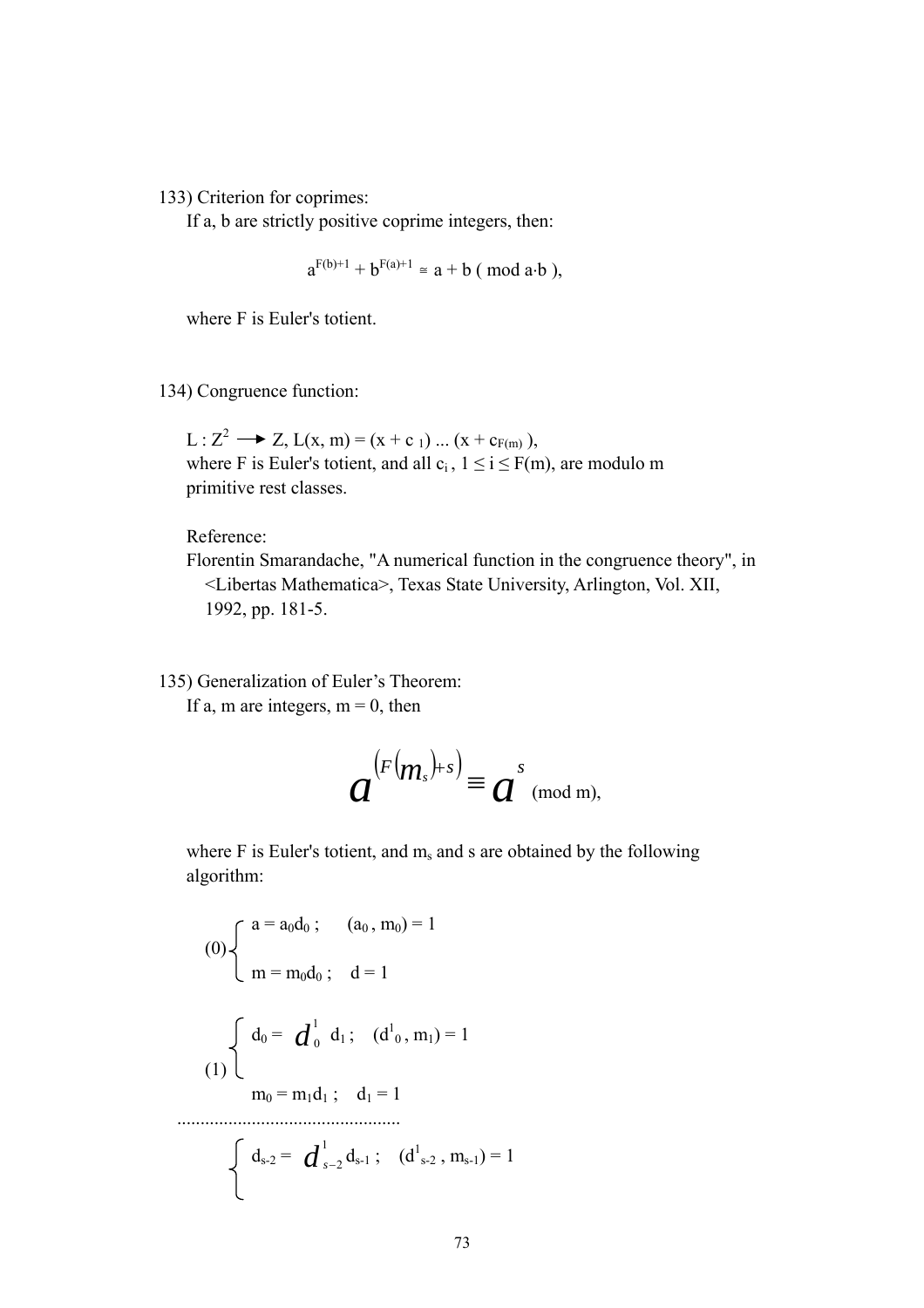133) Criterion for coprimes:

If a, b are strictly positive coprime integers, then:

$$a^{F(b)+1} + b^{F(a)+1} \cong a + b \ (\text{ mod } a \cdot b \ ),$$

where F is Euler's totient.

134) Congruence function:

$L : Z^2 \longrightarrow Z$, $L(x, m) = (x + c_1) \ldots (x + c_{F(m)})$,
where F is Euler's totient, and all $c_i$, $1 \leq i \leq F(m)$, are modulo m primitive rest classes.

Reference:
Florentin Smarandache, "A numerical function in the congruence theory", in <Libertas Mathematica>, Texas State University, Arlington, Vol. XII, 1992, pp. 181-5.

135) Generalization of Euler's Theorem:

If a, m are integers, m = 0, then

$$a^{\left(F\left(m_s\right)+s\right)} \equiv a^{s} \text{ (mod m)},$$

where F is Euler's totient, and $m_s$ and s are obtained by the following algorithm:

$$(0)\begin{cases} a = a_0 d_0 \ ; \quad (a_0 , m_0) = 1 \\ m = m_0 d_0 \ ; \quad d = 1 \end{cases}$$

$$(1)\begin{cases} d_0 = d^1_0 \ d_1 \ ; \quad (d^1_0 , m_1) = 1 \\ m_0 = m_1 d_1 \ ; \quad d_1 = 1 \end{cases}$$

................................................

$$\begin{cases} d_{s-2} = d^1_{s-2} \, d_{s-1} \ ; \quad (d^1_{s-2} , m_{s-1}) = 1 \end{cases}$$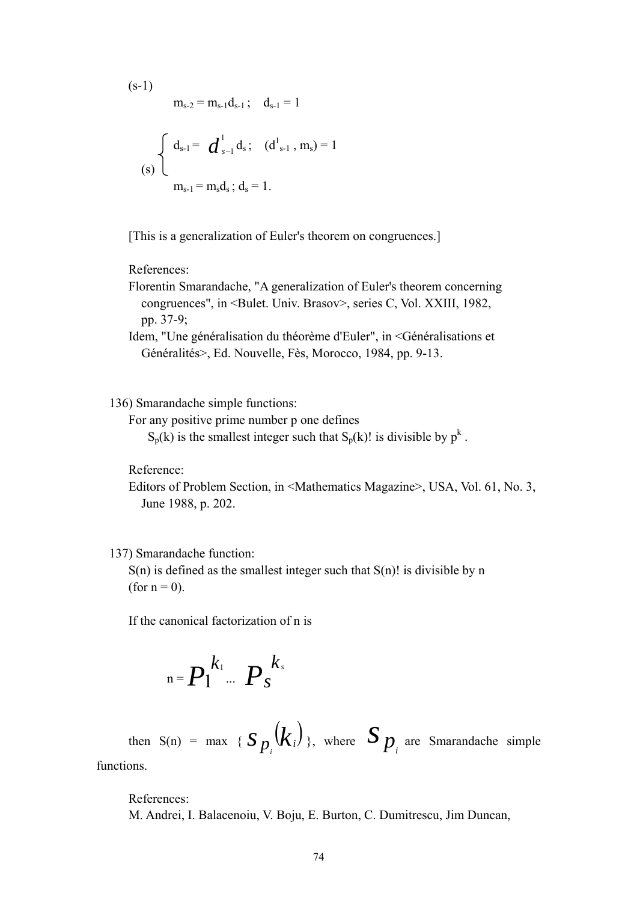(s-1)

$m_{s-2} = m_{s-1}d_{s-1}$ ;    $d_{s-1} = 1$

(s) 
$$\begin{cases} d_{s-1} = d^1_{s-1} d_s ; \quad (d^1_{s-1}, m_s) = 1 \\ m_{s-1} = m_s d_s ; \; d_s = 1. \end{cases}$$

[This is a generalization of Euler's theorem on congruences.]

References:

Florentin Smarandache, "A generalization of Euler's theorem concerning congruences", in <Bulet. Univ. Brasov>, series C, Vol. XXIII, 1982, pp. 37-9;

Idem, "Une généralisation du théorème d'Euler", in <Généralisations et Généralités>, Ed. Nouvelle, Fès, Morocco, 1984, pp. 9-13.

136) Smarandache simple functions:

For any positive prime number p one defines

$S_p(k)$ is the smallest integer such that $S_p(k)!$ is divisible by $p^k$ .

Reference:

Editors of Problem Section, in <Mathematics Magazine>, USA, Vol. 61, No. 3, June 1988, p. 202.

137) Smarandache function:

S(n) is defined as the smallest integer such that S(n)! is divisible by n (for n = 0).

If the canonical factorization of n is

$$n = p_1^{k_1} \ldots p_s^{k_s}$$

then S(n) = max { $S_{p_i}(k_i)$ }, where $S_{p_i}$ are Smarandache simple functions.

References:

M. Andrei, I. Balacenoiu, V. Boju, E. Burton, C. Dumitrescu, Jim Duncan,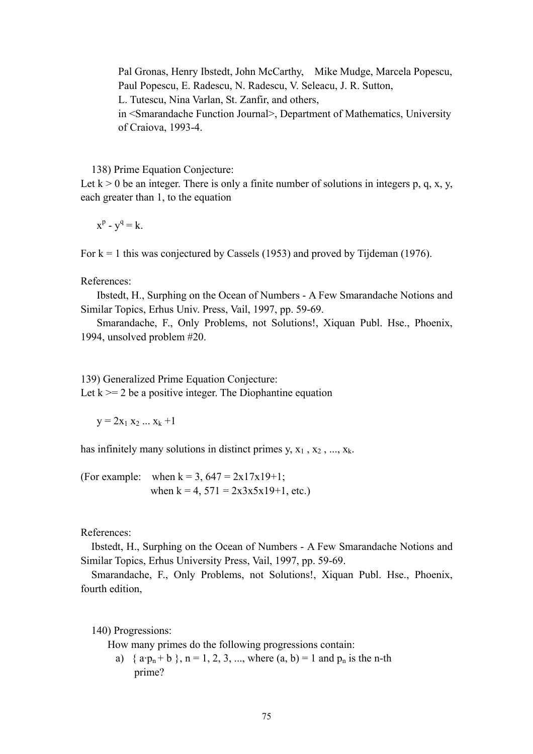Pal Gronas, Henry Ibstedt, John McCarthy, Mike Mudge, Marcela Popescu, Paul Popescu, E. Radescu, N. Radescu, V. Seleacu, J. R. Sutton, L. Tutescu, Nina Varlan, St. Zanfir, and others, in <Smarandache Function Journal>, Department of Mathematics, University of Craiova, 1993-4.

138) Prime Equation Conjecture:
Let $k > 0$ be an integer. There is only a finite number of solutions in integers p, q, x, y, each greater than 1, to the equation

$$x^p - y^q = k.$$

For $k = 1$ this was conjectured by Cassels (1953) and proved by Tijdeman (1976).

References:

Ibstedt, H., Surphing on the Ocean of Numbers - A Few Smarandache Notions and Similar Topics, Erhus Univ. Press, Vail, 1997, pp. 59-69.

Smarandache, F., Only Problems, not Solutions!, Xiquan Publ. Hse., Phoenix, 1994, unsolved problem #20.

139) Generalized Prime Equation Conjecture:
Let $k >= 2$ be a positive integer. The Diophantine equation

$$y = 2x_1 x_2 \ldots x_k + 1$$

has infinitely many solutions in distinct primes $y, x_1, x_2, \ldots, x_k$.

(For example: when $k = 3$, $647 = 2x17x19+1$;
when $k = 4$, $571 = 2x3x5x19+1$, etc.)

References:

Ibstedt, H., Surphing on the Ocean of Numbers - A Few Smarandache Notions and Similar Topics, Erhus University Press, Vail, 1997, pp. 59-69.

Smarandache, F., Only Problems, not Solutions!, Xiquan Publ. Hse., Phoenix, fourth edition,

140) Progressions:
How many primes do the following progressions contain:

a) $\{ a \cdot p_n + b \}$, n = 1, 2, 3, ..., where $(a, b) = 1$ and $p_n$ is the n-th prime?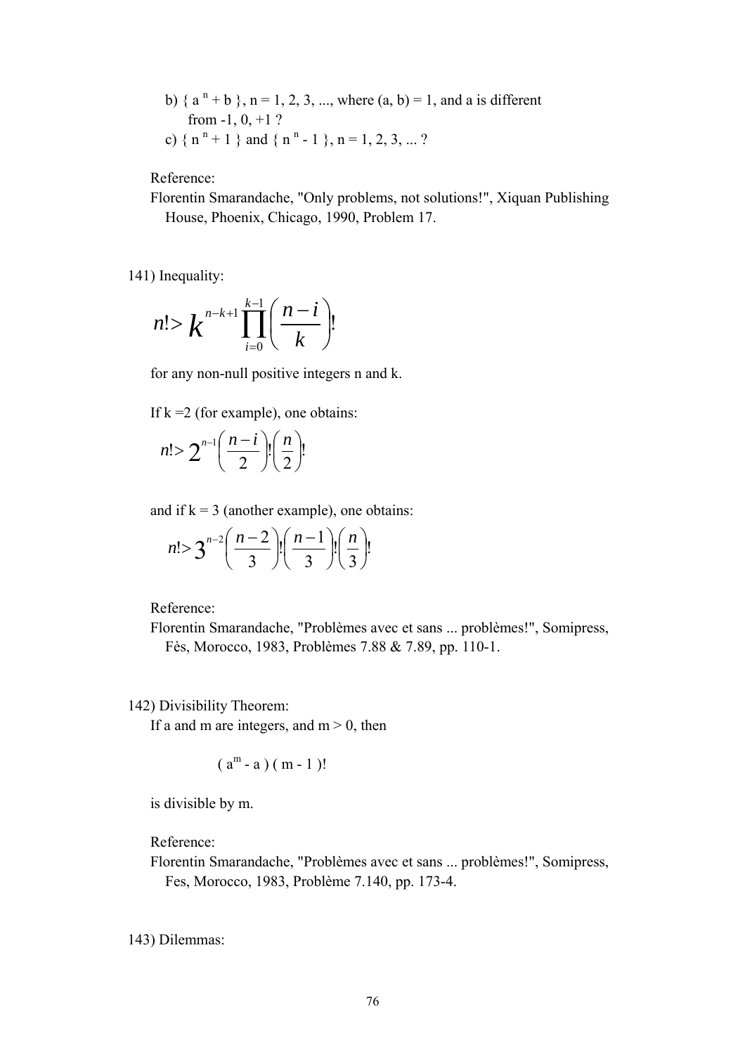b) { $a^n + b$ }, n = 1, 2, 3, ..., where (a, b) = 1, and a is different from -1, 0, +1 ?

c) { $n^n + 1$ } and { $n^n - 1$ }, n = 1, 2, 3, ... ?

Reference:
Florentin Smarandache, "Only problems, not solutions!", Xiquan Publishing House, Phoenix, Chicago, 1990, Problem 17.

141) Inequality:

$$n! > k^{n-k+1} \prod_{i=0}^{k-1} \left( \frac{n-i}{k} \right)!$$

for any non-null positive integers n and k.

If k =2 (for example), one obtains:

$$n! > 2^{n-1} \left( \frac{n-i}{2} \right)! \left( \frac{n}{2} \right)!$$

and if k = 3 (another example), one obtains:

$$n! > 3^{n-2} \left( \frac{n-2}{3} \right)! \left( \frac{n-1}{3} \right)! \left( \frac{n}{3} \right)!$$

Reference:
Florentin Smarandache, "Problèmes avec et sans ... problèmes!", Somipress, Fès, Morocco, 1983, Problèmes 7.88 & 7.89, pp. 110-1.

142) Divisibility Theorem:
If a and m are integers, and m > 0, then

$$( a^m - a ) ( m - 1 )!$$

is divisible by m.

Reference:
Florentin Smarandache, "Problèmes avec et sans ... problèmes!", Somipress, Fes, Morocco, 1983, Problème 7.140, pp. 173-4.

143) Dilemmas: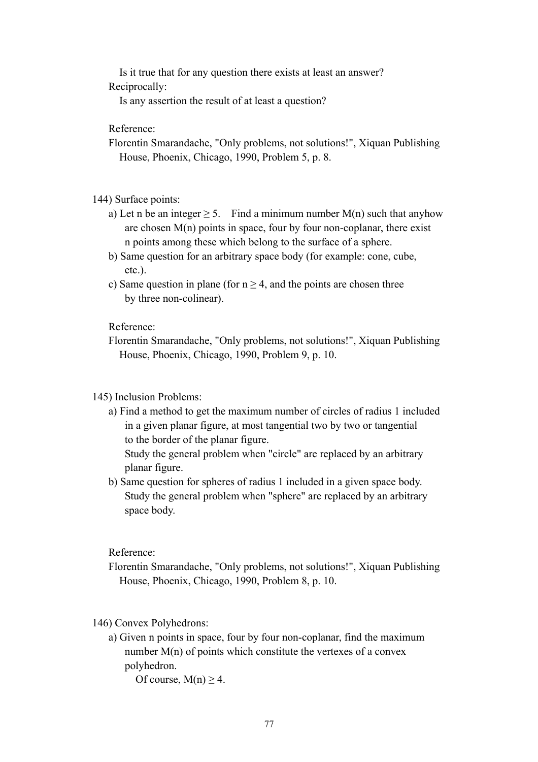Is it true that for any question there exists at least an answer?

Reciprocally:

Is any assertion the result of at least a question?

Reference:

Florentin Smarandache, "Only problems, not solutions!", Xiquan Publishing House, Phoenix, Chicago, 1990, Problem 5, p. 8.

144) Surface points:

a) Let n be an integer $\geq 5$. Find a minimum number $M(n)$ such that anyhow are chosen $M(n)$ points in space, four by four non-coplanar, there exist n points among these which belong to the surface of a sphere.

b) Same question for an arbitrary space body (for example: cone, cube, etc.).

c) Same question in plane (for $n \geq 4$, and the points are chosen three by three non-colinear).

Reference:

Florentin Smarandache, "Only problems, not solutions!", Xiquan Publishing House, Phoenix, Chicago, 1990, Problem 9, p. 10.

145) Inclusion Problems:

a) Find a method to get the maximum number of circles of radius 1 included in a given planar figure, at most tangential two by two or tangential to the border of the planar figure.
Study the general problem when "circle" are replaced by an arbitrary planar figure.

b) Same question for spheres of radius 1 included in a given space body.
Study the general problem when "sphere" are replaced by an arbitrary space body.

Reference:

Florentin Smarandache, "Only problems, not solutions!", Xiquan Publishing House, Phoenix, Chicago, 1990, Problem 8, p. 10.

146) Convex Polyhedrons:

a) Given n points in space, four by four non-coplanar, find the maximum number $M(n)$ of points which constitute the vertexes of a convex polyhedron.
Of course, $M(n) \geq 4$.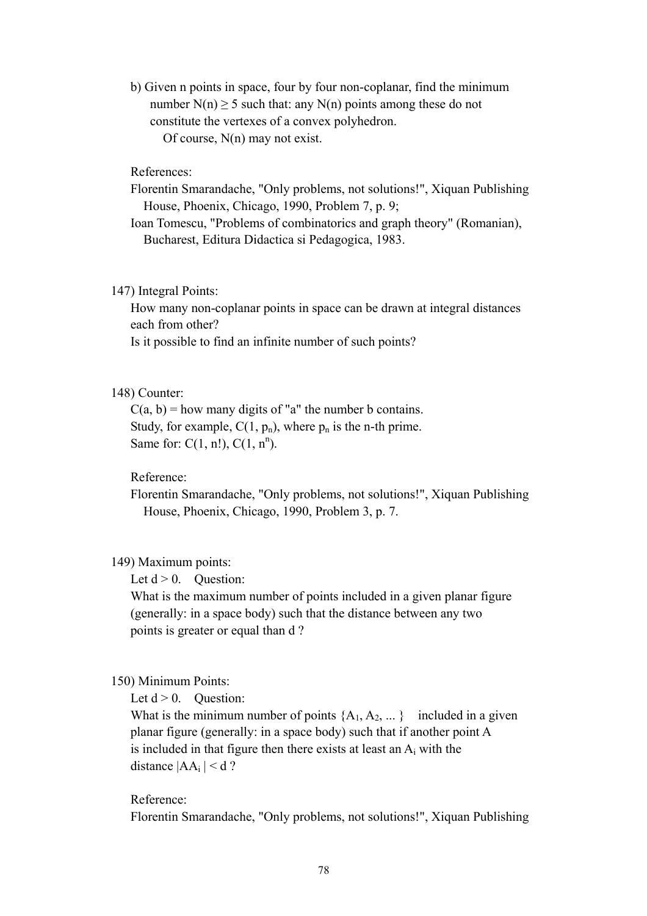b) Given n points in space, four by four non-coplanar, find the minimum number $N(n) \geq 5$ such that: any $N(n)$ points among these do not constitute the vertexes of a convex polyhedron.

Of course, $N(n)$ may not exist.

References:

Florentin Smarandache, "Only problems, not solutions!", Xiquan Publishing House, Phoenix, Chicago, 1990, Problem 7, p. 9;

Ioan Tomescu, "Problems of combinatorics and graph theory" (Romanian), Bucharest, Editura Didactica si Pedagogica, 1983.

147) Integral Points:

How many non-coplanar points in space can be drawn at integral distances each from other?

Is it possible to find an infinite number of such points?

148) Counter:

$C(a, b)$ = how many digits of "a" the number b contains.

Study, for example, $C(1, p_n)$, where $p_n$ is the n-th prime.

Same for: $C(1, n!)$, $C(1, n^n)$.

Reference:

Florentin Smarandache, "Only problems, not solutions!", Xiquan Publishing House, Phoenix, Chicago, 1990, Problem 3, p. 7.

149) Maximum points:

Let $d > 0$. Question:

What is the maximum number of points included in a given planar figure (generally: in a space body) such that the distance between any two points is greater or equal than d ?

150) Minimum Points:

Let $d > 0$. Question:

What is the minimum number of points $\{A_1, A_2, \dots\}$ included in a given planar figure (generally: in a space body) such that if another point A is included in that figure then there exists at least an $A_i$ with the distance $|AA_i| < d$ ?

Reference:

Florentin Smarandache, "Only problems, not solutions!", Xiquan Publishing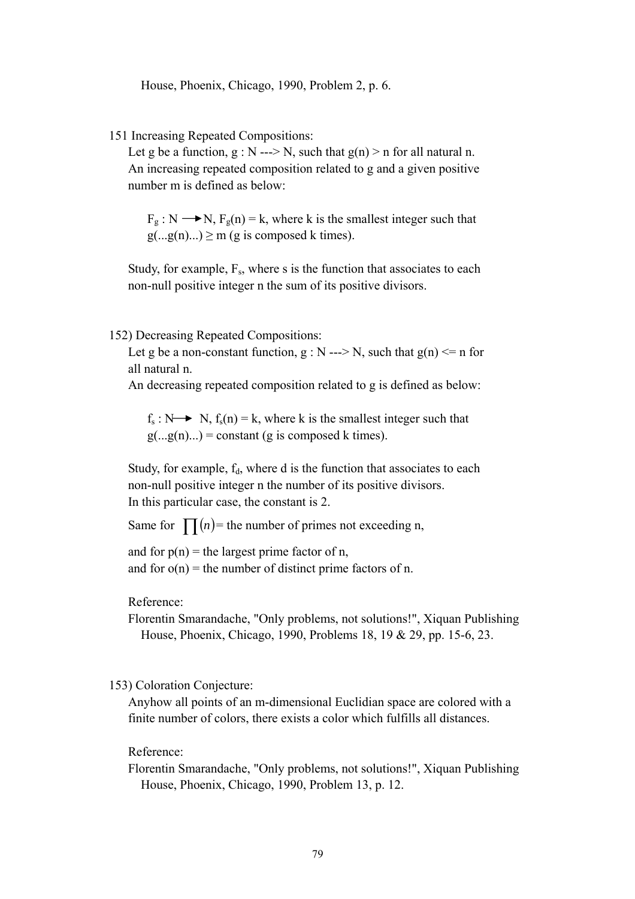House, Phoenix, Chicago, 1990, Problem 2, p. 6.

151 Increasing Repeated Compositions:

Let g be a function, g : N ---> N, such that g(n) > n for all natural n.
An increasing repeated composition related to g and a given positive number m is defined as below:

$F_g : N \longrightarrow N$, $F_g(n) = k$, where k is the smallest integer such that $g(...g(n)...) \geq m$ (g is composed k times).

Study, for example, $F_s$, where s is the function that associates to each non-null positive integer n the sum of its positive divisors.

152) Decreasing Repeated Compositions:

Let g be a non-constant function, g : N ---> N, such that g(n) <= n for all natural n.
An decreasing repeated composition related to g is defined as below:

$f_s : N \longrightarrow N$, $f_s(n) = k$, where k is the smallest integer such that $g(...g(n)...) = \text{constant}$ (g is composed k times).

Study, for example, $f_d$, where d is the function that associates to each non-null positive integer n the number of its positive divisors.
In this particular case, the constant is 2.

Same for $\prod(n)$= the number of primes not exceeding n,

and for p(n) = the largest prime factor of n,
and for o(n) = the number of distinct prime factors of n.

Reference:
Florentin Smarandache, "Only problems, not solutions!", Xiquan Publishing House, Phoenix, Chicago, 1990, Problems 18, 19 & 29, pp. 15-6, 23.

153) Coloration Conjecture:

Anyhow all points of an m-dimensional Euclidian space are colored with a finite number of colors, there exists a color which fulfills all distances.

Reference:
Florentin Smarandache, "Only problems, not solutions!", Xiquan Publishing House, Phoenix, Chicago, 1990, Problem 13, p. 12.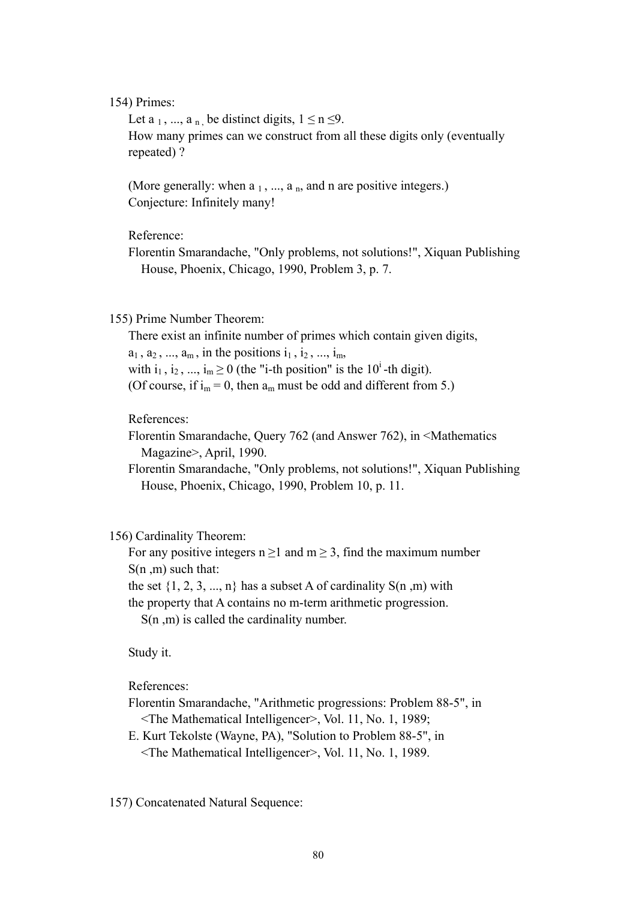154) Primes:

Let $a_1, \ldots, a_n$ be distinct digits, $1 \leq n \leq 9$.
How many primes can we construct from all these digits only (eventually repeated) ?

(More generally: when $a_1, \ldots, a_n$, and n are positive integers.)
Conjecture: Infinitely many!

References:
Florentin Smarandache, "Only problems, not solutions!", Xiquan Publishing House, Phoenix, Chicago, 1990, Problem 3, p. 7.

155) Prime Number Theorem:

There exist an infinite number of primes which contain given digits, $a_1, a_2, \ldots, a_m$, in the positions $i_1, i_2, \ldots, i_m$, with $i_1, i_2, \ldots, i_m \geq 0$ (the "i-th position" is the $10^i$-th digit).
(Of course, if $i_m = 0$, then $a_m$ must be odd and different from 5.)

References:
Florentin Smarandache, Query 762 (and Answer 762), in <Mathematics Magazine>, April, 1990.
Florentin Smarandache, "Only problems, not solutions!", Xiquan Publishing House, Phoenix, Chicago, 1990, Problem 10, p. 11.

156) Cardinality Theorem:

For any positive integers $n \geq 1$ and $m \geq 3$, find the maximum number $S(n, m)$ such that:
the set $\{1, 2, 3, \ldots, n\}$ has a subset A of cardinality $S(n, m)$ with the property that A contains no m-term arithmetic progression.
$S(n, m)$ is called the cardinality number.

Study it.

References:
Florentin Smarandache, "Arithmetic progressions: Problem 88-5", in <The Mathematical Intelligencer>, Vol. 11, No. 1, 1989;
E. Kurt Tekolste (Wayne, PA), "Solution to Problem 88-5", in <The Mathematical Intelligencer>, Vol. 11, No. 1, 1989.

157) Concatenated Natural Sequence: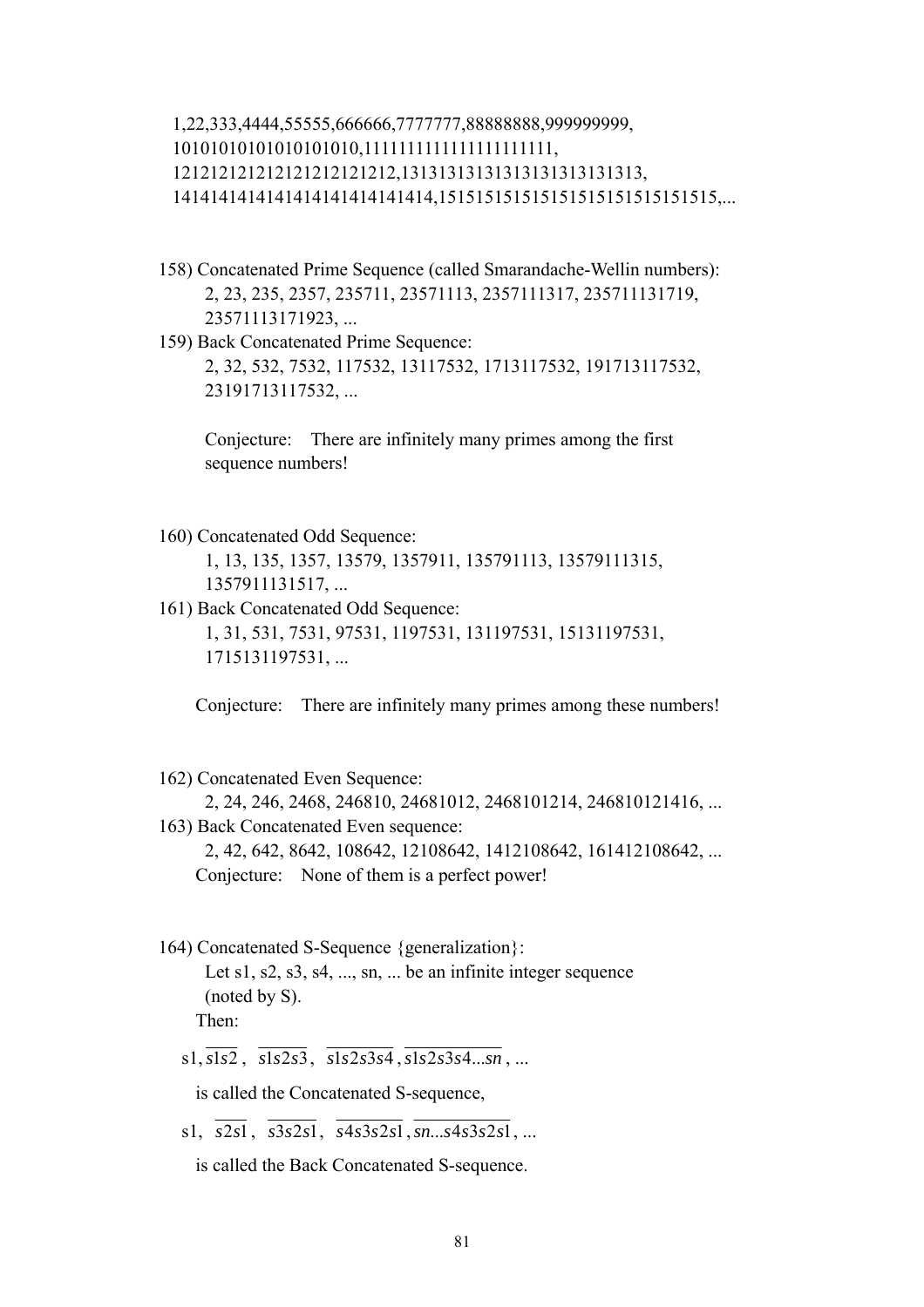1,22,333,4444,55555,666666,7777777,88888888,999999999,
10101010101010101010,1111111111111111111111,
121212121212121212121212,13131313131313131313131313,
1414141414141414141414141414,151515151515151515151515151515,...

158) Concatenated Prime Sequence (called Smarandache-Wellin numbers):
2, 23, 235, 2357, 235711, 23571113, 2357111317, 235711131719,
23571113171923, ...

159) Back Concatenated Prime Sequence:
2, 32, 532, 7532, 117532, 13117532, 1713117532, 191713117532,
23191713117532, ...

Conjecture: There are infinitely many primes among the first sequence numbers!

160) Concatenated Odd Sequence:
1, 13, 135, 1357, 13579, 1357911, 135791113, 13579111315,
1357911131517, ...

161) Back Concatenated Odd Sequence:
1, 31, 531, 7531, 97531, 1197531, 131197531, 15131197531,
1715131197531, ...

Conjecture: There are infinitely many primes among these numbers!

162) Concatenated Even Sequence:
2, 24, 246, 2468, 246810, 24681012, 2468101214, 246810121416, ...

163) Back Concatenated Even sequence:
2, 42, 642, 8642, 108642, 12108642, 1412108642, 161412108642, ...

Conjecture: None of them is a perfect power!

164) Concatenated S-Sequence {generalization}:
Let s1, s2, s3, s4, ..., sn, ... be an infinite integer sequence (noted by S).
Then:

$s1, \overline{s1s2}, \overline{s1s2s3}, \overline{s1s2s3s4}, \overline{s1s2s3s4...sn}, ...$

is called the Concatenated S-sequence,

$s1, \overline{s2s1}, \overline{s3s2s1}, \overline{s4s3s2s1}, \overline{sn...s4s3s2s1}, ...$

is called the Back Concatenated S-sequence.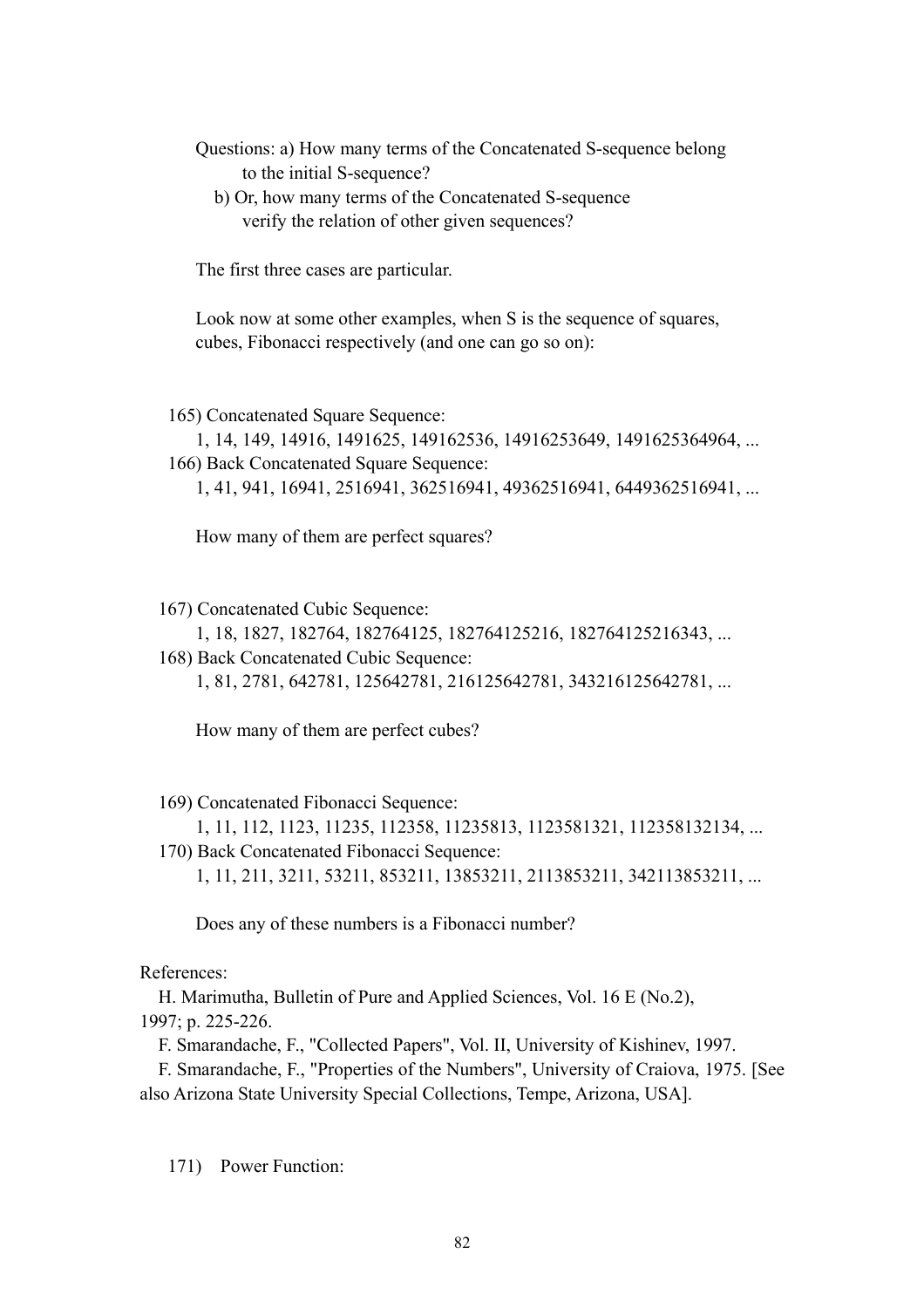Questions: a) How many terms of the Concatenated S-sequence belong to the initial S-sequence?

b) Or, how many terms of the Concatenated S-sequence verify the relation of other given sequences?

The first three cases are particular.

Look now at some other examples, when S is the sequence of squares, cubes, Fibonacci respectively (and one can go so on):

165) Concatenated Square Sequence:

1, 14, 149, 14916, 1491625, 149162536, 14916253649, 1491625364964, ...

166) Back Concatenated Square Sequence:

1, 41, 941, 16941, 2516941, 362516941, 49362516941, 6449362516941, ...

How many of them are perfect squares?

167) Concatenated Cubic Sequence:

1, 18, 1827, 182764, 182764125, 182764125216, 182764125216343, ...

168) Back Concatenated Cubic Sequence:

1, 81, 2781, 642781, 125642781, 216125642781, 343216125642781, ...

How many of them are perfect cubes?

169) Concatenated Fibonacci Sequence:

1, 11, 112, 1123, 11235, 112358, 11235813, 1123581321, 112358132134, ...

170) Back Concatenated Fibonacci Sequence:

1, 11, 211, 3211, 53211, 853211, 13853211, 2113853211, 342113853211, ...

Does any of these numbers is a Fibonacci number?

References:

H. Marimutha, Bulletin of Pure and Applied Sciences, Vol. 16 E (No.2), 1997; p. 225-226.

F. Smarandache, F., "Collected Papers", Vol. II, University of Kishinev, 1997.

F. Smarandache, F., "Properties of the Numbers", University of Craiova, 1975. [See also Arizona State University Special Collections, Tempe, Arizona, USA].

171) Power Function: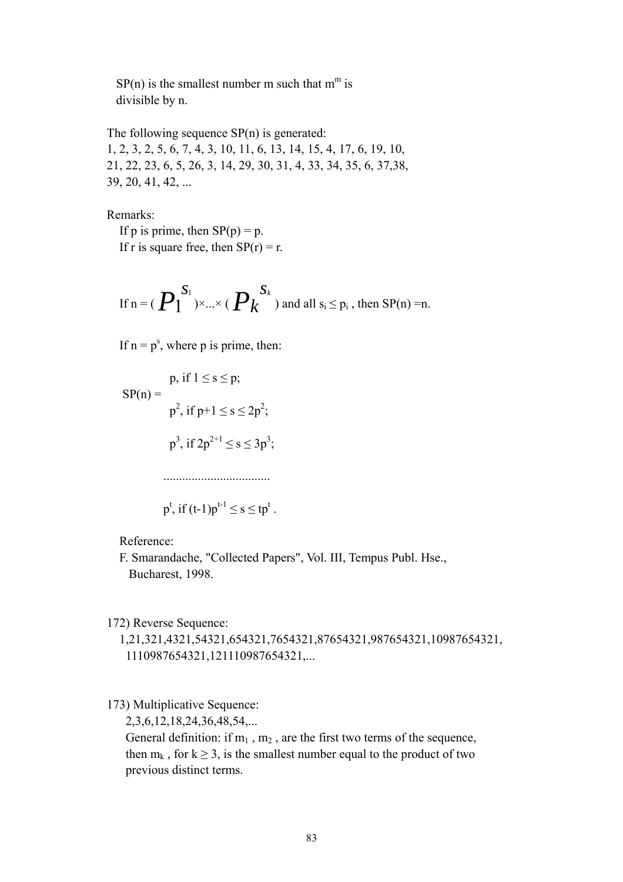SP(n) is the smallest number m such that $m^m$ is divisible by n.

The following sequence SP(n) is generated:
1, 2, 3, 2, 5, 6, 7, 4, 3, 10, 11, 6, 13, 14, 15, 4, 17, 6, 19, 10, 21, 22, 23, 6, 5, 26, 3, 14, 29, 30, 31, 4, 33, 34, 35, 6, 37,38, 39, 20, 41, 42, ...

Remarks:

If p is prime, then SP(p) = p.

If r is square free, then SP(r) = r.

If n = $(p_1^{s_1}) \times \ldots \times (p_k^{s_k})$ and all $s_i \leq p_i$ , then SP(n) =n.

If n = $p^s$, where p is prime, then:

$$
SP(n) = \begin{cases} p, \text{ if } 1 \leq s \leq p; \\ p^2, \text{ if } p+1 \leq s \leq 2p^2; \\ p^3, \text{ if } 2p^{2+1} \leq s \leq 3p^3; \\ \ldots\ldots\ldots\ldots\ldots\ldots\ldots\ldots \\ p^t, \text{ if } (t-1)p^{t-1} \leq s \leq tp^t . \end{cases}
$$

Reference:
F. Smarandache, "Collected Papers", Vol. III, Tempus Publ. Hse., Bucharest, 1998.

172) Reverse Sequence:
1,21,321,4321,54321,654321,7654321,87654321,987654321,10987654321, 1110987654321,121110987654321,...

173) Multiplicative Sequence:
2,3,6,12,18,24,36,48,54,...
General definition: if $m_1$ , $m_2$ , are the first two terms of the sequence, then $m_k$ , for $k \geq 3$, is the smallest number equal to the product of two previous distinct terms.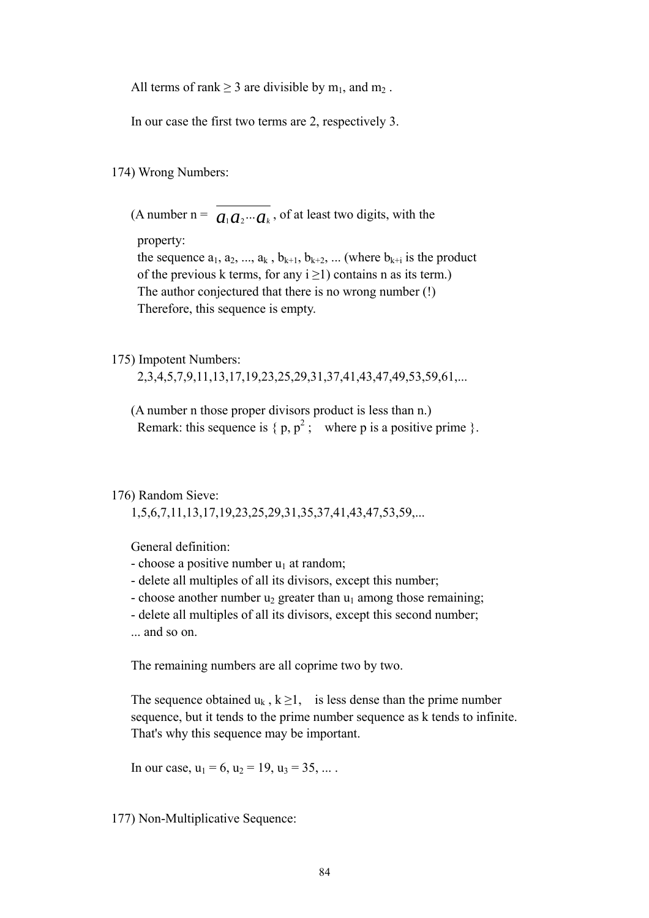All terms of rank ≥ 3 are divisible by $m_1$, and $m_2$ .

In our case the first two terms are 2, respectively 3.

174) Wrong Numbers:

(A number n = $\overline{a_1 a_2 \cdots a_k}$ , of at least two digits, with the property:
the sequence $a_1, a_2, ..., a_k$ , $b_{k+1}, b_{k+2}$, ... (where $b_{k+i}$ is the product of the previous k terms, for any i ≥1) contains n as its term.)
The author conjectured that there is no wrong number (!)
Therefore, this sequence is empty.

175) Impotent Numbers:
2,3,4,5,7,9,11,13,17,19,23,25,29,31,37,41,43,47,49,53,59,61,...

(A number n those proper divisors product is less than n.)
Remark: this sequence is { p, $p^2$ ; where p is a positive prime }.

176) Random Sieve:
1,5,6,7,11,13,17,19,23,25,29,31,35,37,41,43,47,53,59,...

General definition:
- choose a positive number $u_1$ at random;
- delete all multiples of all its divisors, except this number;
- choose another number $u_2$ greater than $u_1$ among those remaining;
- delete all multiples of all its divisors, except this second number;
... and so on.

The remaining numbers are all coprime two by two.

The sequence obtained $u_k$ , k ≥1, is less dense than the prime number sequence, but it tends to the prime number sequence as k tends to infinite. That's why this sequence may be important.

In our case, $u_1$ = 6, $u_2$ = 19, $u_3$ = 35, ... .

177) Non-Multiplicative Sequence: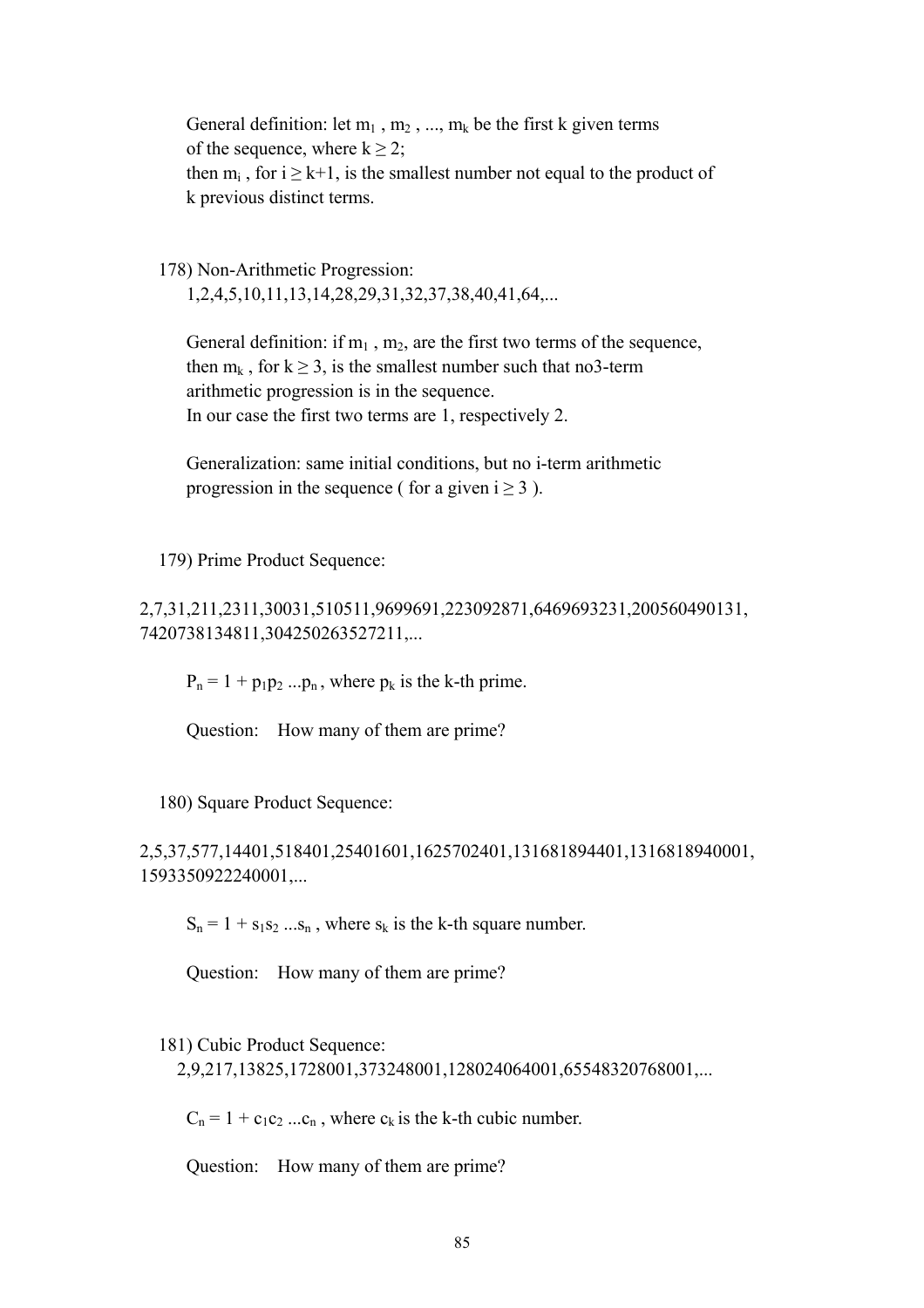General definition: let $m_1$ , $m_2$ , ..., $m_k$ be the first k given terms of the sequence, where $k \geq 2$;
then $m_i$ , for $i \geq k+1$, is the smallest number not equal to the product of k previous distinct terms.

178) Non-Arithmetic Progression:
1,2,4,5,10,11,13,14,28,29,31,32,37,38,40,41,64,...

General definition: if $m_1$ , $m_2$, are the first two terms of the sequence, then $m_k$ , for $k \geq 3$, is the smallest number such that no3-term arithmetic progression is in the sequence.
In our case the first two terms are 1, respectively 2.

Generalization: same initial conditions, but no i-term arithmetic progression in the sequence ( for a given $i \geq 3$ ).

179) Prime Product Sequence:

2,7,31,211,2311,30031,510511,9699691,223092871,6469693231,200560490131, 7420738134811,304250263527211,...

$P_n = 1 + p_1 p_2 \dots p_n$ , where $p_k$ is the k-th prime.

Question: How many of them are prime?

180) Square Product Sequence:

2,5,37,577,14401,518401,25401601,1625702401,131681894401,1316818940001, 1593350922240001,...

$S_n = 1 + s_1 s_2 \dots s_n$ , where $s_k$ is the k-th square number.

Question: How many of them are prime?

181) Cubic Product Sequence:
2,9,217,13825,1728001,373248001,128024064001,65548320768001,...

$C_n = 1 + c_1 c_2 \dots c_n$ , where $c_k$ is the k-th cubic number.

Question: How many of them are prime?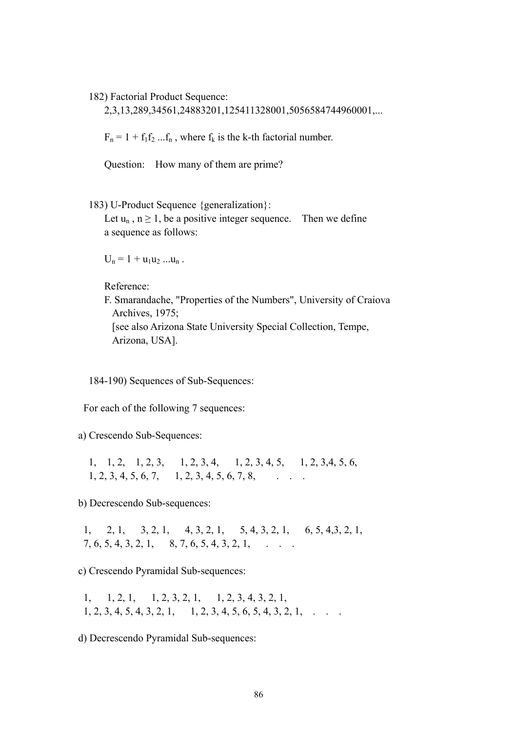182) Factorial Product Sequence:

2,3,13,289,34561,24883201,125411328001,5056584744960001,...

$F_n = 1 + f_1 f_2 \ldots f_n$ , where $f_k$ is the k-th factorial number.

Question: How many of them are prime?

183) U-Product Sequence {generalization}:

Let $u_n$ , $n \geq 1$, be a positive integer sequence. Then we define a sequence as follows:

$U_n = 1 + u_1 u_2 \ldots u_n$ .

Reference:

F. Smarandache, "Properties of the Numbers", University of Craiova Archives, 1975;
[see also Arizona State University Special Collection, Tempe, Arizona, USA].

184-190) Sequences of Sub-Sequences:

For each of the following 7 sequences:

a) Crescendo Sub-Sequences:

1, 1, 2, 1, 2, 3, 1, 2, 3, 4, 1, 2, 3, 4, 5, 1, 2, 3,4, 5, 6,
1, 2, 3, 4, 5, 6, 7, 1, 2, 3, 4, 5, 6, 7, 8, . . .

b) Decrescendo Sub-sequences:

1, 2, 1, 3, 2, 1, 4, 3, 2, 1, 5, 4, 3, 2, 1, 6, 5, 4,3, 2, 1,
7, 6, 5, 4, 3, 2, 1, 8, 7, 6, 5, 4, 3, 2, 1, . . .

c) Crescendo Pyramidal Sub-sequences:

1, 1, 2, 1, 1, 2, 3, 2, 1, 1, 2, 3, 4, 3, 2, 1,
1, 2, 3, 4, 5, 4, 3, 2, 1, 1, 2, 3, 4, 5, 6, 5, 4, 3, 2, 1, . . .

d) Decrescendo Pyramidal Sub-sequences: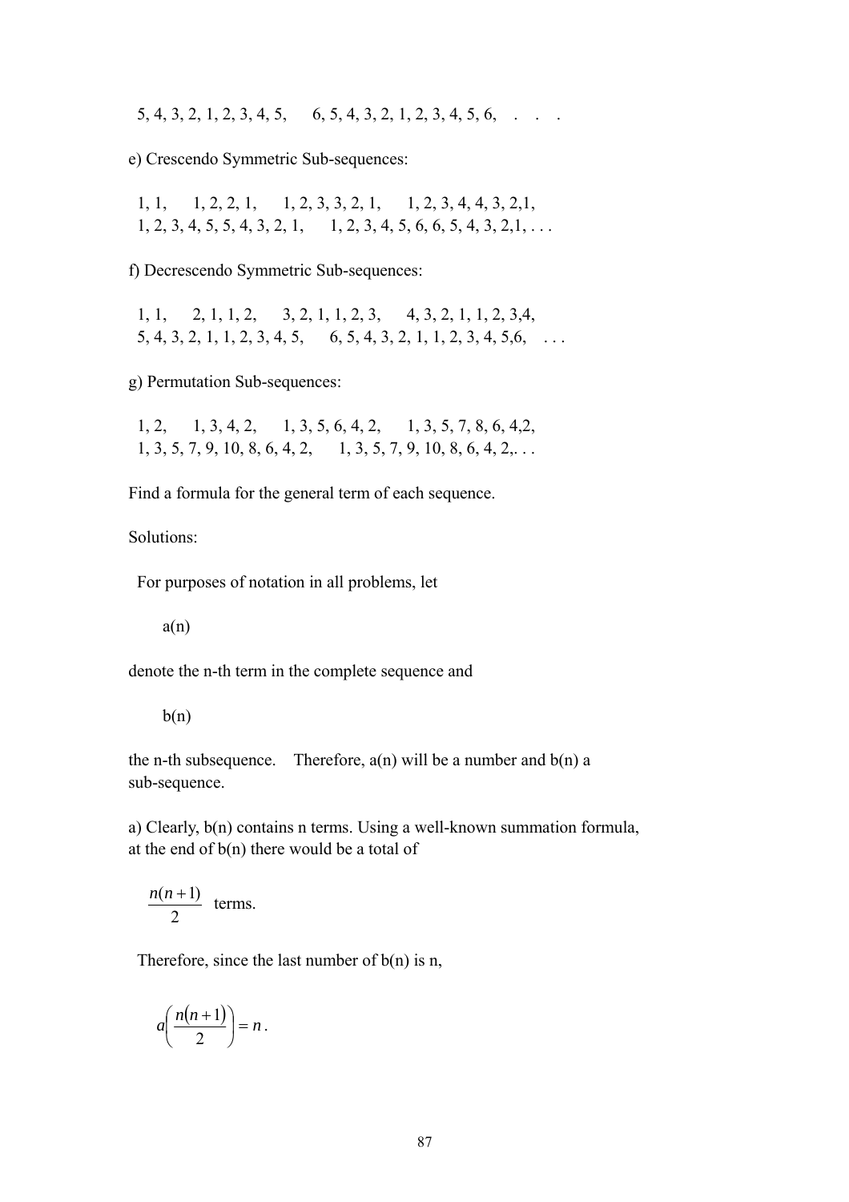5, 4, 3, 2, 1, 2, 3, 4, 5,      6, 5, 4, 3, 2, 1, 2, 3, 4, 5, 6,    .  .  .

e) Crescendo Symmetric Sub-sequences:

1, 1,      1, 2, 2, 1,      1, 2, 3, 3, 2, 1,      1, 2, 3, 4, 4, 3, 2,1,
1, 2, 3, 4, 5, 5, 4, 3, 2, 1,      1, 2, 3, 4, 5, 6, 6, 5, 4, 3, 2,1, . . .

f) Decrescendo Symmetric Sub-sequences:

1, 1,      2, 1, 1, 2,      3, 2, 1, 1, 2, 3,      4, 3, 2, 1, 1, 2, 3,4,
5, 4, 3, 2, 1, 1, 2, 3, 4, 5,      6, 5, 4, 3, 2, 1, 1, 2, 3, 4, 5,6,    . . .

g) Permutation Sub-sequences:

1, 2,      1, 3, 4, 2,      1, 3, 5, 6, 4, 2,      1, 3, 5, 7, 8, 6, 4,2,
1, 3, 5, 7, 9, 10, 8, 6, 4, 2,      1, 3, 5, 7, 9, 10, 8, 6, 4, 2,. . .

Find a formula for the general term of each sequence.

Solutions:

For purposes of notation in all problems, let

$$a(n)$$

denote the n-th term in the complete sequence and

$$b(n)$$

the n-th subsequence.    Therefore, a(n) will be a number and b(n) a sub-sequence.

a) Clearly, b(n) contains n terms. Using a well-known summation formula, at the end of b(n) there would be a total of

$\frac{n(n+1)}{2}$ terms.

Therefore, since the last number of b(n) is n,

$$a\left(\frac{n(n+1)}{2}\right) = n .$$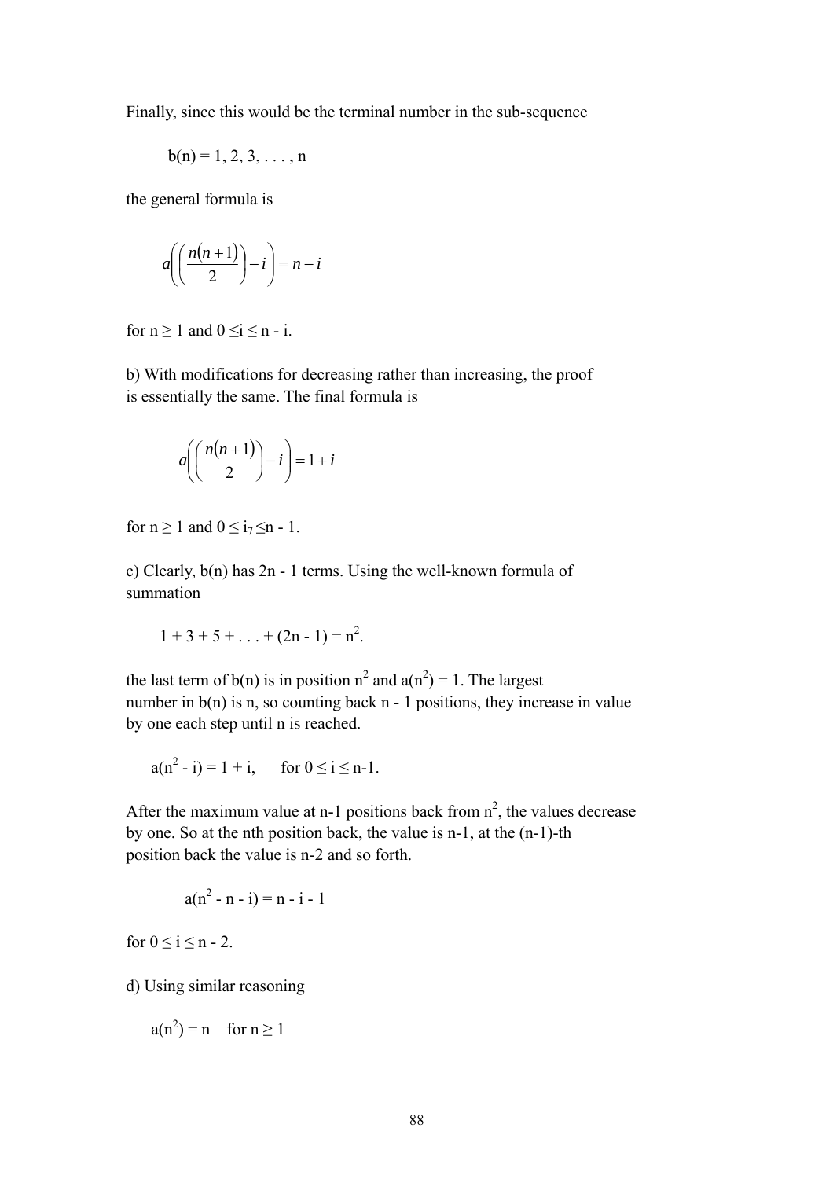Finally, since this would be the terminal number in the sub-sequence

$$b(n) = 1, 2, 3, \ldots, n$$

the general formula is

$$a\left(\left(\frac{n(n+1)}{2}\right) - i\right) = n - i$$

for $n \geq 1$ and $0 \leq i \leq n - i$.

b) With modifications for decreasing rather than increasing, the proof is essentially the same. The final formula is

$$a\left(\left(\frac{n(n+1)}{2}\right) - i\right) = 1 + i$$

for $n \geq 1$ and $0 \leq i_7 \leq n - 1$.

c) Clearly, $b(n)$ has $2n - 1$ terms. Using the well-known formula of summation

$$1 + 3 + 5 + \ldots + (2n - 1) = n^2.$$

the last term of $b(n)$ is in position $n^2$ and $a(n^2) = 1$. The largest number in $b(n)$ is $n$, so counting back $n - 1$ positions, they increase in value by one each step until $n$ is reached.

$$a(n^2 - i) = 1 + i, \quad \text{for } 0 \leq i \leq n-1.$$

After the maximum value at $n-1$ positions back from $n^2$, the values decrease by one. So at the nth position back, the value is $n-1$, at the $(n-1)$-th position back the value is $n-2$ and so forth.

$$a(n^2 - n - i) = n - i - 1$$

for $0 \leq i \leq n - 2$.

d) Using similar reasoning

$$a(n^2) = n \quad \text{for } n \geq 1$$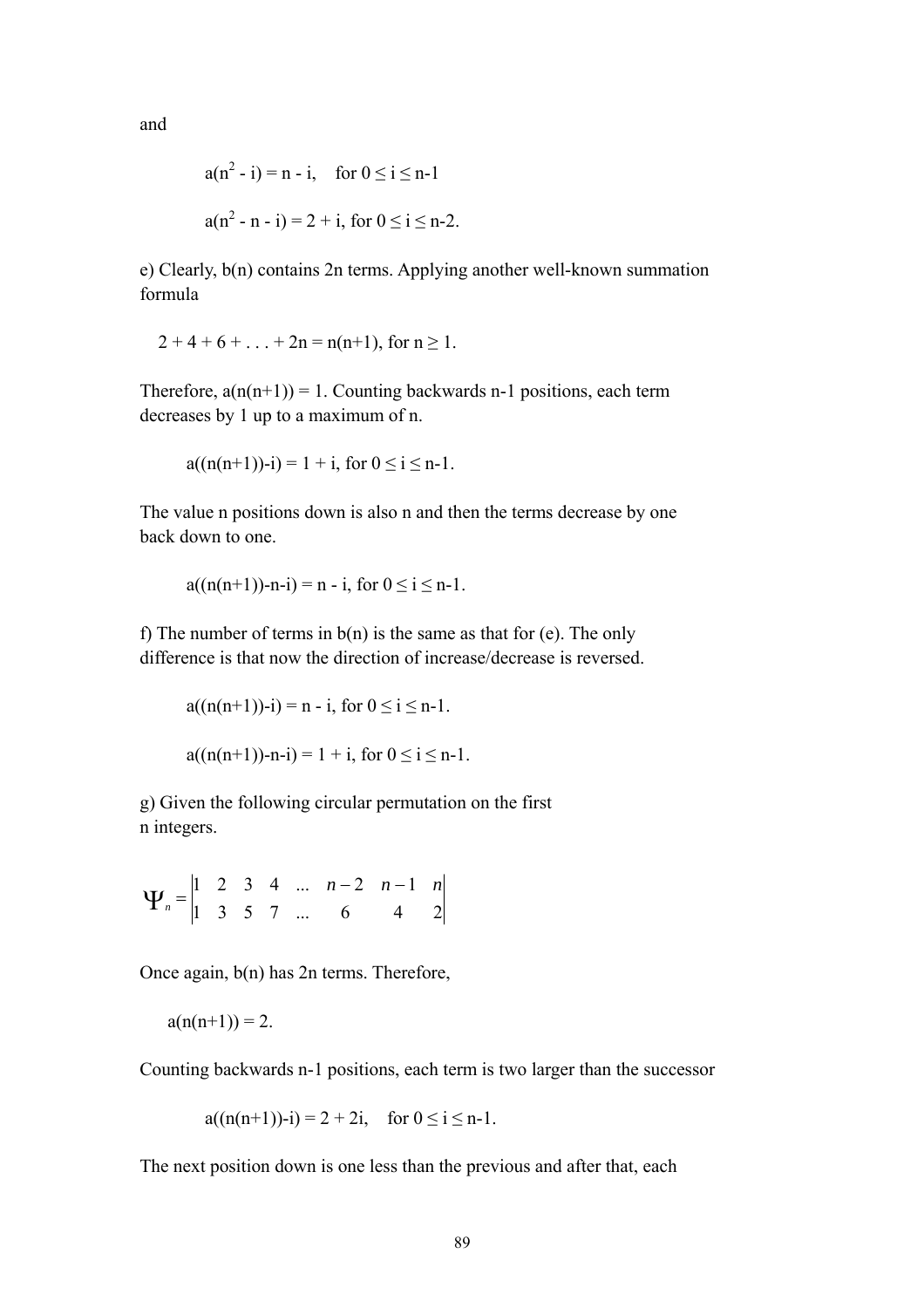and

$$a(n^2 - i) = n - i, \quad \text{for } 0 \le i \le n-1$$

$$a(n^2 - n - i) = 2 + i, \text{ for } 0 \le i \le n-2.$$

e) Clearly, b(n) contains 2n terms. Applying another well-known summation formula

$$2 + 4 + 6 + \ldots + 2n = n(n+1), \text{ for } n \ge 1.$$

Therefore, $a(n(n+1)) = 1$. Counting backwards n-1 positions, each term decreases by 1 up to a maximum of n.

$$a((n(n+1))-i) = 1 + i, \text{ for } 0 \le i \le n-1.$$

The value n positions down is also n and then the terms decrease by one back down to one.

$$a((n(n+1))-n-i) = n - i, \text{ for } 0 \le i \le n-1.$$

f) The number of terms in b(n) is the same as that for (e). The only difference is that now the direction of increase/decrease is reversed.

$$a((n(n+1))-i) = n - i, \text{ for } 0 \le i \le n-1.$$

$$a((n(n+1))-n-i) = 1 + i, \text{ for } 0 \le i \le n-1.$$

g) Given the following circular permutation on the first n integers.

$$\Psi_n = \begin{vmatrix} 1 & 2 & 3 & 4 & \ldots & n-2 & n-1 & n \\ 1 & 3 & 5 & 7 & \ldots & 6 & 4 & 2 \end{vmatrix}$$

Once again, b(n) has 2n terms. Therefore,

$$a(n(n+1)) = 2.$$

Counting backwards n-1 positions, each term is two larger than the successor

$$a((n(n+1))-i) = 2 + 2i, \quad \text{for } 0 \le i \le n-1.$$

The next position down is one less than the previous and after that, each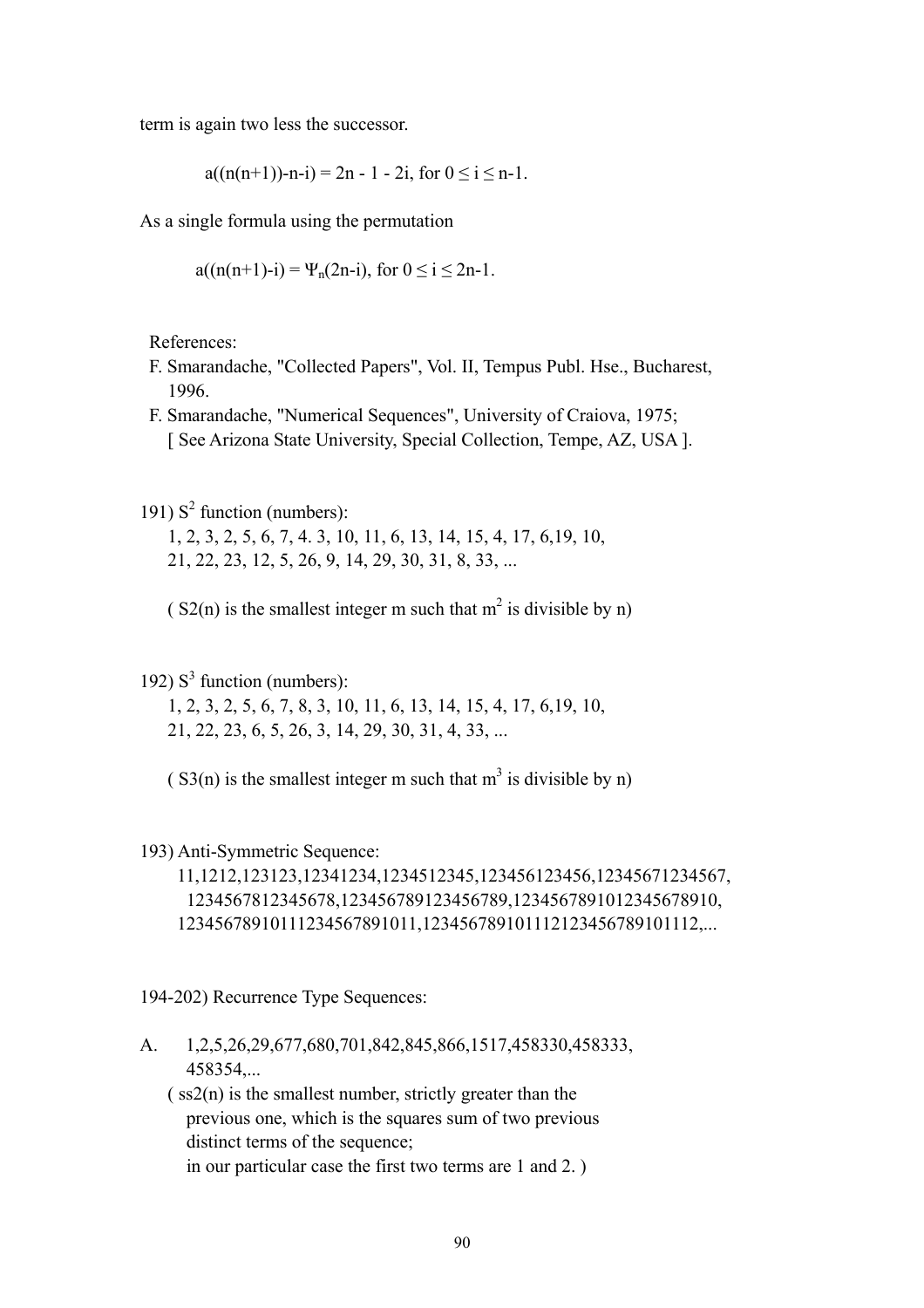term is again two less the successor.

$$a((n(n+1))-n-i) = 2n - 1 - 2i, \text{ for } 0 \le i \le n-1.$$

As a single formula using the permutation

$$a((n(n+1)-i) = \Psi_n(2n-i), \text{ for } 0 \le i \le 2n-1.$$

References:
F. Smarandache, "Collected Papers", Vol. II, Tempus Publ. Hse., Bucharest, 1996.
F. Smarandache, "Numerical Sequences", University of Craiova, 1975;
[ See Arizona State University, Special Collection, Tempe, AZ, USA ].

191) $S^2$ function (numbers):
1, 2, 3, 2, 5, 6, 7, 4. 3, 10, 11, 6, 13, 14, 15, 4, 17, 6,19, 10,
21, 22, 23, 12, 5, 26, 9, 14, 29, 30, 31, 8, 33, ...

( S2(n) is the smallest integer m such that $m^2$ is divisible by n)

192) $S^3$ function (numbers):
1, 2, 3, 2, 5, 6, 7, 8, 3, 10, 11, 6, 13, 14, 15, 4, 17, 6,19, 10,
21, 22, 23, 6, 5, 26, 3, 14, 29, 30, 31, 4, 33, ...

( S3(n) is the smallest integer m such that $m^3$ is divisible by n)

193) Anti-Symmetric Sequence:
11,1212,123123,12341234,1234512345,123456123456,12345671234567,
1234567812345678,123456789123456789,12345678910123456778910,
1234567891011123456789101 1,123456789101112123456789101112,...

194-202) Recurrence Type Sequences:

A. 1,2,5,26,29,677,680,701,842,845,866,1517,458330,458333,
458354,...
( ss2(n) is the smallest number, strictly greater than the previous one, which is the squares sum of two previous distinct terms of the sequence;
in our particular case the first two terms are 1 and 2. )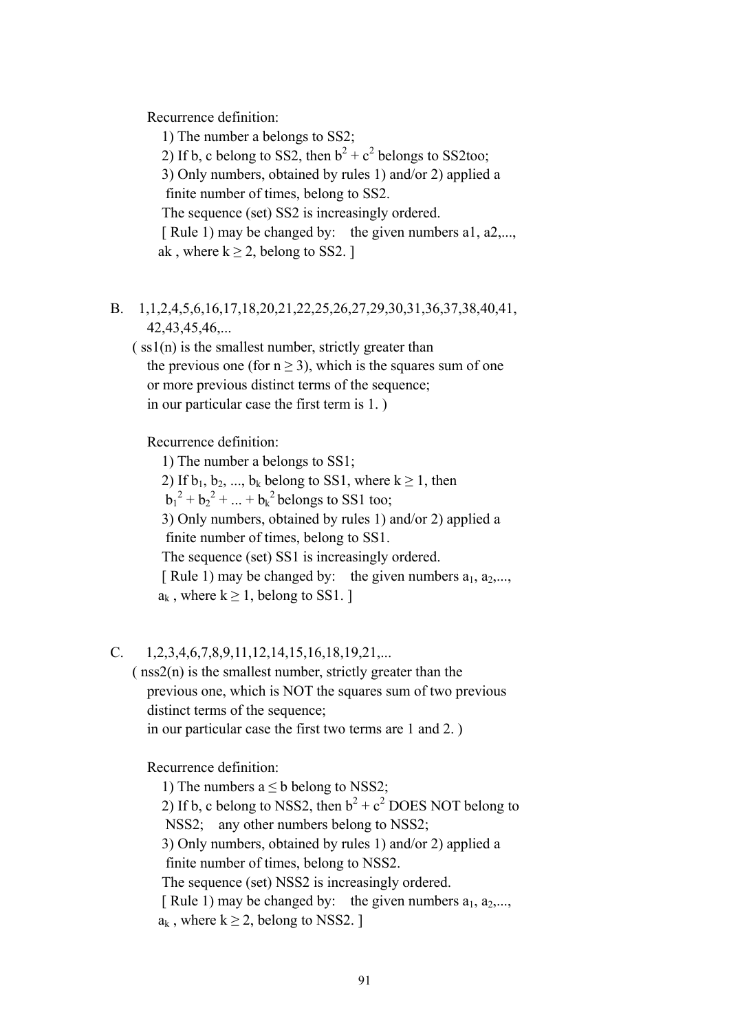Recurrence definition:

1) The number a belongs to SS2;

2) If b, c belong to SS2, then $b^2 + c^2$ belongs to SS2too;

3) Only numbers, obtained by rules 1) and/or 2) applied a finite number of times, belong to SS2.

The sequence (set) SS2 is increasingly ordered.

[ Rule 1) may be changed by: the given numbers a1, a2,..., ak , where $k \geq 2$, belong to SS2. ]

B. 1,1,2,4,5,6,16,17,18,20,21,22,25,26,27,29,30,31,36,37,38,40,41, 42,43,45,46,...

( ss1(n) is the smallest number, strictly greater than the previous one (for $n \geq 3$), which is the squares sum of one or more previous distinct terms of the sequence; in our particular case the first term is 1. )

Recurrence definition:

1) The number a belongs to SS1;

2) If $b_1, b_2, ..., b_k$ belong to SS1, where $k \geq 1$, then $b_1^2 + b_2^2 + ... + b_k^2$ belongs to SS1 too;

3) Only numbers, obtained by rules 1) and/or 2) applied a finite number of times, belong to SS1.

The sequence (set) SS1 is increasingly ordered.

[ Rule 1) may be changed by: the given numbers $a_1, a_2,..., a_k$ , where $k \geq 1$, belong to SS1. ]

C. 1,2,3,4,6,7,8,9,11,12,14,15,16,18,19,21,...

( nss2(n) is the smallest number, strictly greater than the previous one, which is NOT the squares sum of two previous distinct terms of the sequence; in our particular case the first two terms are 1 and 2. )

Recurrence definition:

1) The numbers $a \leq b$ belong to NSS2;

2) If b, c belong to NSS2, then $b^2 + c^2$ DOES NOT belong to NSS2; any other numbers belong to NSS2;

3) Only numbers, obtained by rules 1) and/or 2) applied a finite number of times, belong to NSS2.

The sequence (set) NSS2 is increasingly ordered.

[ Rule 1) may be changed by: the given numbers $a_1, a_2,..., a_k$ , where $k \geq 2$, belong to NSS2. ]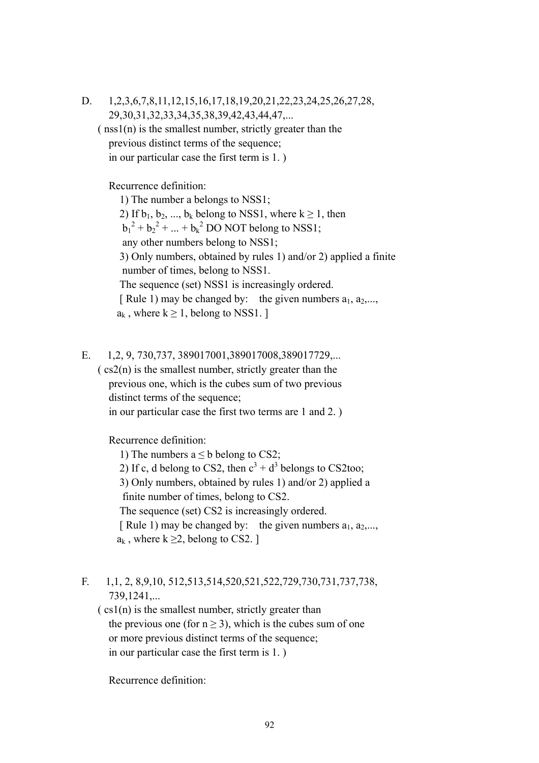D. 1,2,3,6,7,8,11,12,15,16,17,18,19,20,21,22,23,24,25,26,27,28, 29,30,31,32,33,34,35,38,39,42,43,44,47,...

( nss1(n) is the smallest number, strictly greater than the previous distinct terms of the sequence; in our particular case the first term is 1. )

Recurrence definition:

1) The number a belongs to NSS1;
2) If $b_1, b_2, ..., b_k$ belong to NSS1, where $k \geq 1$, then $b_1^2 + b_2^2 + ... + b_k^2$ DO NOT belong to NSS1; any other numbers belong to NSS1;
3) Only numbers, obtained by rules 1) and/or 2) applied a finite number of times, belong to NSS1.

The sequence (set) NSS1 is increasingly ordered.

[ Rule 1) may be changed by: the given numbers $a_1, a_2,..., a_k$ , where $k \geq 1$, belong to NSS1. ]

E. 1,2, 9, 730,737, 389017001,389017008,389017729,...

( cs2(n) is the smallest number, strictly greater than the previous one, which is the cubes sum of two previous distinct terms of the sequence; in our particular case the first two terms are 1 and 2. )

Recurrence definition:

1) The numbers $a \leq b$ belong to CS2;
2) If c, d belong to CS2, then $c^3 + d^3$ belongs to CS2too;
3) Only numbers, obtained by rules 1) and/or 2) applied a finite number of times, belong to CS2.

The sequence (set) CS2 is increasingly ordered.

[ Rule 1) may be changed by: the given numbers $a_1, a_2,..., a_k$ , where $k \geq 2$, belong to CS2. ]

F. 1,1, 2, 8,9,10, 512,513,514,520,521,522,729,730,731,737,738, 739,1241,...

( cs1(n) is the smallest number, strictly greater than the previous one (for $n \geq 3$), which is the cubes sum of one or more previous distinct terms of the sequence; in our particular case the first term is 1. )

Recurrence definition: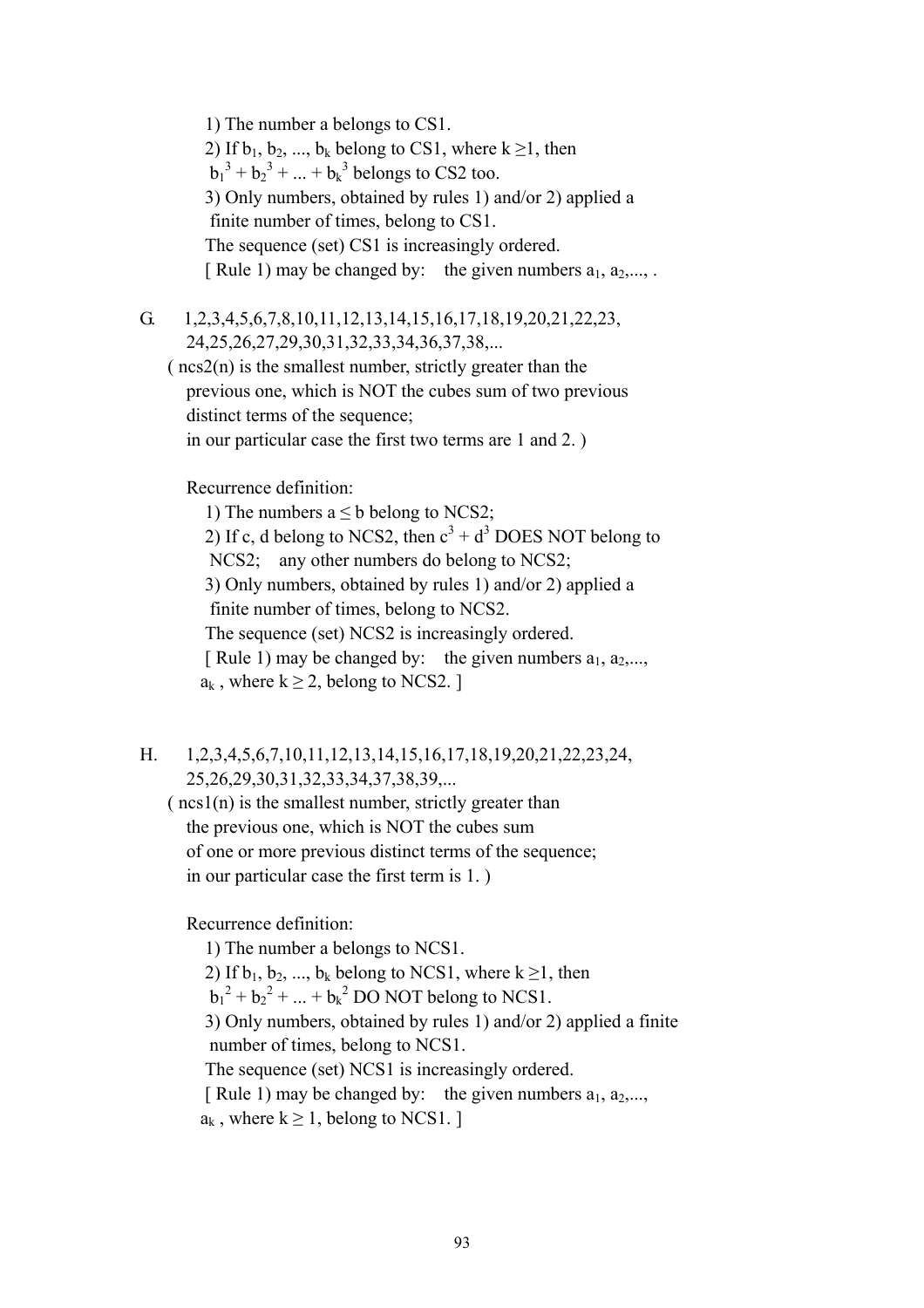1) The number a belongs to CS1.

2) If $b_1, b_2, ..., b_k$ belong to CS1, where $k \geq 1$, then $b_1^3 + b_2^3 + ... + b_k^3$ belongs to CS2 too.

3) Only numbers, obtained by rules 1) and/or 2) applied a finite number of times, belong to CS1.

The sequence (set) CS1 is increasingly ordered.

[ Rule 1) may be changed by: the given numbers $a_1, a_2, ...,$ .

G. 1,2,3,4,5,6,7,8,10,11,12,13,14,15,16,17,18,19,20,21,22,23, 24,25,26,27,29,30,31,32,33,34,36,37,38,...

( ncs2(n) is the smallest number, strictly greater than the previous one, which is NOT the cubes sum of two previous distinct terms of the sequence;
in our particular case the first two terms are 1 and 2. )

Recurrence definition:

1) The numbers $a \leq b$ belong to NCS2;

2) If c, d belong to NCS2, then $c^3 + d^3$ DOES NOT belong to NCS2; any other numbers do belong to NCS2;

3) Only numbers, obtained by rules 1) and/or 2) applied a finite number of times, belong to NCS2.

The sequence (set) NCS2 is increasingly ordered.

[ Rule 1) may be changed by: the given numbers $a_1, a_2, ..., a_k$, where $k \geq 2$, belong to NCS2. ]

H. 1,2,3,4,5,6,7,10,11,12,13,14,15,16,17,18,19,20,21,22,23,24, 25,26,29,30,31,32,33,34,37,38,39,...

( ncs1(n) is the smallest number, strictly greater than the previous one, which is NOT the cubes sum of one or more previous distinct terms of the sequence;
in our particular case the first term is 1. )

Recurrence definition:

1) The number a belongs to NCS1.

2) If $b_1, b_2, ..., b_k$ belong to NCS1, where $k \geq 1$, then $b_1^2 + b_2^2 + ... + b_k^2$ DO NOT belong to NCS1.

3) Only numbers, obtained by rules 1) and/or 2) applied a finite number of times, belong to NCS1.

The sequence (set) NCS1 is increasingly ordered.

[ Rule 1) may be changed by: the given numbers $a_1, a_2, ..., a_k$, where $k \geq 1$, belong to NCS1. ]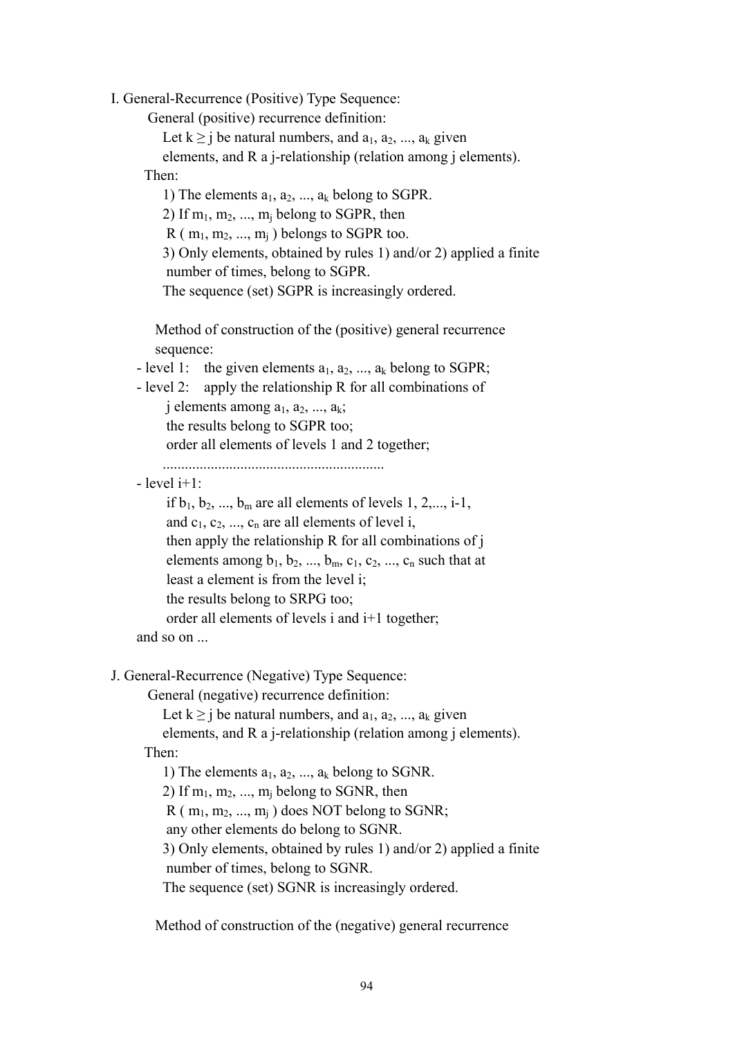I. General-Recurrence (Positive) Type Sequence:

General (positive) recurrence definition:

Let $k \geq j$ be natural numbers, and $a_1, a_2, ..., a_k$ given elements, and R a j-relationship (relation among j elements).

Then:

1) The elements $a_1, a_2, ..., a_k$ belong to SGPR.

2) If $m_1, m_2, ..., m_j$ belong to SGPR, then $R(m_1, m_2, ..., m_j)$ belongs to SGPR too.

3) Only elements, obtained by rules 1) and/or 2) applied a finite number of times, belong to SGPR.

The sequence (set) SGPR is increasingly ordered.

Method of construction of the (positive) general recurrence sequence:

- level 1: the given elements $a_1, a_2, ..., a_k$ belong to SGPR;
- level 2: apply the relationship R for all combinations of j elements among $a_1, a_2, ..., a_k$;
  the results belong to SGPR too;
  order all elements of levels 1 and 2 together;
  ............................................................
- level i+1:
  if $b_1, b_2, ..., b_m$ are all elements of levels 1, 2,..., i-1,
  and $c_1, c_2, ..., c_n$ are all elements of level i,
  then apply the relationship R for all combinations of j elements among $b_1, b_2, ..., b_m, c_1, c_2, ..., c_n$ such that at least a element is from the level i;
  the results belong to SRPG too;
  order all elements of levels i and i+1 together;

and so on ...

J. General-Recurrence (Negative) Type Sequence:

General (negative) recurrence definition:

Let $k \geq j$ be natural numbers, and $a_1, a_2, ..., a_k$ given elements, and R a j-relationship (relation among j elements).

Then:

1) The elements $a_1, a_2, ..., a_k$ belong to SGNR.

2) If $m_1, m_2, ..., m_j$ belong to SGNR, then $R(m_1, m_2, ..., m_j)$ does NOT belong to SGNR; any other elements do belong to SGNR.

3) Only elements, obtained by rules 1) and/or 2) applied a finite number of times, belong to SGNR.

The sequence (set) SGNR is increasingly ordered.

Method of construction of the (negative) general recurrence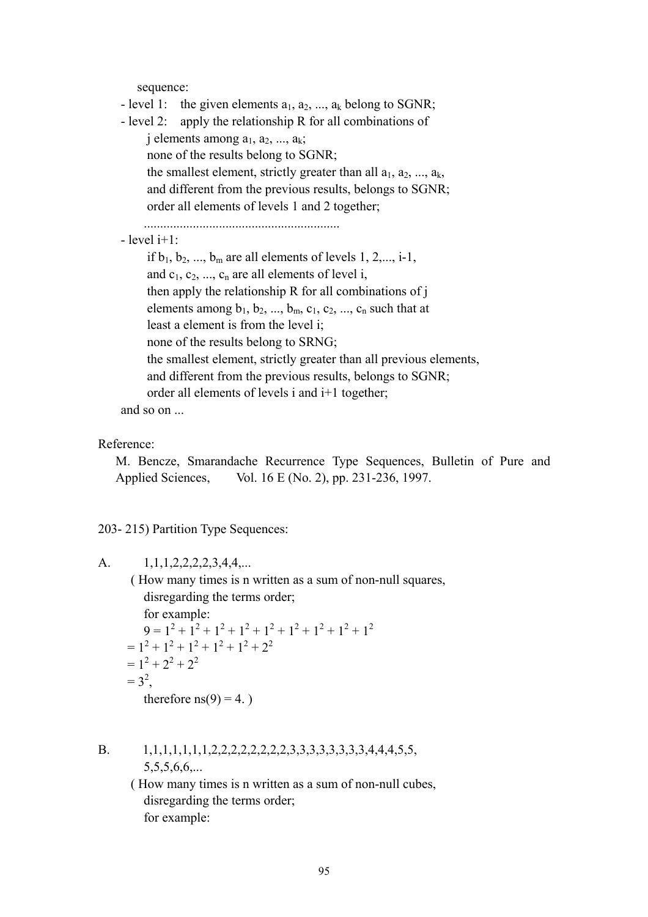sequence:

- level 1: the given elements $a_1, a_2, ..., a_k$ belong to SGNR;
- level 2: apply the relationship R for all combinations of
  j elements among $a_1, a_2, ..., a_k$;
  none of the results belong to SGNR;
  the smallest element, strictly greater than all $a_1, a_2, ..., a_k$,
  and different from the previous results, belongs to SGNR;
  order all elements of levels 1 and 2 together;
  ............................................................
- level i+1:
  if $b_1, b_2, ..., b_m$ are all elements of levels 1, 2,..., i-1,
  and $c_1, c_2, ..., c_n$ are all elements of level i,
  then apply the relationship R for all combinations of j
  elements among $b_1, b_2, ..., b_m, c_1, c_2, ..., c_n$ such that at
  least a element is from the level i;
  none of the results belong to SRNG;
  the smallest element, strictly greater than all previous elements,
  and different from the previous results, belongs to SGNR;
  order all elements of levels i and i+1 together;

and so on ...

Reference:

M. Bencze, Smarandache Recurrence Type Sequences, Bulletin of Pure and Applied Sciences, Vol. 16 E (No. 2), pp. 231-236, 1997.

203- 215) Partition Type Sequences:

A. 1,1,1,2,2,2,2,3,4,4,...

( How many times is n written as a sum of non-null squares,
disregarding the terms order;
for example:

$9 = 1^2 + 1^2 + 1^2 + 1^2 + 1^2 + 1^2 + 1^2 + 1^2 + 1^2$
$= 1^2 + 1^2 + 1^2 + 1^2 + 1^2 + 2^2$
$= 1^2 + 2^2 + 2^2$
$= 3^2$,

therefore ns(9) = 4. )

B. 1,1,1,1,1,1,1,2,2,2,2,2,2,2,2,3,3,3,3,3,3,3,3,4,4,4,5,5,
5,5,5,6,6,...

( How many times is n written as a sum of non-null cubes,
disregarding the terms order;
for example: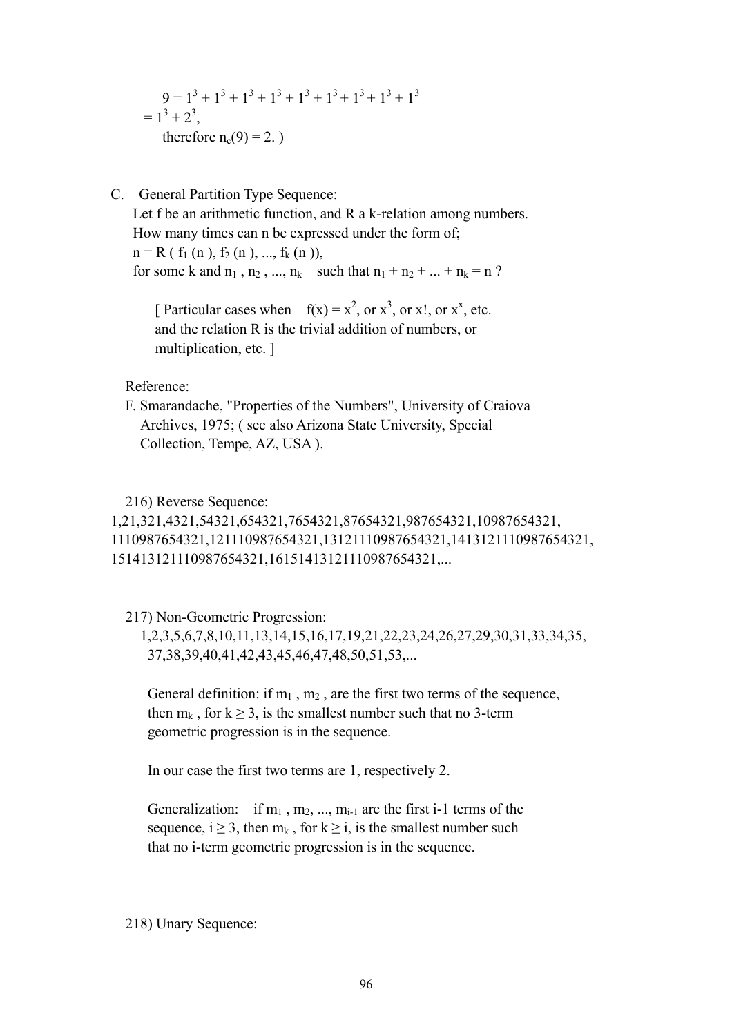$9 = 1^3 + 1^3 + 1^3 + 1^3 + 1^3 + 1^3 + 1^3 + 1^3 + 1^3$
$= 1^3 + 2^3$,
therefore $n_c(9) = 2$. )

C. General Partition Type Sequence:

Let f be an arithmetic function, and R a k-relation among numbers.
How many times can n be expressed under the form of;
$n = R ( f_1 (n ), f_2 (n ), ..., f_k (n ))$,
for some k and $n_1 , n_2 , ..., n_k$ such that $n_1 + n_2 + ... + n_k = n$ ?

[ Particular cases when $f(x) = x^2$, or $x^3$, or $x!$, or $x^x$, etc.
and the relation R is the trivial addition of numbers, or
multiplication, etc. ]

Reference:
F. Smarandache, "Properties of the Numbers", University of Craiova Archives, 1975; ( see also Arizona State University, Special Collection, Tempe, AZ, USA ).

216) Reverse Sequence:
1,21,321,4321,54321,654321,7654321,87654321,987654321,10987654321,
1110987654321,121110987654321,13121110987654321,1413121110987654321,
151413121110987654321,16151413121110987654321,...

217) Non-Geometric Progression:
1,2,3,5,6,7,8,10,11,13,14,15,16,17,19,21,22,23,24,26,27,29,30,31,33,34,35,
37,38,39,40,41,42,43,45,46,47,48,50,51,53,...

General definition: if $m_1$ , $m_2$ , are the first two terms of the sequence, then $m_k$ , for $k \geq 3$, is the smallest number such that no 3-term geometric progression is in the sequence.

In our case the first two terms are 1, respectively 2.

Generalization: if $m_1$ , $m_2$, ..., $m_{i-1}$ are the first i-1 terms of the sequence, $i \geq 3$, then $m_k$ , for $k \geq i$, is the smallest number such that no i-term geometric progression is in the sequence.

218) Unary Sequence: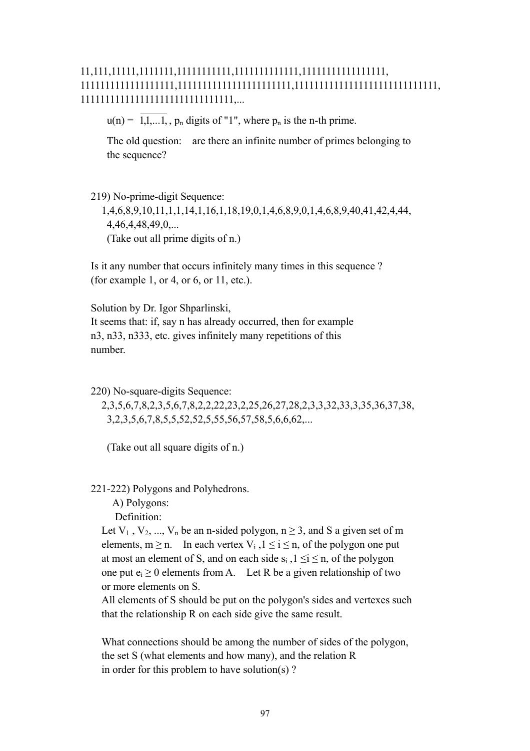11,111,11111,1111111,11111111111,1111111111111,11111111111111111,
1111111111111111111,11111111111111111111111,11111111111111111111111111111,
1111111111111111111111111111111,...

$u(n) = \overline{1,1,...1,}$, $p_n$ digits of "1", where $p_n$ is the n-th prime.

The old question: are there an infinite number of primes belonging to the sequence?

219) No-prime-digit Sequence:

1,4,6,8,9,10,11,1,1,14,1,16,1,18,19,0,1,4,6,8,9,0,1,4,6,8,9,40,41,42,4,44,
4,46,4,48,49,0,...

(Take out all prime digits of n.)

Is it any number that occurs infinitely many times in this sequence ?
(for example 1, or 4, or 6, or 11, etc.).

Solution by Dr. Igor Shparlinski,
It seems that: if, say n has already occurred, then for example
n3, n33, n333, etc. gives infinitely many repetitions of this
number.

220) No-square-digits Sequence:

2,3,5,6,7,8,2,3,5,6,7,8,2,2,22,23,2,25,26,27,28,2,3,3,32,33,3,35,36,37,38,
3,2,3,5,6,7,8,5,5,52,52,5,55,56,57,58,5,6,6,62,...

(Take out all square digits of n.)

221-222) Polygons and Polyhedrons.

A) Polygons:

Definition:

Let $V_1$ , $V_2$, ..., $V_n$ be an n-sided polygon, $n \geq 3$, and S a given set of m elements, $m \geq n$. In each vertex $V_i$ ,$1 \leq i \leq n$, of the polygon one put at most an element of S, and on each side $s_i$ ,$1 \leq i \leq n$, of the polygon one put $e_i \geq 0$ elements from A. Let R be a given relationship of two or more elements on S.

All elements of S should be put on the polygon's sides and vertexes such that the relationship R on each side give the same result.

What connections should be among the number of sides of the polygon, the set S (what elements and how many), and the relation R in order for this problem to have solution(s) ?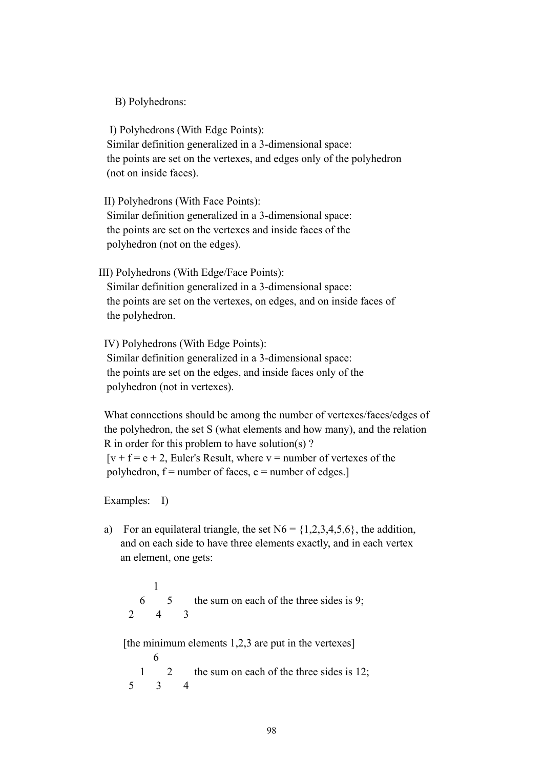B) Polyhedrons:

I) Polyhedrons (With Edge Points):
Similar definition generalized in a 3-dimensional space:
the points are set on the vertexes, and edges only of the polyhedron (not on inside faces).

II) Polyhedrons (With Face Points):
Similar definition generalized in a 3-dimensional space:
the points are set on the vertexes and inside faces of the polyhedron (not on the edges).

III) Polyhedrons (With Edge/Face Points):
Similar definition generalized in a 3-dimensional space:
the points are set on the vertexes, on edges, and on inside faces of the polyhedron.

IV) Polyhedrons (With Edge Points):
Similar definition generalized in a 3-dimensional space:
the points are set on the edges, and inside faces only of the polyhedron (not in vertexes).

What connections should be among the number of vertexes/faces/edges of the polyhedron, the set S (what elements and how many), and the relation R in order for this problem to have solution(s) ?
[$v + f = e + 2$, Euler's Result, where $v$ = number of vertexes of the polyhedron, $f$ = number of faces, $e$ = number of edges.]

Examples: I)

a) For an equilateral triangle, the set N6 = {1,2,3,4,5,6}, the addition, and on each side to have three elements exactly, and in each vertex an element, one gets:

```
      1
    6   5      the sum on each of the three sides is 9;
  2   4   3
```

[the minimum elements 1,2,3 are put in the vertexes]

```
      6
    1   2      the sum on each of the three sides is 12;
  5   3   4
```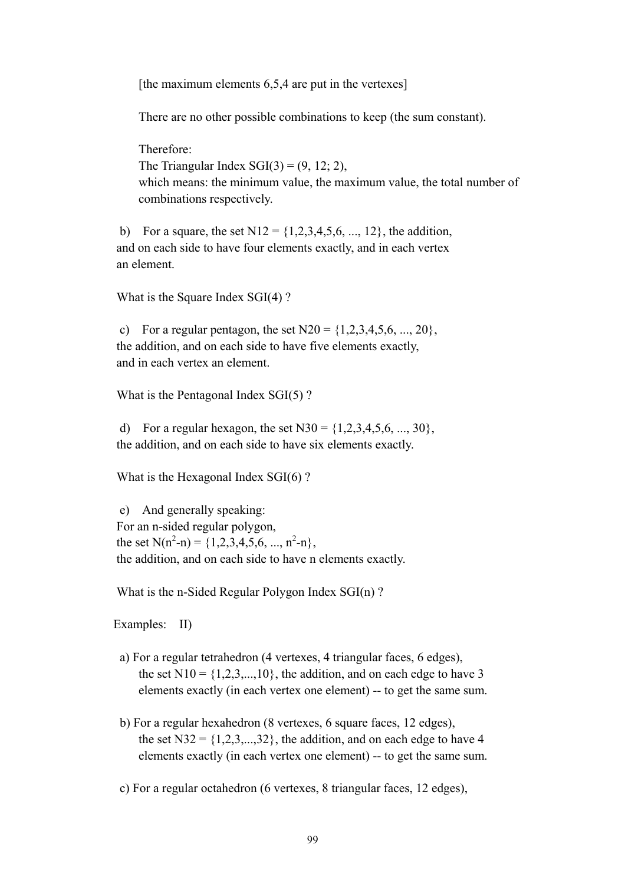[the maximum elements 6,5,4 are put in the vertexes]

There are no other possible combinations to keep (the sum constant).

Therefore:
The Triangular Index SGI(3) = (9, 12; 2),
which means: the minimum value, the maximum value, the total number of combinations respectively.

b) For a square, the set N12 = {1,2,3,4,5,6, ..., 12}, the addition, and on each side to have four elements exactly, and in each vertex an element.

What is the Square Index SGI(4) ?

c) For a regular pentagon, the set N20 = {1,2,3,4,5,6, ..., 20}, the addition, and on each side to have five elements exactly, and in each vertex an element.

What is the Pentagonal Index SGI(5) ?

d) For a regular hexagon, the set N30 = {1,2,3,4,5,6, ..., 30}, the addition, and on each side to have six elements exactly.

What is the Hexagonal Index SGI(6) ?

e) And generally speaking:
For an n-sided regular polygon,
the set $N(n^2\text{-}n) = \{1,2,3,4,5,6, ..., n^2\text{-}n\}$,
the addition, and on each side to have n elements exactly.

What is the n-Sided Regular Polygon Index SGI(n) ?

Examples: II)

a) For a regular tetrahedron (4 vertexes, 4 triangular faces, 6 edges), the set N10 = {1,2,3,...,10}, the addition, and on each edge to have 3 elements exactly (in each vertex one element) -- to get the same sum.

b) For a regular hexahedron (8 vertexes, 6 square faces, 12 edges), the set N32 = {1,2,3,...,32}, the addition, and on each edge to have 4 elements exactly (in each vertex one element) -- to get the same sum.

c) For a regular octahedron (6 vertexes, 8 triangular faces, 12 edges),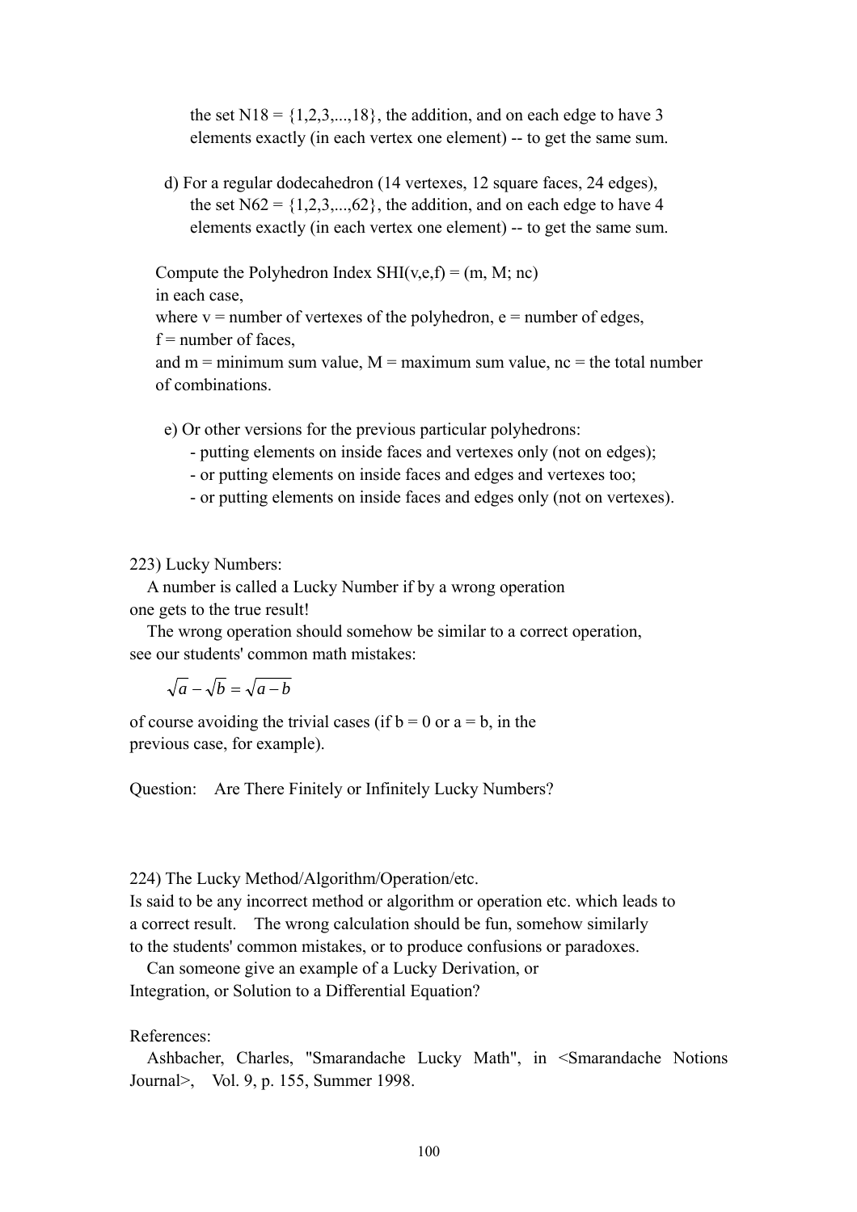the set N18 = {1,2,3,...,18}, the addition, and on each edge to have 3 elements exactly (in each vertex one element) -- to get the same sum.

d) For a regular dodecahedron (14 vertexes, 12 square faces, 24 edges), the set N62 = {1,2,3,...,62}, the addition, and on each edge to have 4 elements exactly (in each vertex one element) -- to get the same sum.

Compute the Polyhedron Index SHI(v,e,f) = (m, M; nc)
in each case,
where v = number of vertexes of the polyhedron, e = number of edges,
f = number of faces,
and m = minimum sum value, M = maximum sum value, nc = the total number of combinations.

e) Or other versions for the previous particular polyhedrons:
- putting elements on inside faces and vertexes only (not on edges);
- or putting elements on inside faces and edges and vertexes too;
- or putting elements on inside faces and edges only (not on vertexes).

223) Lucky Numbers:

A number is called a Lucky Number if by a wrong operation one gets to the true result!

The wrong operation should somehow be similar to a correct operation, see our students' common math mistakes:

$$\sqrt{a} - \sqrt{b} = \sqrt{a-b}$$

of course avoiding the trivial cases (if b = 0 or a = b, in the previous case, for example).

Question: Are There Finitely or Infinitely Lucky Numbers?

224) The Lucky Method/Algorithm/Operation/etc.

Is said to be any incorrect method or algorithm or operation etc. which leads to a correct result. The wrong calculation should be fun, somehow similarly to the students' common mistakes, or to produce confusions or paradoxes.

Can someone give an example of a Lucky Derivation, or Integration, or Solution to a Differential Equation?

References:

Ashbacher, Charles, "Smarandache Lucky Math", in <Smarandache Notions Journal>, Vol. 9, p. 155, Summer 1998.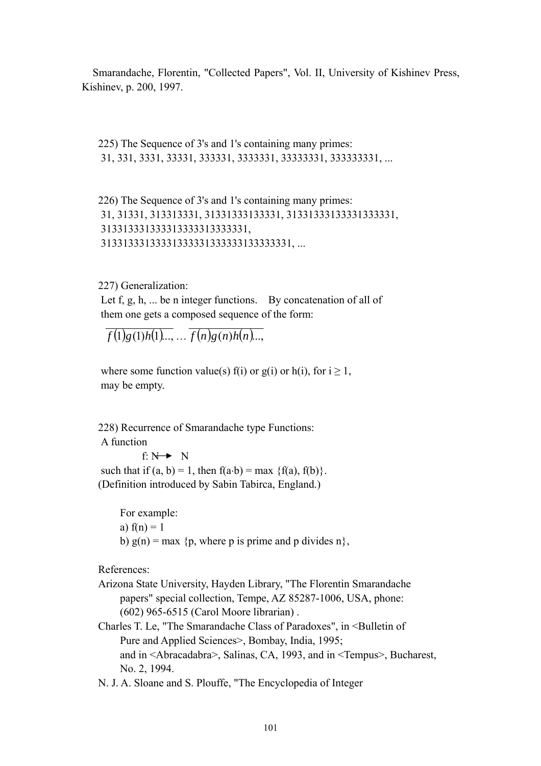Smarandache, Florentin, "Collected Papers", Vol. II, University of Kishinev Press, Kishinev, p. 200, 1997.

225) The Sequence of 3's and 1's containing many primes:
31, 331, 3331, 33331, 333331, 3333331, 33333331, 333333331, ...

226) The Sequence of 3's and 1's containing many primes:
31, 31331, 313313331, 31331333133331, 3133133313333133331,
3133133313333133333133333331,
31331333133331333331333333133333331, ...

227) Generalization:
Let f, g, h, ... be n integer functions. By concatenation of all of them one gets a composed sequence of the form:

$$\overline{f(1)g(1)h(1)...}, \ldots \overline{f(n)g(n)h(n)...},$$

where some function value(s) f(i) or g(i) or h(i), for $i \geq 1$, may be empty.

228) Recurrence of Smarandache type Functions:
A function

$$f: N \rightarrow N$$

such that if $(a, b) = 1$, then $f(a \cdot b) = \max \{f(a), f(b)\}$.
(Definition introduced by Sabin Tabirca, England.)

For example:
a) $f(n) = 1$
b) $g(n) = \max \{p$, where p is prime and p divides n$\}$,

References:

Arizona State University, Hayden Library, "The Florentin Smarandache papers" special collection, Tempe, AZ 85287-1006, USA, phone: (602) 965-6515 (Carol Moore librarian) .

Charles T. Le, "The Smarandache Class of Paradoxes", in <Bulletin of Pure and Applied Sciences>, Bombay, India, 1995; and in <Abracadabra>, Salinas, CA, 1993, and in <Tempus>, Bucharest, No. 2, 1994.

N. J. A. Sloane and S. Plouffe, "The Encyclopedia of Integer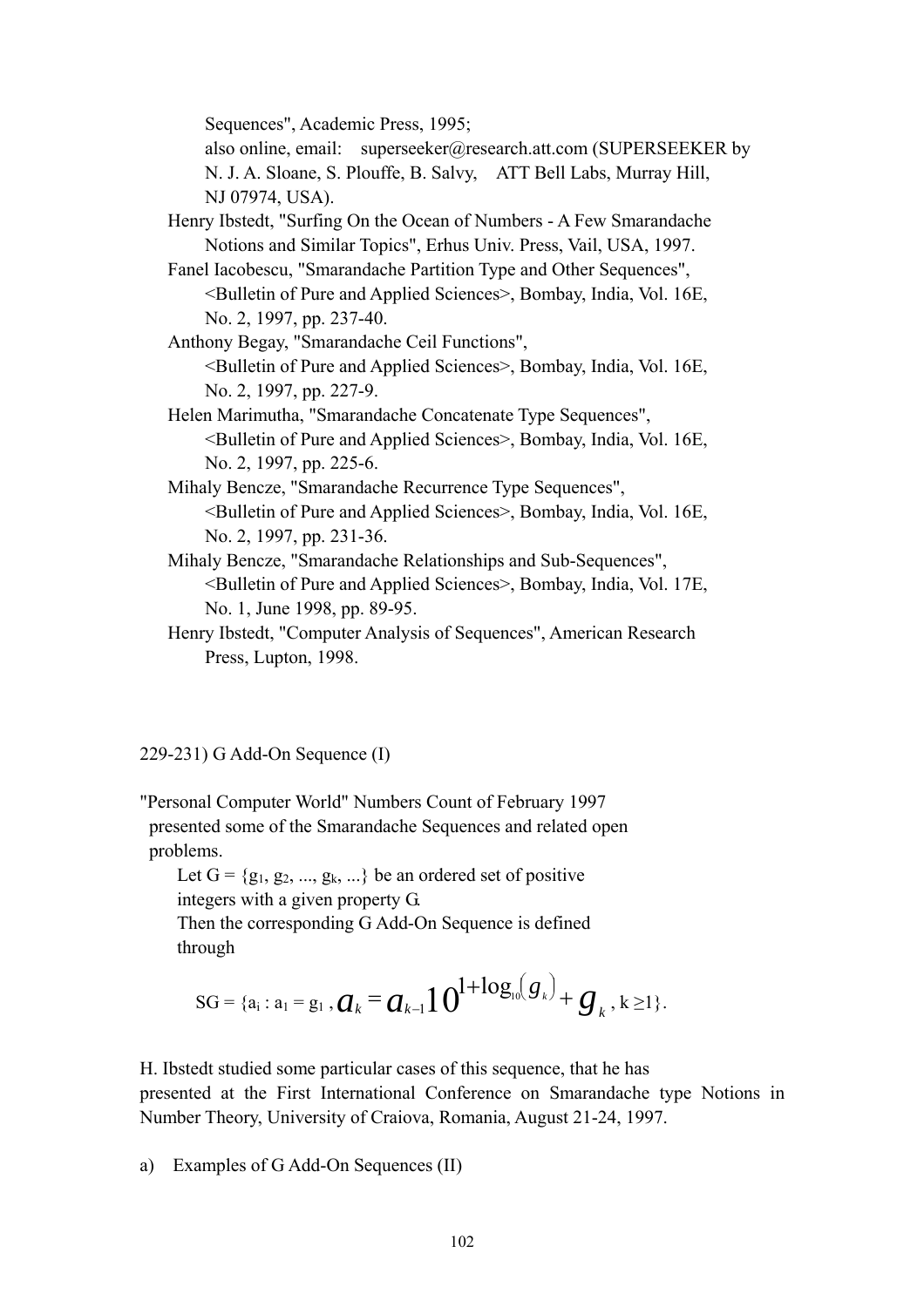Sequences", Academic Press, 1995;
also online, email: superseeker@research.att.com (SUPERSEEKER by N. J. A. Sloane, S. Plouffe, B. Salvy, ATT Bell Labs, Murray Hill, NJ 07974, USA).

Henry Ibstedt, "Surfing On the Ocean of Numbers - A Few Smarandache Notions and Similar Topics", Erhus Univ. Press, Vail, USA, 1997.

Fanel Iacobescu, "Smarandache Partition Type and Other Sequences", <Bulletin of Pure and Applied Sciences>, Bombay, India, Vol. 16E, No. 2, 1997, pp. 237-40.

Anthony Begay, "Smarandache Ceil Functions", <Bulletin of Pure and Applied Sciences>, Bombay, India, Vol. 16E, No. 2, 1997, pp. 227-9.

Helen Marimutha, "Smarandache Concatenate Type Sequences", <Bulletin of Pure and Applied Sciences>, Bombay, India, Vol. 16E, No. 2, 1997, pp. 225-6.

Mihaly Bencze, "Smarandache Recurrence Type Sequences", <Bulletin of Pure and Applied Sciences>, Bombay, India, Vol. 16E, No. 2, 1997, pp. 231-36.

Mihaly Bencze, "Smarandache Relationships and Sub-Sequences", <Bulletin of Pure and Applied Sciences>, Bombay, India, Vol. 17E, No. 1, June 1998, pp. 89-95.

Henry Ibstedt, "Computer Analysis of Sequences", American Research Press, Lupton, 1998.

229-231) G Add-On Sequence (I)

"Personal Computer World" Numbers Count of February 1997 presented some of the Smarandache Sequences and related open problems.

Let $G = \{g_1, g_2, ..., g_k, ...\}$ be an ordered set of positive integers with a given property G.
Then the corresponding G Add-On Sequence is defined through

$$SG = \{a_i : a_1 = g_1 , a_k = a_{k-1}10^{1+\log_{10}(g_k)} + g_k , k \geq 1\}.$$

H. Ibstedt studied some particular cases of this sequence, that he has presented at the First International Conference on Smarandache type Notions in Number Theory, University of Craiova, Romania, August 21-24, 1997.

a) Examples of G Add-On Sequences (II)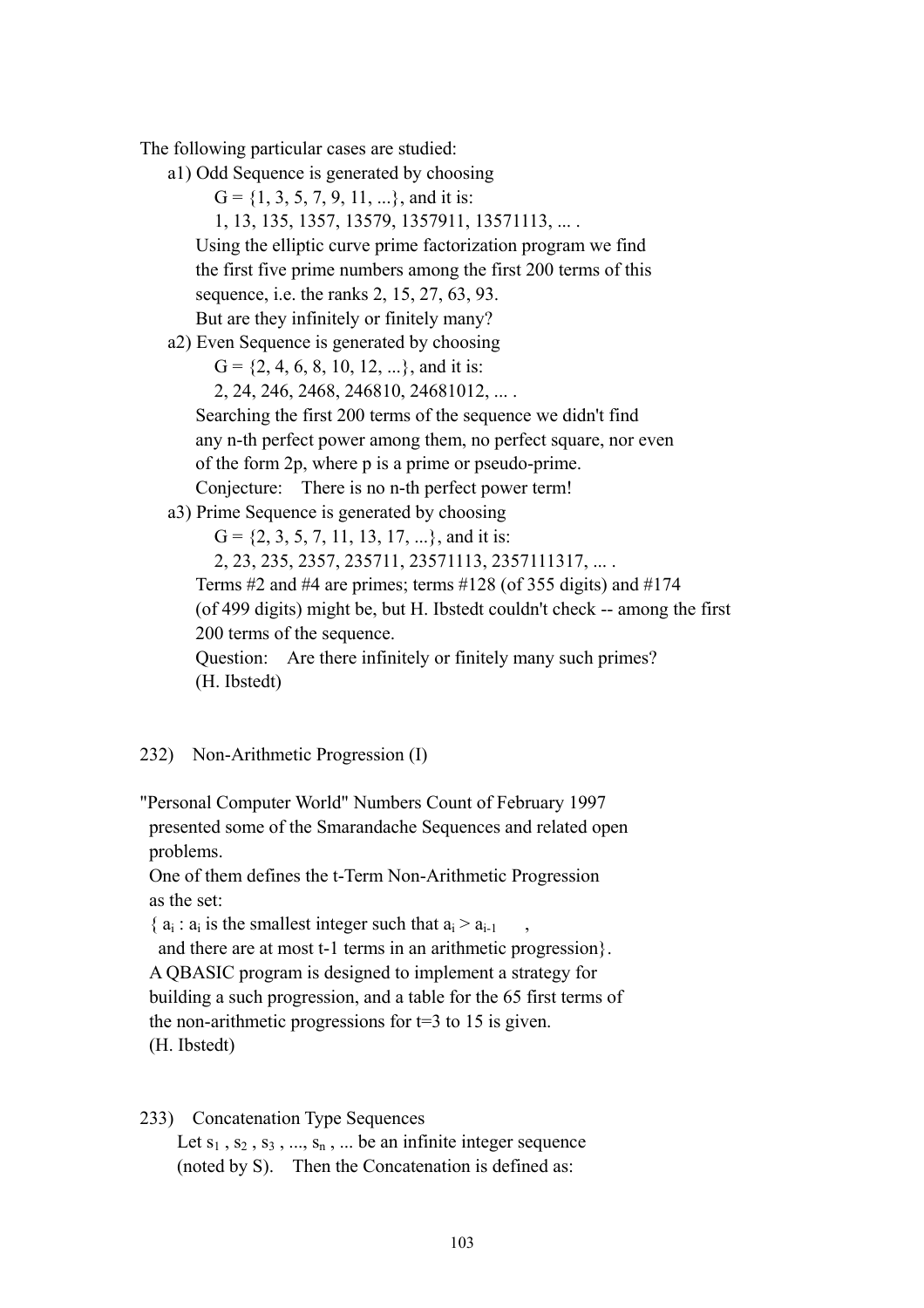The following particular cases are studied:

a1) Odd Sequence is generated by choosing

$G = \{1, 3, 5, 7, 9, 11, ...\}$, and it is:

1, 13, 135, 1357, 13579, 1357911, 13571113, ... .

Using the elliptic curve prime factorization program we find the first five prime numbers among the first 200 terms of this sequence, i.e. the ranks 2, 15, 27, 63, 93.

But are they infinitely or finitely many?

a2) Even Sequence is generated by choosing

$G = \{2, 4, 6, 8, 10, 12, ...\}$, and it is:

2, 24, 246, 2468, 246810, 24681012, ... .

Searching the first 200 terms of the sequence we didn't find any n-th perfect power among them, no perfect square, nor even of the form 2p, where p is a prime or pseudo-prime.

Conjecture: There is no n-th perfect power term!

a3) Prime Sequence is generated by choosing

$G = \{2, 3, 5, 7, 11, 13, 17, ...\}$, and it is:

2, 23, 235, 2357, 235711, 23571113, 2357111317, ... .

Terms #2 and #4 are primes; terms #128 (of 355 digits) and #174 (of 499 digits) might be, but H. Ibstedt couldn't check -- among the first 200 terms of the sequence.

Question: Are there infinitely or finitely many such primes?

(H. Ibstedt)

232) Non-Arithmetic Progression (I)

"Personal Computer World" Numbers Count of February 1997 presented some of the Smarandache Sequences and related open problems.

One of them defines the t-Term Non-Arithmetic Progression as the set:

$\{ a_i : a_i$ is the smallest integer such that $a_i > a_{i-1}$ ,

and there are at most t-1 terms in an arithmetic progression$\}$.

A QBASIC program is designed to implement a strategy for building a such progression, and a table for the 65 first terms of the non-arithmetic progressions for t=3 to 15 is given.

(H. Ibstedt)

233) Concatenation Type Sequences

Let $s_1$ , $s_2$ , $s_3$ , ..., $s_n$ , ... be an infinite integer sequence (noted by S). Then the Concatenation is defined as: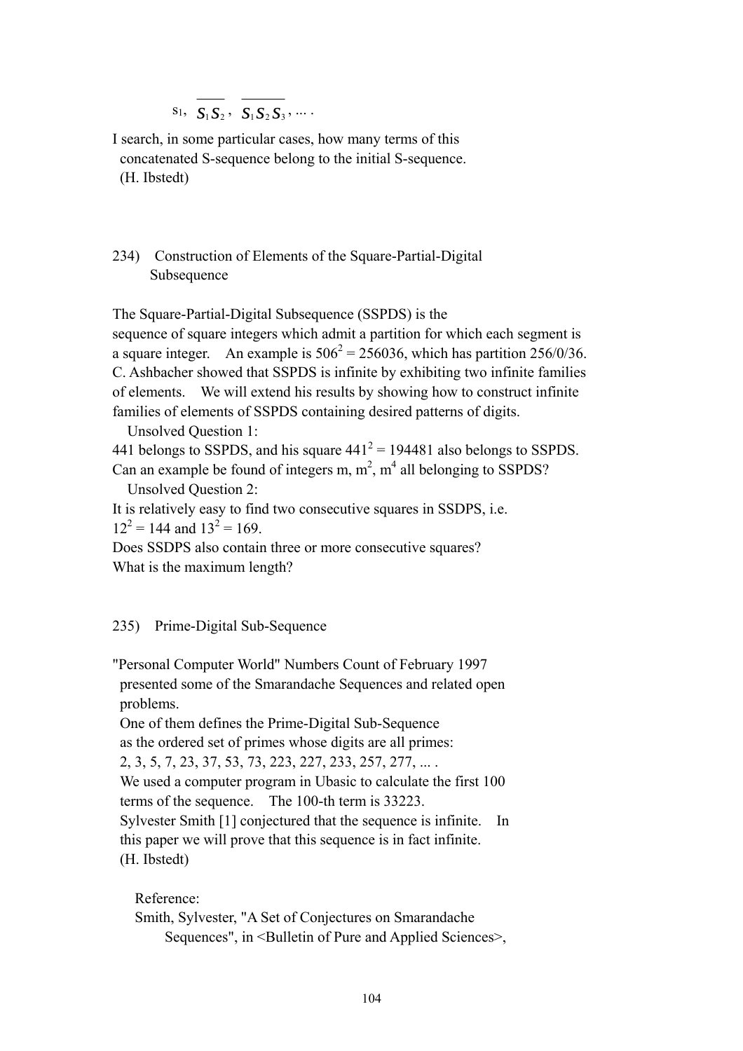$s_1$, $\overline{S_1 S_2}$, $\overline{S_1 S_2 S_3}$, ... .

I search, in some particular cases, how many terms of this concatenated S-sequence belong to the initial S-sequence.
(H. Ibstedt)

234) Construction of Elements of the Square-Partial-Digital Subsequence

The Square-Partial-Digital Subsequence (SSPDS) is the sequence of square integers which admit a partition for which each segment is a square integer. An example is $506^2 = 256036$, which has partition 256/0/36. C. Ashbacher showed that SSPDS is infinite by exhibiting two infinite families of elements. We will extend his results by showing how to construct infinite families of elements of SSPDS containing desired patterns of digits.

Unsolved Question 1:
441 belongs to SSPDS, and his square $441^2 = 194481$ also belongs to SSPDS. Can an example be found of integers m, $m^2$, $m^4$ all belonging to SSPDS?

Unsolved Question 2:
It is relatively easy to find two consecutive squares in SSDPS, i.e. $12^2 = 144$ and $13^2 = 169$.
Does SSDPS also contain three or more consecutive squares? What is the maximum length?

235) Prime-Digital Sub-Sequence

"Personal Computer World" Numbers Count of February 1997 presented some of the Smarandache Sequences and related open problems.
One of them defines the Prime-Digital Sub-Sequence as the ordered set of primes whose digits are all primes:
2, 3, 5, 7, 23, 37, 53, 73, 223, 227, 233, 257, 277, ... .
We used a computer program in Ubasic to calculate the first 100 terms of the sequence. The 100-th term is 33223.
Sylvester Smith [1] conjectured that the sequence is infinite. In this paper we will prove that this sequence is in fact infinite.
(H. Ibstedt)

Reference:
Smith, Sylvester, "A Set of Conjectures on Smarandache Sequences", in <Bulletin of Pure and Applied Sciences>,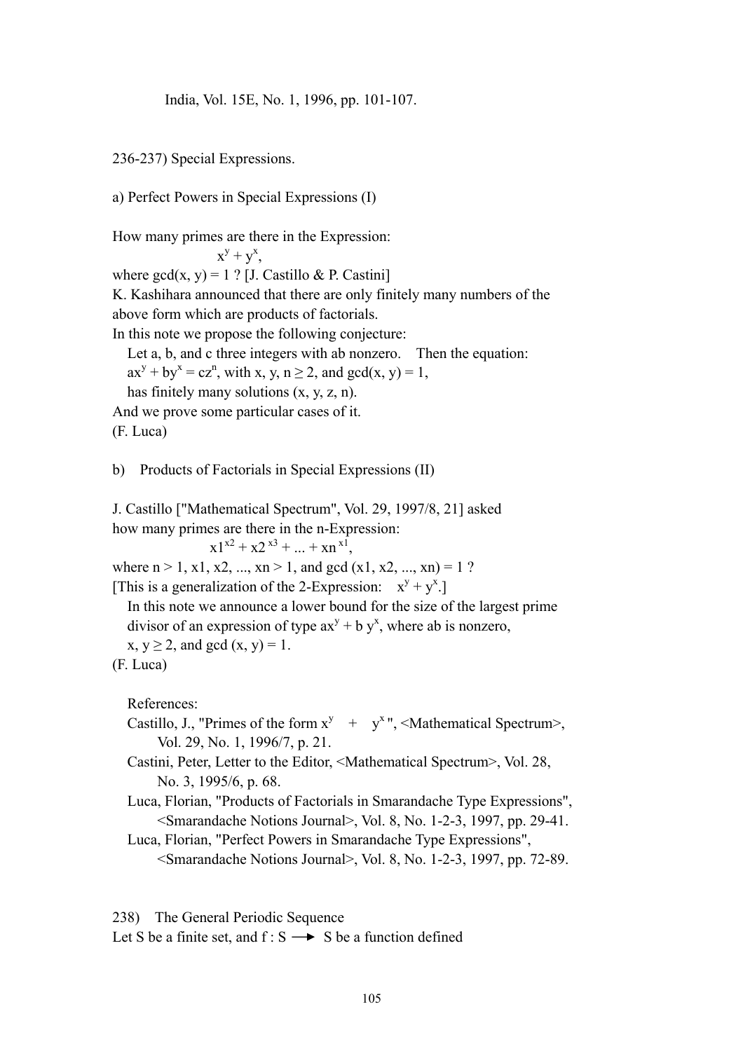India, Vol. 15E, No. 1, 1996, pp. 101-107.

236-237) Special Expressions.

a) Perfect Powers in Special Expressions (I)

How many primes are there in the Expression:

$$x^y + y^x,$$

where gcd(x, y) = 1 ? [J. Castillo & P. Castini]
K. Kashihara announced that there are only finitely many numbers of the above form which are products of factorials.
In this note we propose the following conjecture:

Let a, b, and c three integers with ab nonzero. Then the equation:
$ax^y + by^x = cz^n$, with x, y, n ≥ 2, and gcd(x, y) = 1,
has finitely many solutions (x, y, z, n).

And we prove some particular cases of it.
(F. Luca)

b) Products of Factorials in Special Expressions (II)

J. Castillo ["Mathematical Spectrum", Vol. 29, 1997/8, 21] asked how many primes are there in the n-Expression:

$$x1^{x2} + x2^{x3} + ... + xn^{x1},$$

where n > 1, x1, x2, ..., xn > 1, and gcd (x1, x2, ..., xn) = 1 ?
[This is a generalization of the 2-Expression: $x^y + y^x$.]

In this note we announce a lower bound for the size of the largest prime divisor of an expression of type $ax^y + b y^x$, where ab is nonzero, x, y ≥ 2, and gcd (x, y) = 1.

(F. Luca)

References:

Castillo, J., "Primes of the form $x^y + y^x$", <Mathematical Spectrum>, Vol. 29, No. 1, 1996/7, p. 21.

Castini, Peter, Letter to the Editor, <Mathematical Spectrum>, Vol. 28, No. 3, 1995/6, p. 68.

Luca, Florian, "Products of Factorials in Smarandache Type Expressions", <Smarandache Notions Journal>, Vol. 8, No. 1-2-3, 1997, pp. 29-41.

Luca, Florian, "Perfect Powers in Smarandache Type Expressions", <Smarandache Notions Journal>, Vol. 8, No. 1-2-3, 1997, pp. 72-89.

238) The General Periodic Sequence

Let S be a finite set, and f : S ⟶ S be a function defined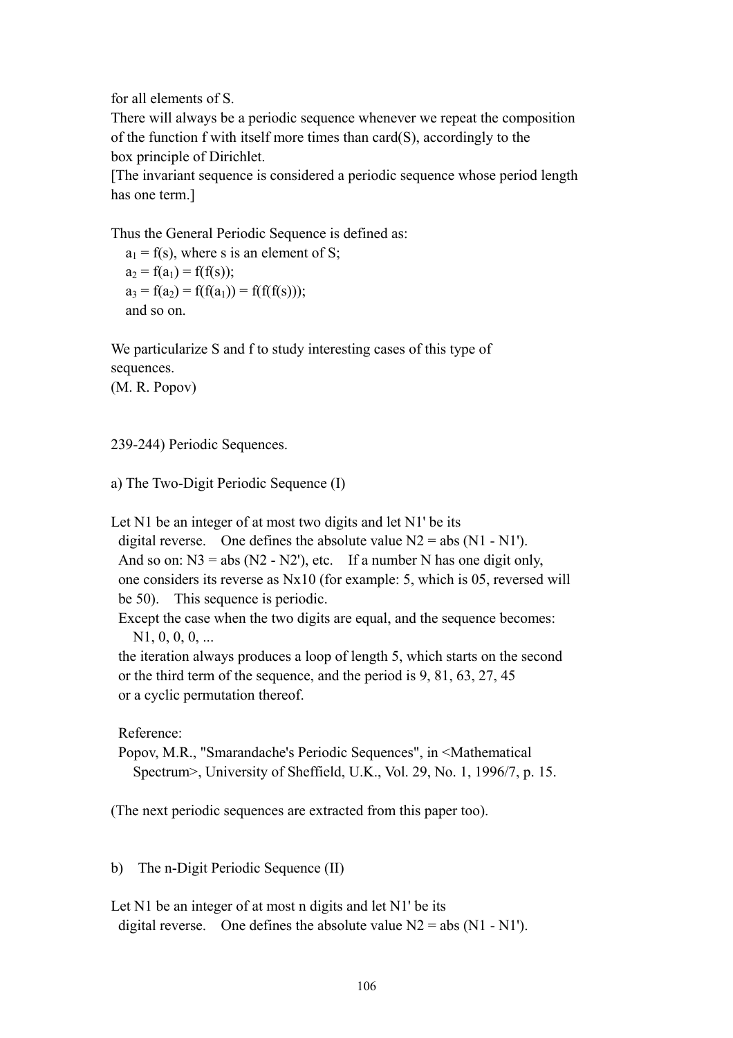for all elements of S.
There will always be a periodic sequence whenever we repeat the composition of the function f with itself more times than card(S), accordingly to the box principle of Dirichlet.
[The invariant sequence is considered a periodic sequence whose period length has one term.]

Thus the General Periodic Sequence is defined as:

$a_1 = f(s)$, where s is an element of S;
$a_2 = f(a_1) = f(f(s))$;
$a_3 = f(a_2) = f(f(a_1)) = f(f(f(s)))$;
and so on.

We particularize S and f to study interesting cases of this type of sequences.
(M. R. Popov)

239-244) Periodic Sequences.

a) The Two-Digit Periodic Sequence (I)

Let N1 be an integer of at most two digits and let N1' be its digital reverse. One defines the absolute value N2 = abs (N1 - N1'). And so on: N3 = abs (N2 - N2'), etc. If a number N has one digit only, one considers its reverse as Nx10 (for example: 5, which is 05, reversed will be 50). This sequence is periodic.
Except the case when the two digits are equal, and the sequence becomes:

N1, 0, 0, 0, ...

the iteration always produces a loop of length 5, which starts on the second or the third term of the sequence, and the period is 9, 81, 63, 27, 45 or a cyclic permutation thereof.

Reference:
Popov, M.R., "Smarandache's Periodic Sequences", in <Mathematical Spectrum>, University of Sheffield, U.K., Vol. 29, No. 1, 1996/7, p. 15.

(The next periodic sequences are extracted from this paper too).

b) The n-Digit Periodic Sequence (II)

Let N1 be an integer of at most n digits and let N1' be its digital reverse. One defines the absolute value N2 = abs (N1 - N1').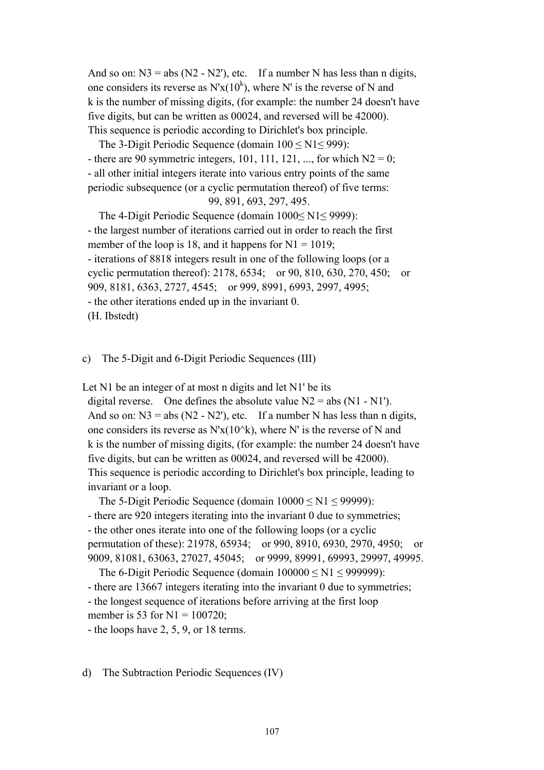And so on: N3 = abs (N2 - N2'), etc.  If a number N has less than n digits, one considers its reverse as N'x($10^k$), where N' is the reverse of N and k is the number of missing digits, (for example: the number 24 doesn't have five digits, but can be written as 00024, and reversed will be 42000). This sequence is periodic according to Dirichlet's box principle.

The 3-Digit Periodic Sequence (domain 100 ≤ N1≤ 999):

- there are 90 symmetric integers, 101, 111, 121, ..., for which N2 = 0;
- all other initial integers iterate into various entry points of the same periodic subsequence (or a cyclic permutation thereof) of five terms:

99, 891, 693, 297, 495.

The 4-Digit Periodic Sequence (domain 1000≤ N1≤ 9999):

- the largest number of iterations carried out in order to reach the first member of the loop is 18, and it happens for N1 = 1019;
- iterations of 8818 integers result in one of the following loops (or a cyclic permutation thereof): 2178, 6534;  or 90, 810, 630, 270, 450;  or 909, 8181, 6363, 2727, 4545;  or 999, 8991, 6993, 2997, 4995;
- the other iterations ended up in the invariant 0.

(H. Ibstedt)

c) The 5-Digit and 6-Digit Periodic Sequences (III)

Let N1 be an integer of at most n digits and let N1' be its digital reverse.  One defines the absolute value N2 = abs (N1 - N1'). And so on: N3 = abs (N2 - N2'), etc.  If a number N has less than n digits, one considers its reverse as N'x(10^k), where N' is the reverse of N and k is the number of missing digits, (for example: the number 24 doesn't have five digits, but can be written as 00024, and reversed will be 42000). This sequence is periodic according to Dirichlet's box principle, leading to invariant or a loop.

The 5-Digit Periodic Sequence (domain 10000 ≤ N1 ≤ 99999):

- there are 920 integers iterating into the invariant 0 due to symmetries;
- the other ones iterate into one of the following loops (or a cyclic permutation of these): 21978, 65934;  or 990, 8910, 6930, 2970, 4950;  or 9009, 81081, 63063, 27027, 45045;  or 9999, 89991, 69993, 29997, 49995.

The 6-Digit Periodic Sequence (domain 100000 ≤ N1 ≤ 999999):

- there are 13667 integers iterating into the invariant 0 due to symmetries;
- the longest sequence of iterations before arriving at the first loop member is 53 for N1 = 100720;
- the loops have 2, 5, 9, or 18 terms.

d) The Subtraction Periodic Sequences (IV)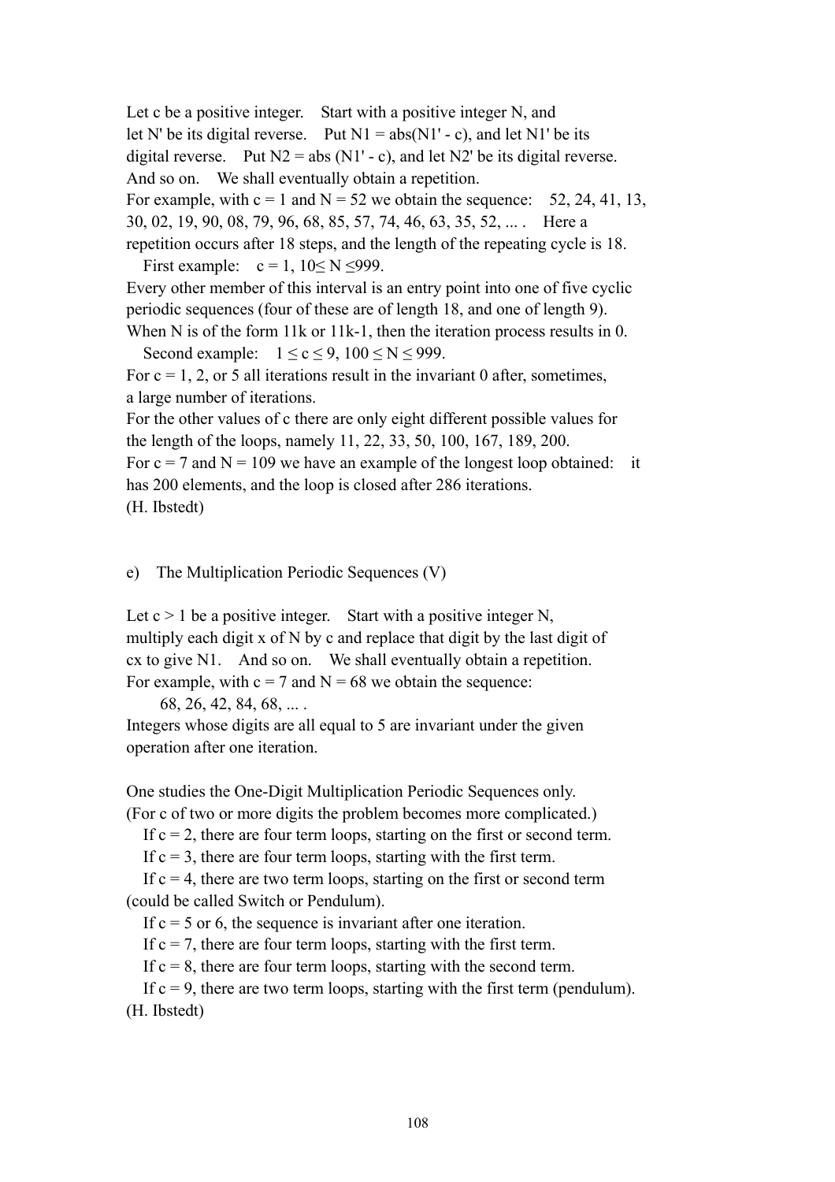Let c be a positive integer. Start with a positive integer N, and let N' be its digital reverse. Put N1 = abs(N1' - c), and let N1' be its digital reverse. Put N2 = abs (N1' - c), and let N2' be its digital reverse. And so on. We shall eventually obtain a repetition.

For example, with c = 1 and N = 52 we obtain the sequence: 52, 24, 41, 13, 30, 02, 19, 90, 08, 79, 96, 68, 85, 57, 74, 46, 63, 35, 52, ... . Here a repetition occurs after 18 steps, and the length of the repeating cycle is 18.

First example: $c = 1$, $10 \le N \le 999$.

Every other member of this interval is an entry point into one of five cyclic periodic sequences (four of these are of length 18, and one of length 9). When N is of the form 11k or 11k-1, then the iteration process results in 0.

Second example: $1 \le c \le 9$, $100 \le N \le 999$.

For c = 1, 2, or 5 all iterations result in the invariant 0 after, sometimes, a large number of iterations.

For the other values of c there are only eight different possible values for the length of the loops, namely 11, 22, 33, 50, 100, 167, 189, 200.

For c = 7 and N = 109 we have an example of the longest loop obtained: it has 200 elements, and the loop is closed after 286 iterations.

(H. Ibstedt)

e) The Multiplication Periodic Sequences (V)

Let $c > 1$ be a positive integer. Start with a positive integer N, multiply each digit x of N by c and replace that digit by the last digit of cx to give N1. And so on. We shall eventually obtain a repetition.

For example, with c = 7 and N = 68 we obtain the sequence:

68, 26, 42, 84, 68, ... .

Integers whose digits are all equal to 5 are invariant under the given operation after one iteration.

One studies the One-Digit Multiplication Periodic Sequences only. (For c of two or more digits the problem becomes more complicated.)

If c = 2, there are four term loops, starting on the first or second term.

If c = 3, there are four term loops, starting with the first term.

If c = 4, there are two term loops, starting on the first or second term (could be called Switch or Pendulum).

If c = 5 or 6, the sequence is invariant after one iteration.

If c = 7, there are four term loops, starting with the first term.

If c = 8, there are four term loops, starting with the second term.

If c = 9, there are two term loops, starting with the first term (pendulum).

(H. Ibstedt)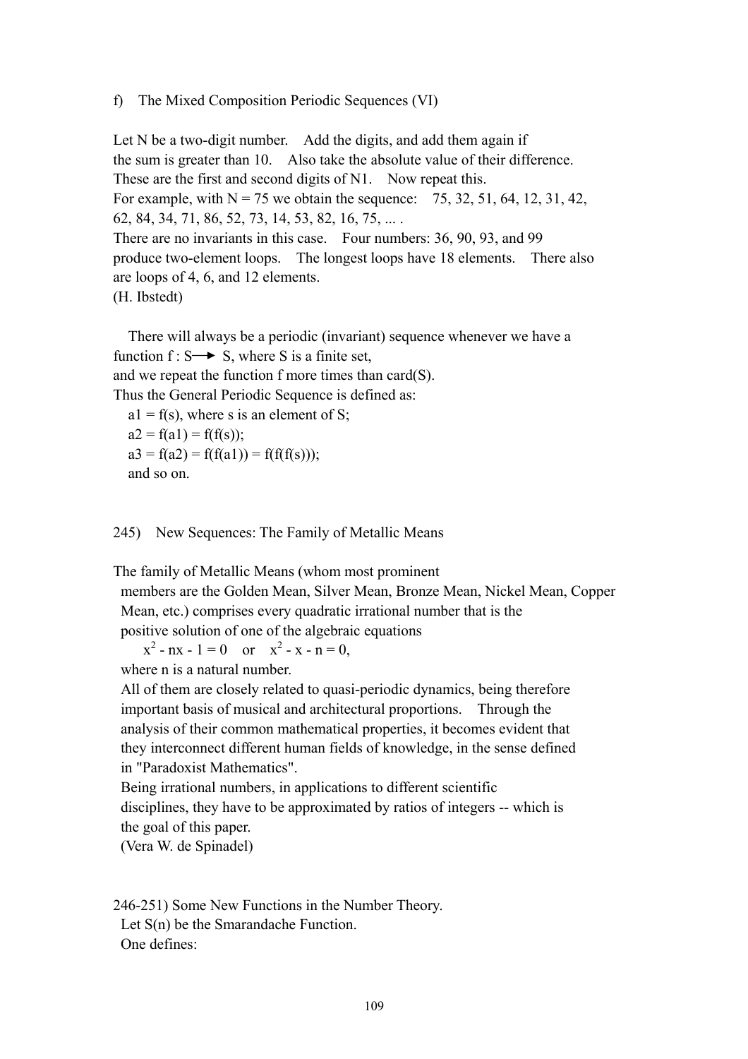f) The Mixed Composition Periodic Sequences (VI)

Let N be a two-digit number. Add the digits, and add them again if the sum is greater than 10. Also take the absolute value of their difference. These are the first and second digits of N1. Now repeat this.
For example, with N = 75 we obtain the sequence: 75, 32, 51, 64, 12, 31, 42, 62, 84, 34, 71, 86, 52, 73, 14, 53, 82, 16, 75, ... .
There are no invariants in this case. Four numbers: 36, 90, 93, and 99 produce two-element loops. The longest loops have 18 elements. There also are loops of 4, 6, and 12 elements.
(H. Ibstedt)

There will always be a periodic (invariant) sequence whenever we have a function $f : S \rightarrow S$, where S is a finite set,
and we repeat the function f more times than card(S).
Thus the General Periodic Sequence is defined as:

$a1 = f(s)$, where s is an element of S;
$a2 = f(a1) = f(f(s))$;
$a3 = f(a2) = f(f(a1)) = f(f(f(s)))$;
and so on.

245) New Sequences: The Family of Metallic Means

The family of Metallic Means (whom most prominent members are the Golden Mean, Silver Mean, Bronze Mean, Nickel Mean, Copper Mean, etc.) comprises every quadratic irrational number that is the positive solution of one of the algebraic equations

$x^2 - nx - 1 = 0$ or $x^2 - x - n = 0$,

where n is a natural number.
All of them are closely related to quasi-periodic dynamics, being therefore important basis of musical and architectural proportions. Through the analysis of their common mathematical properties, it becomes evident that they interconnect different human fields of knowledge, in the sense defined in "Paradoxist Mathematics".
Being irrational numbers, in applications to different scientific disciplines, they have to be approximated by ratios of integers -- which is the goal of this paper.
(Vera W. de Spinadel)

246-251) Some New Functions in the Number Theory.
Let S(n) be the Smarandache Function.
One defines: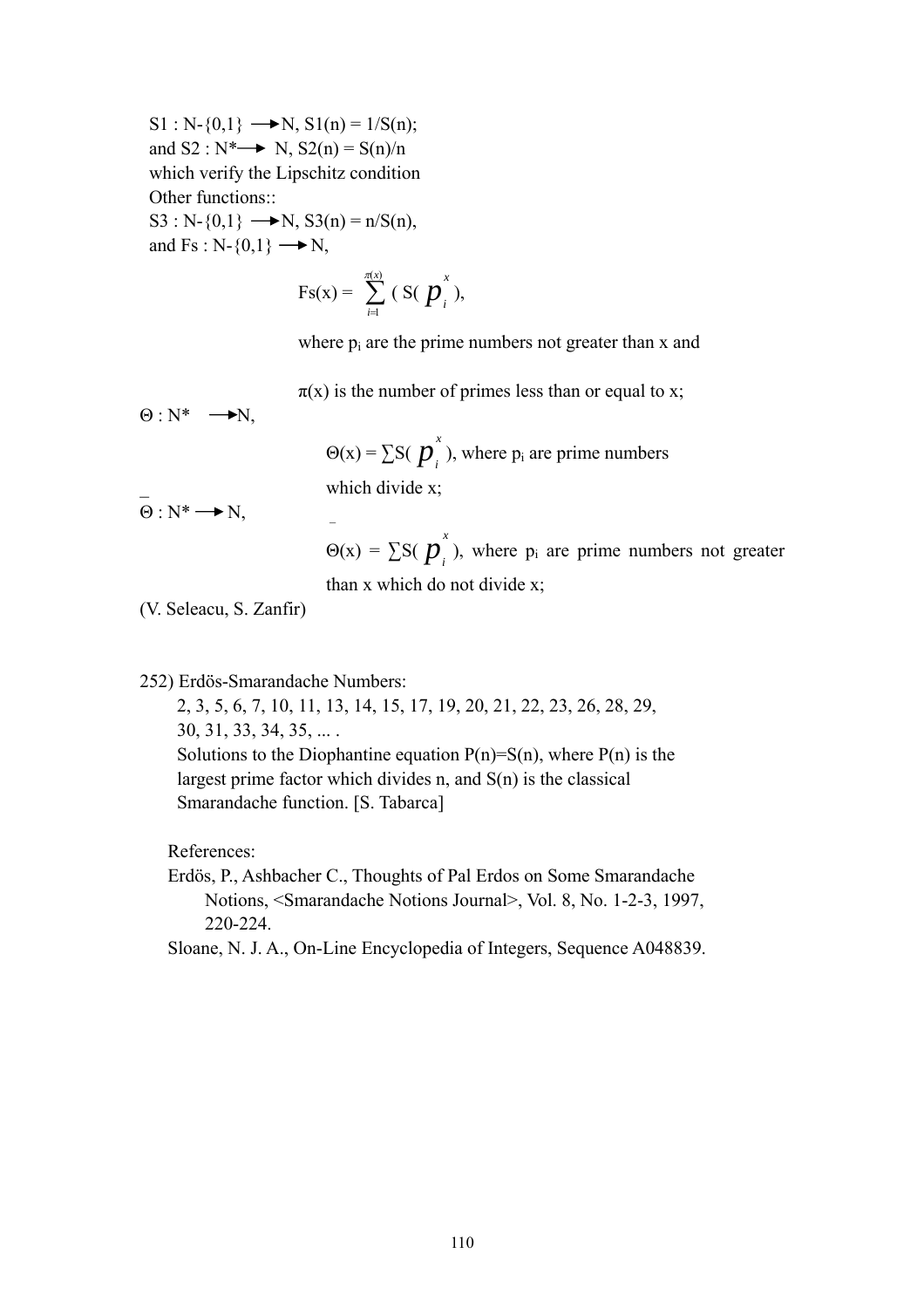S1 : N-{0,1} $\longrightarrow$ N, S1(n) = 1/S(n);
and S2 : N* $\longrightarrow$ N, S2(n) = S(n)/n
which verify the Lipschitz condition
Other functions::
S3 : N-{0,1} $\longrightarrow$ N, S3(n) = n/S(n),
and Fs : N-{0,1} $\longrightarrow$ N,

$$Fs(x) = \sum_{i=1}^{\pi(x)} ( S( p_i^x ),$$

where $p_i$ are the prime numbers not greater than x and

π(x) is the number of primes less than or equal to x;

Θ : N* $\longrightarrow$ N,

$\Theta(x) = \sum S( p_i^x )$, where $p_i$ are prime numbers which divide x;

$\bar{\Theta}$ : N* $\longrightarrow$ N,

$\bar{\Theta}(x) = \sum S( p_i^x )$, where $p_i$ are prime numbers not greater than x which do not divide x;

(V. Seleacu, S. Zanfir)

252) Erdös-Smarandache Numbers:

2, 3, 5, 6, 7, 10, 11, 13, 14, 15, 17, 19, 20, 21, 22, 23, 26, 28, 29, 30, 31, 33, 34, 35, ... .
Solutions to the Diophantine equation P(n)=S(n), where P(n) is the largest prime factor which divides n, and S(n) is the classical Smarandache function. [S. Tabarca]

References:

Erdös, P., Ashbacher C., Thoughts of Pal Erdos on Some Smarandache Notions, <Smarandache Notions Journal>, Vol. 8, No. 1-2-3, 1997, 220-224.

Sloane, N. J. A., On-Line Encyclopedia of Integers, Sequence A048839.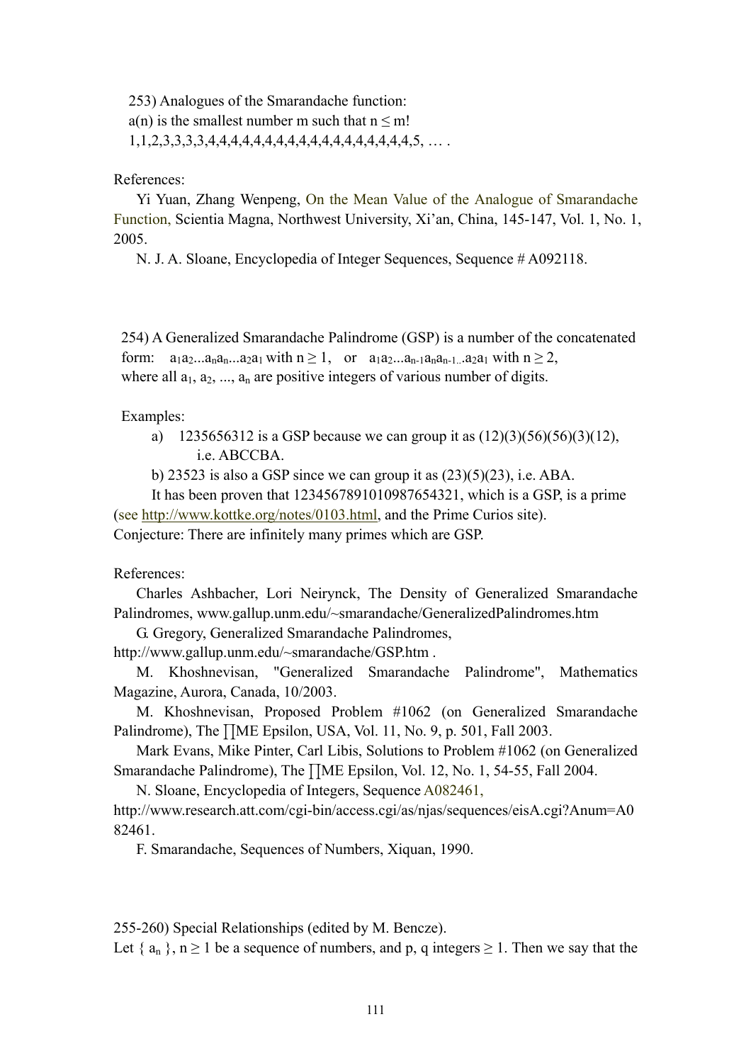253) Analogues of the Smarandache function:
$a(n)$ is the smallest number m such that $n \leq m!$
1,1,2,3,3,3,3,4,4,4,4,4,4,4,4,4,4,4,4,4,4,4,4,4,4,5, … .

References:

Yi Yuan, Zhang Wenpeng, On the Mean Value of the Analogue of Smarandache Function, Scientia Magna, Northwest University, Xi'an, China, 145-147, Vol. 1, No. 1, 2005.

N. J. A. Sloane, Encyclopedia of Integer Sequences, Sequence # A092118.

254) A Generalized Smarandache Palindrome (GSP) is a number of the concatenated form: $a_1a_2...a_na_n...a_2a_1$ with $n \geq 1$, or $a_1a_2...a_{n-1}a_na_{n-1}...a_2a_1$ with $n \geq 2$, where all $a_1$, $a_2$, ..., $a_n$ are positive integers of various number of digits.

Examples:

a) 1235656312 is a GSP because we can group it as (12)(3)(56)(56)(3)(12), i.e. ABCCBA.

b) 23523 is also a GSP since we can group it as (23)(5)(23), i.e. ABA.

It has been proven that 1234567891010987654321, which is a GSP, is a prime (see http://www.kottke.org/notes/0103.html, and the Prime Curios site).

Conjecture: There are infinitely many primes which are GSP.

References:

Charles Ashbacher, Lori Neirynck, The Density of Generalized Smarandache Palindromes, www.gallup.unm.edu/~smarandache/GeneralizedPalindromes.htm

G. Gregory, Generalized Smarandache Palindromes, http://www.gallup.unm.edu/~smarandache/GSP.htm .

M. Khoshnevisan, "Generalized Smarandache Palindrome", Mathematics Magazine, Aurora, Canada, 10/2003.

M. Khoshnevisan, Proposed Problem #1062 (on Generalized Smarandache Palindrome), The ∏ME Epsilon, USA, Vol. 11, No. 9, p. 501, Fall 2003.

Mark Evans, Mike Pinter, Carl Libis, Solutions to Problem #1062 (on Generalized Smarandache Palindrome), The ∏ME Epsilon, Vol. 12, No. 1, 54-55, Fall 2004.

N. Sloane, Encyclopedia of Integers, Sequence A082461, http://www.research.att.com/cgi-bin/access.cgi/as/njas/sequences/eisA.cgi?Anum=A082461.

F. Smarandache, Sequences of Numbers, Xiquan, 1990.

255-260) Special Relationships (edited by M. Bencze).

Let $\{ a_n \}$, $n \geq 1$ be a sequence of numbers, and p, q integers $\geq 1$. Then we say that the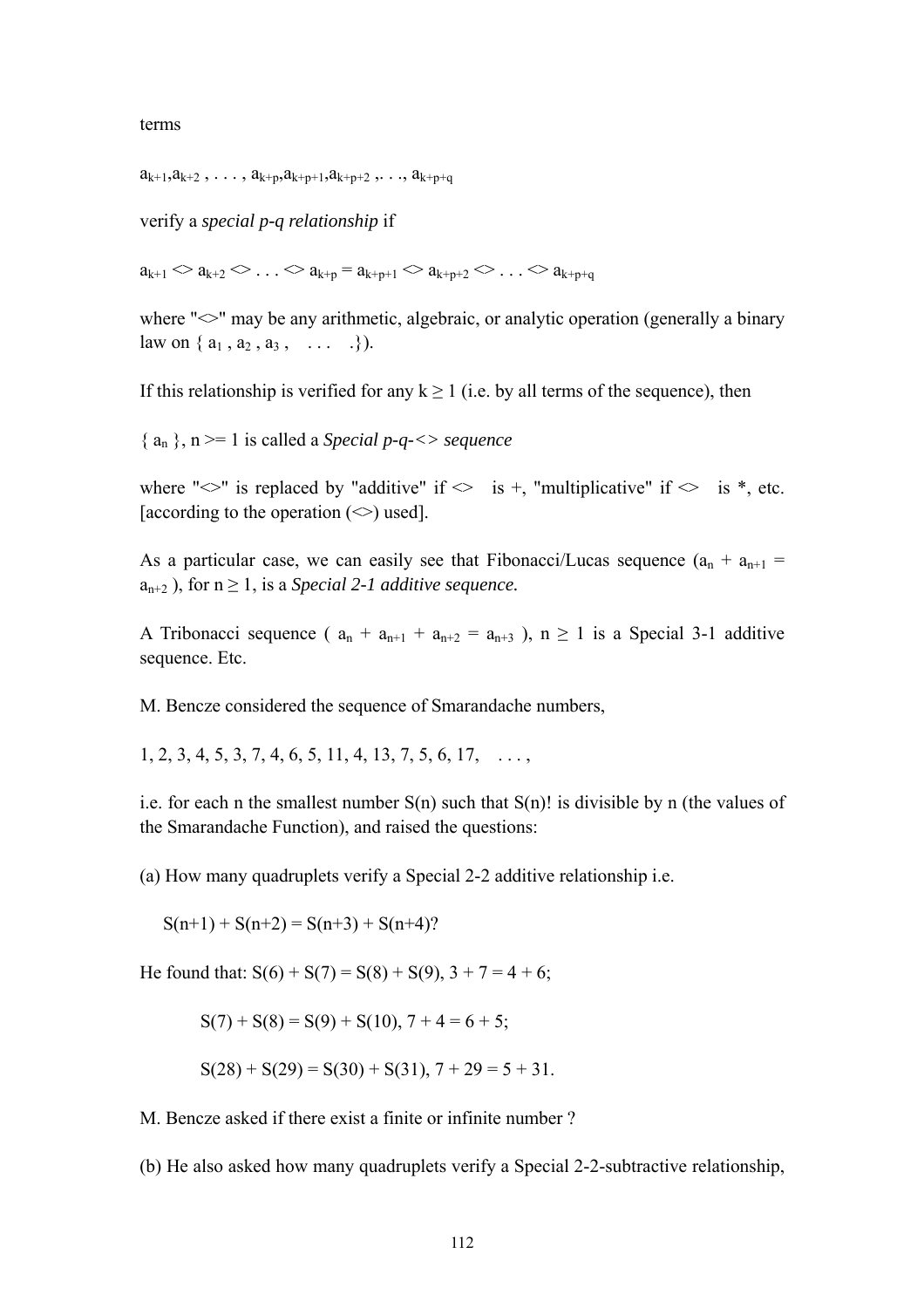terms

$a_{k+1}, a_{k+2}, \ldots, a_{k+p}, a_{k+p+1}, a_{k+p+2}, \ldots, a_{k+p+q}$

verify a *special p-q relationship* if

$a_{k+1} <> a_{k+2} <> \ldots <> a_{k+p} = a_{k+p+1} <> a_{k+p+2} <> \ldots <> a_{k+p+q}$

where "<>" may be any arithmetic, algebraic, or analytic operation (generally a binary law on $\{ a_1, a_2, a_3, \ldots \}$).

If this relationship is verified for any $k \geq 1$ (i.e. by all terms of the sequence), then

$\{ a_n \}$, $n >= 1$ is called a *Special p-q-<> sequence*

where "<>" is replaced by "additive" if <> is +, "multiplicative" if <> is *, etc. [according to the operation (<>) used].

As a particular case, we can easily see that Fibonacci/Lucas sequence ($a_n + a_{n+1} = a_{n+2}$), for $n \geq 1$, is a *Special 2-1 additive sequence.*

A Tribonacci sequence ( $a_n + a_{n+1} + a_{n+2} = a_{n+3}$ ), $n \geq 1$ is a Special 3-1 additive sequence. Etc.

M. Bencze considered the sequence of Smarandache numbers,

1, 2, 3, 4, 5, 3, 7, 4, 6, 5, 11, 4, 13, 7, 5, 6, 17, . . . ,

i.e. for each n the smallest number S(n) such that S(n)! is divisible by n (the values of the Smarandache Function), and raised the questions:

(a) How many quadruplets verify a Special 2-2 additive relationship i.e.

$S(n+1) + S(n+2) = S(n+3) + S(n+4)$?

He found that: $S(6) + S(7) = S(8) + S(9)$, $3 + 7 = 4 + 6$;

$S(7) + S(8) = S(9) + S(10)$, $7 + 4 = 6 + 5$;

$S(28) + S(29) = S(30) + S(31)$, $7 + 29 = 5 + 31$.

M. Bencze asked if there exist a finite or infinite number ?

(b) He also asked how many quadruplets verify a Special 2-2-subtractive relationship,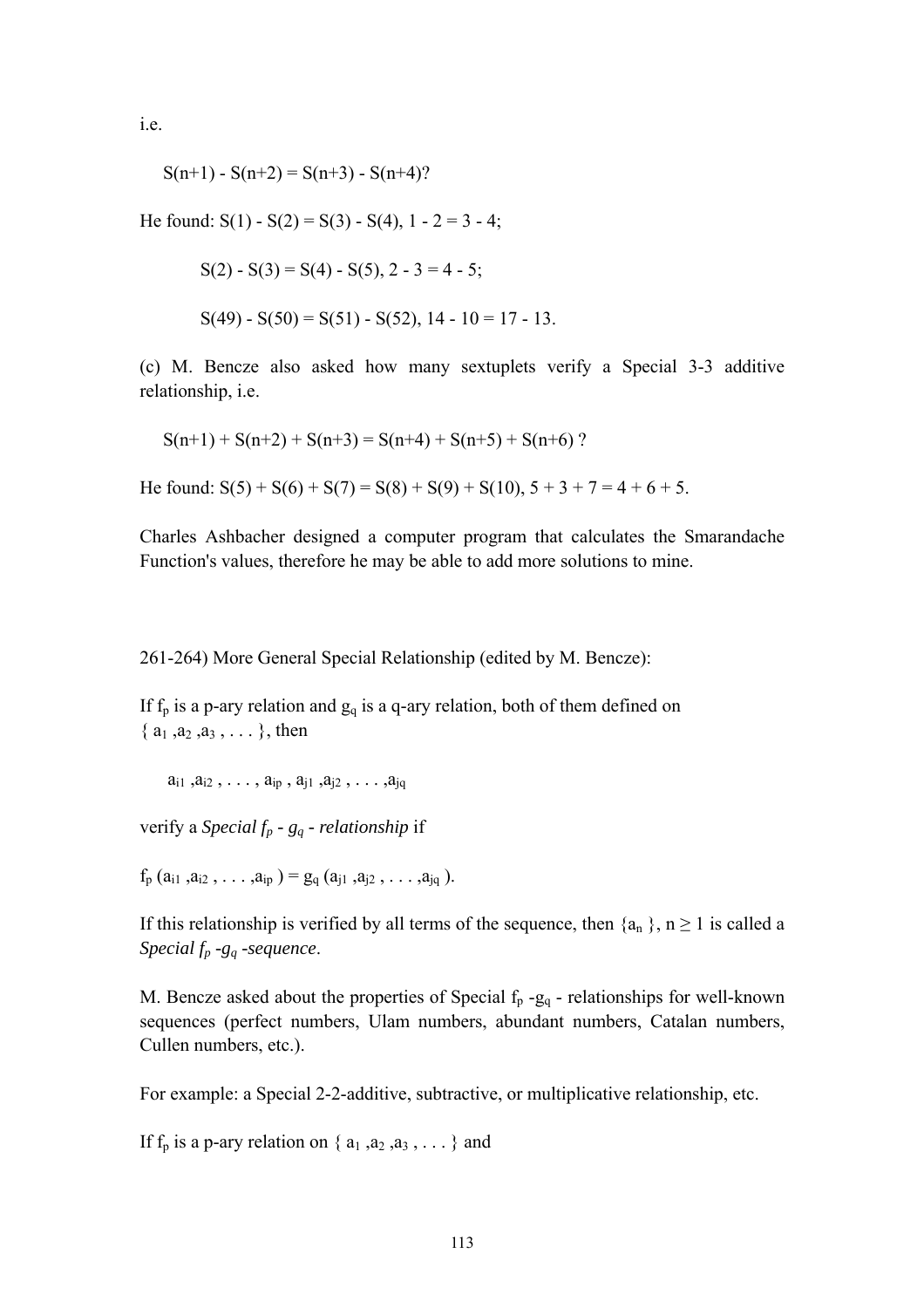i.e.

$$S(n+1) - S(n+2) = S(n+3) - S(n+4)?$$

He found: $S(1) - S(2) = S(3) - S(4)$, $1 - 2 = 3 - 4$;

$S(2) - S(3) = S(4) - S(5)$, $2 - 3 = 4 - 5$;

$S(49) - S(50) = S(51) - S(52)$, $14 - 10 = 17 - 13$.

(c) M. Bencze also asked how many sextuplets verify a Special 3-3 additive relationship, i.e.

$$S(n+1) + S(n+2) + S(n+3) = S(n+4) + S(n+5) + S(n+6) ?$$

He found: $S(5) + S(6) + S(7) = S(8) + S(9) + S(10)$, $5 + 3 + 7 = 4 + 6 + 5$.

Charles Ashbacher designed a computer program that calculates the Smarandache Function's values, therefore he may be able to add more solutions to mine.

261-264) More General Special Relationship (edited by M. Bencze):

If $f_p$ is a p-ary relation and $g_q$ is a q-ary relation, both of them defined on $\{ a_1 ,a_2 ,a_3 , \ldots \}$, then

$$a_{i1} ,a_{i2} , \ldots , a_{ip} , a_{j1} ,a_{j2} , \ldots ,a_{jq}$$

verify a *Special $f_p$ - $g_q$ - relationship* if

$$f_p (a_{i1} ,a_{i2} , \ldots ,a_{ip} ) = g_q (a_{j1} ,a_{j2} , \ldots ,a_{jq} ).$$

If this relationship is verified by all terms of the sequence, then $\{a_n \}$, $n \geq 1$ is called a *Special $f_p$ -$g_q$ -sequence*.

M. Bencze asked about the properties of Special $f_p$ -$g_q$ - relationships for well-known sequences (perfect numbers, Ulam numbers, abundant numbers, Catalan numbers, Cullen numbers, etc.).

For example: a Special 2-2-additive, subtractive, or multiplicative relationship, etc.

If $f_p$ is a p-ary relation on $\{ a_1 ,a_2 ,a_3 , \ldots \}$ and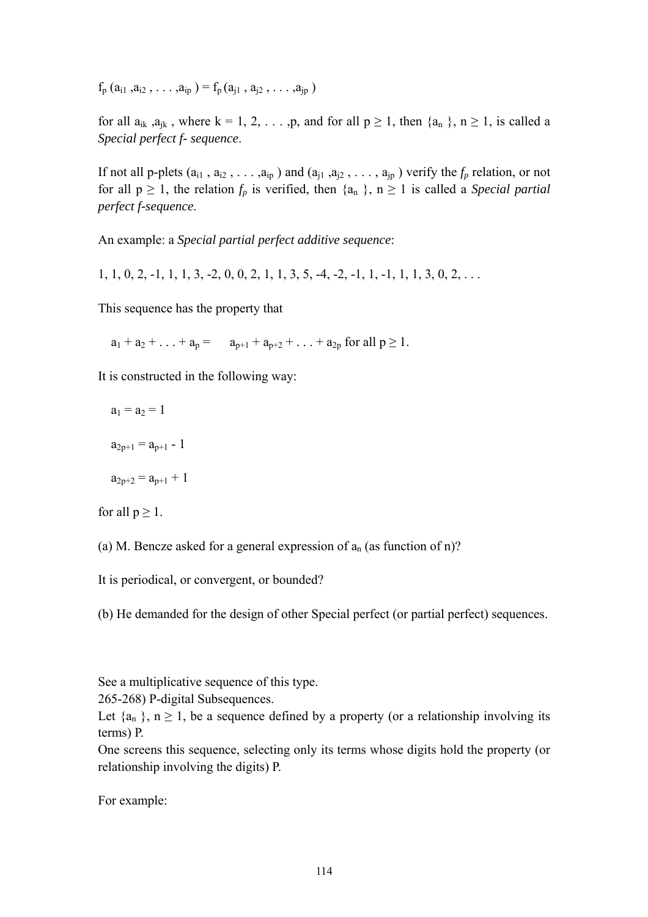$f_p(a_{i1}, a_{i2}, \ldots, a_{ip}) = f_p(a_{j1}, a_{j2}, \ldots, a_{jp})$

for all $a_{ik}, a_{jk}$, where $k = 1, 2, \ldots, p$, and for all $p \geq 1$, then $\{a_n\}$, $n \geq 1$, is called a *Special perfect f- sequence*.

If not all p-plets $(a_{i1}, a_{i2}, \ldots, a_{ip})$ and $(a_{j1}, a_{j2}, \ldots, a_{jp})$ verify the $f_p$ relation, or not for all $p \geq 1$, the relation $f_p$ is verified, then $\{a_n\}$, $n \geq 1$ is called a *Special partial perfect f-sequence*.

An example: a *Special partial perfect additive sequence*:

1, 1, 0, 2, -1, 1, 1, 3, -2, 0, 0, 2, 1, 1, 3, 5, -4, -2, -1, 1, -1, 1, 1, 3, 0, 2, . . .

This sequence has the property that

$$a_1 + a_2 + \ldots + a_p = a_{p+1} + a_{p+2} + \ldots + a_{2p} \text{ for all } p \geq 1.$$

It is constructed in the following way:

$$a_1 = a_2 = 1$$

$$a_{2p+1} = a_{p+1} - 1$$

$$a_{2p+2} = a_{p+1} + 1$$

for all $p \geq 1$.

(a) M. Bencze asked for a general expression of $a_n$ (as function of n)?

It is periodical, or convergent, or bounded?

(b) He demanded for the design of other Special perfect (or partial perfect) sequences.

See a multiplicative sequence of this type.

265-268) P-digital Subsequences.

Let $\{a_n\}$, $n \geq 1$, be a sequence defined by a property (or a relationship involving its terms) P.

One screens this sequence, selecting only its terms whose digits hold the property (or relationship involving the digits) P.

For example: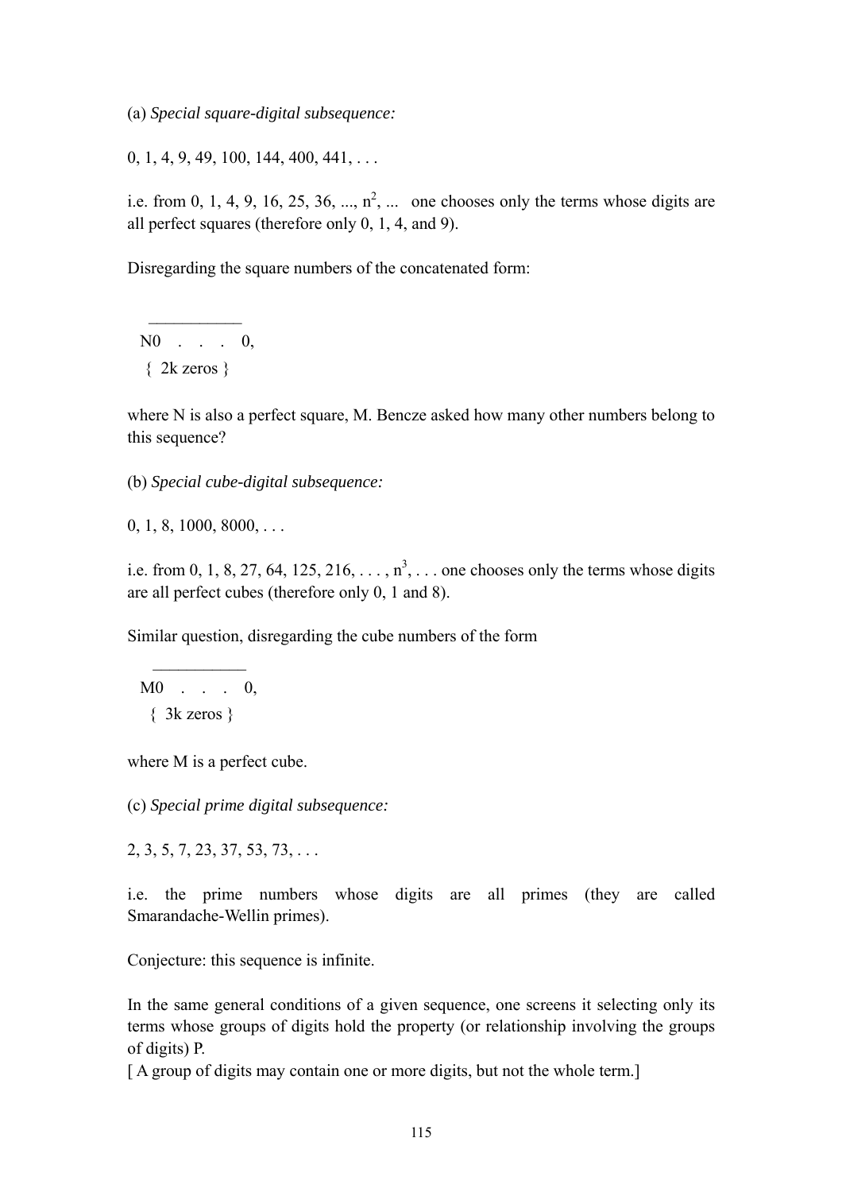(a) *Special square-digital subsequence:*

0, 1, 4, 9, 49, 100, 144, 400, 441, . . .

i.e. from 0, 1, 4, 9, 16, 25, 36, ..., $n^2$, ... one chooses only the terms whose digits are all perfect squares (therefore only 0, 1, 4, and 9).

Disregarding the square numbers of the concatenated form:

$$\overline{N0 \ . \ . \ . \ 0}, \quad \{ \text{ 2k zeros } \}$$

where N is also a perfect square, M. Bencze asked how many other numbers belong to this sequence?

(b) *Special cube-digital subsequence:*

0, 1, 8, 1000, 8000, . . .

i.e. from 0, 1, 8, 27, 64, 125, 216, . . . , $n^3$, . . . one chooses only the terms whose digits are all perfect cubes (therefore only 0, 1 and 8).

Similar question, disregarding the cube numbers of the form

$$\overline{M0 \ . \ . \ . \ 0}, \quad \{ \text{ 3k zeros } \}$$

where M is a perfect cube.

(c) *Special prime digital subsequence:*

2, 3, 5, 7, 23, 37, 53, 73, . . .

i.e. the prime numbers whose digits are all primes (they are called Smarandache-Wellin primes).

Conjecture: this sequence is infinite.

In the same general conditions of a given sequence, one screens it selecting only its terms whose groups of digits hold the property (or relationship involving the groups of digits) P.
[ A group of digits may contain one or more digits, but not the whole term.]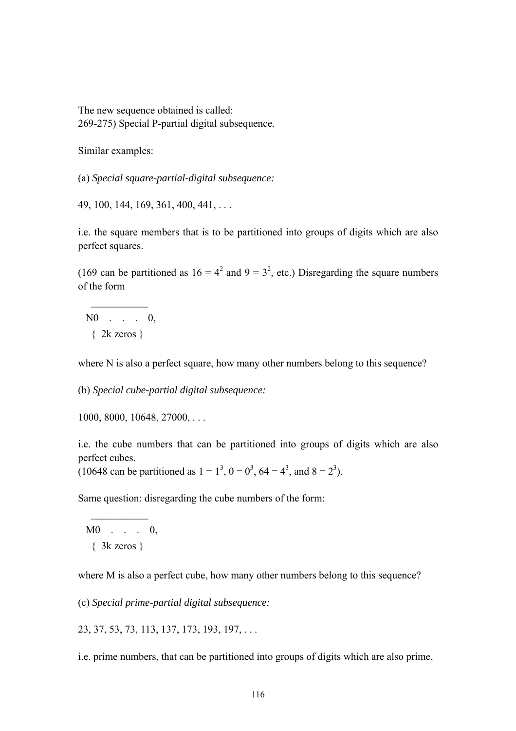The new sequence obtained is called:
269-275) Special P-partial digital subsequence.

Similar examples:

(a) *Special square-partial-digital subsequence:*

49, 100, 144, 169, 361, 400, 441, . . .

i.e. the square members that is to be partitioned into groups of digits which are also perfect squares.

(169 can be partitioned as $16 = 4^2$ and $9 = 3^2$, etc.) Disregarding the square numbers of the form

$$\overline{N0 \; . \; . \; . \; 0}, \quad \{ \text{ 2k zeros } \}$$

where N is also a perfect square, how many other numbers belong to this sequence?

(b) *Special cube-partial digital subsequence:*

1000, 8000, 10648, 27000, . . .

i.e. the cube numbers that can be partitioned into groups of digits which are also perfect cubes.
(10648 can be partitioned as $1 = 1^3$, $0 = 0^3$, $64 = 4^3$, and $8 = 2^3$).

Same question: disregarding the cube numbers of the form:

$$\overline{M0 \; . \; . \; . \; 0}, \quad \{ \text{ 3k zeros } \}$$

where M is also a perfect cube, how many other numbers belong to this sequence?

(c) *Special prime-partial digital subsequence:*

23, 37, 53, 73, 113, 137, 173, 193, 197, . . .

i.e. prime numbers, that can be partitioned into groups of digits which are also prime,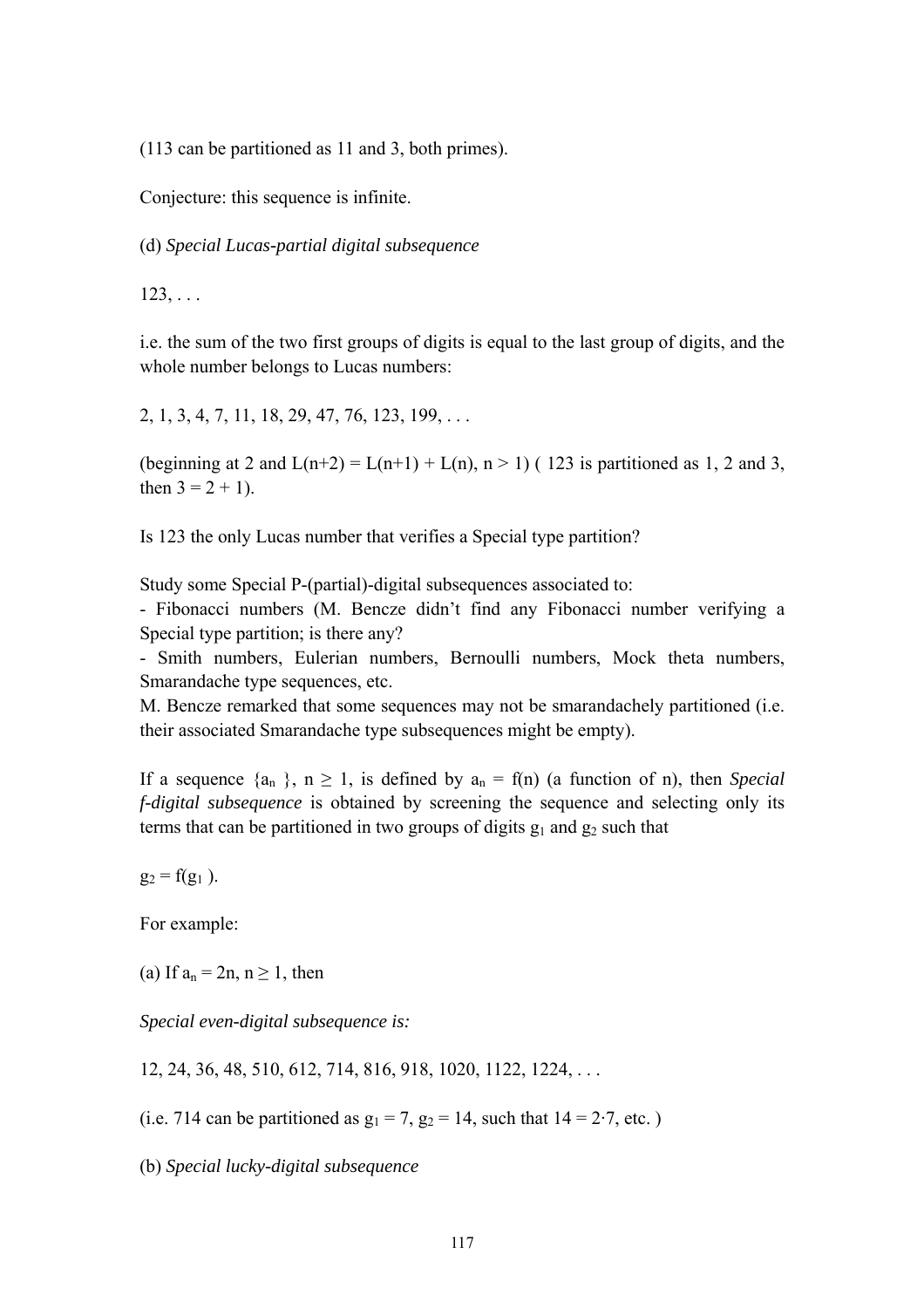(113 can be partitioned as 11 and 3, both primes).

Conjecture: this sequence is infinite.

(d) *Special Lucas-partial digital subsequence*

123, . . .

i.e. the sum of the two first groups of digits is equal to the last group of digits, and the whole number belongs to Lucas numbers:

2, 1, 3, 4, 7, 11, 18, 29, 47, 76, 123, 199, . . .

(beginning at 2 and $L(n+2) = L(n+1) + L(n)$, $n > 1$) ( 123 is partitioned as 1, 2 and 3, then $3 = 2 + 1$).

Is 123 the only Lucas number that verifies a Special type partition?

Study some Special P-(partial)-digital subsequences associated to:
- Fibonacci numbers (M. Bencze didn't find any Fibonacci number verifying a Special type partition; is there any?
- Smith numbers, Eulerian numbers, Bernoulli numbers, Mock theta numbers, Smarandache type sequences, etc.

M. Bencze remarked that some sequences may not be smarandachely partitioned (i.e. their associated Smarandache type subsequences might be empty).

If a sequence $\{a_n\}$, $n \geq 1$, is defined by $a_n = f(n)$ (a function of n), then *Special f-digital subsequence* is obtained by screening the sequence and selecting only its terms that can be partitioned in two groups of digits $g_1$ and $g_2$ such that

$g_2 = f(g_1)$.

For example:

(a) If $a_n = 2n$, $n \geq 1$, then

*Special even-digital subsequence is:*

12, 24, 36, 48, 510, 612, 714, 816, 918, 1020, 1122, 1224, . . .

(i.e. 714 can be partitioned as $g_1 = 7$, $g_2 = 14$, such that $14 = 2 \cdot 7$, etc. )

(b) *Special lucky-digital subsequence*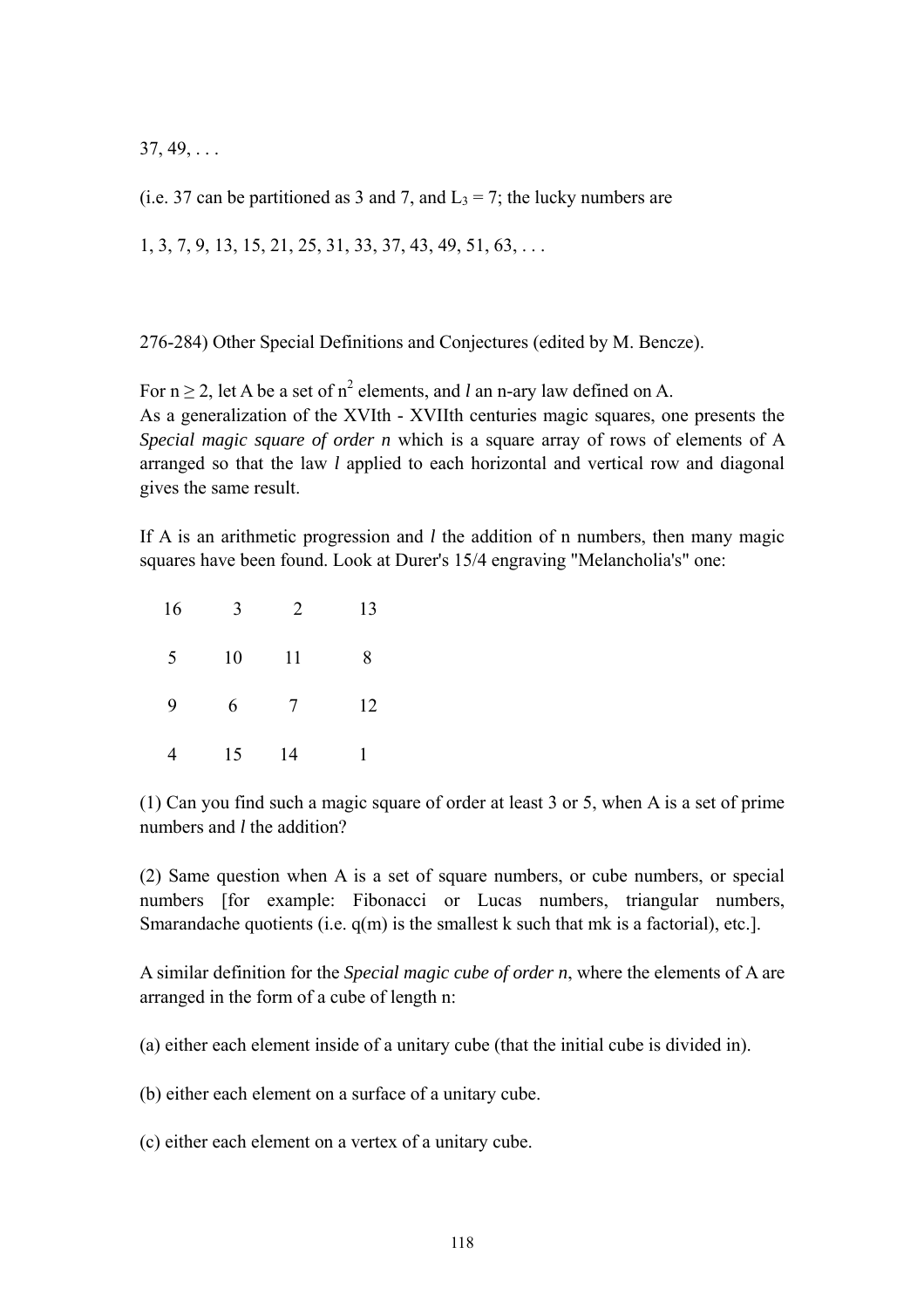37, 49, . . .

(i.e. 37 can be partitioned as 3 and 7, and $L_3 = 7$; the lucky numbers are

1, 3, 7, 9, 13, 15, 21, 25, 31, 33, 37, 43, 49, 51, 63, . . .

276-284) Other Special Definitions and Conjectures (edited by M. Bencze).

For $n \geq 2$, let A be a set of $n^2$ elements, and *l* an n-ary law defined on A.
As a generalization of the XVIth - XVIIth centuries magic squares, one presents the *Special magic square of order n* which is a square array of rows of elements of A arranged so that the law *l* applied to each horizontal and vertical row and diagonal gives the same result.

If A is an arithmetic progression and *l* the addition of n numbers, then many magic squares have been found. Look at Durer's 15/4 engraving "Melancholia's" one:

| | | | |
|---|---|---|---|
| 16 | 3 | 2 | 13 |
| 5 | 10 | 11 | 8 |
| 9 | 6 | 7 | 12 |
| 4 | 15 | 14 | 1 |

(1) Can you find such a magic square of order at least 3 or 5, when A is a set of prime numbers and *l* the addition?

(2) Same question when A is a set of square numbers, or cube numbers, or special numbers [for example: Fibonacci or Lucas numbers, triangular numbers, Smarandache quotients (i.e. q(m) is the smallest k such that mk is a factorial), etc.].

A similar definition for the *Special magic cube of order n*, where the elements of A are arranged in the form of a cube of length n:

(a) either each element inside of a unitary cube (that the initial cube is divided in).

(b) either each element on a surface of a unitary cube.

(c) either each element on a vertex of a unitary cube.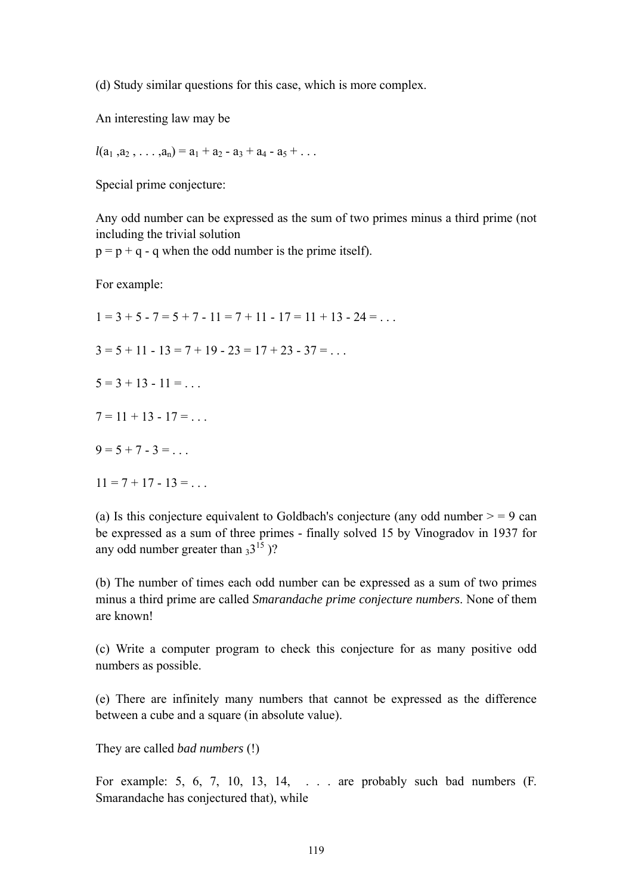(d) Study similar questions for this case, which is more complex.

An interesting law may be

$l(a_1, a_2, \ldots, a_n) = a_1 + a_2 - a_3 + a_4 - a_5 + \ldots$

Special prime conjecture:

Any odd number can be expressed as the sum of two primes minus a third prime (not including the trivial solution
$p = p + q - q$ when the odd number is the prime itself).

For example:

$1 = 3 + 5 - 7 = 5 + 7 - 11 = 7 + 11 - 17 = 11 + 13 - 24 = \ldots$

$3 = 5 + 11 - 13 = 7 + 19 - 23 = 17 + 23 - 37 = \ldots$

$5 = 3 + 13 - 11 = \ldots$

$7 = 11 + 13 - 17 = \ldots$

$9 = 5 + 7 - 3 = \ldots$

$11 = 7 + 17 - 13 = \ldots$

(a) Is this conjecture equivalent to Goldbach's conjecture (any odd number > = 9 can be expressed as a sum of three primes - finally solved 15 by Vinogradov in 1937 for any odd number greater than $_{3}3^{15}$ )?

(b) The number of times each odd number can be expressed as a sum of two primes minus a third prime are called *Smarandache prime conjecture numbers*. None of them are known!

(c) Write a computer program to check this conjecture for as many positive odd numbers as possible.

(e) There are infinitely many numbers that cannot be expressed as the difference between a cube and a square (in absolute value).

They are called *bad numbers* (!)

For example: 5, 6, 7, 10, 13, 14, . . . are probably such bad numbers (F. Smarandache has conjectured that), while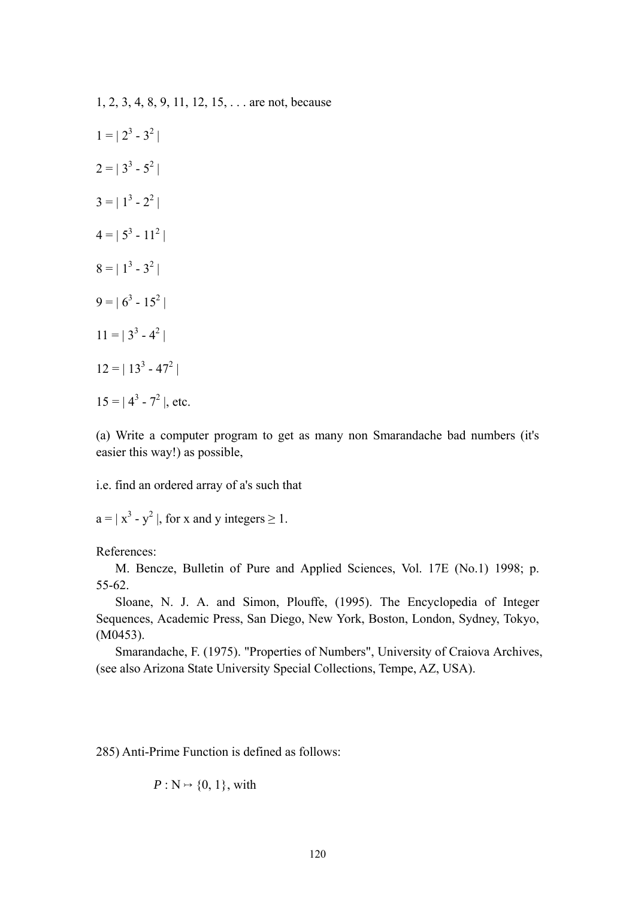1, 2, 3, 4, 8, 9, 11, 12, 15, . . . are not, because

$1 = | 2^3 - 3^2 |$

$2 = | 3^3 - 5^2 |$

$3 = | 1^3 - 2^2 |$

$4 = | 5^3 - 11^2 |$

$8 = | 1^3 - 3^2 |$

$9 = | 6^3 - 15^2 |$

$11 = | 3^3 - 4^2 |$

$12 = | 13^3 - 47^2 |$

$15 = | 4^3 - 7^2 |$, etc.

(a) Write a computer program to get as many non Smarandache bad numbers (it's easier this way!) as possible,

i.e. find an ordered array of a's such that

$a = | x^3 - y^2 |$, for x and y integers $\geq 1$.

References:

M. Bencze, Bulletin of Pure and Applied Sciences, Vol. 17E (No.1) 1998; p. 55-62.

Sloane, N. J. A. and Simon, Plouffe, (1995). The Encyclopedia of Integer Sequences, Academic Press, San Diego, New York, Boston, London, Sydney, Tokyo, (M0453).

Smarandache, F. (1975). "Properties of Numbers", University of Craiova Archives, (see also Arizona State University Special Collections, Tempe, AZ, USA).

285) Anti-Prime Function is defined as follows:

$P : \mathrm{N} \mapsto \{0, 1\}$, with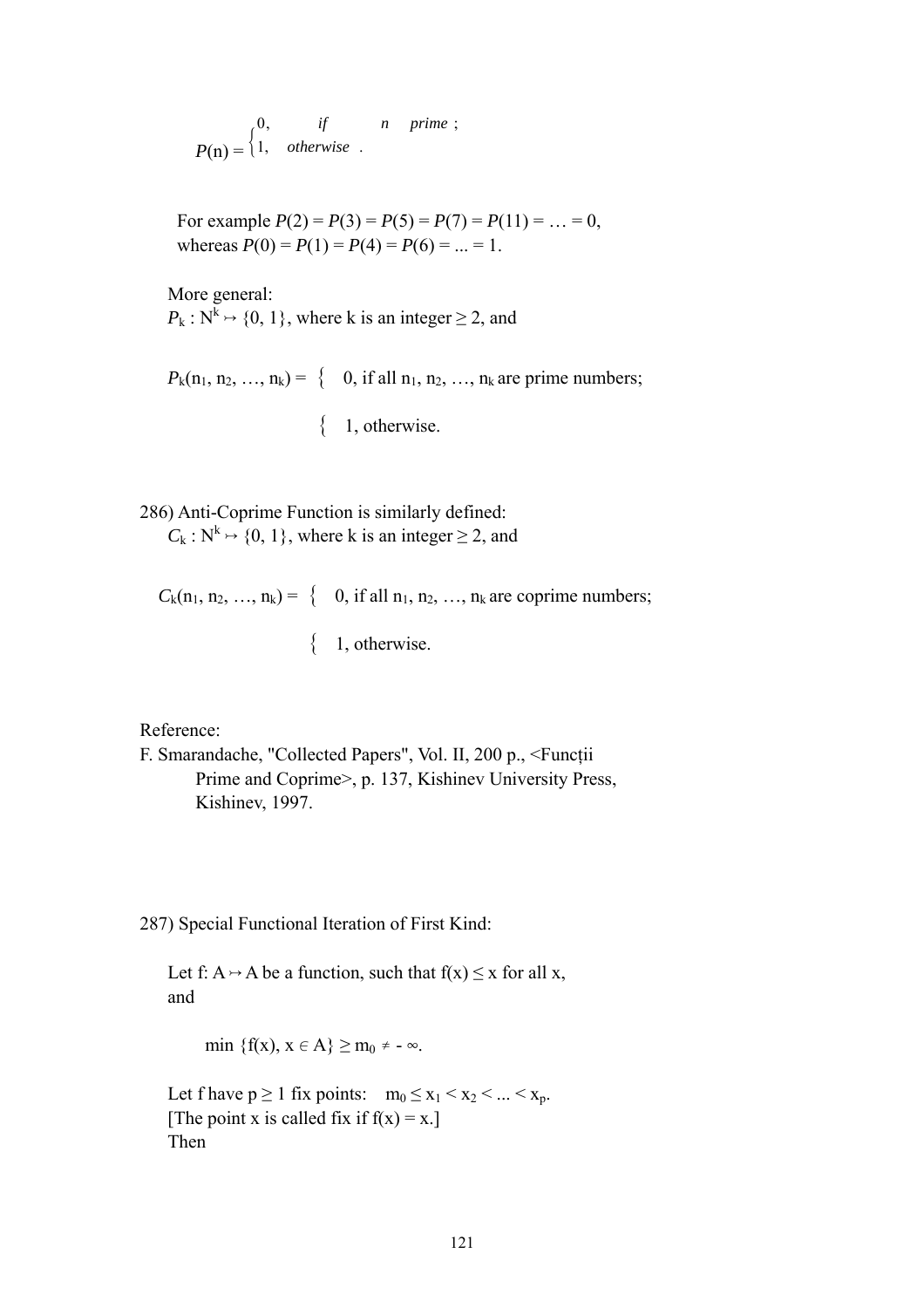$$P(n) = \begin{cases} 0, & \text{if } n \text{ prime;} \\ 1, & \text{otherwise.} \end{cases}$$

For example $P(2) = P(3) = P(5) = P(7) = P(11) = \ldots = 0$,
whereas $P(0) = P(1) = P(4) = P(6) = \ldots = 1$.

More general:
$P_k : N^k \rightarrow \{0, 1\}$, where k is an integer $\geq 2$, and

$$P_k(n_1, n_2, \ldots, n_k) = \begin{cases} 0, & \text{if all } n_1, n_2, \ldots, n_k \text{ are prime numbers;} \\ 1, & \text{otherwise.} \end{cases}$$

286) Anti-Coprime Function is similarly defined:
$C_k : N^k \rightarrow \{0, 1\}$, where k is an integer $\geq 2$, and

$$C_k(n_1, n_2, \ldots, n_k) = \begin{cases} 0, & \text{if all } n_1, n_2, \ldots, n_k \text{ are coprime numbers;} \\ 1, & \text{otherwise.} \end{cases}$$

Reference:
F. Smarandache, "Collected Papers", Vol. II, 200 p., <Funcții Prime and Coprime>, p. 137, Kishinev University Press, Kishinev, 1997.

287) Special Functional Iteration of First Kind:

Let f: A $\rightarrow$ A be a function, such that $f(x) \leq x$ for all x, and

$$\min \{f(x), x \in A\} \geq m_0 \neq -\infty.$$

Let f have $p \geq 1$ fix points: $m_0 \leq x_1 < x_2 < \ldots < x_p$.
[The point x is called fix if $f(x) = x$.]
Then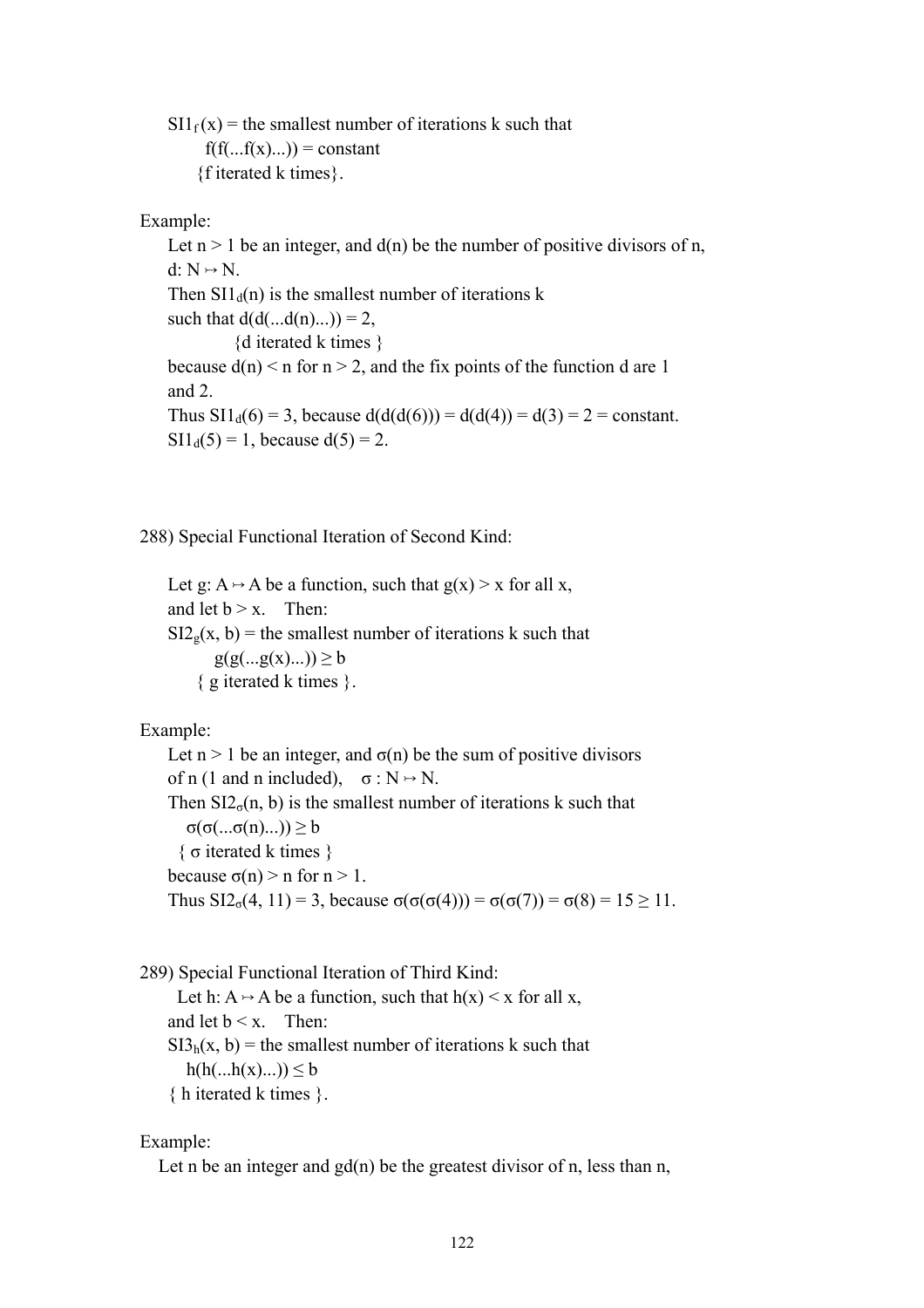$SI1_f(x)$ = the smallest number of iterations k such that
$f(f(...f(x)...))$ = constant
{f iterated k times}.

Example:

Let $n > 1$ be an integer, and $d(n)$ be the number of positive divisors of n, $d: N \mapsto N$.
Then $SI1_d(n)$ is the smallest number of iterations k such that $d(d(...d(n)...)) = 2$,
{d iterated k times }
because $d(n) < n$ for $n > 2$, and the fix points of the function d are 1 and 2.
Thus $SI1_d(6) = 3$, because $d(d(d(6))) = d(d(4)) = d(3) = 2$ = constant.
$SI1_d(5) = 1$, because $d(5) = 2$.

288) Special Functional Iteration of Second Kind:

Let $g: A \mapsto A$ be a function, such that $g(x) > x$ for all x, and let $b > x$. Then:
$SI2_g(x, b)$ = the smallest number of iterations k such that
$g(g(...g(x)...)) \geq b$
{ g iterated k times }.

Example:

Let $n > 1$ be an integer, and $\sigma(n)$ be the sum of positive divisors of n (1 and n included), $\sigma : N \mapsto N$.
Then $SI2_\sigma(n, b)$ is the smallest number of iterations k such that
$\sigma(\sigma(...\sigma(n)...)) \geq b$
{ σ iterated k times }
because $\sigma(n) > n$ for $n > 1$.
Thus $SI2_\sigma(4, 11) = 3$, because $\sigma(\sigma(\sigma(4))) = \sigma(\sigma(7)) = \sigma(8) = 15 \geq 11$.

289) Special Functional Iteration of Third Kind:

Let $h: A \mapsto A$ be a function, such that $h(x) < x$ for all x, and let $b < x$. Then:
$SI3_h(x, b)$ = the smallest number of iterations k such that
$h(h(...h(x)...)) \leq b$
{ h iterated k times }.

Example:

Let n be an integer and $gd(n)$ be the greatest divisor of n, less than n,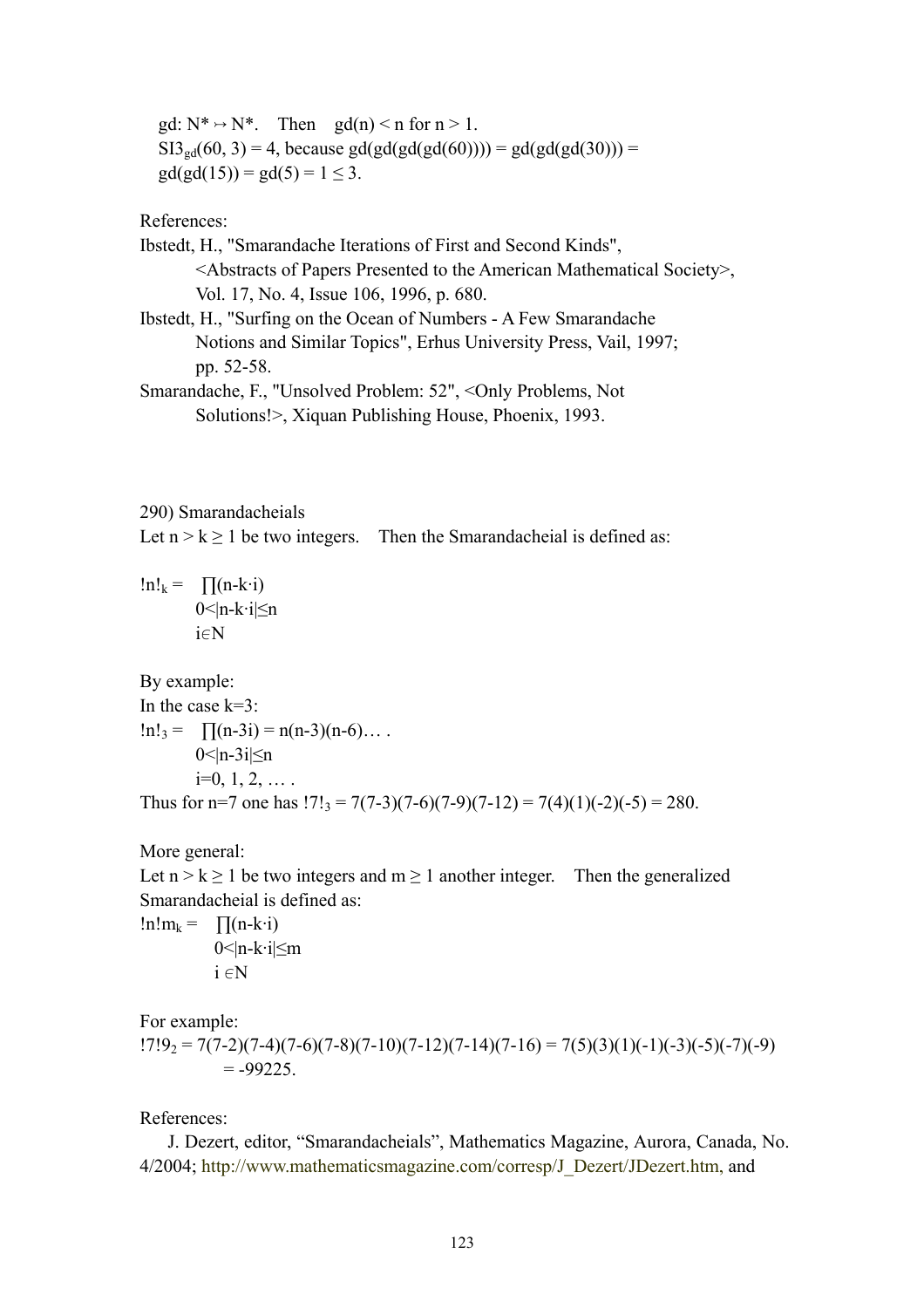gd: $N^* \mapsto N^*$. Then $gd(n) < n$ for $n > 1$.

$SI3_{gd}(60, 3) = 4$, because $gd(gd(gd(gd(60)))) = gd(gd(gd(30))) = gd(gd(15)) = gd(5) = 1 \leq 3$.

References:

Ibstedt, H., "Smarandache Iterations of First and Second Kinds", <Abstracts of Papers Presented to the American Mathematical Society>, Vol. 17, No. 4, Issue 106, 1996, p. 680.

Ibstedt, H., "Surfing on the Ocean of Numbers - A Few Smarandache Notions and Similar Topics", Erhus University Press, Vail, 1997; pp. 52-58.

Smarandache, F., "Unsolved Problem: 52", <Only Problems, Not Solutions!>, Xiquan Publishing House, Phoenix, 1993.

290) Smarandacheials

Let $n > k \geq 1$ be two integers. Then the Smarandacheial is defined as:

$$!n!_k = \prod_{\substack{0<|n-k\cdot i|\leq n \\ i\in N}} (n-k\cdot i)$$

By example:

In the case k=3:

$$!n!_3 = \prod_{\substack{0<|n-3i|\leq n \\ i=0,\,1,\,2,\,\ldots}} (n-3i) = n(n-3)(n-6)\ldots .$$

Thus for n=7 one has $!7!_3 = 7(7-3)(7-6)(7-9)(7-12) = 7(4)(1)(-2)(-5) = 280$.

More general:

Let $n > k \geq 1$ be two integers and $m \geq 1$ another integer. Then the generalized Smarandacheial is defined as:

$$!n!m_k = \prod_{\substack{0<|n-k\cdot i|\leq m \\ i\in N}} (n-k\cdot i)$$

For example:

$$!7!9_2 = 7(7-2)(7-4)(7-6)(7-8)(7-10)(7-12)(7-14)(7-16) = 7(5)(3)(1)(-1)(-3)(-5)(-7)(-9) = -99225.$$

References:

J. Dezert, editor, "Smarandacheials", Mathematics Magazine, Aurora, Canada, No. 4/2004; http://www.mathematicsmagazine.com/corresp/J_Dezert/JDezert.htm, and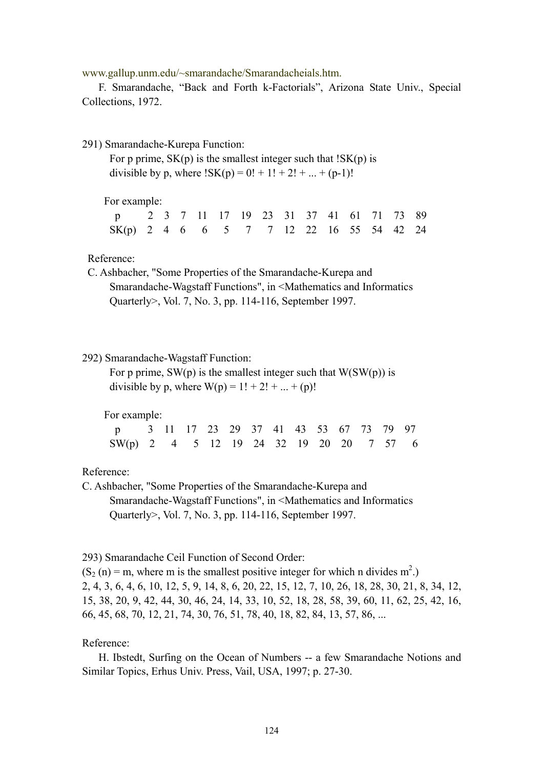www.gallup.unm.edu/~smarandache/Smarandacheials.htm.

F. Smarandache, “Back and Forth k-Factorials”, Arizona State Univ., Special Collections, 1972.

291) Smarandache-Kurepa Function:

For p prime, SK(p) is the smallest integer such that !SK(p) is divisible by p, where !SK(p) = 0! + 1! + 2! + ... + (p-1)!

For example:

| p | 2 | 3 | 7 | 11 | 17 | 19 | 23 | 31 | 37 | 41 | 61 | 71 | 73 | 89 |
|---|---|---|---|---|---|---|---|---|---|---|---|---|---|---|
| SK(p) | 2 | 4 | 6 | 6 | 5 | 7 | 7 | 12 | 22 | 16 | 55 | 54 | 42 | 24 |

Reference:

C. Ashbacher, "Some Properties of the Smarandache-Kurepa and Smarandache-Wagstaff Functions", in <Mathematics and Informatics Quarterly>, Vol. 7, No. 3, pp. 114-116, September 1997.

292) Smarandache-Wagstaff Function:

For p prime, SW(p) is the smallest integer such that W(SW(p)) is divisible by p, where W(p) = 1! + 2! + ... + (p)!

For example:

| p | 3 | 11 | 17 | 23 | 29 | 37 | 41 | 43 | 53 | 67 | 73 | 79 | 97 |
|---|---|---|---|---|---|---|---|---|---|---|---|---|---|
| SW(p) | 2 | 4 | 5 | 12 | 19 | 24 | 32 | 19 | 20 | 20 | 7 | 57 | 6 |

Reference:

C. Ashbacher, "Some Properties of the Smarandache-Kurepa and Smarandache-Wagstaff Functions", in <Mathematics and Informatics Quarterly>, Vol. 7, No. 3, pp. 114-116, September 1997.

293) Smarandache Ceil Function of Second Order:

($S_2(n) = m$, where m is the smallest positive integer for which n divides $m^2$.)

2, 4, 3, 6, 4, 6, 10, 12, 5, 9, 14, 8, 6, 20, 22, 15, 12, 7, 10, 26, 18, 28, 30, 21, 8, 34, 12, 15, 38, 20, 9, 42, 44, 30, 46, 24, 14, 33, 10, 52, 18, 28, 58, 39, 60, 11, 62, 25, 42, 16, 66, 45, 68, 70, 12, 21, 74, 30, 76, 51, 78, 40, 18, 82, 84, 13, 57, 86, ...

Reference:

H. Ibstedt, Surfing on the Ocean of Numbers -- a few Smarandache Notions and Similar Topics, Erhus Univ. Press, Vail, USA, 1997; p. 27-30.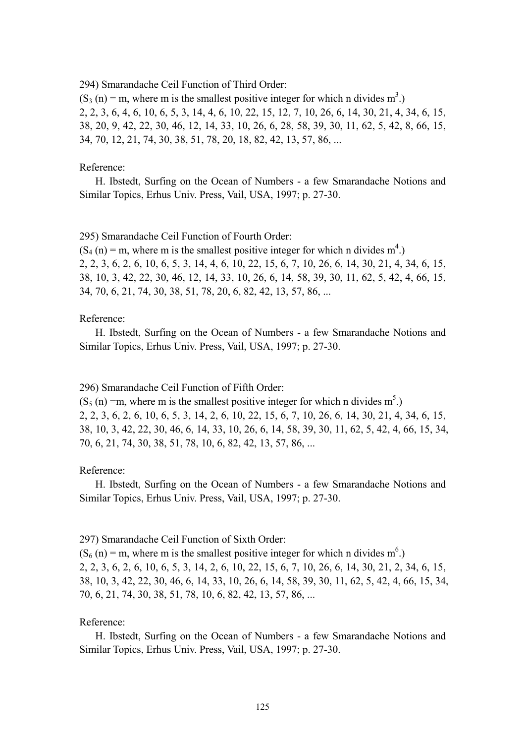294) Smarandache Ceil Function of Third Order:

($S_3$ (n) = m, where m is the smallest positive integer for which n divides $m^3$.)
2, 2, 3, 6, 4, 6, 10, 6, 5, 3, 14, 4, 6, 10, 22, 15, 12, 7, 10, 26, 6, 14, 30, 21, 4, 34, 6, 15, 38, 20, 9, 42, 22, 30, 46, 12, 14, 33, 10, 26, 6, 28, 58, 39, 30, 11, 62, 5, 42, 8, 66, 15, 34, 70, 12, 21, 74, 30, 38, 51, 78, 20, 18, 82, 42, 13, 57, 86, ...

Reference:

H. Ibstedt, Surfing on the Ocean of Numbers - a few Smarandache Notions and Similar Topics, Erhus Univ. Press, Vail, USA, 1997; p. 27-30.

295) Smarandache Ceil Function of Fourth Order:

($S_4$ (n) = m, where m is the smallest positive integer for which n divides $m^4$.)
2, 2, 3, 6, 2, 6, 10, 6, 5, 3, 14, 4, 6, 10, 22, 15, 6, 7, 10, 26, 6, 14, 30, 21, 4, 34, 6, 15, 38, 10, 3, 42, 22, 30, 46, 12, 14, 33, 10, 26, 6, 14, 58, 39, 30, 11, 62, 5, 42, 4, 66, 15, 34, 70, 6, 21, 74, 30, 38, 51, 78, 20, 6, 82, 42, 13, 57, 86, ...

Reference:

H. Ibstedt, Surfing on the Ocean of Numbers - a few Smarandache Notions and Similar Topics, Erhus Univ. Press, Vail, USA, 1997; p. 27-30.

296) Smarandache Ceil Function of Fifth Order:

($S_5$ (n) =m, where m is the smallest positive integer for which n divides $m^5$.)
2, 2, 3, 6, 2, 6, 10, 6, 5, 3, 14, 2, 6, 10, 22, 15, 6, 7, 10, 26, 6, 14, 30, 21, 4, 34, 6, 15, 38, 10, 3, 42, 22, 30, 46, 6, 14, 33, 10, 26, 6, 14, 58, 39, 30, 11, 62, 5, 42, 4, 66, 15, 34, 70, 6, 21, 74, 30, 38, 51, 78, 10, 6, 82, 42, 13, 57, 86, ...

Reference:

H. Ibstedt, Surfing on the Ocean of Numbers - a few Smarandache Notions and Similar Topics, Erhus Univ. Press, Vail, USA, 1997; p. 27-30.

297) Smarandache Ceil Function of Sixth Order:

($S_6$ (n) = m, where m is the smallest positive integer for which n divides $m^6$.)
2, 2, 3, 6, 2, 6, 10, 6, 5, 3, 14, 2, 6, 10, 22, 15, 6, 7, 10, 26, 6, 14, 30, 21, 2, 34, 6, 15, 38, 10, 3, 42, 22, 30, 46, 6, 14, 33, 10, 26, 6, 14, 58, 39, 30, 11, 62, 5, 42, 4, 66, 15, 34, 70, 6, 21, 74, 30, 38, 51, 78, 10, 6, 82, 42, 13, 57, 86, ...

Reference:

H. Ibstedt, Surfing on the Ocean of Numbers - a few Smarandache Notions and Similar Topics, Erhus Univ. Press, Vail, USA, 1997; p. 27-30.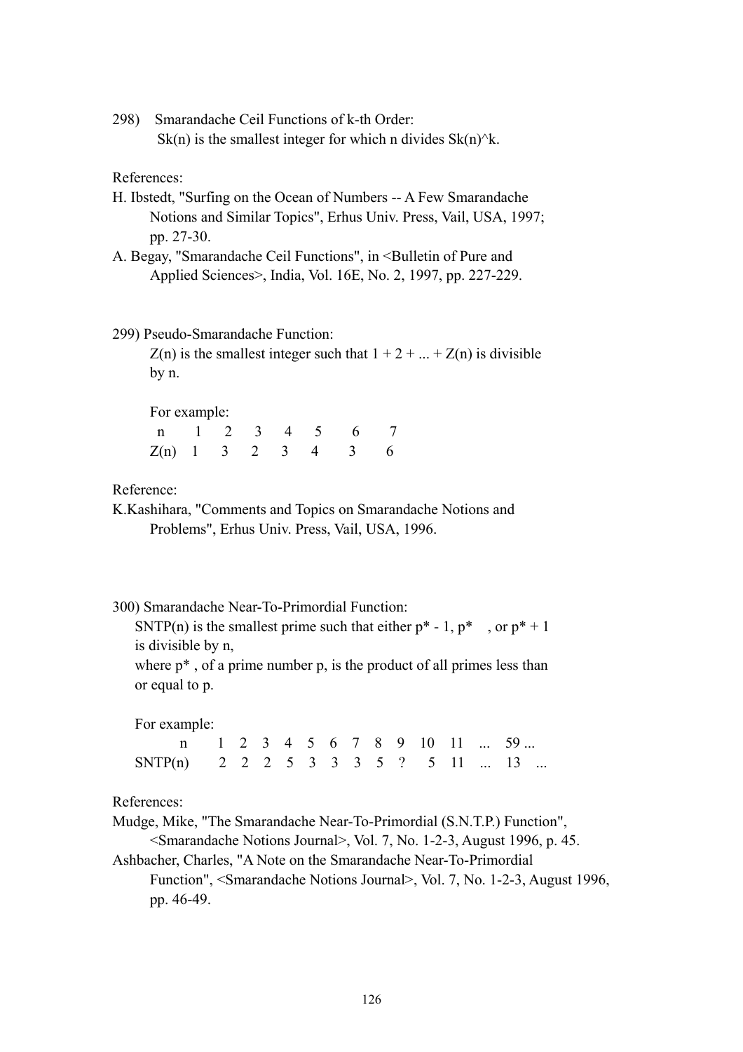298) Smarandache Ceil Functions of k-th Order:
$Sk(n)$ is the smallest integer for which n divides $Sk(n)^k$.

References:

H. Ibstedt, "Surfing on the Ocean of Numbers -- A Few Smarandache Notions and Similar Topics", Erhus Univ. Press, Vail, USA, 1997; pp. 27-30.

A. Begay, "Smarandache Ceil Functions", in <Bulletin of Pure and Applied Sciences>, India, Vol. 16E, No. 2, 1997, pp. 227-229.

299) Pseudo-Smarandache Function:
$Z(n)$ is the smallest integer such that $1 + 2 + ... + Z(n)$ is divisible by n.

For example:

| n | 1 | 2 | 3 | 4 | 5 | 6 | 7 |
|---|---|---|---|---|---|---|---|
| Z(n) | 1 | 3 | 2 | 3 | 4 | 3 | 6 |

Reference:

K.Kashihara, "Comments and Topics on Smarandache Notions and Problems", Erhus Univ. Press, Vail, USA, 1996.

300) Smarandache Near-To-Primordial Function:
SNTP(n) is the smallest prime such that either $p^* - 1$, $p^*$, or $p^* + 1$ is divisible by n,
where $p^*$, of a prime number p, is the product of all primes less than or equal to p.

For example:

| n | 1 | 2 | 3 | 4 | 5 | 6 | 7 | 8 | 9 | 10 | 11 | ... | 59 ... |
|---|---|---|---|---|---|---|---|---|---|---|---|---|---|
| SNTP(n) | 2 | 2 | 2 | 5 | 3 | 3 | 3 | 5 | ? | 5 | 11 | ... | 13 ... |

References:

Mudge, Mike, "The Smarandache Near-To-Primordial (S.N.T.P.) Function", <Smarandache Notions Journal>, Vol. 7, No. 1-2-3, August 1996, p. 45.

Ashbacher, Charles, "A Note on the Smarandache Near-To-Primordial Function", <Smarandache Notions Journal>, Vol. 7, No. 1-2-3, August 1996, pp. 46-49.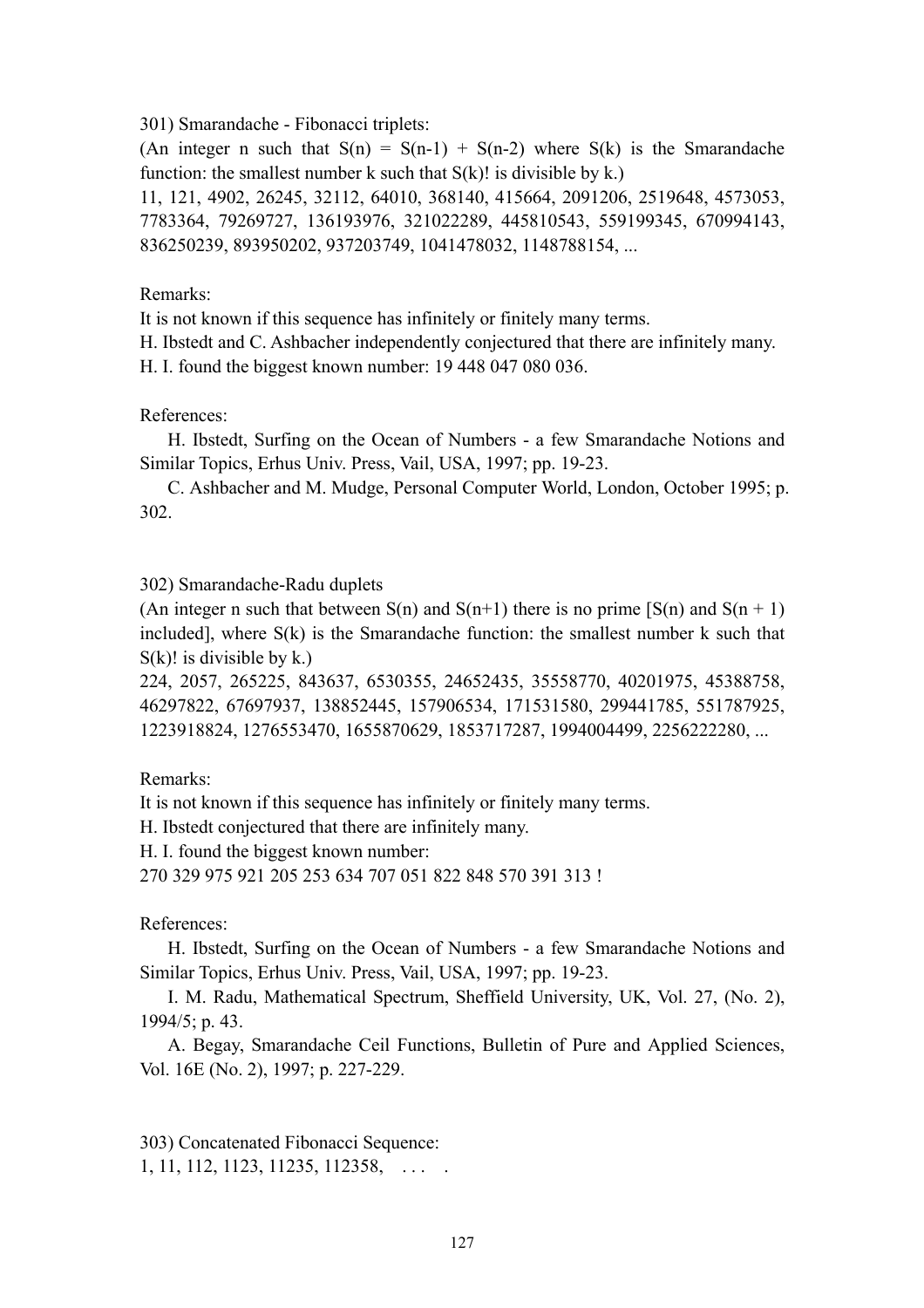301) Smarandache - Fibonacci triplets:

(An integer n such that $S(n) = S(n-1) + S(n-2)$ where $S(k)$ is the Smarandache function: the smallest number k such that $S(k)!$ is divisible by k.)

11, 121, 4902, 26245, 32112, 64010, 368140, 415664, 2091206, 2519648, 4573053, 7783364, 79269727, 136193976, 321022289, 445810543, 559199345, 670994143, 836250239, 893950202, 937203749, 1041478032, 1148788154, ...

Remarks:

It is not known if this sequence has infinitely or finitely many terms.

H. Ibstedt and C. Ashbacher independently conjectured that there are infinitely many.

H. I. found the biggest known number: 19 448 047 080 036.

References:

H. Ibstedt, Surfing on the Ocean of Numbers - a few Smarandache Notions and Similar Topics, Erhus Univ. Press, Vail, USA, 1997; pp. 19-23.

C. Ashbacher and M. Mudge, Personal Computer World, London, October 1995; p. 302.

302) Smarandache-Radu duplets

(An integer n such that between $S(n)$ and $S(n+1)$ there is no prime [$S(n)$ and $S(n + 1)$ included], where $S(k)$ is the Smarandache function: the smallest number k such that $S(k)!$ is divisible by k.)

224, 2057, 265225, 843637, 6530355, 24652435, 35558770, 40201975, 45388758, 46297822, 67697937, 138852445, 157906534, 171531580, 299441785, 551787925, 1223918824, 1276553470, 1655870629, 1853717287, 1994004499, 2256222280, ...

Remarks:

It is not known if this sequence has infinitely or finitely many terms.

H. Ibstedt conjectured that there are infinitely many.

H. I. found the biggest known number:

270 329 975 921 205 253 634 707 051 822 848 570 391 313 !

References:

H. Ibstedt, Surfing on the Ocean of Numbers - a few Smarandache Notions and Similar Topics, Erhus Univ. Press, Vail, USA, 1997; pp. 19-23.

I. M. Radu, Mathematical Spectrum, Sheffield University, UK, Vol. 27, (No. 2), 1994/5; p. 43.

A. Begay, Smarandache Ceil Functions, Bulletin of Pure and Applied Sciences, Vol. 16E (No. 2), 1997; p. 227-229.

303) Concatenated Fibonacci Sequence:

1, 11, 112, 1123, 11235, 112358, . . . .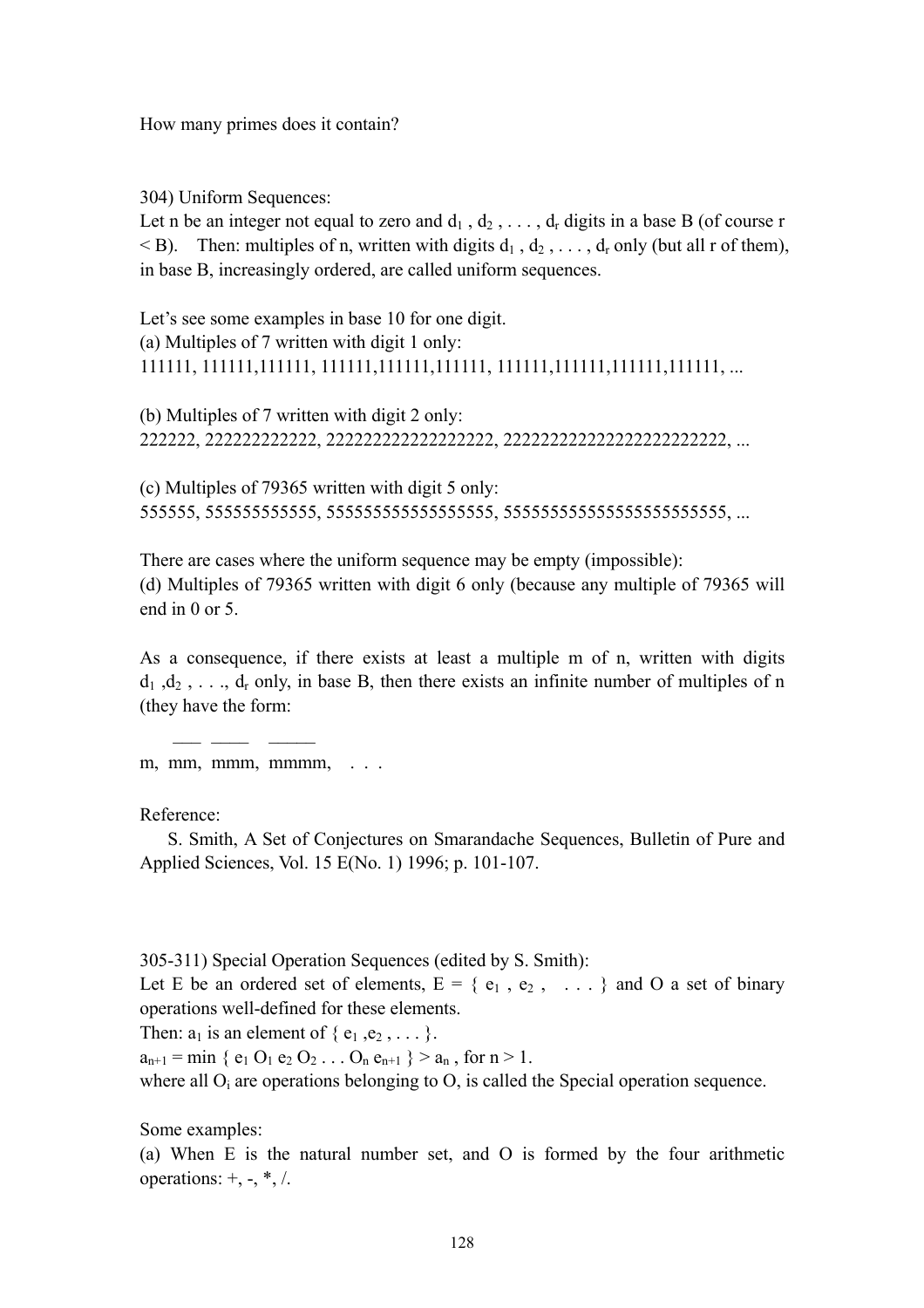How many primes does it contain?

304) Uniform Sequences:

Let n be an integer not equal to zero and $d_1$ , $d_2$ , . . . , $d_r$ digits in a base B (of course r < B). Then: multiples of n, written with digits $d_1$ , $d_2$ , . . . , $d_r$ only (but all r of them), in base B, increasingly ordered, are called uniform sequences.

Let's see some examples in base 10 for one digit.

(a) Multiples of 7 written with digit 1 only:

111111, 111111,111111, 111111,111111,111111, 111111,111111,111111,111111, ...

(b) Multiples of 7 written with digit 2 only:

222222, 222222222222, 222222222222222222, 222222222222222222222222, ...

(c) Multiples of 79365 written with digit 5 only:

555555, 555555555555, 555555555555555555, 555555555555555555555555, ...

There are cases where the uniform sequence may be empty (impossible):

(d) Multiples of 79365 written with digit 6 only (because any multiple of 79365 will end in 0 or 5.

As a consequence, if there exists at least a multiple m of n, written with digits $d_1$ ,$d_2$ , . . ., $d_r$ only, in base B, then there exists an infinite number of multiples of n (they have the form:

$m, \overline{mm}, \overline{mmm}, \overline{mmmm}, \ldots$

Reference:

S. Smith, A Set of Conjectures on Smarandache Sequences, Bulletin of Pure and Applied Sciences, Vol. 15 E(No. 1) 1996; p. 101-107.

305-311) Special Operation Sequences (edited by S. Smith):

Let E be an ordered set of elements, E = { $e_1$ , $e_2$ , . . . } and O a set of binary operations well-defined for these elements.

Then: $a_1$ is an element of { $e_1$ ,$e_2$ , . . . }.

$a_{n+1} = \min \{ e_1 O_1 e_2 O_2 \ldots O_n e_{n+1} \} > a_n$ , for n > 1.

where all $O_i$ are operations belonging to O, is called the Special operation sequence.

Some examples:

(a) When E is the natural number set, and O is formed by the four arithmetic operations: +, -, *, /.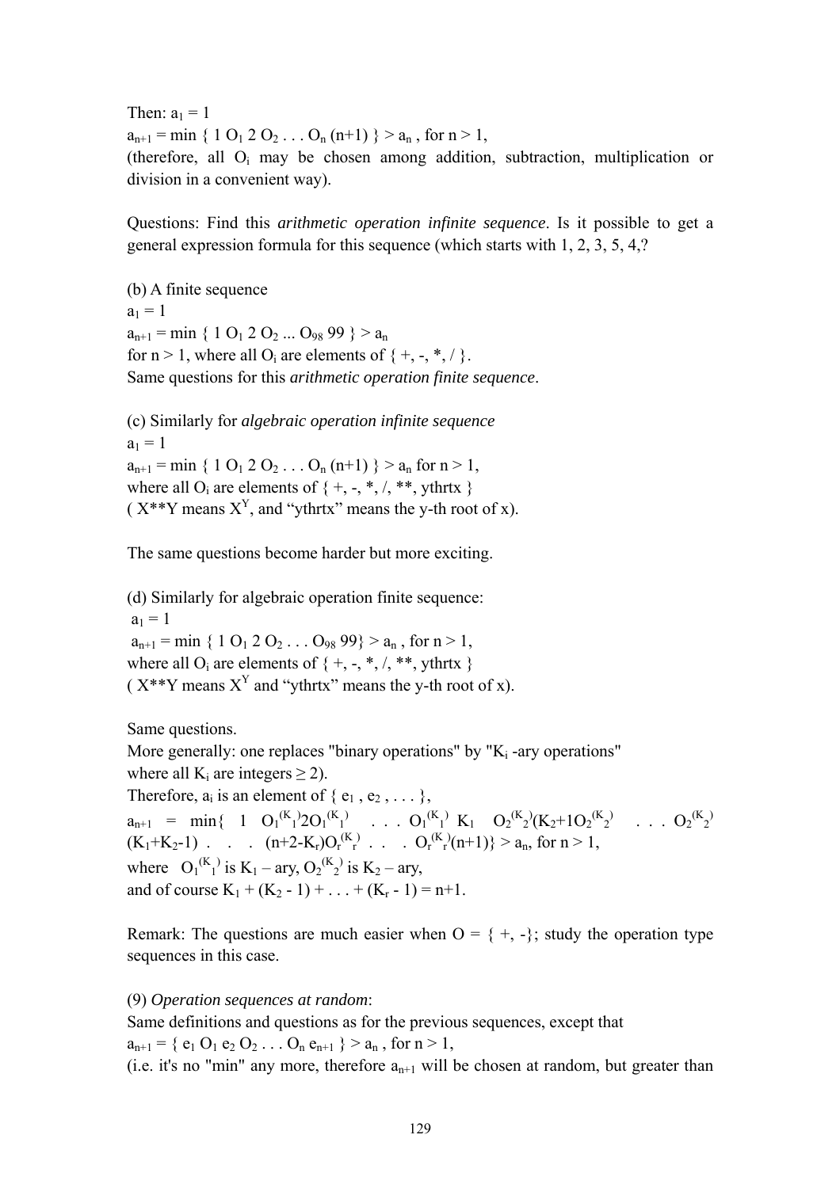Then: $a_1 = 1$

$a_{n+1} = \min \{ 1\ O_1\ 2\ O_2 \ldots O_n\ (n+1) \} > a_n$ , for $n > 1$,

(therefore, all $O_i$ may be chosen among addition, subtraction, multiplication or division in a convenient way).

Questions: Find this *arithmetic operation infinite sequence*. Is it possible to get a general expression formula for this sequence (which starts with 1, 2, 3, 5, 4,?

(b) A finite sequence

$a_1 = 1$

$a_{n+1} = \min \{ 1\ O_1\ 2\ O_2 \ldots O_{98}\ 99 \} > a_n$

for $n > 1$, where all $O_i$ are elements of $\{ +, -, *, / \}$.

Same questions for this *arithmetic operation finite sequence*.

(c) Similarly for *algebraic operation infinite sequence*

$a_1 = 1$

$a_{n+1} = \min \{ 1\ O_1\ 2\ O_2 \ldots O_n\ (n+1) \} > a_n$ for $n > 1$,

where all $O_i$ are elements of { +, -, *, /, **, ythrtx }

( $X**Y$ means $X^Y$, and "ythrtx" means the y-th root of x).

The same questions become harder but more exciting.

(d) Similarly for algebraic operation finite sequence:

$a_1 = 1$

$a_{n+1} = \min \{ 1\ O_1\ 2\ O_2 \ldots O_{98}\ 99\} > a_n$ , for $n > 1$,

where all $O_i$ are elements of { +, -, *, /, **, ythrtx }

( $X**Y$ means $X^Y$ and "ythrtx" means the y-th root of x).

Same questions.

More generally: one replaces "binary operations" by "$K_i$ -ary operations" where all $K_i$ are integers $\geq 2$).

Therefore, $a_i$ is an element of $\{ e_1 , e_2 , \ldots \}$,

$a_{n+1} = \min\{ 1\ O_1^{(K_1)} 2 O_1^{(K_1)} \ldots O_1^{(K_1)}\ K_1\ O_2^{(K_2)} (K_2+1 O_2^{(K_2)} \ldots O_2^{(K_2)} (K_1+K_2-1) \ldots (n+2-K_r) O_r^{(K_r)} \ldots O_r^{(K_r)} (n+1)\} > a_n$, for $n > 1$,

where $O_1^{(K_1)}$ is $K_1$ – ary, $O_2^{(K_2)}$ is $K_2$ – ary,

and of course $K_1 + (K_2 - 1) + \ldots + (K_r - 1) = n+1$.

Remark: The questions are much easier when $O = \{ +, -\}$; study the operation type sequences in this case.

(9) *Operation sequences at random*:

Same definitions and questions as for the previous sequences, except that

$a_{n+1} = \{ e_1\ O_1\ e_2\ O_2 \ldots O_n\ e_{n+1} \} > a_n$ , for $n > 1$,

(i.e. it's no "min" any more, therefore $a_{n+1}$ will be chosen at random, but greater than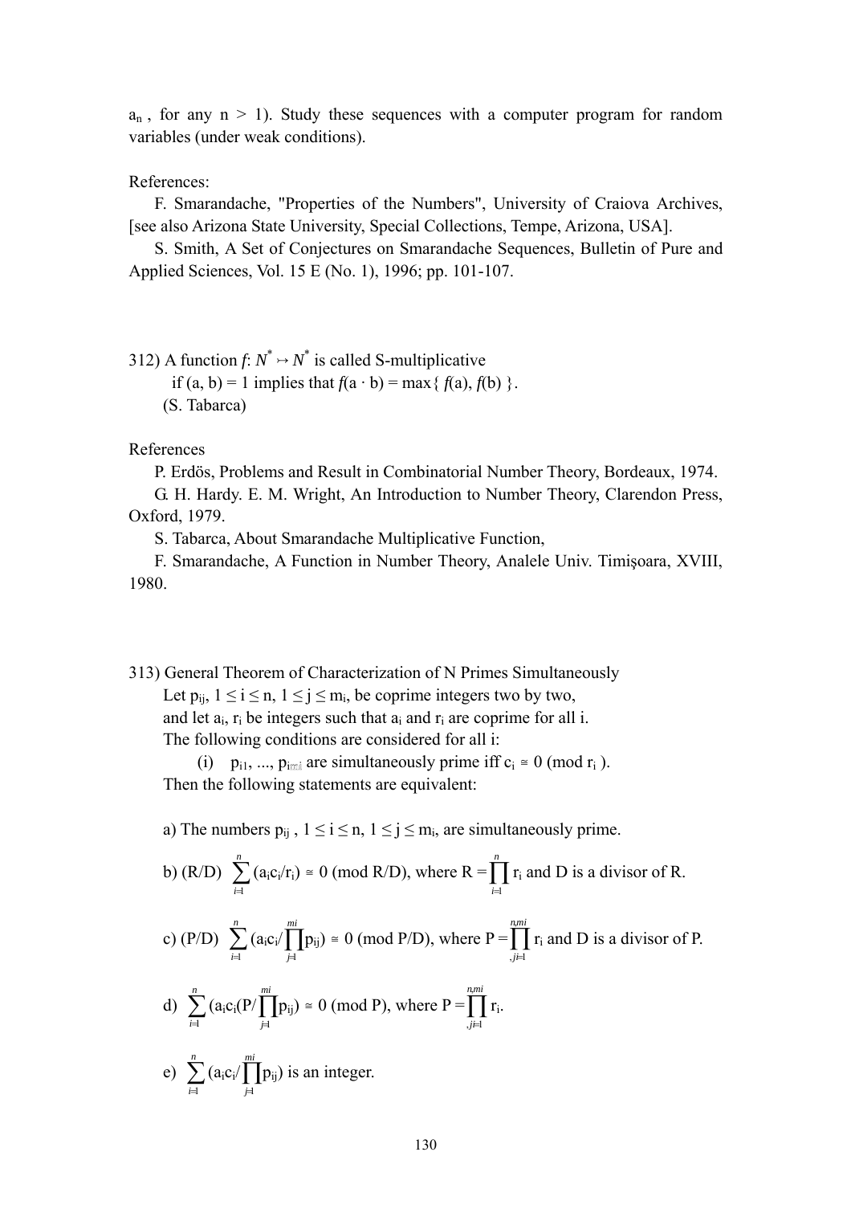$a_n$ , for any $n > 1$). Study these sequences with a computer program for random variables (under weak conditions).

References:

F. Smarandache, "Properties of the Numbers", University of Craiova Archives, [see also Arizona State University, Special Collections, Tempe, Arizona, USA].

S. Smith, A Set of Conjectures on Smarandache Sequences, Bulletin of Pure and Applied Sciences, Vol. 15 E (No. 1), 1996; pp. 101-107.

312) A function $f$: $N^* \mapsto N^*$ is called S-multiplicative

if $(a, b) = 1$ implies that $f(a \cdot b) = \max\{ f(a), f(b) \}$.

(S. Tabarca)

References

P. Erdös, Problems and Result in Combinatorial Number Theory, Bordeaux, 1974.

G. H. Hardy. E. M. Wright, An Introduction to Number Theory, Clarendon Press, Oxford, 1979.

S. Tabarca, About Smarandache Multiplicative Function,

F. Smarandache, A Function in Number Theory, Analele Univ. Timişoara, XVIII, 1980.

313) General Theorem of Characterization of N Primes Simultaneously

Let $p_{ij}$, $1 \le i \le n$, $1 \le j \le m_i$, be coprime integers two by two,

and let $a_i$, $r_i$ be integers such that $a_i$ and $r_i$ are coprime for all i.

The following conditions are considered for all i:

(i) $p_{i1}, ..., p_{im_i}$ are simultaneously prime iff $c_i \cong 0 \pmod{r_i}$.

Then the following statements are equivalent:

a) The numbers $p_{ij}$ , $1 \le i \le n$, $1 \le j \le m_i$, are simultaneously prime.

b) $(R/D) \sum_{i=1}^{n} (a_i c_i / r_i) \cong 0 \pmod{R/D}$, where $R = \prod_{i=1}^{n} r_i$ and D is a divisor of R.

c) $(P/D) \sum_{i=1}^{n} (a_i c_i / \prod_{j=1}^{mi} p_{ij}) \cong 0 \pmod{P/D}$, where $P = \prod_{i,j=1}^{n,mi} r_i$ and D is a divisor of P.

d) $\sum_{i=1}^{n} (a_i c_i (P / \prod_{j=1}^{mi} p_{ij}) \cong 0 \pmod{P}$, where $P = \prod_{i,j=1}^{n,mi} r_i$.

e) $\sum_{i=1}^{n} (a_i c_i / \prod_{j=1}^{mi} p_{ij})$ is an integer.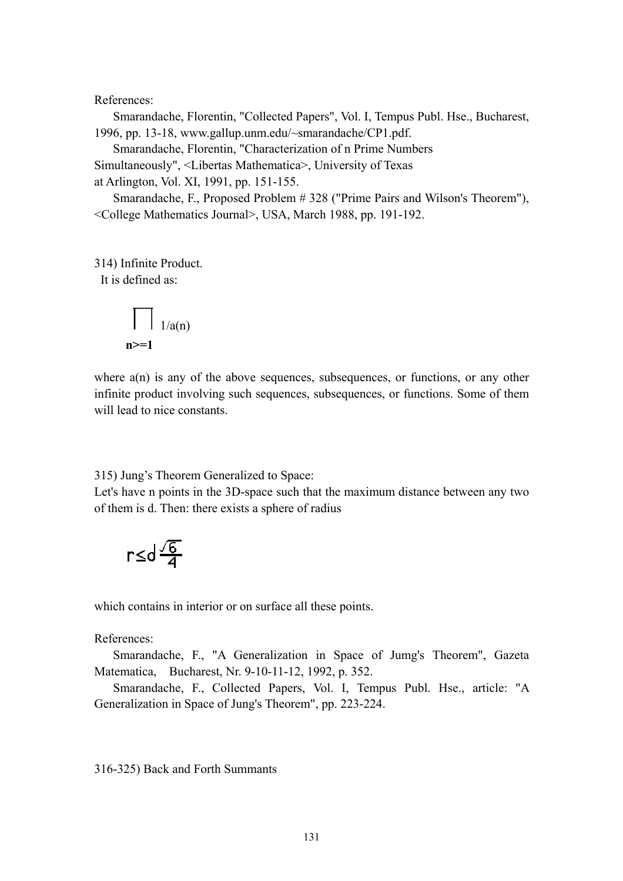References:

Smarandache, Florentin, "Collected Papers", Vol. I, Tempus Publ. Hse., Bucharest, 1996, pp. 13-18, www.gallup.unm.edu/~smarandache/CP1.pdf.

Smarandache, Florentin, "Characterization of n Prime Numbers Simultaneously", <Libertas Mathematica>, University of Texas at Arlington, Vol. XI, 1991, pp. 151-155.

Smarandache, F., Proposed Problem # 328 ("Prime Pairs and Wilson's Theorem"), <College Mathematics Journal>, USA, March 1988, pp. 191-192.

314) Infinite Product.

It is defined as:

$$\prod_{n>=1} 1/a(n)$$

where a(n) is any of the above sequences, subsequences, or functions, or any other infinite product involving such sequences, subsequences, or functions. Some of them will lead to nice constants.

315) Jung's Theorem Generalized to Space:

Let's have n points in the 3D-space such that the maximum distance between any two of them is d. Then: there exists a sphere of radius

$$r \leq d\frac{\sqrt{6}}{4}$$

which contains in interior or on surface all these points.

References:

Smarandache, F., "A Generalization in Space of Jumg's Theorem", Gazeta Matematica, Bucharest, Nr. 9-10-11-12, 1992, p. 352.

Smarandache, F., Collected Papers, Vol. I, Tempus Publ. Hse., article: "A Generalization in Space of Jung's Theorem", pp. 223-224.

316-325) Back and Forth Summants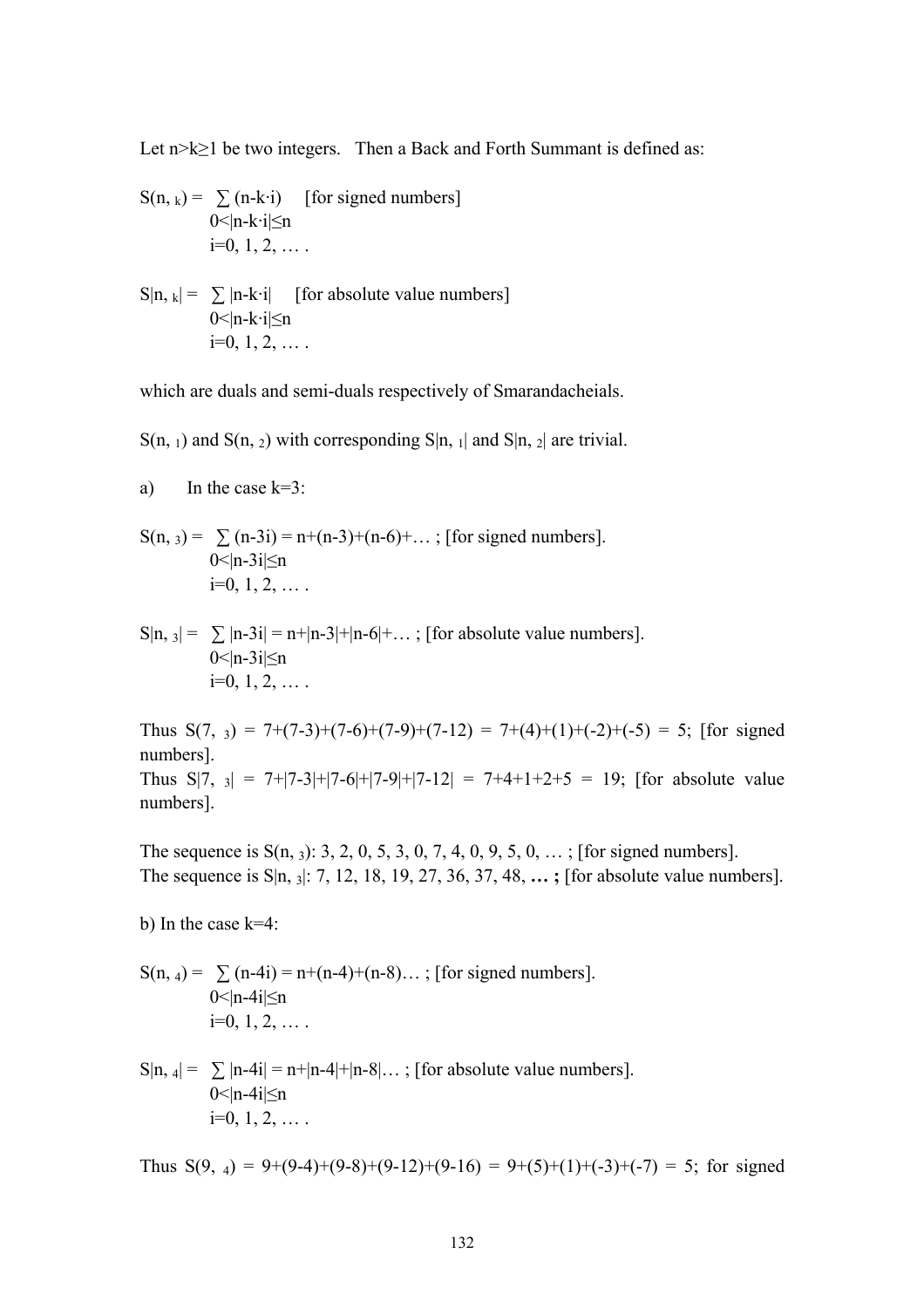Let $n>k\geq 1$ be two integers. Then a Back and Forth Summant is defined as:

$$S(n,{}_k) = \sum_{\substack{0<|n-k\cdot i|\leq n \\ i=0,1,2,\ldots}} (n-k\cdot i) \quad \text{[for signed numbers]}$$

$$S|n,{}_k| = \sum_{\substack{0<|n-k\cdot i|\leq n \\ i=0,1,2,\ldots}} |n-k\cdot i| \quad \text{[for absolute value numbers]}$$

which are duals and semi-duals respectively of Smarandacheials.

$S(n,{}_1)$ and $S(n,{}_2)$ with corresponding $S|n,{}_1|$ and $S|n,{}_2|$ are trivial.

a) In the case k=3:

$$S(n,{}_3) = \sum_{\substack{0<|n-3i|\leq n \\ i=0,1,2,\ldots}} (n-3i) = n+(n-3)+(n-6)+\ldots \text{; [for signed numbers].}$$

$$S|n,{}_3| = \sum_{\substack{0<|n-3i|\leq n \\ i=0,1,2,\ldots}} |n-3i| = n+|n-3|+|n-6|+\ldots \text{; [for absolute value numbers].}$$

Thus $S(7,{}_3) = 7+(7-3)+(7-6)+(7-9)+(7-12) = 7+(4)+(1)+(-2)+(-5) = 5$; [for signed numbers].

Thus $S|7,{}_3| = 7+|7-3|+|7-6|+|7-9|+|7-12| = 7+4+1+2+5 = 19$; [for absolute value numbers].

The sequence is $S(n,{}_3)$: 3, 2, 0, 5, 3, 0, 7, 4, 0, 9, 5, 0, … ; [for signed numbers].

The sequence is $S|n,{}_3|$: 7, 12, 18, 19, 27, 36, 37, 48, **… ;** [for absolute value numbers].

b) In the case k=4:

$$S(n,{}_4) = \sum_{\substack{0<|n-4i|\leq n \\ i=0,1,2,\ldots}} (n-4i) = n+(n-4)+(n-8)\ldots \text{; [for signed numbers].}$$

$$S|n,{}_4| = \sum_{\substack{0<|n-4i|\leq n \\ i=0,1,2,\ldots}} |n-4i| = n+|n-4|+|n-8|\ldots \text{; [for absolute value numbers].}$$

Thus $S(9,{}_4) = 9+(9-4)+(9-8)+(9-12)+(9-16) = 9+(5)+(1)+(-3)+(-7) = 5$; for signed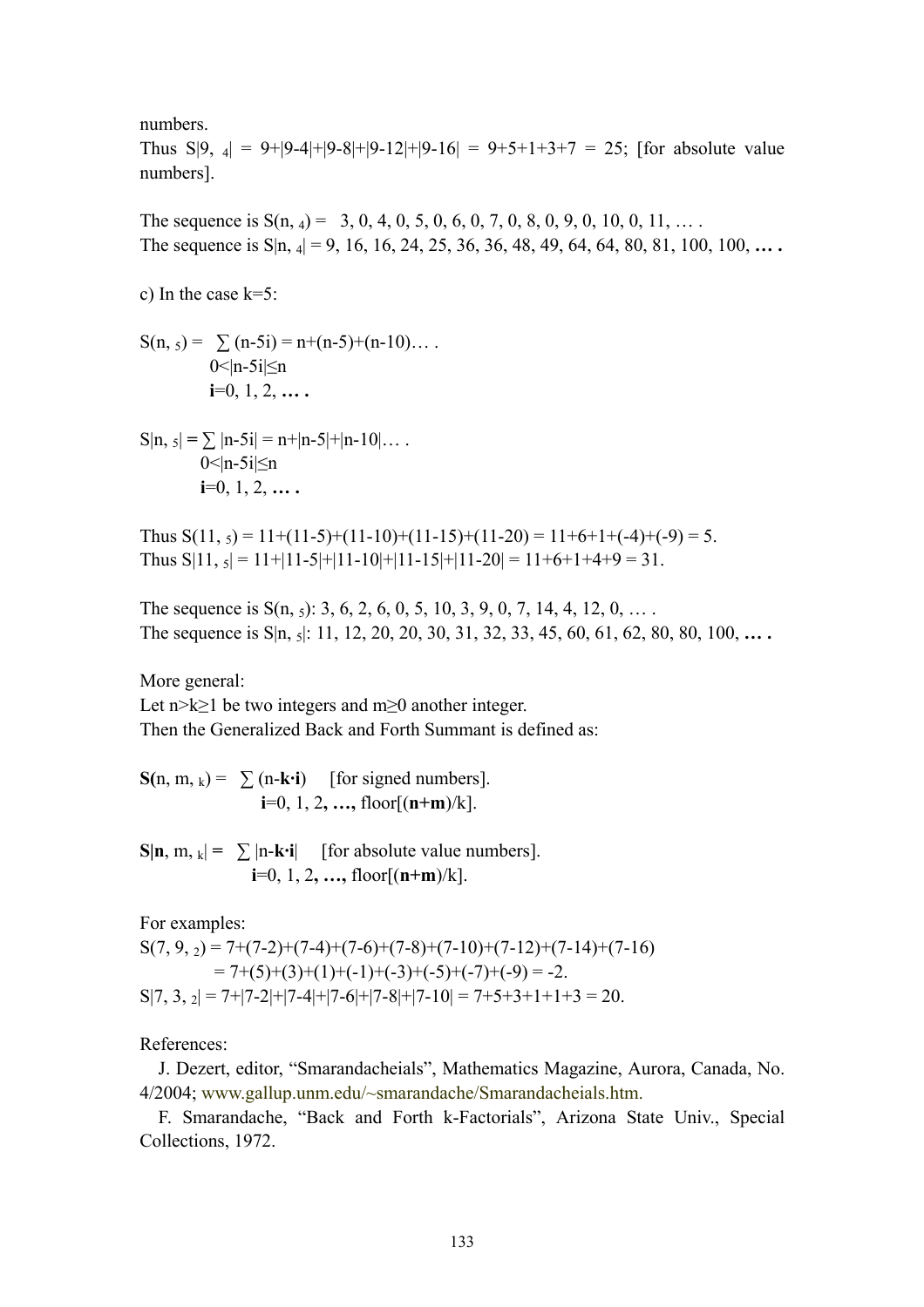numbers.

Thus $S|9,\ _4| = 9+|9-4|+|9-8|+|9-12|+|9-16| = 9+5+1+3+7 = 25$; [for absolute value numbers].

The sequence is $S(n,\ _4) =$ 3, 0, 4, 0, 5, 0, 6, 0, 7, 0, 8, 0, 9, 0, 10, 0, 11, … .
The sequence is $S|n,\ _4|$ = 9, 16, 16, 24, 25, 36, 36, 48, 49, 64, 64, 80, 81, 100, 100, **… .**

c) In the case k=5:

$$S(n,\ _5) = \sum_{\substack{0<|n-5i|\leq n \\ i=0,\,1,\,2,\,\dots}} (n-5i) = n+(n-5)+(n-10)\dots\ .$$

$$S|n,\ _5| = \sum_{\substack{0<|n-5i|\leq n \\ i=0,\,1,\,2,\,\dots}} |n-5i| = n+|n-5|+|n-10|\dots\ .$$

Thus $S(11,\ _5) = 11+(11-5)+(11-10)+(11-15)+(11-20) = 11+6+1+(-4)+(-9) = 5$.
Thus $S|11,\ _5| = 11+|11-5|+|11-10|+|11-15|+|11-20| = 11+6+1+4+9 = 31$.

The sequence is $S(n,\ _5)$: 3, 6, 2, 6, 0, 5, 10, 3, 9, 0, 7, 14, 4, 12, 0, … .
The sequence is $S|n,\ _5|$: 11, 12, 20, 20, 30, 31, 32, 33, 45, 60, 61, 62, 80, 80, 100, **… .**

More general:
Let $n>k\geq 1$ be two integers and $m\geq 0$ another integer.
Then the Generalized Back and Forth Summant is defined as:

$$\mathbf{S(}n, m,\ _k) = \sum_{i=0,\,1,\,2,\,\dots,\,\text{floor}[(\mathbf{n+m})/k]} (n-\mathbf{k\cdot i}) \quad \text{[for signed numbers].}$$

$$\mathbf{S|n}, m,\ _k| = \sum_{i=0,\,1,\,2,\,\dots,\,\text{floor}[(\mathbf{n+m})/k]} |n-\mathbf{k\cdot i}| \quad \text{[for absolute value numbers].}$$

For examples:

$$S(7, 9,\ _2) = 7+(7-2)+(7-4)+(7-6)+(7-8)+(7-10)+(7-12)+(7-14)+(7-16)$$
$$= 7+(5)+(3)+(1)+(-1)+(-3)+(-5)+(-7)+(-9) = -2.$$

$S|7, 3,\ _2| = 7+|7-2|+|7-4|+|7-6|+|7-8|+|7-10| = 7+5+3+1+1+3 = 20.$

References:

J. Dezert, editor, "Smarandacheials", Mathematics Magazine, Aurora, Canada, No. 4/2004; www.gallup.unm.edu/~smarandache/Smarandacheials.htm.

F. Smarandache, "Back and Forth k-Factorials", Arizona State Univ., Special Collections, 1972.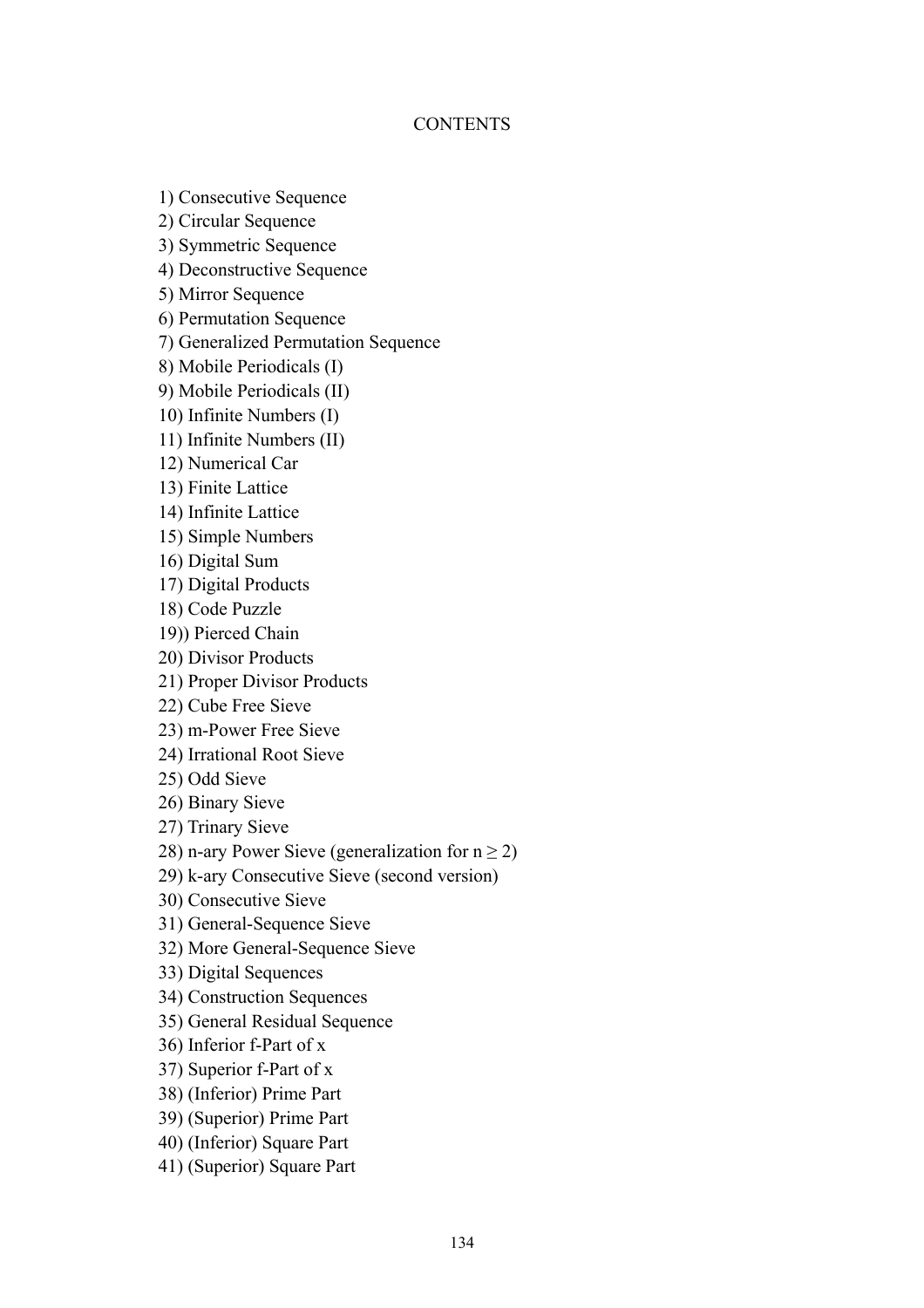# CONTENTS

1) Consecutive Sequence
2) Circular Sequence
3) Symmetric Sequence
4) Deconstructive Sequence
5) Mirror Sequence
6) Permutation Sequence
7) Generalized Permutation Sequence
8) Mobile Periodicals (I)
9) Mobile Periodicals (II)
10) Infinite Numbers (I)
11) Infinite Numbers (II)
12) Numerical Car
13) Finite Lattice
14) Infinite Lattice
15) Simple Numbers
16) Digital Sum
17) Digital Products
18) Code Puzzle
19)) Pierced Chain
20) Divisor Products
21) Proper Divisor Products
22) Cube Free Sieve
23) m-Power Free Sieve
24) Irrational Root Sieve
25) Odd Sieve
26) Binary Sieve
27) Trinary Sieve
28) n-ary Power Sieve (generalization for $n \geq 2$)
29) k-ary Consecutive Sieve (second version)
30) Consecutive Sieve
31) General-Sequence Sieve
32) More General-Sequence Sieve
33) Digital Sequences
34) Construction Sequences
35) General Residual Sequence
36) Inferior f-Part of x
37) Superior f-Part of x
38) (Inferior) Prime Part
39) (Superior) Prime Part
40) (Inferior) Square Part
41) (Superior) Square Part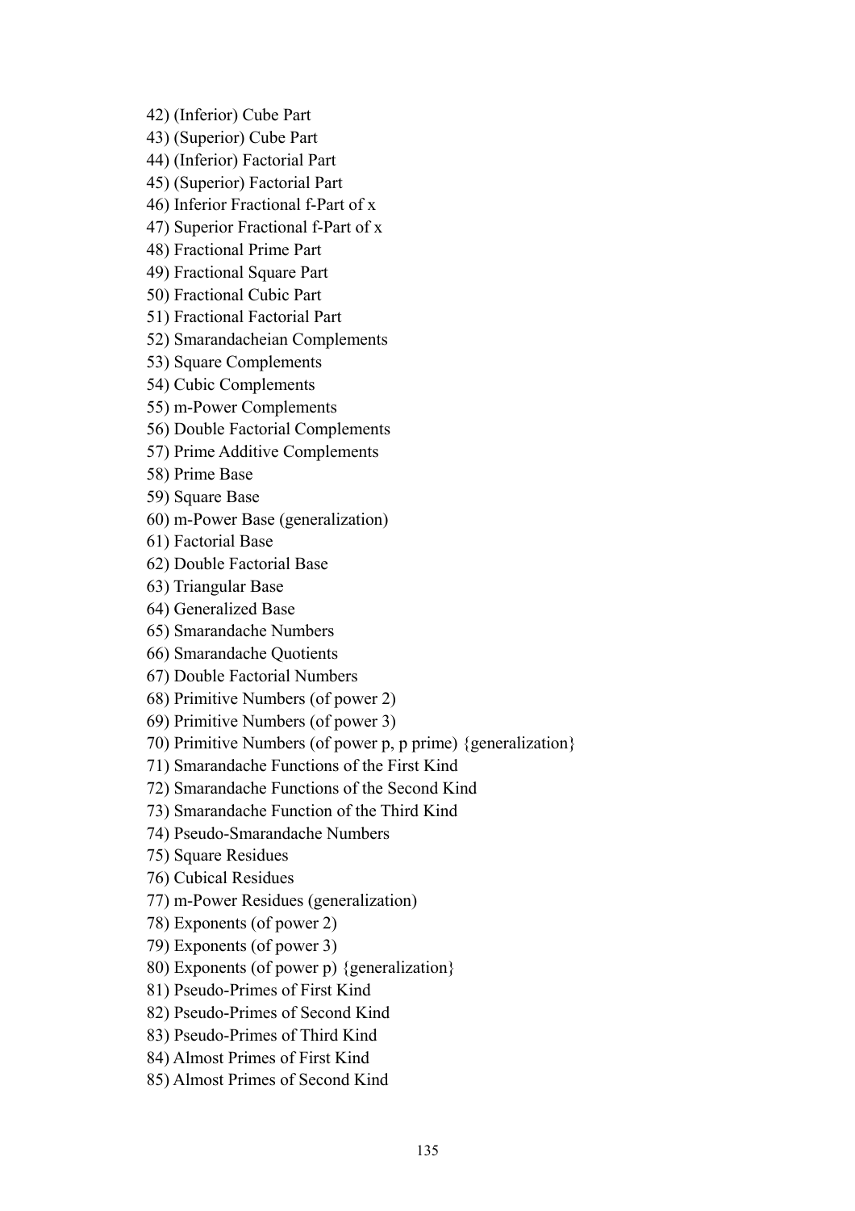42) (Inferior) Cube Part
43) (Superior) Cube Part
44) (Inferior) Factorial Part
45) (Superior) Factorial Part
46) Inferior Fractional f-Part of x
47) Superior Fractional f-Part of x
48) Fractional Prime Part
49) Fractional Square Part
50) Fractional Cubic Part
51) Fractional Factorial Part
52) Smarandacheian Complements
53) Square Complements
54) Cubic Complements
55) m-Power Complements
56) Double Factorial Complements
57) Prime Additive Complements
58) Prime Base
59) Square Base
60) m-Power Base (generalization)
61) Factorial Base
62) Double Factorial Base
63) Triangular Base
64) Generalized Base
65) Smarandache Numbers
66) Smarandache Quotients
67) Double Factorial Numbers
68) Primitive Numbers (of power 2)
69) Primitive Numbers (of power 3)
70) Primitive Numbers (of power p, p prime) {generalization}
71) Smarandache Functions of the First Kind
72) Smarandache Functions of the Second Kind
73) Smarandache Function of the Third Kind
74) Pseudo-Smarandache Numbers
75) Square Residues
76) Cubical Residues
77) m-Power Residues (generalization)
78) Exponents (of power 2)
79) Exponents (of power 3)
80) Exponents (of power p) {generalization}
81) Pseudo-Primes of First Kind
82) Pseudo-Primes of Second Kind
83) Pseudo-Primes of Third Kind
84) Almost Primes of First Kind
85) Almost Primes of Second Kind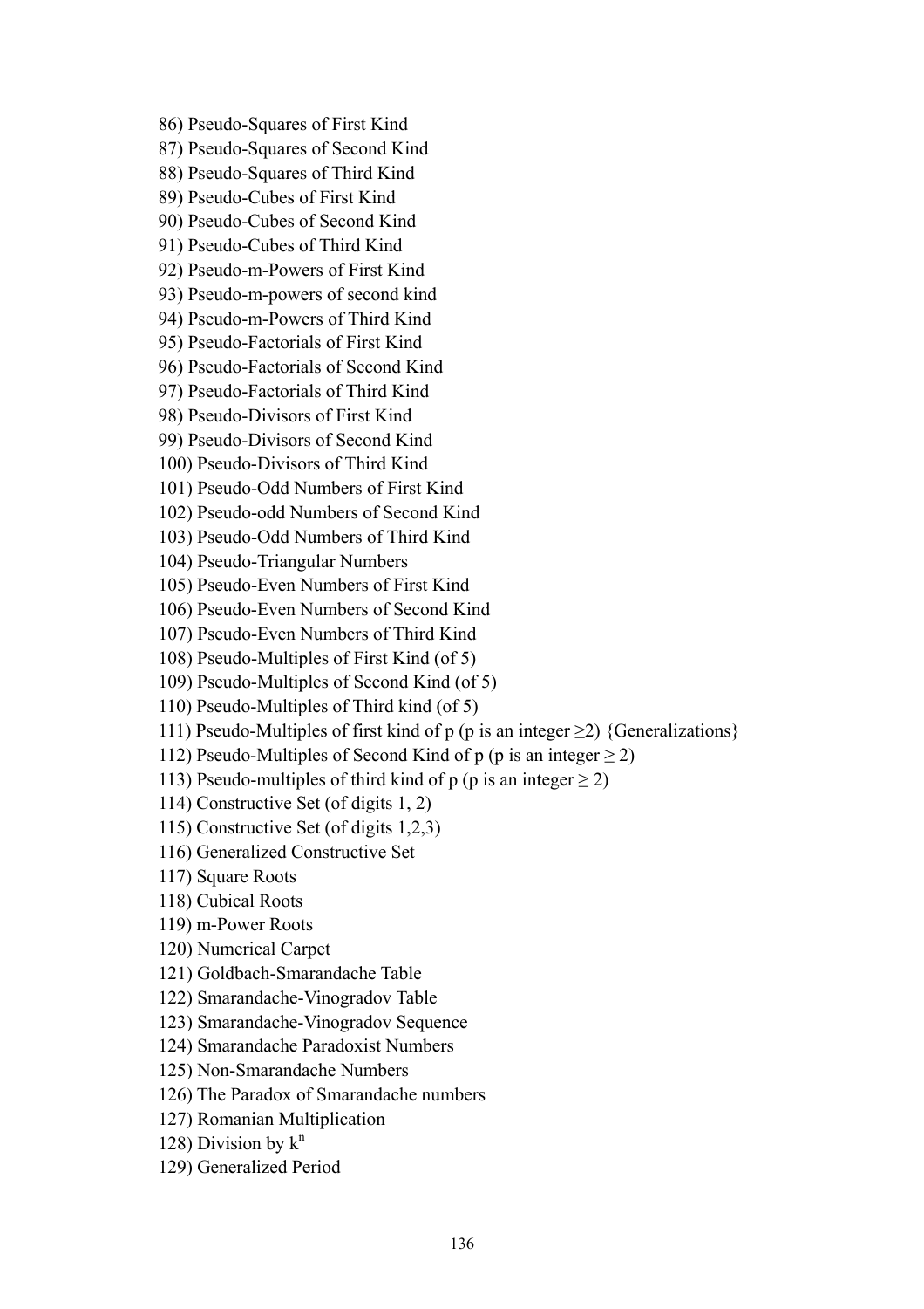86) Pseudo-Squares of First Kind
87) Pseudo-Squares of Second Kind
88) Pseudo-Squares of Third Kind
89) Pseudo-Cubes of First Kind
90) Pseudo-Cubes of Second Kind
91) Pseudo-Cubes of Third Kind
92) Pseudo-m-Powers of First Kind
93) Pseudo-m-powers of second kind
94) Pseudo-m-Powers of Third Kind
95) Pseudo-Factorials of First Kind
96) Pseudo-Factorials of Second Kind
97) Pseudo-Factorials of Third Kind
98) Pseudo-Divisors of First Kind
99) Pseudo-Divisors of Second Kind
100) Pseudo-Divisors of Third Kind
101) Pseudo-Odd Numbers of First Kind
102) Pseudo-odd Numbers of Second Kind
103) Pseudo-Odd Numbers of Third Kind
104) Pseudo-Triangular Numbers
105) Pseudo-Even Numbers of First Kind
106) Pseudo-Even Numbers of Second Kind
107) Pseudo-Even Numbers of Third Kind
108) Pseudo-Multiples of First Kind (of 5)
109) Pseudo-Multiples of Second Kind (of 5)
110) Pseudo-Multiples of Third kind (of 5)
111) Pseudo-Multiples of first kind of p (p is an integer $\geq 2$) {Generalizations}
112) Pseudo-Multiples of Second Kind of p (p is an integer $\geq 2$)
113) Pseudo-multiples of third kind of p (p is an integer $\geq 2$)
114) Constructive Set (of digits 1, 2)
115) Constructive Set (of digits 1,2,3)
116) Generalized Constructive Set
117) Square Roots
118) Cubical Roots
119) m-Power Roots
120) Numerical Carpet
121) Goldbach-Smarandache Table
122) Smarandache-Vinogradov Table
123) Smarandache-Vinogradov Sequence
124) Smarandache Paradoxist Numbers
125) Non-Smarandache Numbers
126) The Paradox of Smarandache numbers
127) Romanian Multiplication
128) Division by $k^n$
129) Generalized Period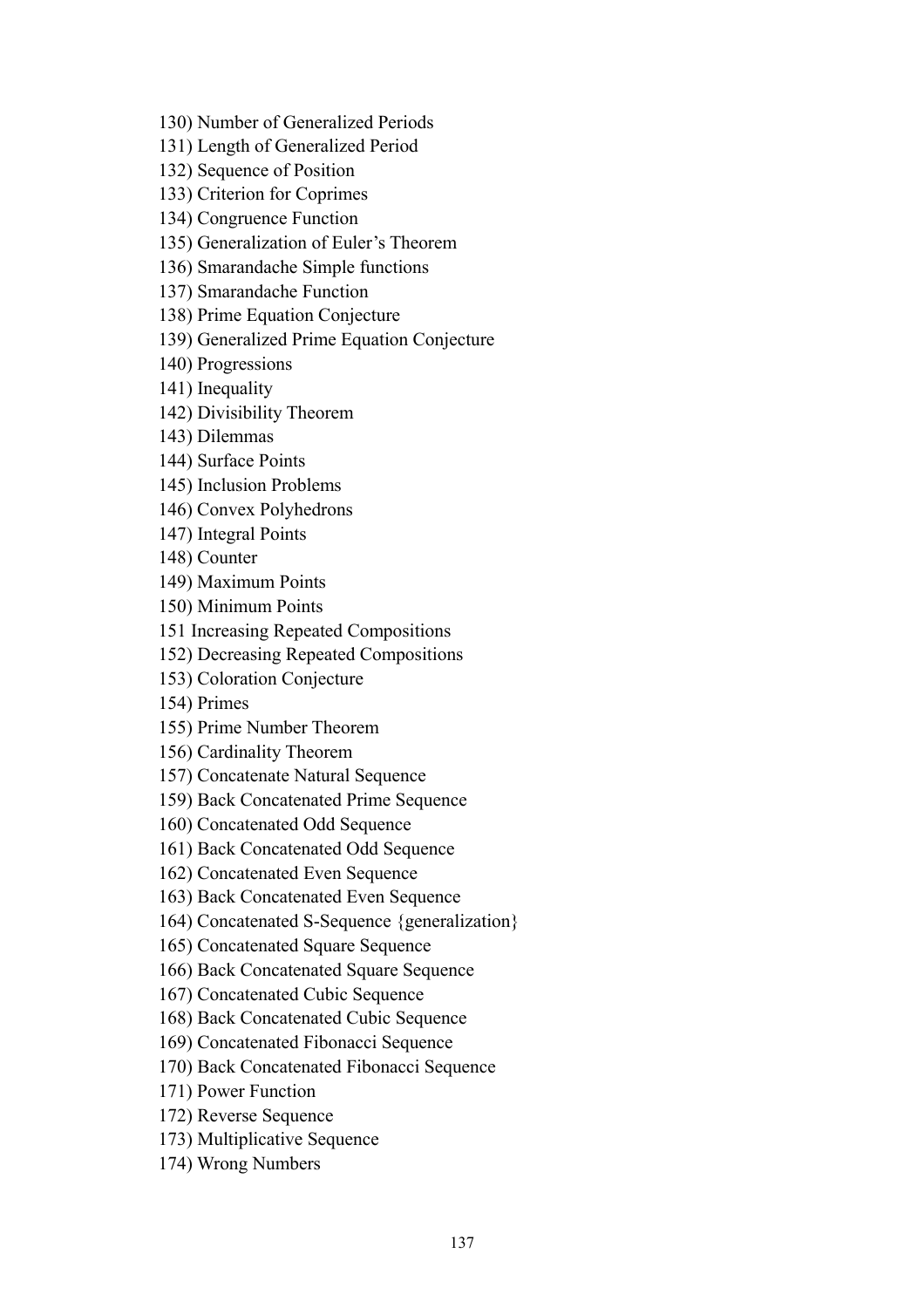130) Number of Generalized Periods  
131) Length of Generalized Period  
132) Sequence of Position  
133) Criterion for Coprimes  
134) Congruence Function  
135) Generalization of Euler's Theorem  
136) Smarandache Simple functions  
137) Smarandache Function  
138) Prime Equation Conjecture  
139) Generalized Prime Equation Conjecture  
140) Progressions  
141) Inequality  
142) Divisibility Theorem  
143) Dilemmas  
144) Surface Points  
145) Inclusion Problems  
146) Convex Polyhedrons  
147) Integral Points  
148) Counter  
149) Maximum Points  
150) Minimum Points  
151 Increasing Repeated Compositions  
152) Decreasing Repeated Compositions  
153) Coloration Conjecture  
154) Primes  
155) Prime Number Theorem  
156) Cardinality Theorem  
157) Concatenate Natural Sequence  
159) Back Concatenated Prime Sequence  
160) Concatenated Odd Sequence  
161) Back Concatenated Odd Sequence  
162) Concatenated Even Sequence  
163) Back Concatenated Even Sequence  
164) Concatenated S-Sequence {generalization}  
165) Concatenated Square Sequence  
166) Back Concatenated Square Sequence  
167) Concatenated Cubic Sequence  
168) Back Concatenated Cubic Sequence  
169) Concatenated Fibonacci Sequence  
170) Back Concatenated Fibonacci Sequence  
171) Power Function  
172) Reverse Sequence  
173) Multiplicative Sequence  
174) Wrong Numbers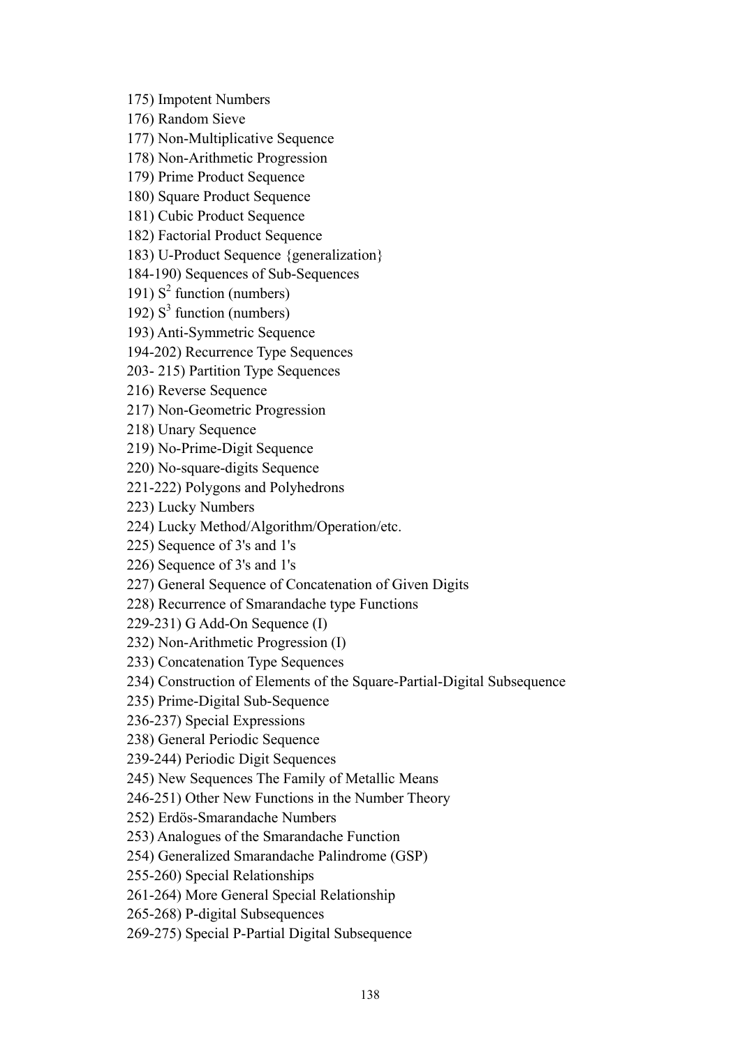175) Impotent Numbers

176) Random Sieve

177) Non-Multiplicative Sequence

178) Non-Arithmetic Progression

179) Prime Product Sequence

180) Square Product Sequence

181) Cubic Product Sequence

182) Factorial Product Sequence

183) U-Product Sequence {generalization}

184-190) Sequences of Sub-Sequences

191) $S^2$ function (numbers)

192) $S^3$ function (numbers)

193) Anti-Symmetric Sequence

194-202) Recurrence Type Sequences

203- 215) Partition Type Sequences

216) Reverse Sequence

217) Non-Geometric Progression

218) Unary Sequence

219) No-Prime-Digit Sequence

220) No-square-digits Sequence

221-222) Polygons and Polyhedrons

223) Lucky Numbers

224) Lucky Method/Algorithm/Operation/etc.

225) Sequence of 3's and 1's

226) Sequence of 3's and 1's

227) General Sequence of Concatenation of Given Digits

228) Recurrence of Smarandache type Functions

229-231) G Add-On Sequence (I)

232) Non-Arithmetic Progression (I)

233) Concatenation Type Sequences

234) Construction of Elements of the Square-Partial-Digital Subsequence

235) Prime-Digital Sub-Sequence

236-237) Special Expressions

238) General Periodic Sequence

239-244) Periodic Digit Sequences

245) New Sequences The Family of Metallic Means

246-251) Other New Functions in the Number Theory

252) Erdös-Smarandache Numbers

253) Analogues of the Smarandache Function

254) Generalized Smarandache Palindrome (GSP)

255-260) Special Relationships

261-264) More General Special Relationship

265-268) P-digital Subsequences

269-275) Special P-Partial Digital Subsequence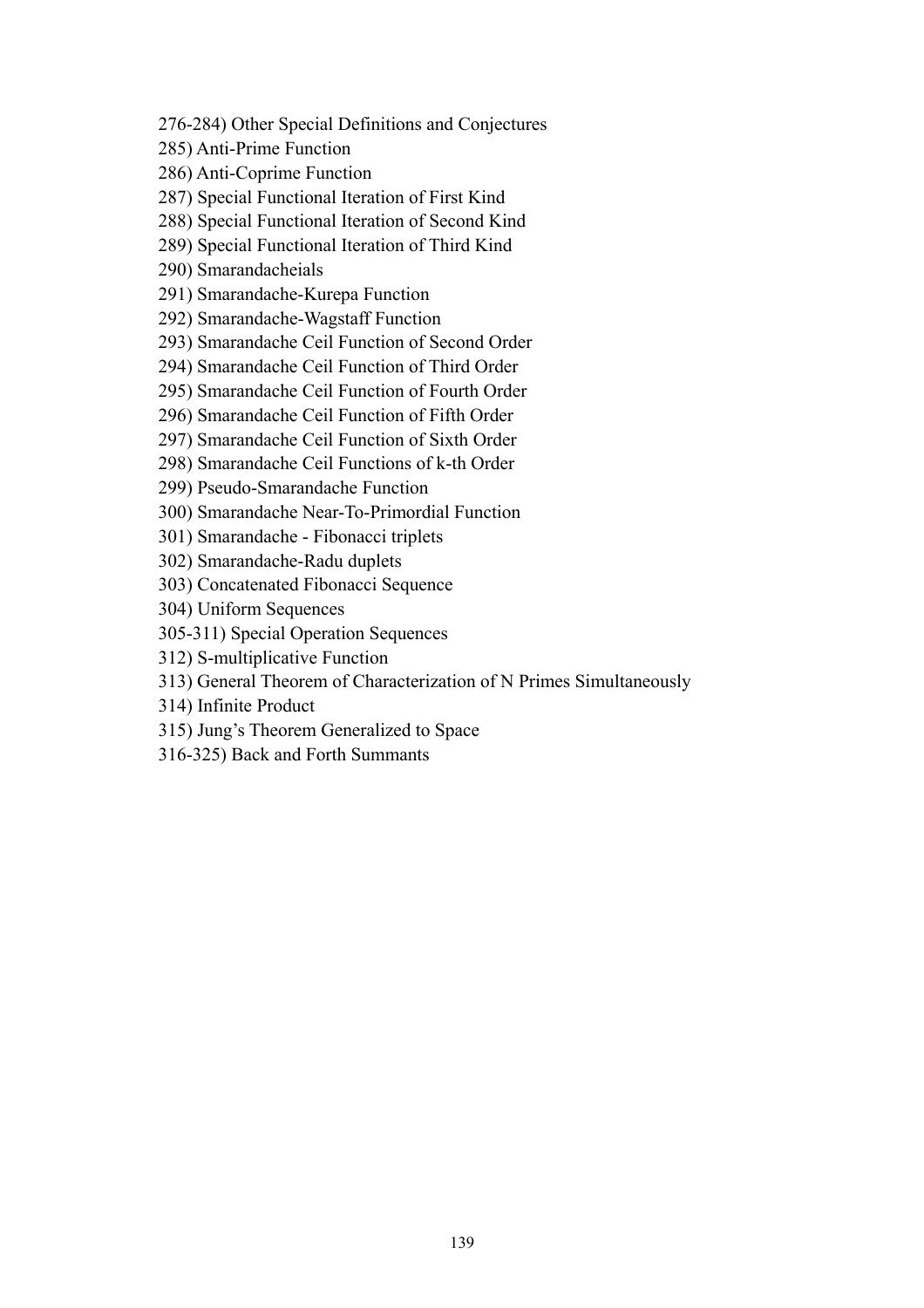276-284) Other Special Definitions and Conjectures
285) Anti-Prime Function
286) Anti-Coprime Function
287) Special Functional Iteration of First Kind
288) Special Functional Iteration of Second Kind
289) Special Functional Iteration of Third Kind
290) Smarandacheials
291) Smarandache-Kurepa Function
292) Smarandache-Wagstaff Function
293) Smarandache Ceil Function of Second Order
294) Smarandache Ceil Function of Third Order
295) Smarandache Ceil Function of Fourth Order
296) Smarandache Ceil Function of Fifth Order
297) Smarandache Ceil Function of Sixth Order
298) Smarandache Ceil Functions of k-th Order
299) Pseudo-Smarandache Function
300) Smarandache Near-To-Primordial Function
301) Smarandache - Fibonacci triplets
302) Smarandache-Radu duplets
303) Concatenated Fibonacci Sequence
304) Uniform Sequences
305-311) Special Operation Sequences
312) S-multiplicative Function
313) General Theorem of Characterization of N Primes Simultaneously
314) Infinite Product
315) Jung's Theorem Generalized to Space
316-325) Back and Forth Summants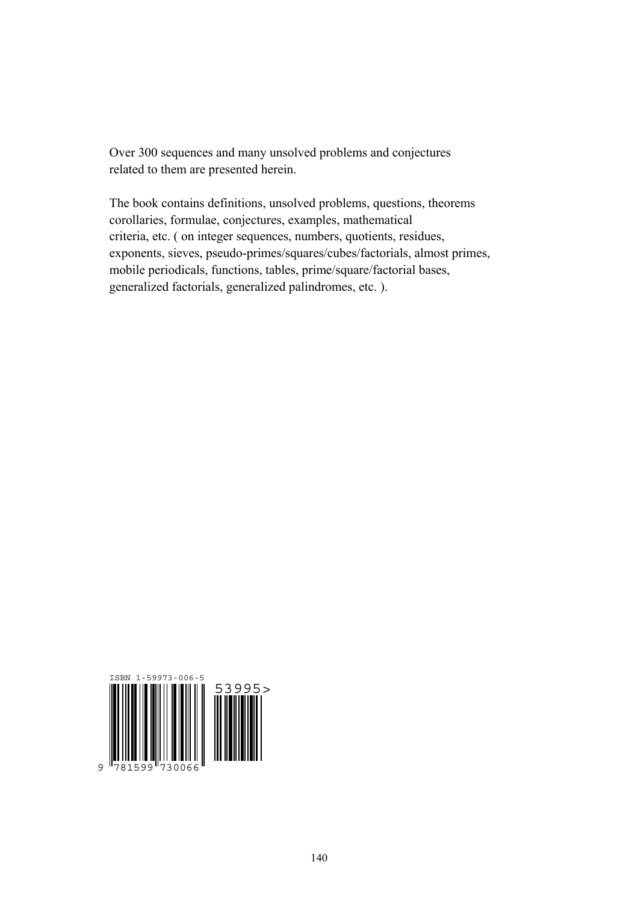Over 300 sequences and many unsolved problems and conjectures related to them are presented herein.

The book contains definitions, unsolved problems, questions, theorems corollaries, formulae, conjectures, examples, mathematical criteria, etc. ( on integer sequences, numbers, quotients, residues, exponents, sieves, pseudo-primes/squares/cubes/factorials, almost primes, mobile periodicals, functions, tables, prime/square/factorial bases, generalized factorials, generalized palindromes, etc. ).

ISBN 1-59973-006-5

53995>

9 781599 730066